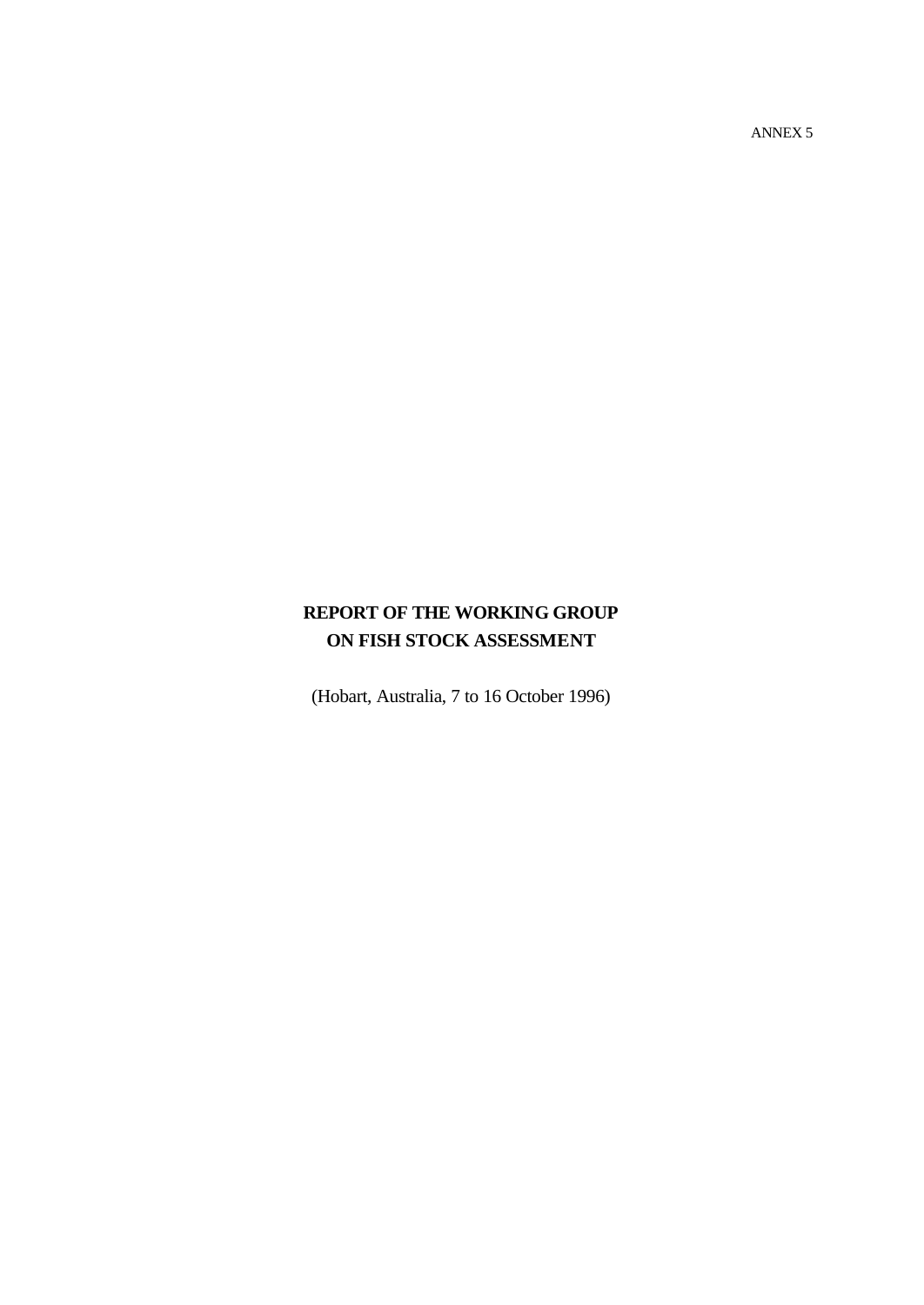ANNEX 5

# REPORT OF THE WORKING GROUP ON FISH STOCK ASSESSMENT

(Hobart, Australia, 7 to 16 October 1996)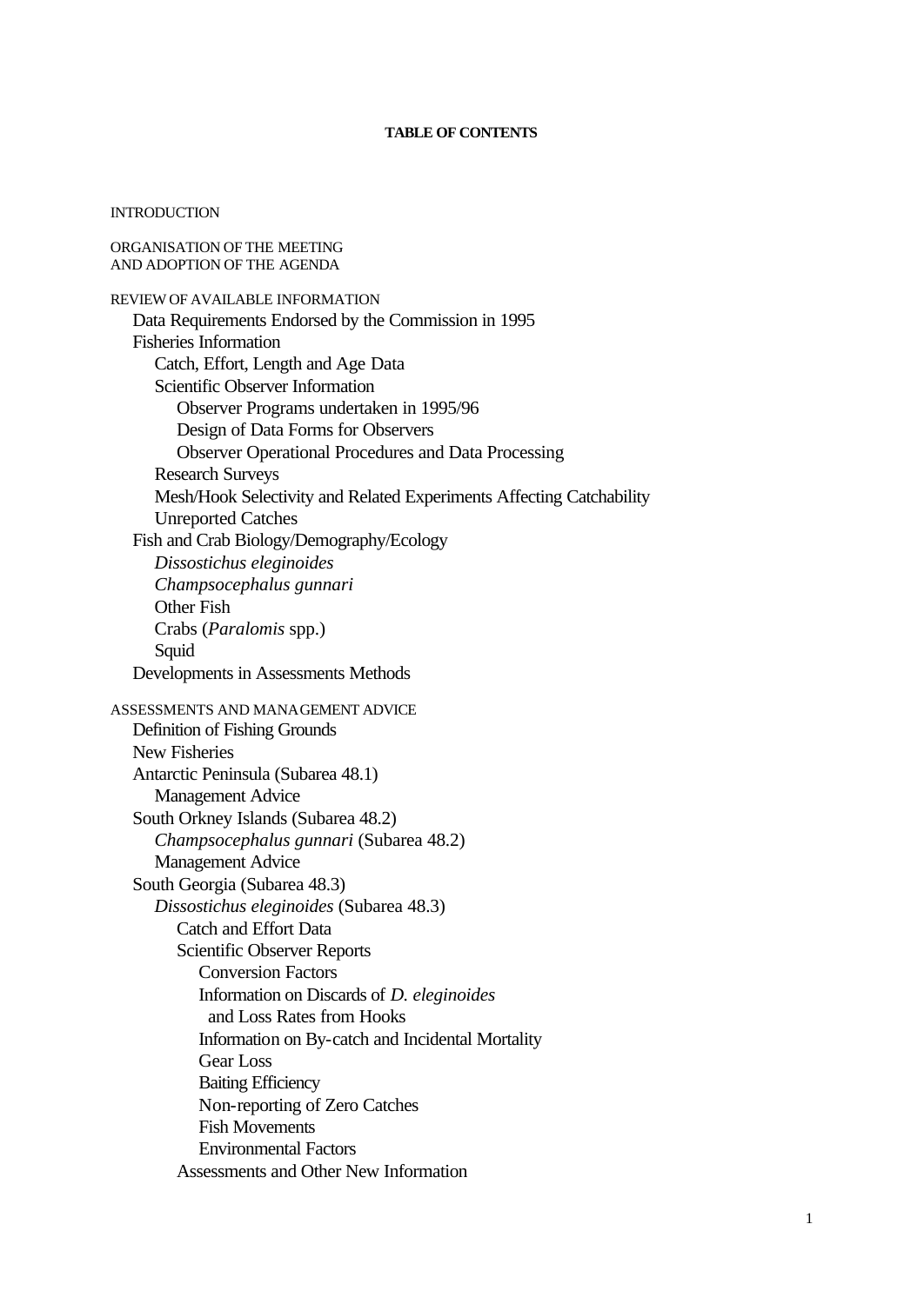**TABLE OF CONTENTS**

INTRODUCTION

ORGANISATION OF THE MEETING AND ADOPTION OF THE AGENDA

REVIEW OF AVAILABLE INFORMATION
- Data Requirements Endorsed by the Commission in 1995
- Fisheries Information
  - Catch, Effort, Length and Age Data
  - Scientific Observer Information
    - Observer Programs undertaken in 1995/96
    - Design of Data Forms for Observers
    - Observer Operational Procedures and Data Processing
  - Research Surveys
  - Mesh/Hook Selectivity and Related Experiments Affecting Catchability
  - Unreported Catches
- Fish and Crab Biology/Demography/Ecology
  - *Dissostichus eleginoides*
  - *Champsocephalus gunnari*
  - Other Fish
  - Crabs (*Paralomis* spp.)
  - Squid
- Developments in Assessments Methods

ASSESSMENTS AND MANAGEMENT ADVICE
- Definition of Fishing Grounds
- New Fisheries
- Antarctic Peninsula (Subarea 48.1)
  - Management Advice
- South Orkney Islands (Subarea 48.2)
  - *Champsocephalus gunnari* (Subarea 48.2)
  - Management Advice
- South Georgia (Subarea 48.3)
  - *Dissostichus eleginoides* (Subarea 48.3)
    - Catch and Effort Data
    - Scientific Observer Reports
      - Conversion Factors
      - Information on Discards of *D. eleginoides* and Loss Rates from Hooks
      - Information on By-catch and Incidental Mortality
      - Gear Loss
      - Baiting Efficiency
      - Non-reporting of Zero Catches
      - Fish Movements
      - Environmental Factors
    - Assessments and Other New Information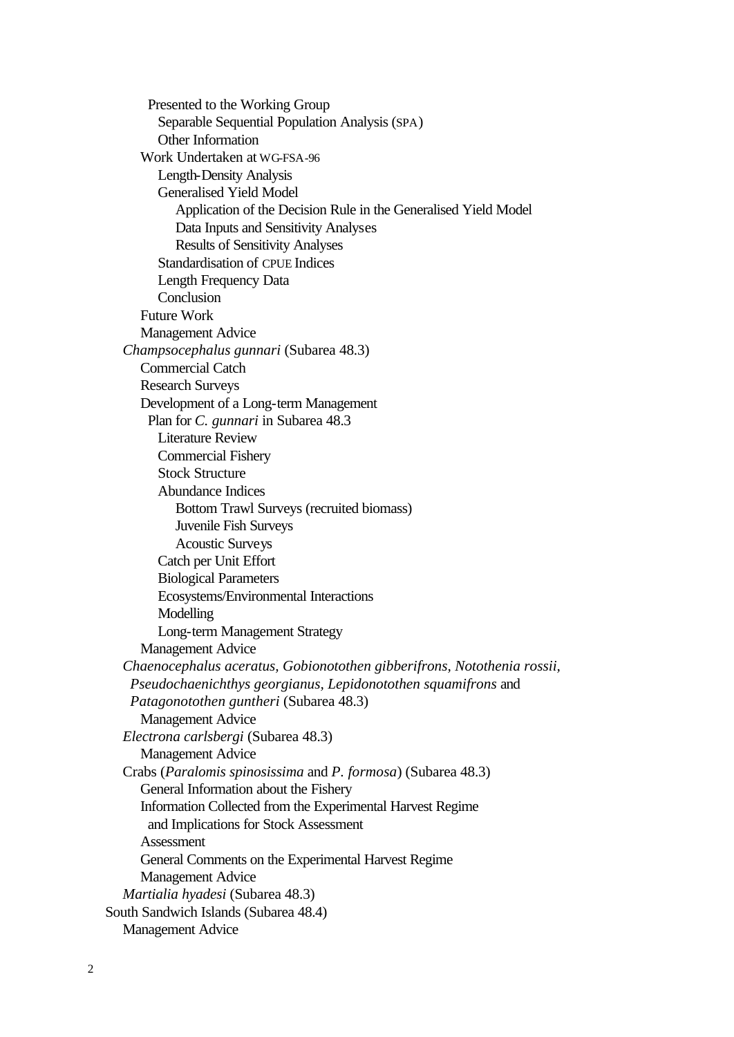Presented to the Working Group
Separable Sequential Population Analysis (SPA)
Other Information
Work Undertaken at WG-FSA-96
Length-Density Analysis
Generalised Yield Model
Application of the Decision Rule in the Generalised Yield Model
Data Inputs and Sensitivity Analyses
Results of Sensitivity Analyses
Standardisation of CPUE Indices
Length Frequency Data
Conclusion
Future Work
Management Advice
*Champsocephalus gunnari* (Subarea 48.3)
Commercial Catch
Research Surveys
Development of a Long-term Management Plan for *C. gunnari* in Subarea 48.3
Literature Review
Commercial Fishery
Stock Structure
Abundance Indices
Bottom Trawl Surveys (recruited biomass)
Juvenile Fish Surveys
Acoustic Surveys
Catch per Unit Effort
Biological Parameters
Ecosystems/Environmental Interactions
Modelling
Long-term Management Strategy
Management Advice
*Chaenocephalus aceratus, Gobionotothen gibberifrons, Notothenia rossii, Pseudochaenichthys georgianus, Lepidonotothen squamifrons* and *Patagonotothen guntheri* (Subarea 48.3)
Management Advice
*Electrona carlsbergi* (Subarea 48.3)
Management Advice
Crabs (*Paralomis spinosissima* and *P. formosa*) (Subarea 48.3)
General Information about the Fishery
Information Collected from the Experimental Harvest Regime and Implications for Stock Assessment
Assessment
General Comments on the Experimental Harvest Regime
Management Advice
*Martialia hyadesi* (Subarea 48.3)
South Sandwich Islands (Subarea 48.4)
Management Advice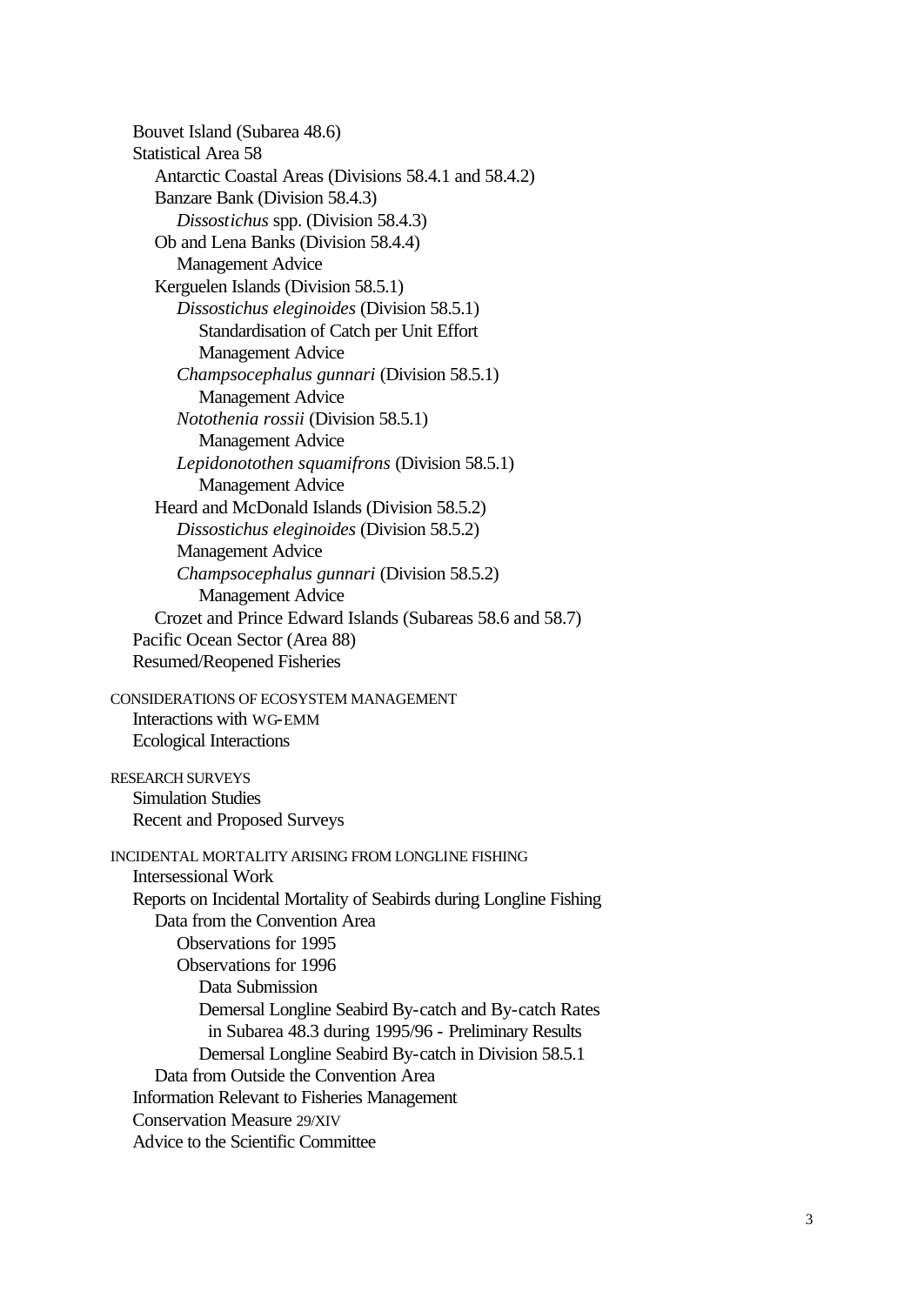Bouvet Island (Subarea 48.6)
Statistical Area 58
Antarctic Coastal Areas (Divisions 58.4.1 and 58.4.2)
Banzare Bank (Division 58.4.3)
*Dissostichus* spp. (Division 58.4.3)
Ob and Lena Banks (Division 58.4.4)
Management Advice
Kerguelen Islands (Division 58.5.1)
*Dissostichus eleginoides* (Division 58.5.1)
Standardisation of Catch per Unit Effort
Management Advice
*Champsocephalus gunnari* (Division 58.5.1)
Management Advice
*Notothenia rossii* (Division 58.5.1)
Management Advice
*Lepidonotothen squamifrons* (Division 58.5.1)
Management Advice
Heard and McDonald Islands (Division 58.5.2)
*Dissostichus eleginoides* (Division 58.5.2)
Management Advice
*Champsocephalus gunnari* (Division 58.5.2)
Management Advice
Crozet and Prince Edward Islands (Subareas 58.6 and 58.7)
Pacific Ocean Sector (Area 88)
Resumed/Reopened Fisheries

CONSIDERATIONS OF ECOSYSTEM MANAGEMENT
Interactions with WG-EMM
Ecological Interactions

RESEARCH SURVEYS
Simulation Studies
Recent and Proposed Surveys

INCIDENTAL MORTALITY ARISING FROM LONGLINE FISHING
Intersessional Work
Reports on Incidental Mortality of Seabirds during Longline Fishing
Data from the Convention Area
Observations for 1995
Observations for 1996
Data Submission
Demersal Longline Seabird By-catch and By-catch Rates in Subarea 48.3 during 1995/96 - Preliminary Results
Demersal Longline Seabird By-catch in Division 58.5.1
Data from Outside the Convention Area
Information Relevant to Fisheries Management
Conservation Measure 29/XIV
Advice to the Scientific Committee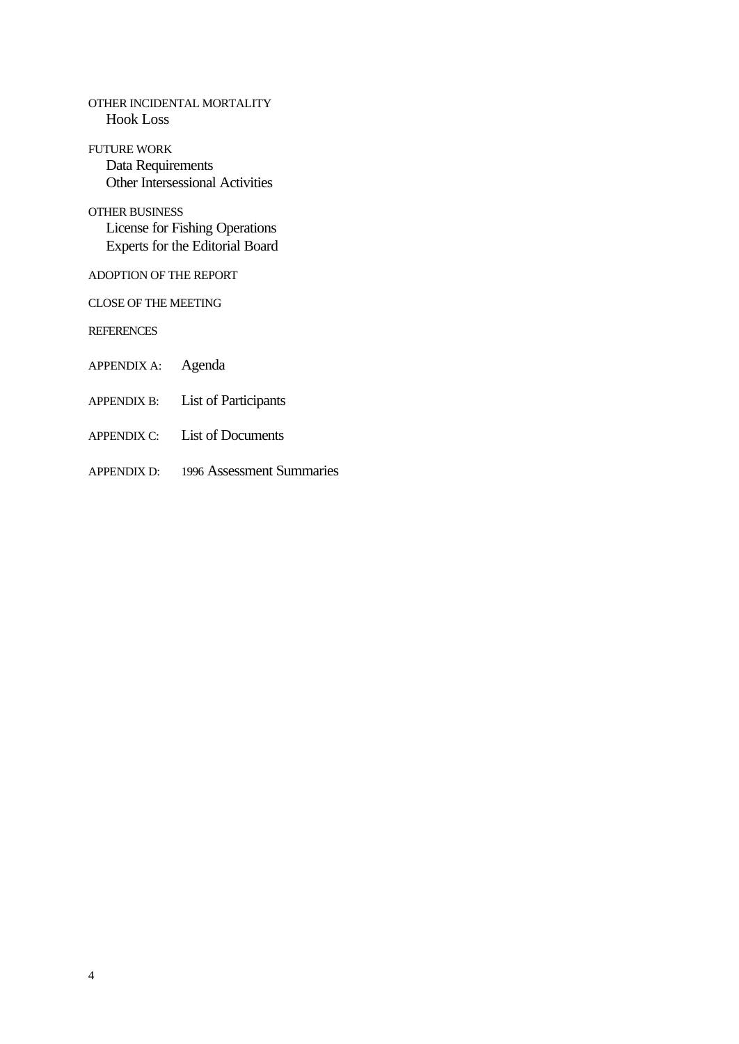OTHER INCIDENTAL MORTALITY
  Hook Loss

FUTURE WORK
  Data Requirements
  Other Intersessional Activities

OTHER BUSINESS
  License for Fishing Operations
  Experts for the Editorial Board

ADOPTION OF THE REPORT

CLOSE OF THE MEETING

REFERENCES

APPENDIX A: Agenda

APPENDIX B: List of Participants

APPENDIX C: List of Documents

APPENDIX D: 1996 Assessment Summaries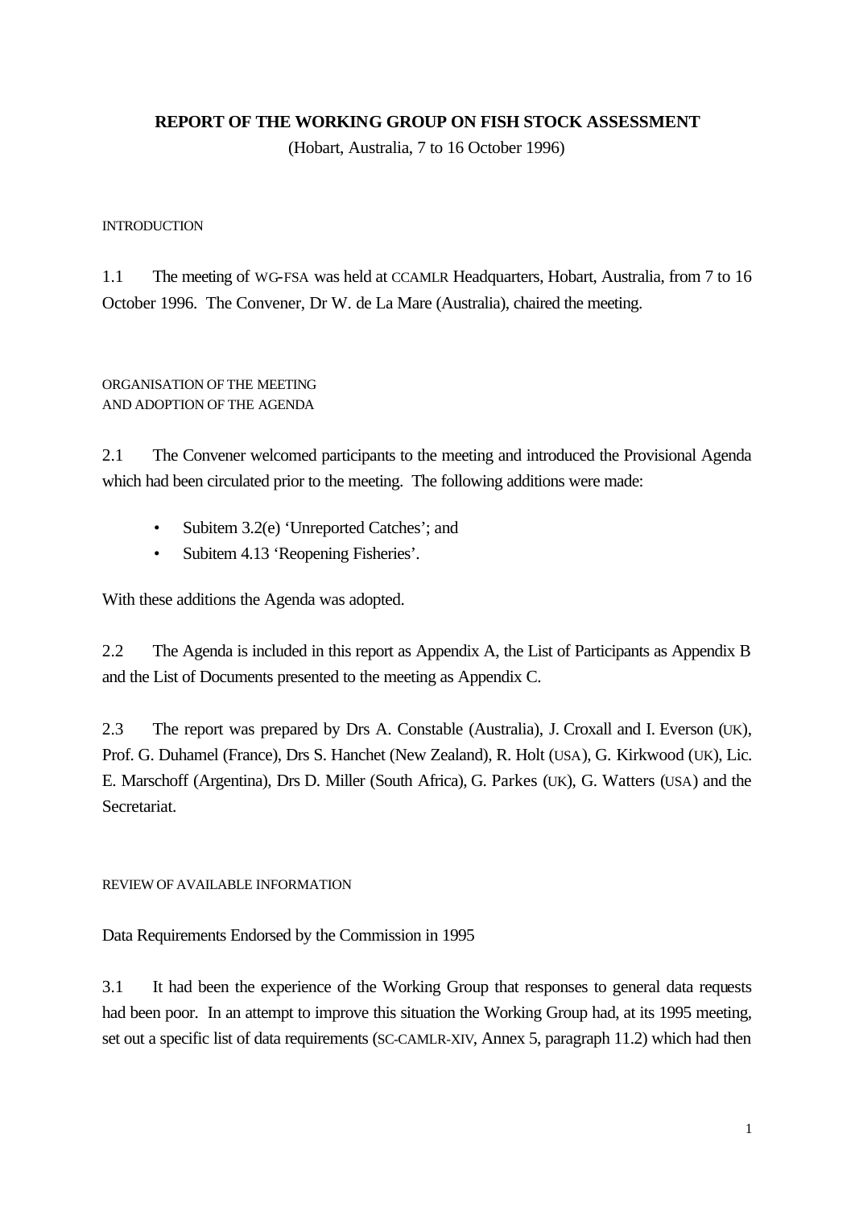# REPORT OF THE WORKING GROUP ON FISH STOCK ASSESSMENT

(Hobart, Australia, 7 to 16 October 1996)

## INTRODUCTION

1.1 The meeting of WG-FSA was held at CCAMLR Headquarters, Hobart, Australia, from 7 to 16 October 1996. The Convener, Dr W. de La Mare (Australia), chaired the meeting.

## ORGANISATION OF THE MEETING AND ADOPTION OF THE AGENDA

2.1 The Convener welcomed participants to the meeting and introduced the Provisional Agenda which had been circulated prior to the meeting. The following additions were made:

- Subitem 3.2(e) 'Unreported Catches'; and
- Subitem 4.13 'Reopening Fisheries'.

With these additions the Agenda was adopted.

2.2 The Agenda is included in this report as Appendix A, the List of Participants as Appendix B and the List of Documents presented to the meeting as Appendix C.

2.3 The report was prepared by Drs A. Constable (Australia), J. Croxall and I. Everson (UK), Prof. G. Duhamel (France), Drs S. Hanchet (New Zealand), R. Holt (USA), G. Kirkwood (UK), Lic. E. Marschoff (Argentina), Drs D. Miller (South Africa), G. Parkes (UK), G. Watters (USA) and the Secretariat.

## REVIEW OF AVAILABLE INFORMATION

### Data Requirements Endorsed by the Commission in 1995

3.1 It had been the experience of the Working Group that responses to general data requests had been poor. In an attempt to improve this situation the Working Group had, at its 1995 meeting, set out a specific list of data requirements (SC-CAMLR-XIV, Annex 5, paragraph 11.2) which had then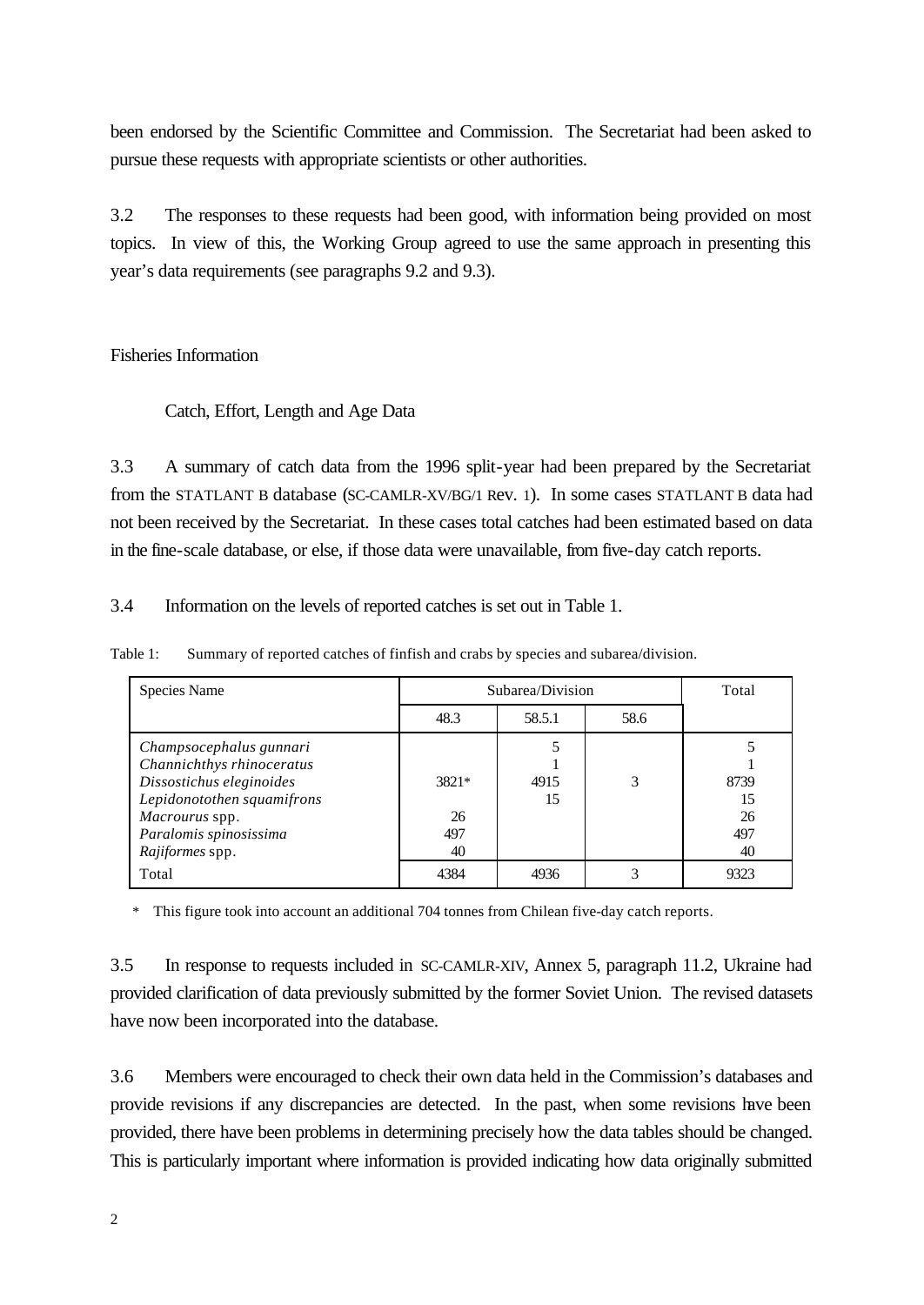been endorsed by the Scientific Committee and Commission. The Secretariat had been asked to pursue these requests with appropriate scientists or other authorities.

3.2 The responses to these requests had been good, with information being provided on most topics. In view of this, the Working Group agreed to use the same approach in presenting this year's data requirements (see paragraphs 9.2 and 9.3).

## Fisheries Information

### Catch, Effort, Length and Age Data

3.3 A summary of catch data from the 1996 split-year had been prepared by the Secretariat from the STATLANT B database (SC-CAMLR-XV/BG/1 Rev. 1). In some cases STATLANT B data had not been received by the Secretariat. In these cases total catches had been estimated based on data in the fine-scale database, or else, if those data were unavailable, from five-day catch reports.

3.4 Information on the levels of reported catches is set out in Table 1.

Table 1: Summary of reported catches of finfish and crabs by species and subarea/division.

| Species Name | Subarea/Division | | | Total |
|---|---|---|---|---|
| | 48.3 | 58.5.1 | 58.6 | |
| *Champsocephalus gunnari* | | 5 | | 5 |
| *Channichthys rhinoceratus* | | 1 | | 1 |
| *Dissostichus eleginoides* | 3821* | 4915 | 3 | 8739 |
| *Lepidonotothen squamifrons* | | 15 | | 15 |
| *Macrourus* spp. | 26 | | | 26 |
| *Paralomis spinosissima* | 497 | | | 497 |
| *Rajiformes* spp. | 40 | | | 40 |
| Total | 4384 | 4936 | 3 | 9323 |

\* This figure took into account an additional 704 tonnes from Chilean five-day catch reports.

3.5 In response to requests included in SC-CAMLR-XIV, Annex 5, paragraph 11.2, Ukraine had provided clarification of data previously submitted by the former Soviet Union. The revised datasets have now been incorporated into the database.

3.6 Members were encouraged to check their own data held in the Commission's databases and provide revisions if any discrepancies are detected. In the past, when some revisions have been provided, there have been problems in determining precisely how the data tables should be changed. This is particularly important where information is provided indicating how data originally submitted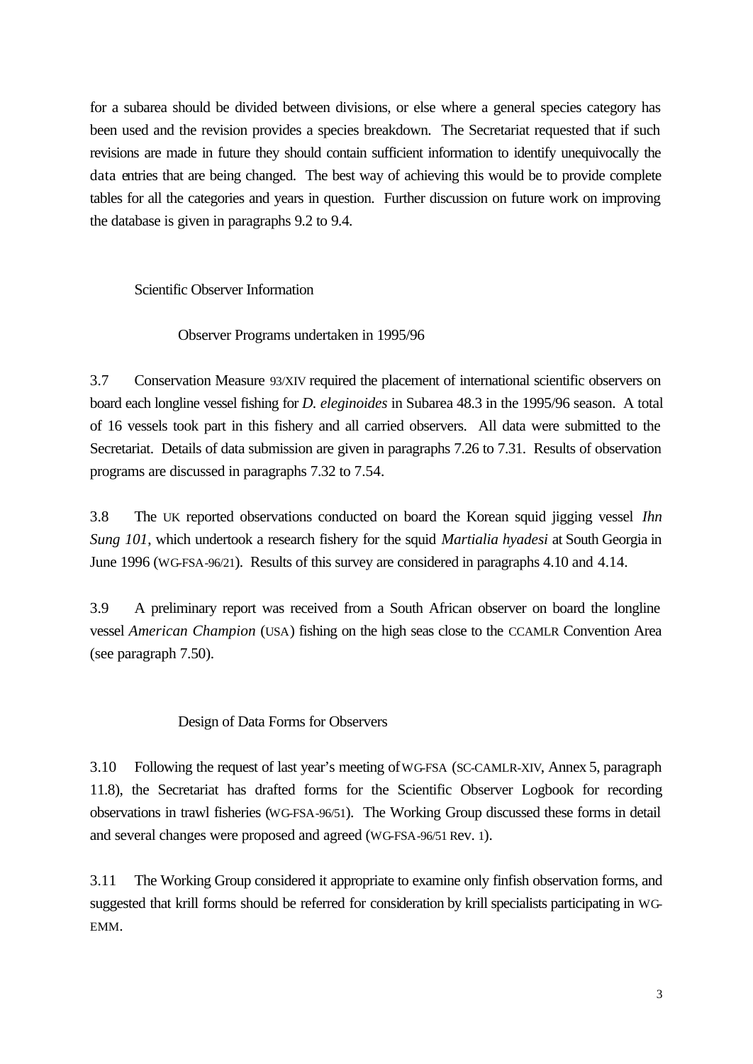for a subarea should be divided between divisions, or else where a general species category has been used and the revision provides a species breakdown. The Secretariat requested that if such revisions are made in future they should contain sufficient information to identify unequivocally the data entries that are being changed. The best way of achieving this would be to provide complete tables for all the categories and years in question. Further discussion on future work on improving the database is given in paragraphs 9.2 to 9.4.

## Scientific Observer Information

### Observer Programs undertaken in 1995/96

3.7 Conservation Measure 93/XIV required the placement of international scientific observers on board each longline vessel fishing for *D. eleginoides* in Subarea 48.3 in the 1995/96 season. A total of 16 vessels took part in this fishery and all carried observers. All data were submitted to the Secretariat. Details of data submission are given in paragraphs 7.26 to 7.31. Results of observation programs are discussed in paragraphs 7.32 to 7.54.

3.8 The UK reported observations conducted on board the Korean squid jigging vessel *Ihn Sung 101*, which undertook a research fishery for the squid *Martialia hyadesi* at South Georgia in June 1996 (WG-FSA-96/21). Results of this survey are considered in paragraphs 4.10 and 4.14.

3.9 A preliminary report was received from a South African observer on board the longline vessel *American Champion* (USA) fishing on the high seas close to the CCAMLR Convention Area (see paragraph 7.50).

### Design of Data Forms for Observers

3.10 Following the request of last year's meeting of WG-FSA (SC-CAMLR-XIV, Annex 5, paragraph 11.8), the Secretariat has drafted forms for the Scientific Observer Logbook for recording observations in trawl fisheries (WG-FSA-96/51). The Working Group discussed these forms in detail and several changes were proposed and agreed (WG-FSA-96/51 Rev. 1).

3.11 The Working Group considered it appropriate to examine only finfish observation forms, and suggested that krill forms should be referred for consideration by krill specialists participating in WG-EMM.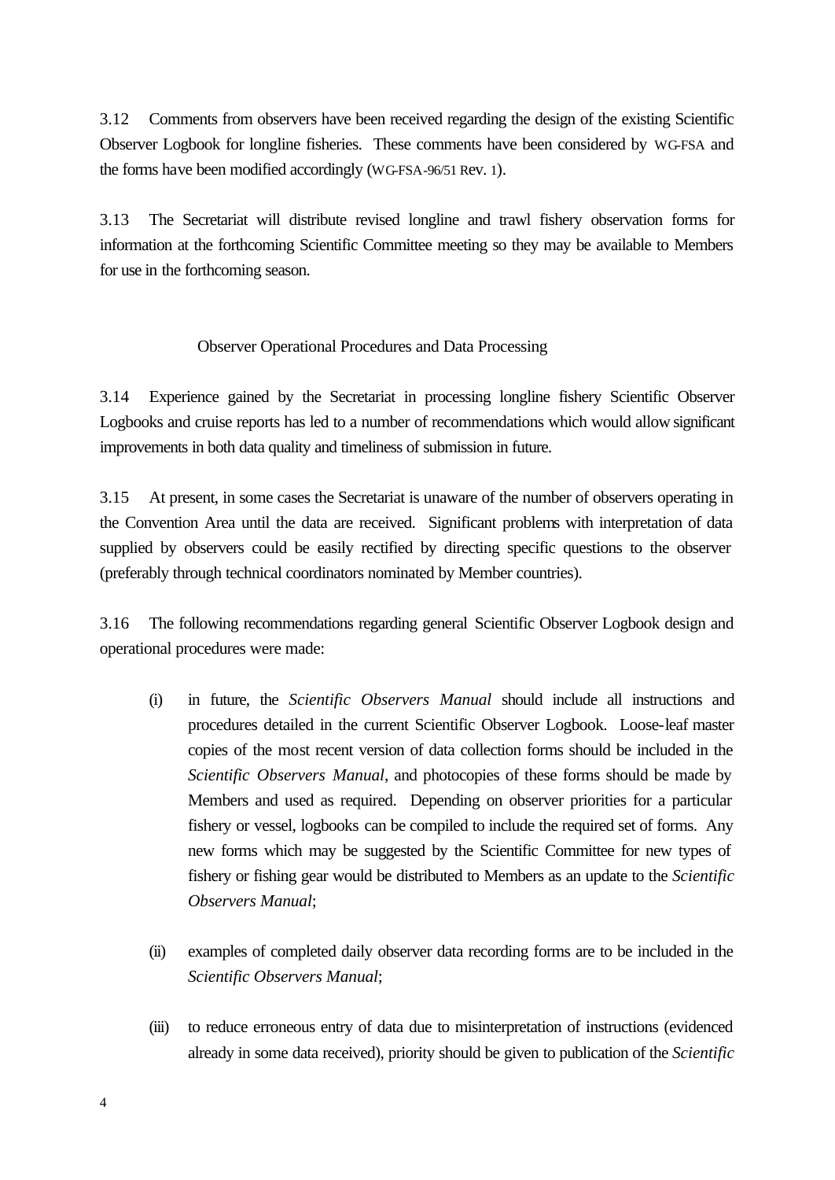3.12 Comments from observers have been received regarding the design of the existing Scientific Observer Logbook for longline fisheries. These comments have been considered by WG-FSA and the forms have been modified accordingly (WG-FSA-96/51 Rev. 1).

3.13 The Secretariat will distribute revised longline and trawl fishery observation forms for information at the forthcoming Scientific Committee meeting so they may be available to Members for use in the forthcoming season.

### Observer Operational Procedures and Data Processing

3.14 Experience gained by the Secretariat in processing longline fishery Scientific Observer Logbooks and cruise reports has led to a number of recommendations which would allow significant improvements in both data quality and timeliness of submission in future.

3.15 At present, in some cases the Secretariat is unaware of the number of observers operating in the Convention Area until the data are received. Significant problems with interpretation of data supplied by observers could be easily rectified by directing specific questions to the observer (preferably through technical coordinators nominated by Member countries).

3.16 The following recommendations regarding general Scientific Observer Logbook design and operational procedures were made:

(i) in future, the *Scientific Observers Manual* should include all instructions and procedures detailed in the current Scientific Observer Logbook. Loose-leaf master copies of the most recent version of data collection forms should be included in the *Scientific Observers Manual*, and photocopies of these forms should be made by Members and used as required. Depending on observer priorities for a particular fishery or vessel, logbooks can be compiled to include the required set of forms. Any new forms which may be suggested by the Scientific Committee for new types of fishery or fishing gear would be distributed to Members as an update to the *Scientific Observers Manual*;

(ii) examples of completed daily observer data recording forms are to be included in the *Scientific Observers Manual*;

(iii) to reduce erroneous entry of data due to misinterpretation of instructions (evidenced already in some data received), priority should be given to publication of the *Scientific*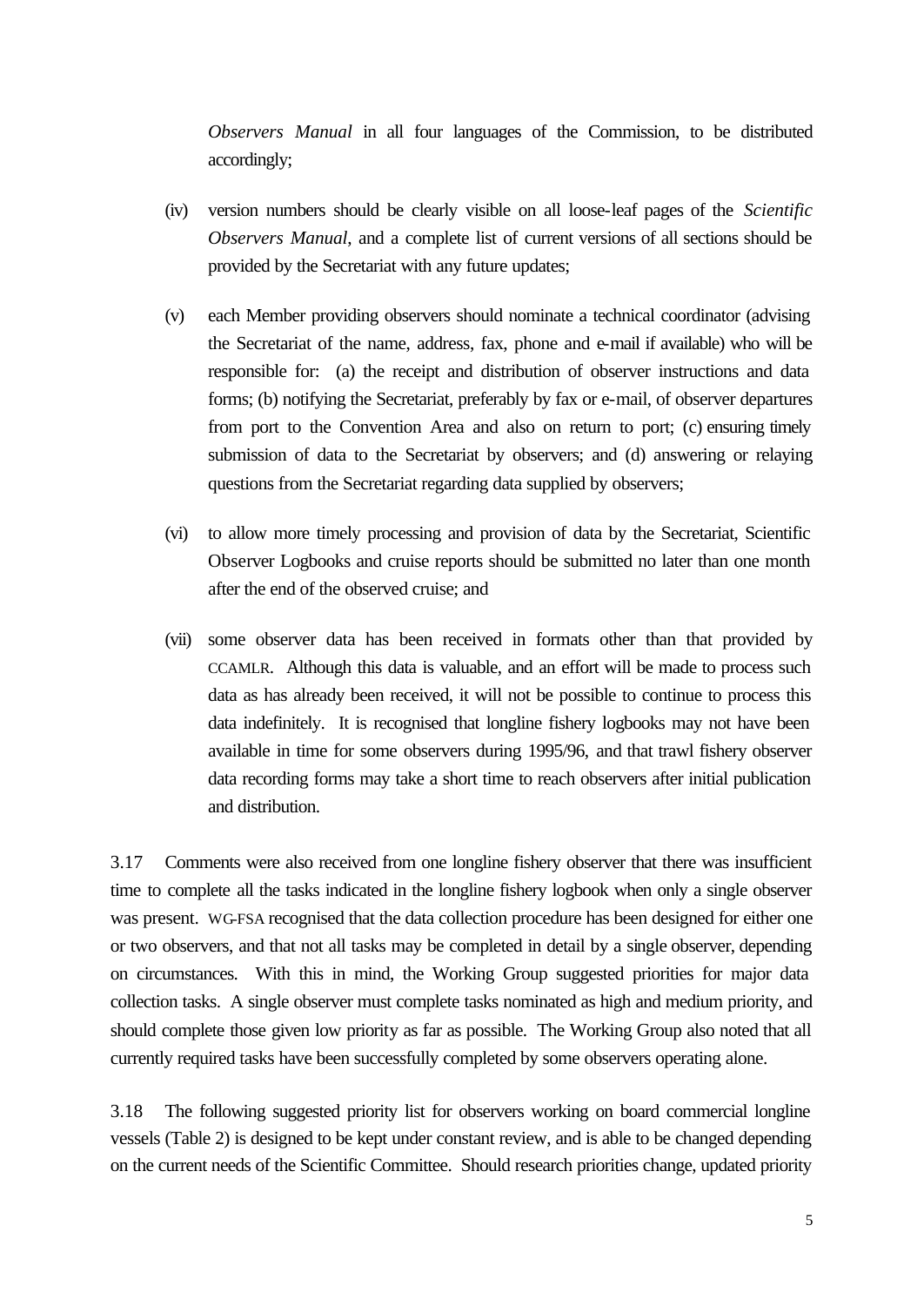*Observers Manual* in all four languages of the Commission, to be distributed accordingly;

(iv) version numbers should be clearly visible on all loose-leaf pages of the *Scientific Observers Manual*, and a complete list of current versions of all sections should be provided by the Secretariat with any future updates;

(v) each Member providing observers should nominate a technical coordinator (advising the Secretariat of the name, address, fax, phone and e-mail if available) who will be responsible for: (a) the receipt and distribution of observer instructions and data forms; (b) notifying the Secretariat, preferably by fax or e-mail, of observer departures from port to the Convention Area and also on return to port; (c) ensuring timely submission of data to the Secretariat by observers; and (d) answering or relaying questions from the Secretariat regarding data supplied by observers;

(vi) to allow more timely processing and provision of data by the Secretariat, Scientific Observer Logbooks and cruise reports should be submitted no later than one month after the end of the observed cruise; and

(vii) some observer data has been received in formats other than that provided by CCAMLR. Although this data is valuable, and an effort will be made to process such data as has already been received, it will not be possible to continue to process this data indefinitely. It is recognised that longline fishery logbooks may not have been available in time for some observers during 1995/96, and that trawl fishery observer data recording forms may take a short time to reach observers after initial publication and distribution.

3.17 Comments were also received from one longline fishery observer that there was insufficient time to complete all the tasks indicated in the longline fishery logbook when only a single observer was present. WG-FSA recognised that the data collection procedure has been designed for either one or two observers, and that not all tasks may be completed in detail by a single observer, depending on circumstances. With this in mind, the Working Group suggested priorities for major data collection tasks. A single observer must complete tasks nominated as high and medium priority, and should complete those given low priority as far as possible. The Working Group also noted that all currently required tasks have been successfully completed by some observers operating alone.

3.18 The following suggested priority list for observers working on board commercial longline vessels (Table 2) is designed to be kept under constant review, and is able to be changed depending on the current needs of the Scientific Committee. Should research priorities change, updated priority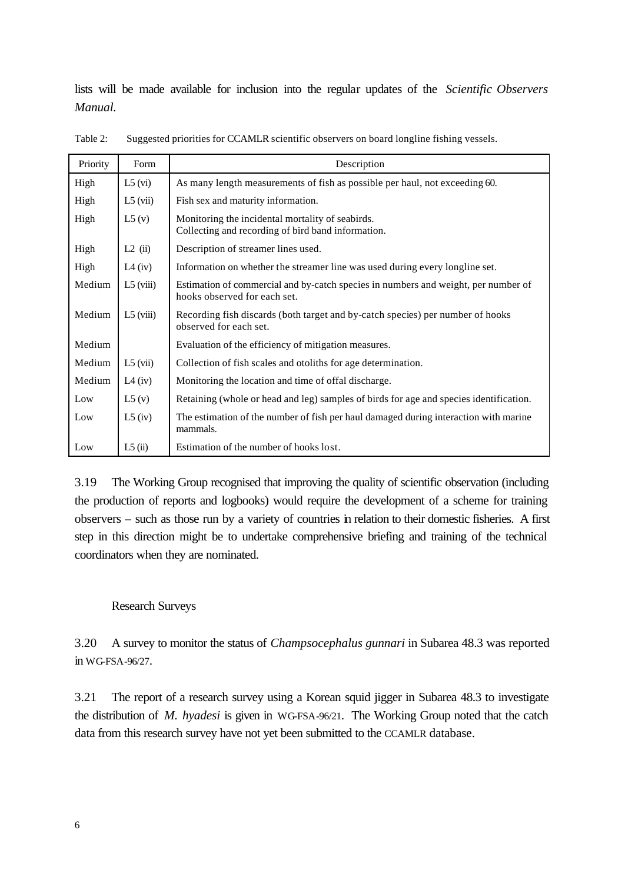lists will be made available for inclusion into the regular updates of the *Scientific Observers Manual*.

Table 2: Suggested priorities for CCAMLR scientific observers on board longline fishing vessels.

| Priority | Form | Description |
|---|---|---|
| High | L5 (vi) | As many length measurements of fish as possible per haul, not exceeding 60. |
| High | L5 (vii) | Fish sex and maturity information. |
| High | L5 (v) | Monitoring the incidental mortality of seabirds. Collecting and recording of bird band information. |
| High | L2 (ii) | Description of streamer lines used. |
| High | L4 (iv) | Information on whether the streamer line was used during every longline set. |
| Medium | L5 (viii) | Estimation of commercial and by-catch species in numbers and weight, per number of hooks observed for each set. |
| Medium | L5 (viii) | Recording fish discards (both target and by-catch species) per number of hooks observed for each set. |
| Medium | | Evaluation of the efficiency of mitigation measures. |
| Medium | L5 (vii) | Collection of fish scales and otoliths for age determination. |
| Medium | L4 (iv) | Monitoring the location and time of offal discharge. |
| Low | L5 (v) | Retaining (whole or head and leg) samples of birds for age and species identification. |
| Low | L5 (iv) | The estimation of the number of fish per haul damaged during interaction with marine mammals. |
| Low | L5 (ii) | Estimation of the number of hooks lost. |

3.19 The Working Group recognised that improving the quality of scientific observation (including the production of reports and logbooks) would require the development of a scheme for training observers – such as those run by a variety of countries in relation to their domestic fisheries. A first step in this direction might be to undertake comprehensive briefing and training of the technical coordinators when they are nominated.

### Research Surveys

3.20 A survey to monitor the status of *Champsocephalus gunnari* in Subarea 48.3 was reported in WG-FSA-96/27.

3.21 The report of a research survey using a Korean squid jigger in Subarea 48.3 to investigate the distribution of *M. hyadesi* is given in WG-FSA-96/21. The Working Group noted that the catch data from this research survey have not yet been submitted to the CCAMLR database.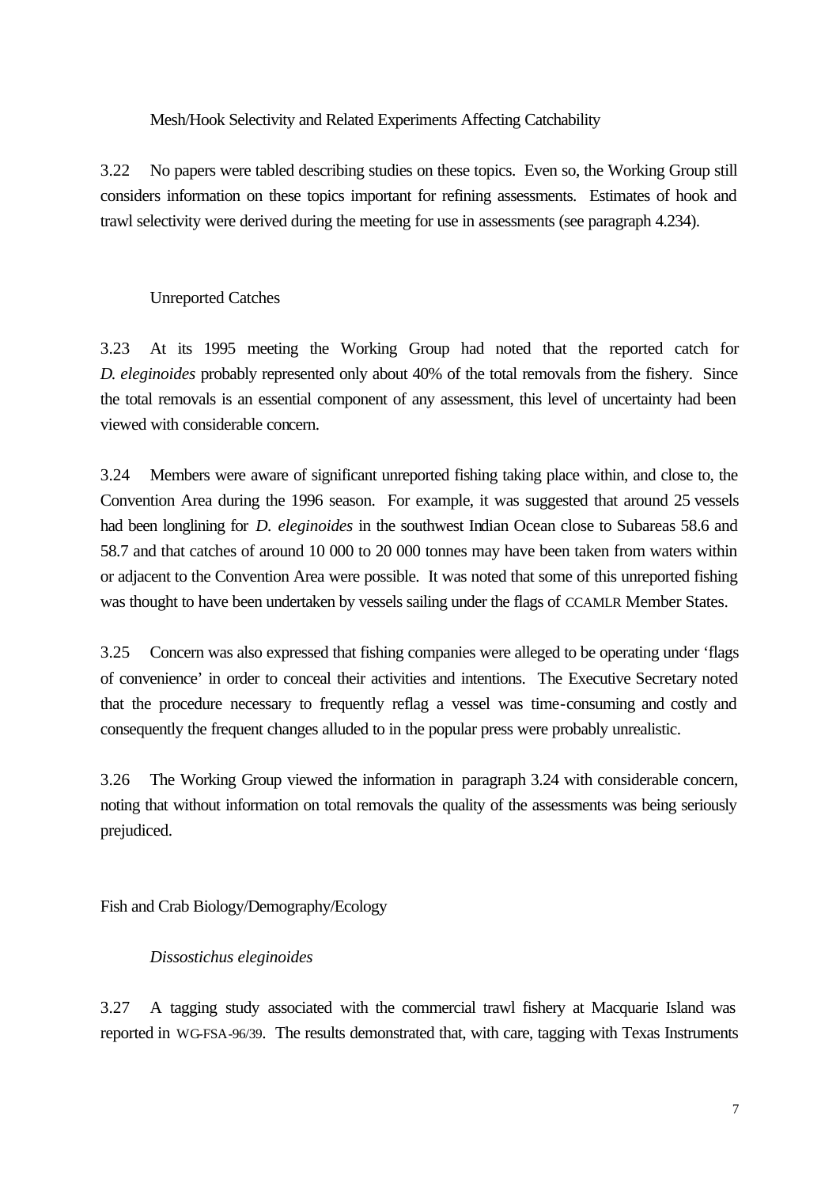### Mesh/Hook Selectivity and Related Experiments Affecting Catchability

3.22 No papers were tabled describing studies on these topics. Even so, the Working Group still considers information on these topics important for refining assessments. Estimates of hook and trawl selectivity were derived during the meeting for use in assessments (see paragraph 4.234).

### Unreported Catches

3.23 At its 1995 meeting the Working Group had noted that the reported catch for *D. eleginoides* probably represented only about 40% of the total removals from the fishery. Since the total removals is an essential component of any assessment, this level of uncertainty had been viewed with considerable concern.

3.24 Members were aware of significant unreported fishing taking place within, and close to, the Convention Area during the 1996 season. For example, it was suggested that around 25 vessels had been longlining for *D. eleginoides* in the southwest Indian Ocean close to Subareas 58.6 and 58.7 and that catches of around 10 000 to 20 000 tonnes may have been taken from waters within or adjacent to the Convention Area were possible. It was noted that some of this unreported fishing was thought to have been undertaken by vessels sailing under the flags of CCAMLR Member States.

3.25 Concern was also expressed that fishing companies were alleged to be operating under 'flags of convenience' in order to conceal their activities and intentions. The Executive Secretary noted that the procedure necessary to frequently reflag a vessel was time-consuming and costly and consequently the frequent changes alluded to in the popular press were probably unrealistic.

3.26 The Working Group viewed the information in paragraph 3.24 with considerable concern, noting that without information on total removals the quality of the assessments was being seriously prejudiced.

## Fish and Crab Biology/Demography/Ecology

### *Dissostichus eleginoides*

3.27 A tagging study associated with the commercial trawl fishery at Macquarie Island was reported in WG-FSA-96/39. The results demonstrated that, with care, tagging with Texas Instruments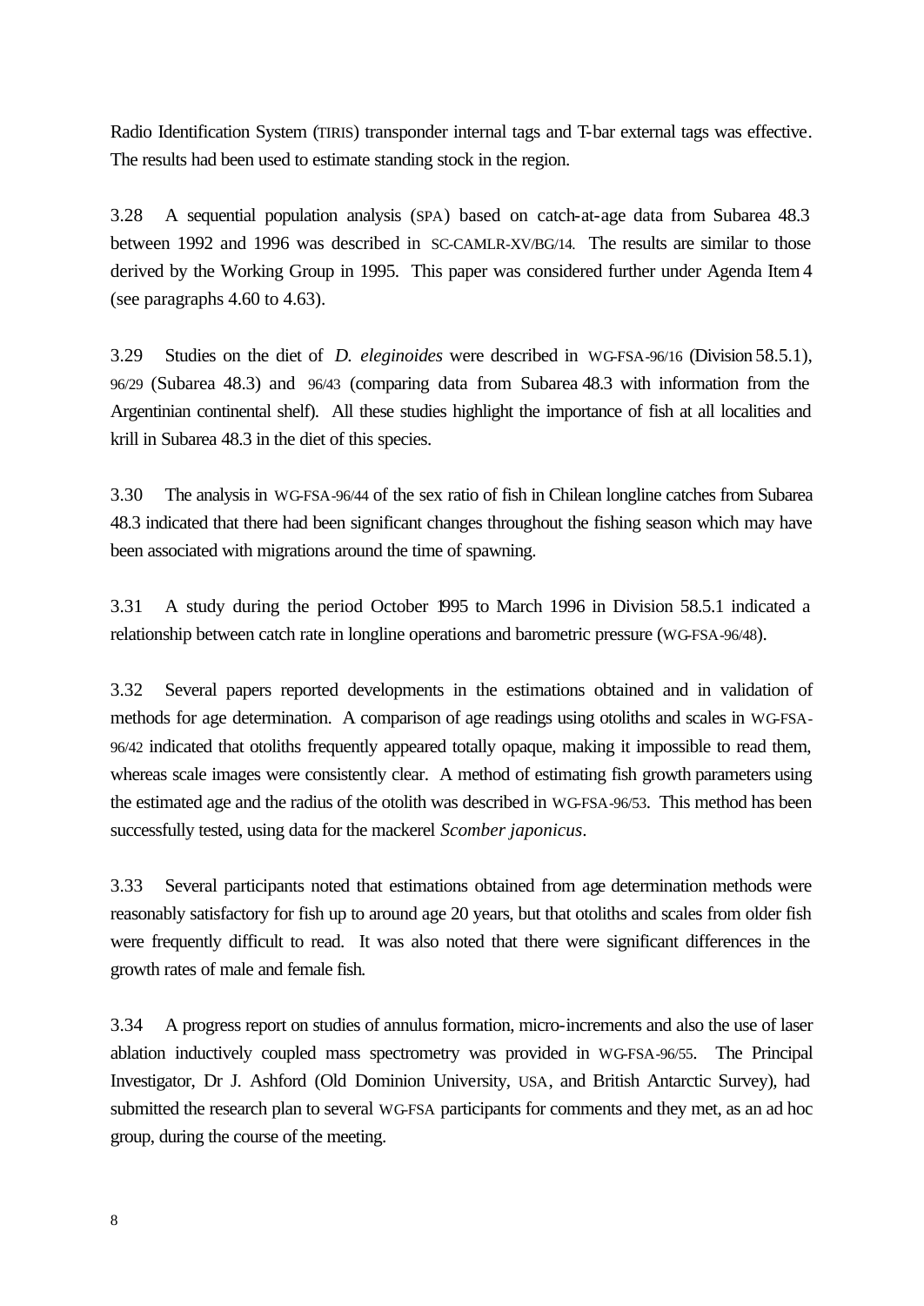Radio Identification System (TIRIS) transponder internal tags and T-bar external tags was effective. The results had been used to estimate standing stock in the region.

3.28 A sequential population analysis (SPA) based on catch-at-age data from Subarea 48.3 between 1992 and 1996 was described in SC-CAMLR-XV/BG/14. The results are similar to those derived by the Working Group in 1995. This paper was considered further under Agenda Item 4 (see paragraphs 4.60 to 4.63).

3.29 Studies on the diet of *D. eleginoides* were described in WG-FSA-96/16 (Division 58.5.1), 96/29 (Subarea 48.3) and 96/43 (comparing data from Subarea 48.3 with information from the Argentinian continental shelf). All these studies highlight the importance of fish at all localities and krill in Subarea 48.3 in the diet of this species.

3.30 The analysis in WG-FSA-96/44 of the sex ratio of fish in Chilean longline catches from Subarea 48.3 indicated that there had been significant changes throughout the fishing season which may have been associated with migrations around the time of spawning.

3.31 A study during the period October 1995 to March 1996 in Division 58.5.1 indicated a relationship between catch rate in longline operations and barometric pressure (WG-FSA-96/48).

3.32 Several papers reported developments in the estimations obtained and in validation of methods for age determination. A comparison of age readings using otoliths and scales in WG-FSA-96/42 indicated that otoliths frequently appeared totally opaque, making it impossible to read them, whereas scale images were consistently clear. A method of estimating fish growth parameters using the estimated age and the radius of the otolith was described in WG-FSA-96/53. This method has been successfully tested, using data for the mackerel *Scomber japonicus*.

3.33 Several participants noted that estimations obtained from age determination methods were reasonably satisfactory for fish up to around age 20 years, but that otoliths and scales from older fish were frequently difficult to read. It was also noted that there were significant differences in the growth rates of male and female fish.

3.34 A progress report on studies of annulus formation, micro-increments and also the use of laser ablation inductively coupled mass spectrometry was provided in WG-FSA-96/55. The Principal Investigator, Dr J. Ashford (Old Dominion University, USA, and British Antarctic Survey), had submitted the research plan to several WG-FSA participants for comments and they met, as an ad hoc group, during the course of the meeting.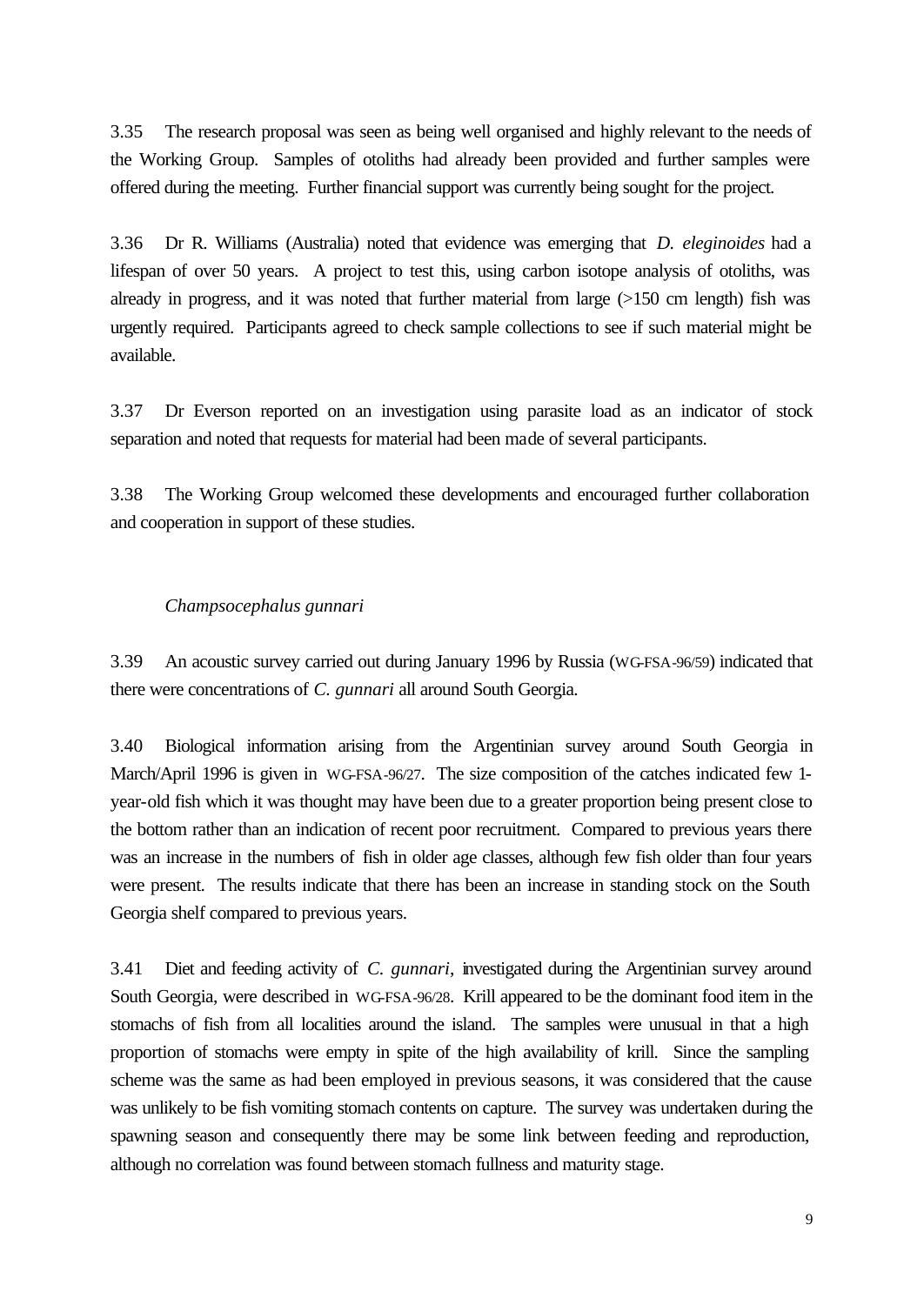3.35 The research proposal was seen as being well organised and highly relevant to the needs of the Working Group. Samples of otoliths had already been provided and further samples were offered during the meeting. Further financial support was currently being sought for the project.

3.36 Dr R. Williams (Australia) noted that evidence was emerging that *D. eleginoides* had a lifespan of over 50 years. A project to test this, using carbon isotope analysis of otoliths, was already in progress, and it was noted that further material from large (>150 cm length) fish was urgently required. Participants agreed to check sample collections to see if such material might be available.

3.37 Dr Everson reported on an investigation using parasite load as an indicator of stock separation and noted that requests for material had been made of several participants.

3.38 The Working Group welcomed these developments and encouraged further collaboration and cooperation in support of these studies.

### *Champsocephalus gunnari*

3.39 An acoustic survey carried out during January 1996 by Russia (WG-FSA-96/59) indicated that there were concentrations of *C. gunnari* all around South Georgia.

3.40 Biological information arising from the Argentinian survey around South Georgia in March/April 1996 is given in WG-FSA-96/27. The size composition of the catches indicated few 1-year-old fish which it was thought may have been due to a greater proportion being present close to the bottom rather than an indication of recent poor recruitment. Compared to previous years there was an increase in the numbers of fish in older age classes, although few fish older than four years were present. The results indicate that there has been an increase in standing stock on the South Georgia shelf compared to previous years.

3.41 Diet and feeding activity of *C. gunnari*, investigated during the Argentinian survey around South Georgia, were described in WG-FSA-96/28. Krill appeared to be the dominant food item in the stomachs of fish from all localities around the island. The samples were unusual in that a high proportion of stomachs were empty in spite of the high availability of krill. Since the sampling scheme was the same as had been employed in previous seasons, it was considered that the cause was unlikely to be fish vomiting stomach contents on capture. The survey was undertaken during the spawning season and consequently there may be some link between feeding and reproduction, although no correlation was found between stomach fullness and maturity stage.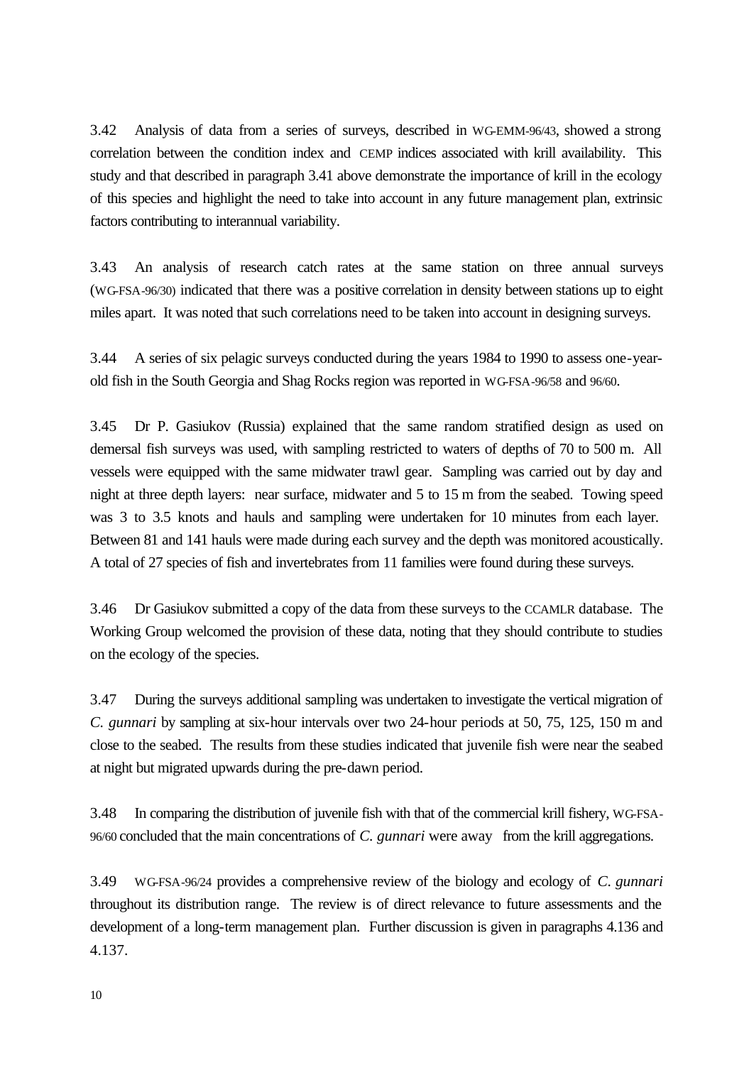3.42 Analysis of data from a series of surveys, described in WG-EMM-96/43, showed a strong correlation between the condition index and CEMP indices associated with krill availability. This study and that described in paragraph 3.41 above demonstrate the importance of krill in the ecology of this species and highlight the need to take into account in any future management plan, extrinsic factors contributing to interannual variability.

3.43 An analysis of research catch rates at the same station on three annual surveys (WG-FSA-96/30) indicated that there was a positive correlation in density between stations up to eight miles apart. It was noted that such correlations need to be taken into account in designing surveys.

3.44 A series of six pelagic surveys conducted during the years 1984 to 1990 to assess one-year-old fish in the South Georgia and Shag Rocks region was reported in WG-FSA-96/58 and 96/60.

3.45 Dr P. Gasiukov (Russia) explained that the same random stratified design as used on demersal fish surveys was used, with sampling restricted to waters of depths of 70 to 500 m. All vessels were equipped with the same midwater trawl gear. Sampling was carried out by day and night at three depth layers: near surface, midwater and 5 to 15 m from the seabed. Towing speed was 3 to 3.5 knots and hauls and sampling were undertaken for 10 minutes from each layer. Between 81 and 141 hauls were made during each survey and the depth was monitored acoustically. A total of 27 species of fish and invertebrates from 11 families were found during these surveys.

3.46 Dr Gasiukov submitted a copy of the data from these surveys to the CCAMLR database. The Working Group welcomed the provision of these data, noting that they should contribute to studies on the ecology of the species.

3.47 During the surveys additional sampling was undertaken to investigate the vertical migration of *C. gunnari* by sampling at six-hour intervals over two 24-hour periods at 50, 75, 125, 150 m and close to the seabed. The results from these studies indicated that juvenile fish were near the seabed at night but migrated upwards during the pre-dawn period.

3.48 In comparing the distribution of juvenile fish with that of the commercial krill fishery, WG-FSA-96/60 concluded that the main concentrations of *C. gunnari* were away from the krill aggregations.

3.49 WG-FSA-96/24 provides a comprehensive review of the biology and ecology of *C. gunnari* throughout its distribution range. The review is of direct relevance to future assessments and the development of a long-term management plan. Further discussion is given in paragraphs 4.136 and 4.137.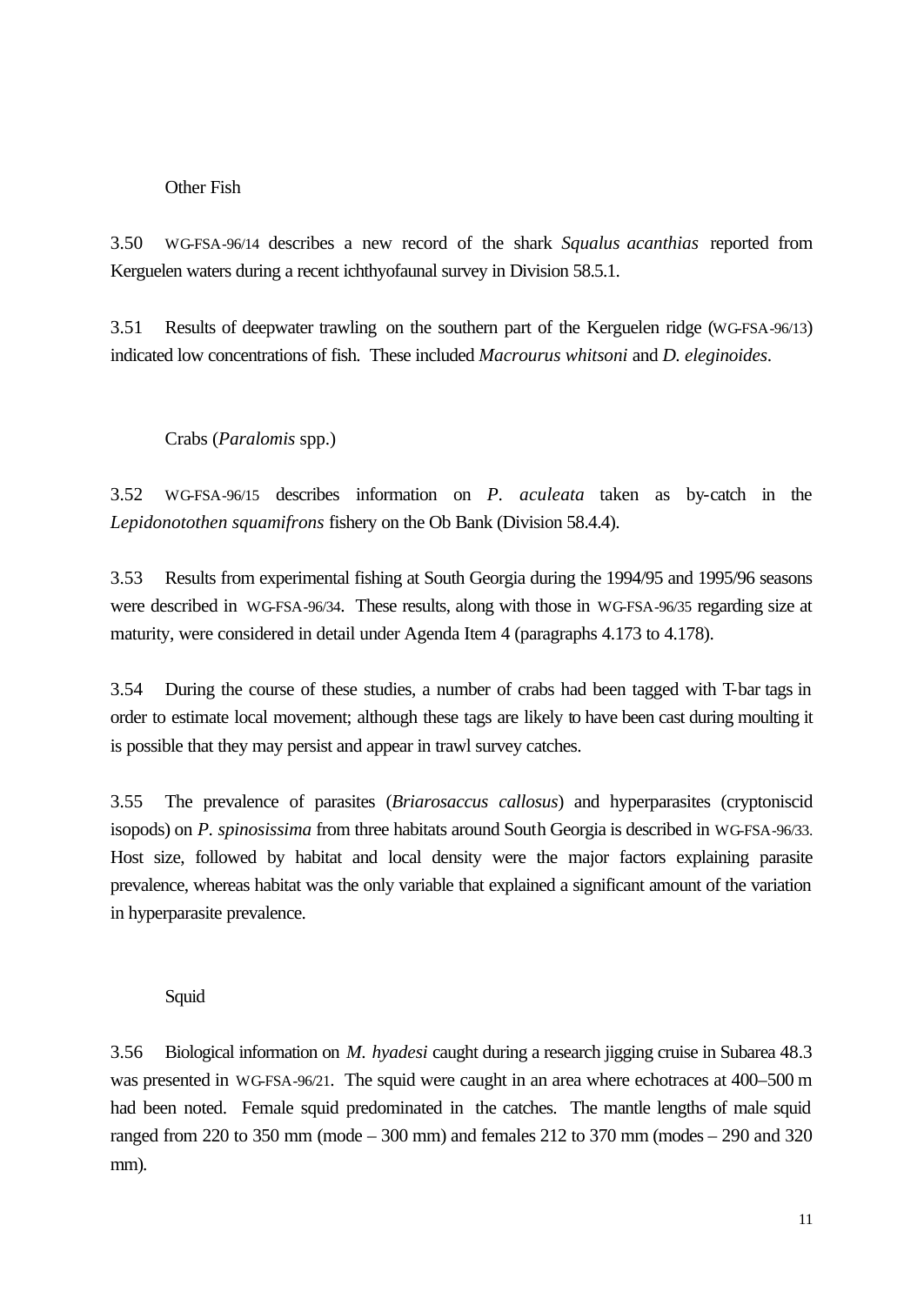### Other Fish

3.50 WG-FSA-96/14 describes a new record of the shark *Squalus acanthias* reported from Kerguelen waters during a recent ichthyofaunal survey in Division 58.5.1.

3.51 Results of deepwater trawling on the southern part of the Kerguelen ridge (WG-FSA-96/13) indicated low concentrations of fish. These included *Macrourus whitsoni* and *D. eleginoides*.

### Crabs (*Paralomis* spp.)

3.52 WG-FSA-96/15 describes information on *P. aculeata* taken as by-catch in the *Lepidonotothen squamifrons* fishery on the Ob Bank (Division 58.4.4).

3.53 Results from experimental fishing at South Georgia during the 1994/95 and 1995/96 seasons were described in WG-FSA-96/34. These results, along with those in WG-FSA-96/35 regarding size at maturity, were considered in detail under Agenda Item 4 (paragraphs 4.173 to 4.178).

3.54 During the course of these studies, a number of crabs had been tagged with T-bar tags in order to estimate local movement; although these tags are likely to have been cast during moulting it is possible that they may persist and appear in trawl survey catches.

3.55 The prevalence of parasites (*Briarosaccus callosus*) and hyperparasites (cryptoniscid isopods) on *P. spinosissima* from three habitats around South Georgia is described in WG-FSA-96/33. Host size, followed by habitat and local density were the major factors explaining parasite prevalence, whereas habitat was the only variable that explained a significant amount of the variation in hyperparasite prevalence.

### Squid

3.56 Biological information on *M. hyadesi* caught during a research jigging cruise in Subarea 48.3 was presented in WG-FSA-96/21. The squid were caught in an area where echotraces at 400–500 m had been noted. Female squid predominated in the catches. The mantle lengths of male squid ranged from 220 to 350 mm (mode – 300 mm) and females 212 to 370 mm (modes – 290 and 320 mm).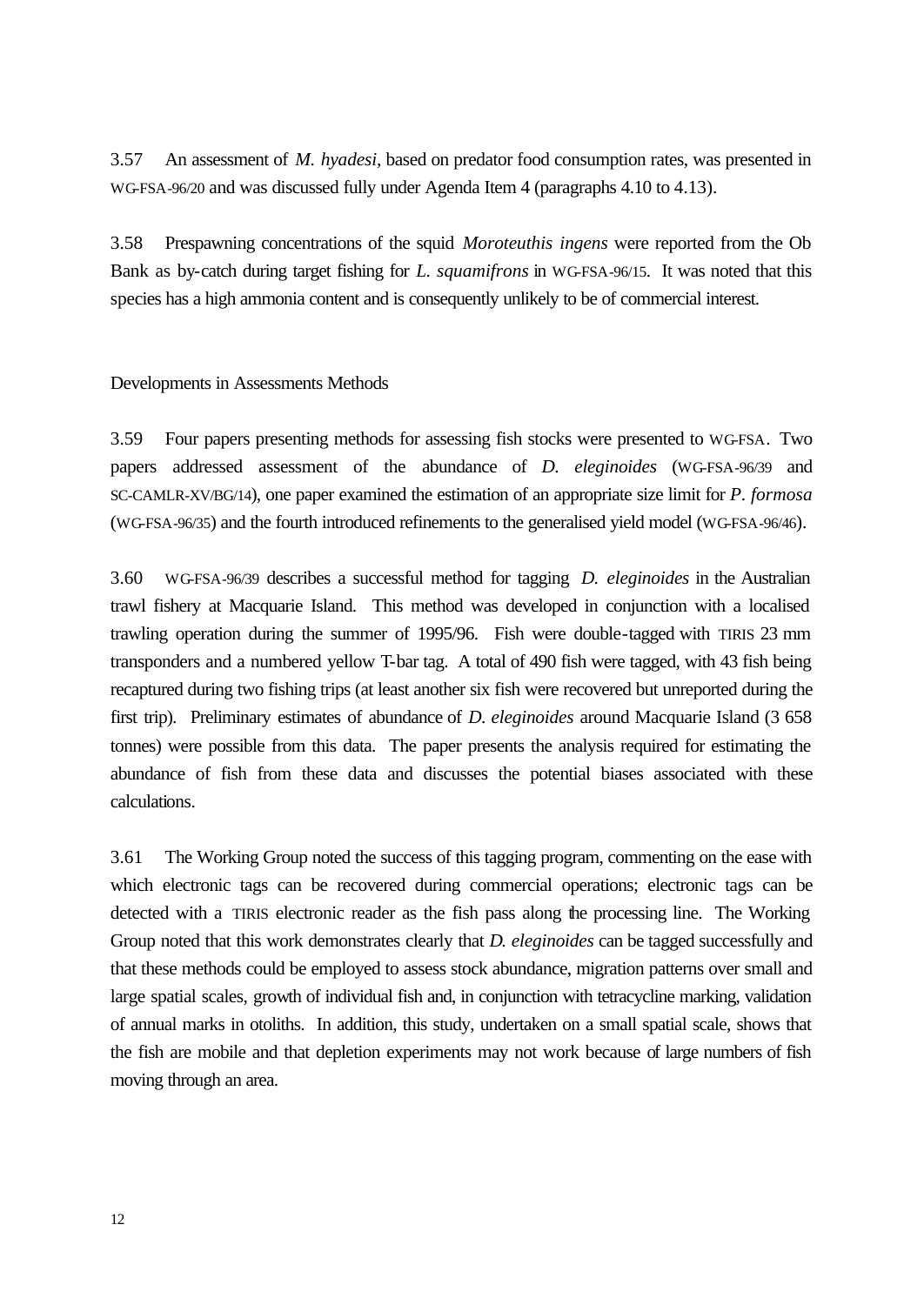3.57 An assessment of *M. hyadesi*, based on predator food consumption rates, was presented in WG-FSA-96/20 and was discussed fully under Agenda Item 4 (paragraphs 4.10 to 4.13).

3.58 Prespawning concentrations of the squid *Moroteuthis ingens* were reported from the Ob Bank as by-catch during target fishing for *L. squamifrons* in WG-FSA-96/15. It was noted that this species has a high ammonia content and is consequently unlikely to be of commercial interest.

## Developments in Assessments Methods

3.59 Four papers presenting methods for assessing fish stocks were presented to WG-FSA. Two papers addressed assessment of the abundance of *D. eleginoides* (WG-FSA-96/39 and SC-CAMLR-XV/BG/14), one paper examined the estimation of an appropriate size limit for *P. formosa* (WG-FSA-96/35) and the fourth introduced refinements to the generalised yield model (WG-FSA-96/46).

3.60 WG-FSA-96/39 describes a successful method for tagging *D. eleginoides* in the Australian trawl fishery at Macquarie Island. This method was developed in conjunction with a localised trawling operation during the summer of 1995/96. Fish were double-tagged with TIRIS 23 mm transponders and a numbered yellow T-bar tag. A total of 490 fish were tagged, with 43 fish being recaptured during two fishing trips (at least another six fish were recovered but unreported during the first trip). Preliminary estimates of abundance of *D. eleginoides* around Macquarie Island (3 658 tonnes) were possible from this data. The paper presents the analysis required for estimating the abundance of fish from these data and discusses the potential biases associated with these calculations.

3.61 The Working Group noted the success of this tagging program, commenting on the ease with which electronic tags can be recovered during commercial operations; electronic tags can be detected with a TIRIS electronic reader as the fish pass along the processing line. The Working Group noted that this work demonstrates clearly that *D. eleginoides* can be tagged successfully and that these methods could be employed to assess stock abundance, migration patterns over small and large spatial scales, growth of individual fish and, in conjunction with tetracycline marking, validation of annual marks in otoliths. In addition, this study, undertaken on a small spatial scale, shows that the fish are mobile and that depletion experiments may not work because of large numbers of fish moving through an area.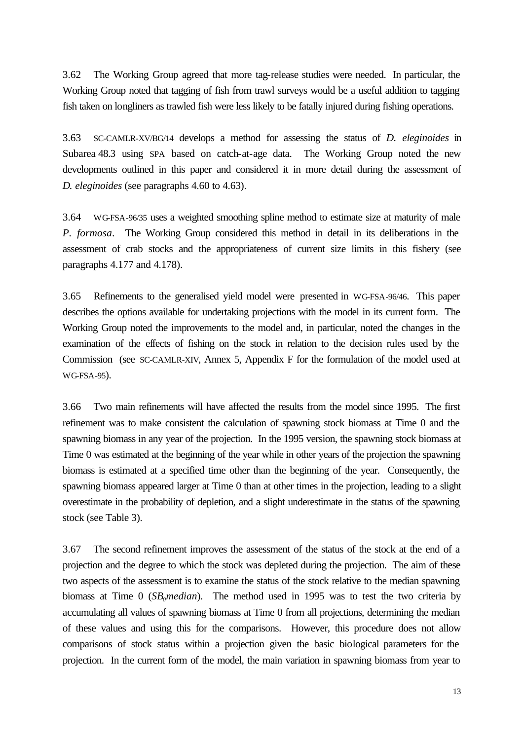3.62 The Working Group agreed that more tag-release studies were needed. In particular, the Working Group noted that tagging of fish from trawl surveys would be a useful addition to tagging fish taken on longliners as trawled fish were less likely to be fatally injured during fishing operations.

3.63 SC-CAMLR-XV/BG/14 develops a method for assessing the status of *D. eleginoides* in Subarea 48.3 using SPA based on catch-at-age data. The Working Group noted the new developments outlined in this paper and considered it in more detail during the assessment of *D. eleginoides* (see paragraphs 4.60 to 4.63).

3.64 WG-FSA-96/35 uses a weighted smoothing spline method to estimate size at maturity of male *P. formosa*. The Working Group considered this method in detail in its deliberations in the assessment of crab stocks and the appropriateness of current size limits in this fishery (see paragraphs 4.177 and 4.178).

3.65 Refinements to the generalised yield model were presented in WG-FSA-96/46. This paper describes the options available for undertaking projections with the model in its current form. The Working Group noted the improvements to the model and, in particular, noted the changes in the examination of the effects of fishing on the stock in relation to the decision rules used by the Commission (see SC-CAMLR-XIV, Annex 5, Appendix F for the formulation of the model used at WG-FSA-95).

3.66 Two main refinements will have affected the results from the model since 1995. The first refinement was to make consistent the calculation of spawning stock biomass at Time 0 and the spawning biomass in any year of the projection. In the 1995 version, the spawning stock biomass at Time 0 was estimated at the beginning of the year while in other years of the projection the spawning biomass is estimated at a specified time other than the beginning of the year. Consequently, the spawning biomass appeared larger at Time 0 than at other times in the projection, leading to a slight overestimate in the probability of depletion, and a slight underestimate in the status of the spawning stock (see Table 3).

3.67 The second refinement improves the assessment of the status of the stock at the end of a projection and the degree to which the stock was depleted during the projection. The aim of these two aspects of the assessment is to examine the status of the stock relative to the median spawning biomass at Time 0 ($SB_0 median$). The method used in 1995 was to test the two criteria by accumulating all values of spawning biomass at Time 0 from all projections, determining the median of these values and using this for the comparisons. However, this procedure does not allow comparisons of stock status within a projection given the basic biological parameters for the projection. In the current form of the model, the main variation in spawning biomass from year to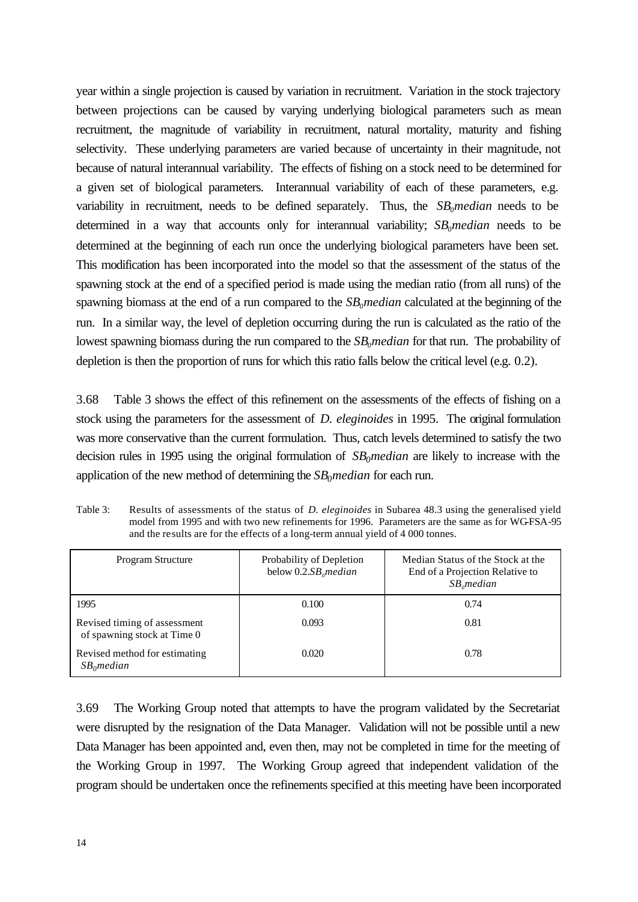year within a single projection is caused by variation in recruitment. Variation in the stock trajectory between projections can be caused by varying underlying biological parameters such as mean recruitment, the magnitude of variability in recruitment, natural mortality, maturity and fishing selectivity. These underlying parameters are varied because of uncertainty in their magnitude, not because of natural interannual variability. The effects of fishing on a stock need to be determined for a given set of biological parameters. Interannual variability of each of these parameters, e.g. variability in recruitment, needs to be defined separately. Thus, the $SB_0median$ needs to be determined in a way that accounts only for interannual variability; $SB_0median$ needs to be determined at the beginning of each run once the underlying biological parameters have been set. This modification has been incorporated into the model so that the assessment of the status of the spawning stock at the end of a specified period is made using the median ratio (from all runs) of the spawning biomass at the end of a run compared to the $SB_0median$ calculated at the beginning of the run. In a similar way, the level of depletion occurring during the run is calculated as the ratio of the lowest spawning biomass during the run compared to the $SB_0median$ for that run. The probability of depletion is then the proportion of runs for which this ratio falls below the critical level (e.g. 0.2).

3.68 Table 3 shows the effect of this refinement on the assessments of the effects of fishing on a stock using the parameters for the assessment of *D. eleginoides* in 1995. The original formulation was more conservative than the current formulation. Thus, catch levels determined to satisfy the two decision rules in 1995 using the original formulation of $SB_0median$ are likely to increase with the application of the new method of determining the $SB_0median$ for each run.

Table 3: Results of assessments of the status of *D. eleginoides* in Subarea 48.3 using the generalised yield model from 1995 and with two new refinements for 1996. Parameters are the same as for WG-FSA-95 and the results are for the effects of a long-term annual yield of 4 000 tonnes.

| Program Structure | Probability of Depletion below $0.2.SB_0median$ | Median Status of the Stock at the End of a Projection Relative to $SB_0median$ |
|---|---|---|
| 1995 | 0.100 | 0.74 |
| Revised timing of assessment of spawning stock at Time 0 | 0.093 | 0.81 |
| Revised method for estimating $SB_0median$ | 0.020 | 0.78 |

3.69 The Working Group noted that attempts to have the program validated by the Secretariat were disrupted by the resignation of the Data Manager. Validation will not be possible until a new Data Manager has been appointed and, even then, may not be completed in time for the meeting of the Working Group in 1997. The Working Group agreed that independent validation of the program should be undertaken once the refinements specified at this meeting have been incorporated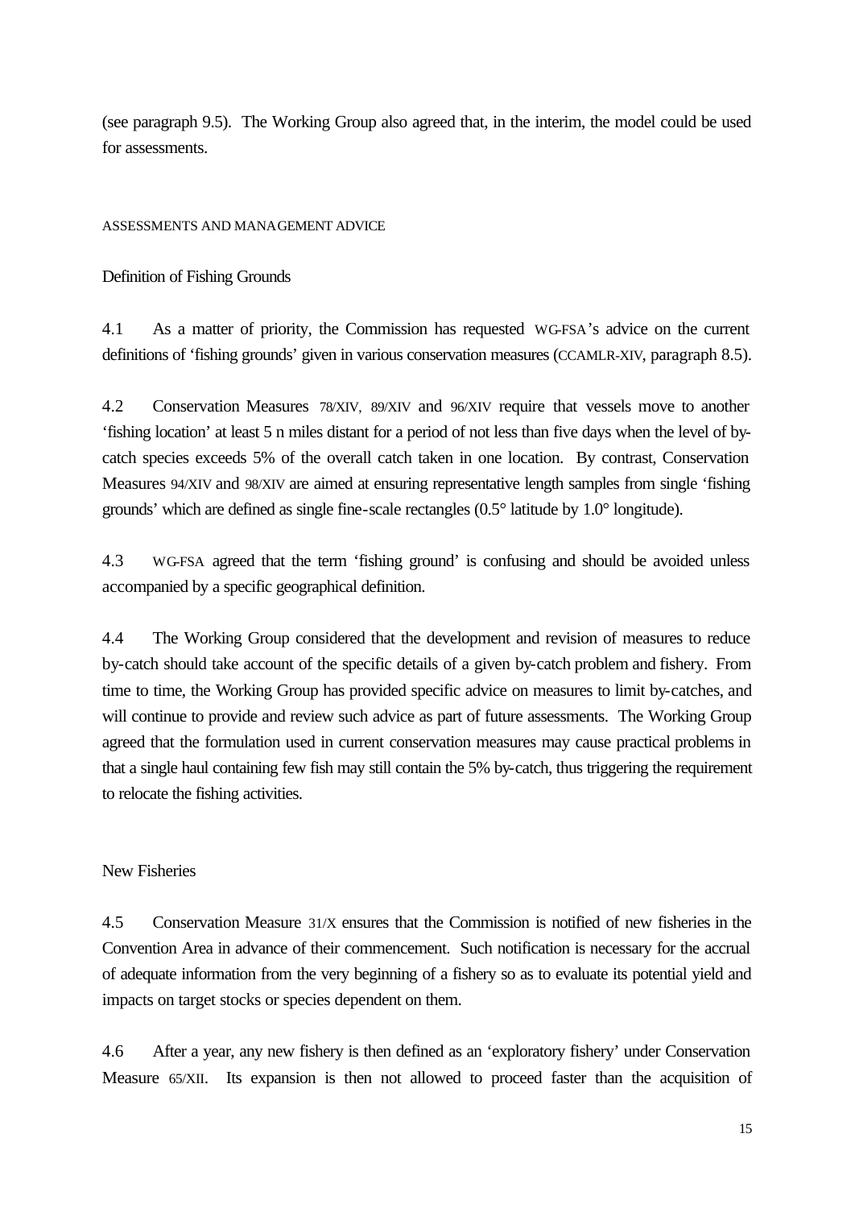(see paragraph 9.5). The Working Group also agreed that, in the interim, the model could be used for assessments.

## ASSESSMENTS AND MANAGEMENT ADVICE

### Definition of Fishing Grounds

4.1 As a matter of priority, the Commission has requested WG-FSA's advice on the current definitions of 'fishing grounds' given in various conservation measures (CCAMLR-XIV, paragraph 8.5).

4.2 Conservation Measures 78/XIV, 89/XIV and 96/XIV require that vessels move to another 'fishing location' at least 5 n miles distant for a period of not less than five days when the level of by-catch species exceeds 5% of the overall catch taken in one location. By contrast, Conservation Measures 94/XIV and 98/XIV are aimed at ensuring representative length samples from single 'fishing grounds' which are defined as single fine-scale rectangles (0.5° latitude by 1.0° longitude).

4.3 WG-FSA agreed that the term 'fishing ground' is confusing and should be avoided unless accompanied by a specific geographical definition.

4.4 The Working Group considered that the development and revision of measures to reduce by-catch should take account of the specific details of a given by-catch problem and fishery. From time to time, the Working Group has provided specific advice on measures to limit by-catches, and will continue to provide and review such advice as part of future assessments. The Working Group agreed that the formulation used in current conservation measures may cause practical problems in that a single haul containing few fish may still contain the 5% by-catch, thus triggering the requirement to relocate the fishing activities.

### New Fisheries

4.5 Conservation Measure 31/X ensures that the Commission is notified of new fisheries in the Convention Area in advance of their commencement. Such notification is necessary for the accrual of adequate information from the very beginning of a fishery so as to evaluate its potential yield and impacts on target stocks or species dependent on them.

4.6 After a year, any new fishery is then defined as an 'exploratory fishery' under Conservation Measure 65/XII. Its expansion is then not allowed to proceed faster than the acquisition of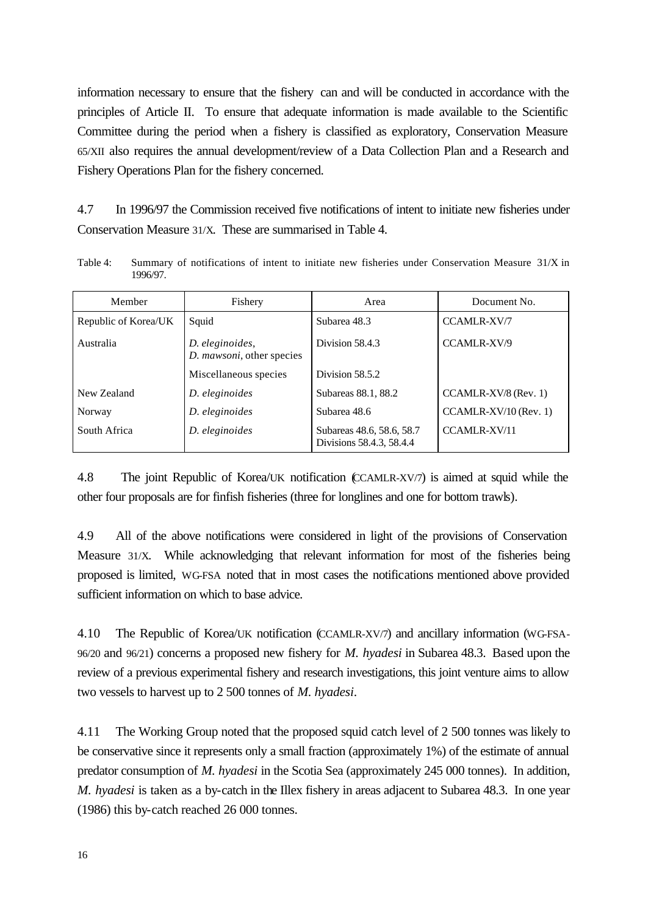information necessary to ensure that the fishery can and will be conducted in accordance with the principles of Article II. To ensure that adequate information is made available to the Scientific Committee during the period when a fishery is classified as exploratory, Conservation Measure 65/XII also requires the annual development/review of a Data Collection Plan and a Research and Fishery Operations Plan for the fishery concerned.

4.7 In 1996/97 the Commission received five notifications of intent to initiate new fisheries under Conservation Measure 31/X. These are summarised in Table 4.

Table 4: Summary of notifications of intent to initiate new fisheries under Conservation Measure 31/X in 1996/97.

| Member | Fishery | Area | Document No. |
|---|---|---|---|
| Republic of Korea/UK | Squid | Subarea 48.3 | CCAMLR-XV/7 |
| Australia | *D. eleginoides*, *D. mawsoni*, other species | Division 58.4.3 | CCAMLR-XV/9 |
| | Miscellaneous species | Division 58.5.2 | |
| New Zealand | *D. eleginoides* | Subareas 88.1, 88.2 | CCAMLR-XV/8 (Rev. 1) |
| Norway | *D. eleginoides* | Subarea 48.6 | CCAMLR-XV/10 (Rev. 1) |
| South Africa | *D. eleginoides* | Subareas 48.6, 58.6, 58.7 Divisions 58.4.3, 58.4.4 | CCAMLR-XV/11 |

4.8 The joint Republic of Korea/UK notification (CCAMLR-XV/7) is aimed at squid while the other four proposals are for finfish fisheries (three for longlines and one for bottom trawls).

4.9 All of the above notifications were considered in light of the provisions of Conservation Measure 31/X. While acknowledging that relevant information for most of the fisheries being proposed is limited, WG-FSA noted that in most cases the notifications mentioned above provided sufficient information on which to base advice.

4.10 The Republic of Korea/UK notification (CCAMLR-XV/7) and ancillary information (WG-FSA-96/20 and 96/21) concerns a proposed new fishery for *M. hyadesi* in Subarea 48.3. Based upon the review of a previous experimental fishery and research investigations, this joint venture aims to allow two vessels to harvest up to 2 500 tonnes of *M. hyadesi*.

4.11 The Working Group noted that the proposed squid catch level of 2 500 tonnes was likely to be conservative since it represents only a small fraction (approximately 1%) of the estimate of annual predator consumption of *M. hyadesi* in the Scotia Sea (approximately 245 000 tonnes). In addition, *M. hyadesi* is taken as a by-catch in the Illex fishery in areas adjacent to Subarea 48.3. In one year (1986) this by-catch reached 26 000 tonnes.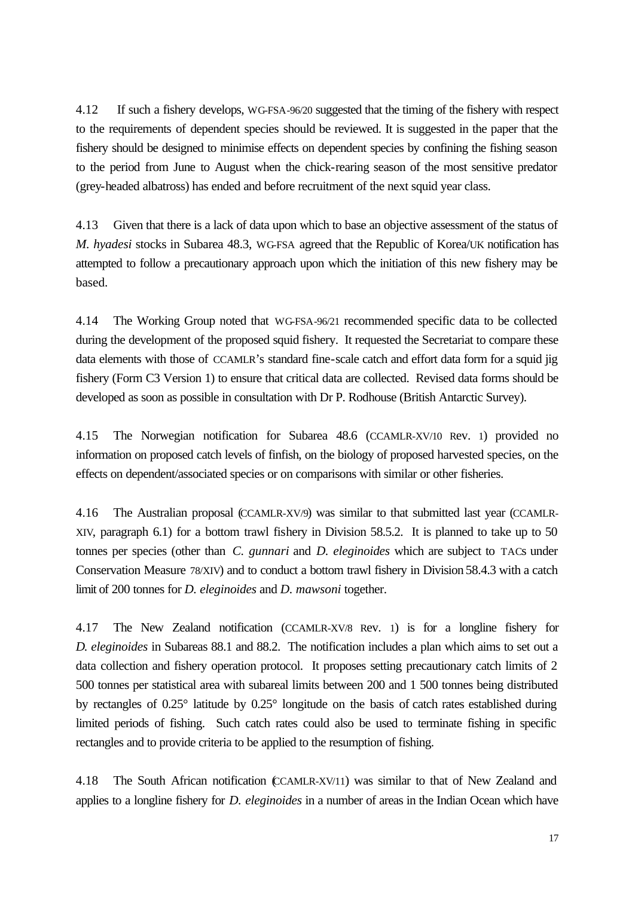4.12 If such a fishery develops, WG-FSA-96/20 suggested that the timing of the fishery with respect to the requirements of dependent species should be reviewed. It is suggested in the paper that the fishery should be designed to minimise effects on dependent species by confining the fishing season to the period from June to August when the chick-rearing season of the most sensitive predator (grey-headed albatross) has ended and before recruitment of the next squid year class.

4.13 Given that there is a lack of data upon which to base an objective assessment of the status of *M. hyadesi* stocks in Subarea 48.3, WG-FSA agreed that the Republic of Korea/UK notification has attempted to follow a precautionary approach upon which the initiation of this new fishery may be based.

4.14 The Working Group noted that WG-FSA-96/21 recommended specific data to be collected during the development of the proposed squid fishery. It requested the Secretariat to compare these data elements with those of CCAMLR's standard fine-scale catch and effort data form for a squid jig fishery (Form C3 Version 1) to ensure that critical data are collected. Revised data forms should be developed as soon as possible in consultation with Dr P. Rodhouse (British Antarctic Survey).

4.15 The Norwegian notification for Subarea 48.6 (CCAMLR-XV/10 Rev. 1) provided no information on proposed catch levels of finfish, on the biology of proposed harvested species, on the effects on dependent/associated species or on comparisons with similar or other fisheries.

4.16 The Australian proposal (CCAMLR-XV/9) was similar to that submitted last year (CCAMLR-XIV, paragraph 6.1) for a bottom trawl fishery in Division 58.5.2. It is planned to take up to 50 tonnes per species (other than *C. gunnari* and *D. eleginoides* which are subject to TACs under Conservation Measure 78/XIV) and to conduct a bottom trawl fishery in Division 58.4.3 with a catch limit of 200 tonnes for *D. eleginoides* and *D. mawsoni* together.

4.17 The New Zealand notification (CCAMLR-XV/8 Rev. 1) is for a longline fishery for *D. eleginoides* in Subareas 88.1 and 88.2. The notification includes a plan which aims to set out a data collection and fishery operation protocol. It proposes setting precautionary catch limits of 2 500 tonnes per statistical area with subareal limits between 200 and 1 500 tonnes being distributed by rectangles of 0.25° latitude by 0.25° longitude on the basis of catch rates established during limited periods of fishing. Such catch rates could also be used to terminate fishing in specific rectangles and to provide criteria to be applied to the resumption of fishing.

4.18 The South African notification (CCAMLR-XV/11) was similar to that of New Zealand and applies to a longline fishery for *D. eleginoides* in a number of areas in the Indian Ocean which have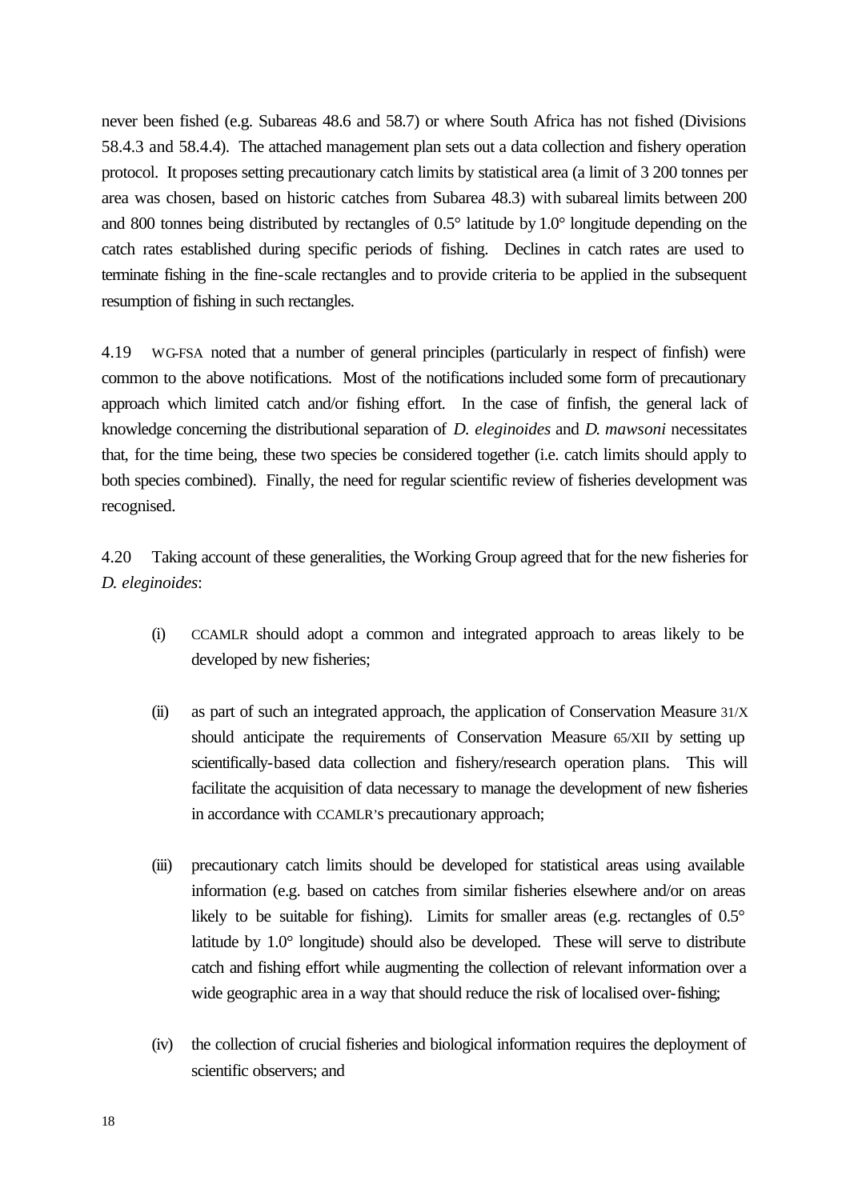never been fished (e.g. Subareas 48.6 and 58.7) or where South Africa has not fished (Divisions 58.4.3 and 58.4.4). The attached management plan sets out a data collection and fishery operation protocol. It proposes setting precautionary catch limits by statistical area (a limit of 3 200 tonnes per area was chosen, based on historic catches from Subarea 48.3) with subareal limits between 200 and 800 tonnes being distributed by rectangles of 0.5° latitude by 1.0° longitude depending on the catch rates established during specific periods of fishing. Declines in catch rates are used to terminate fishing in the fine-scale rectangles and to provide criteria to be applied in the subsequent resumption of fishing in such rectangles.

4.19 WG-FSA noted that a number of general principles (particularly in respect of finfish) were common to the above notifications. Most of the notifications included some form of precautionary approach which limited catch and/or fishing effort. In the case of finfish, the general lack of knowledge concerning the distributional separation of *D. eleginoides* and *D. mawsoni* necessitates that, for the time being, these two species be considered together (i.e. catch limits should apply to both species combined). Finally, the need for regular scientific review of fisheries development was recognised.

4.20 Taking account of these generalities, the Working Group agreed that for the new fisheries for *D. eleginoides*:

(i) CCAMLR should adopt a common and integrated approach to areas likely to be developed by new fisheries;

(ii) as part of such an integrated approach, the application of Conservation Measure 31/X should anticipate the requirements of Conservation Measure 65/XII by setting up scientifically-based data collection and fishery/research operation plans. This will facilitate the acquisition of data necessary to manage the development of new fisheries in accordance with CCAMLR's precautionary approach;

(iii) precautionary catch limits should be developed for statistical areas using available information (e.g. based on catches from similar fisheries elsewhere and/or on areas likely to be suitable for fishing). Limits for smaller areas (e.g. rectangles of 0.5° latitude by 1.0° longitude) should also be developed. These will serve to distribute catch and fishing effort while augmenting the collection of relevant information over a wide geographic area in a way that should reduce the risk of localised over-fishing;

(iv) the collection of crucial fisheries and biological information requires the deployment of scientific observers; and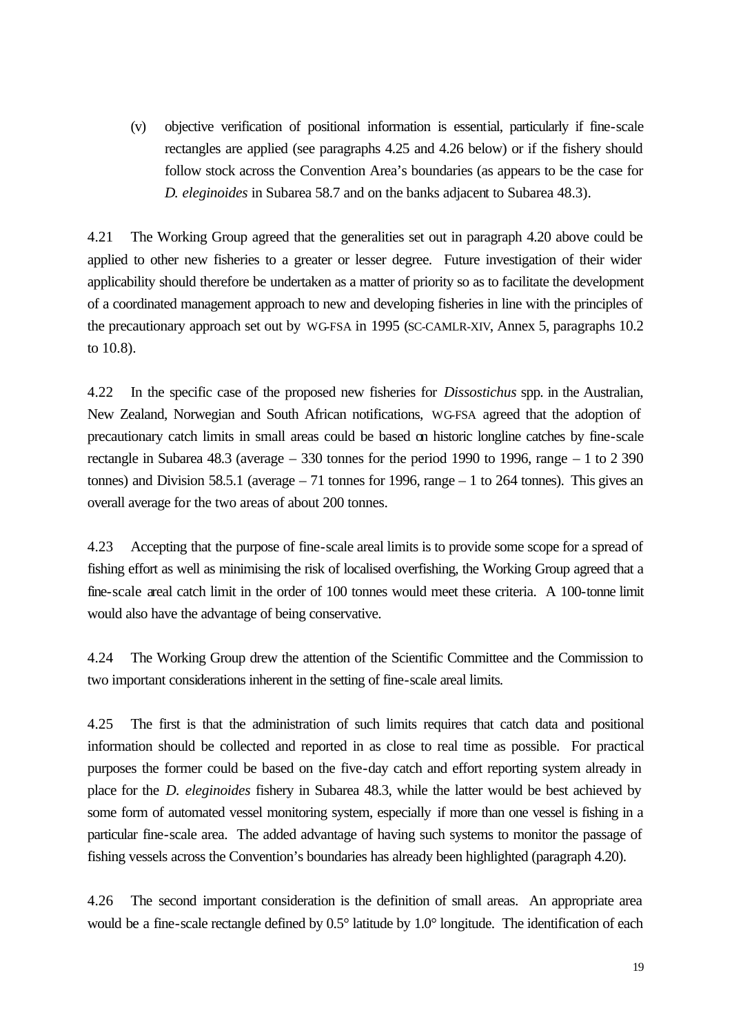(v) objective verification of positional information is essential, particularly if fine-scale rectangles are applied (see paragraphs 4.25 and 4.26 below) or if the fishery should follow stock across the Convention Area's boundaries (as appears to be the case for *D. eleginoides* in Subarea 58.7 and on the banks adjacent to Subarea 48.3).

4.21 The Working Group agreed that the generalities set out in paragraph 4.20 above could be applied to other new fisheries to a greater or lesser degree. Future investigation of their wider applicability should therefore be undertaken as a matter of priority so as to facilitate the development of a coordinated management approach to new and developing fisheries in line with the principles of the precautionary approach set out by WG-FSA in 1995 (SC-CAMLR-XIV, Annex 5, paragraphs 10.2 to 10.8).

4.22 In the specific case of the proposed new fisheries for *Dissostichus* spp. in the Australian, New Zealand, Norwegian and South African notifications, WG-FSA agreed that the adoption of precautionary catch limits in small areas could be based on historic longline catches by fine-scale rectangle in Subarea 48.3 (average – 330 tonnes for the period 1990 to 1996, range – 1 to 2 390 tonnes) and Division 58.5.1 (average – 71 tonnes for 1996, range – 1 to 264 tonnes). This gives an overall average for the two areas of about 200 tonnes.

4.23 Accepting that the purpose of fine-scale areal limits is to provide some scope for a spread of fishing effort as well as minimising the risk of localised overfishing, the Working Group agreed that a fine-scale areal catch limit in the order of 100 tonnes would meet these criteria. A 100-tonne limit would also have the advantage of being conservative.

4.24 The Working Group drew the attention of the Scientific Committee and the Commission to two important considerations inherent in the setting of fine-scale areal limits.

4.25 The first is that the administration of such limits requires that catch data and positional information should be collected and reported in as close to real time as possible. For practical purposes the former could be based on the five-day catch and effort reporting system already in place for the *D. eleginoides* fishery in Subarea 48.3, while the latter would be best achieved by some form of automated vessel monitoring system, especially if more than one vessel is fishing in a particular fine-scale area. The added advantage of having such systems to monitor the passage of fishing vessels across the Convention's boundaries has already been highlighted (paragraph 4.20).

4.26 The second important consideration is the definition of small areas. An appropriate area would be a fine-scale rectangle defined by 0.5° latitude by 1.0° longitude. The identification of each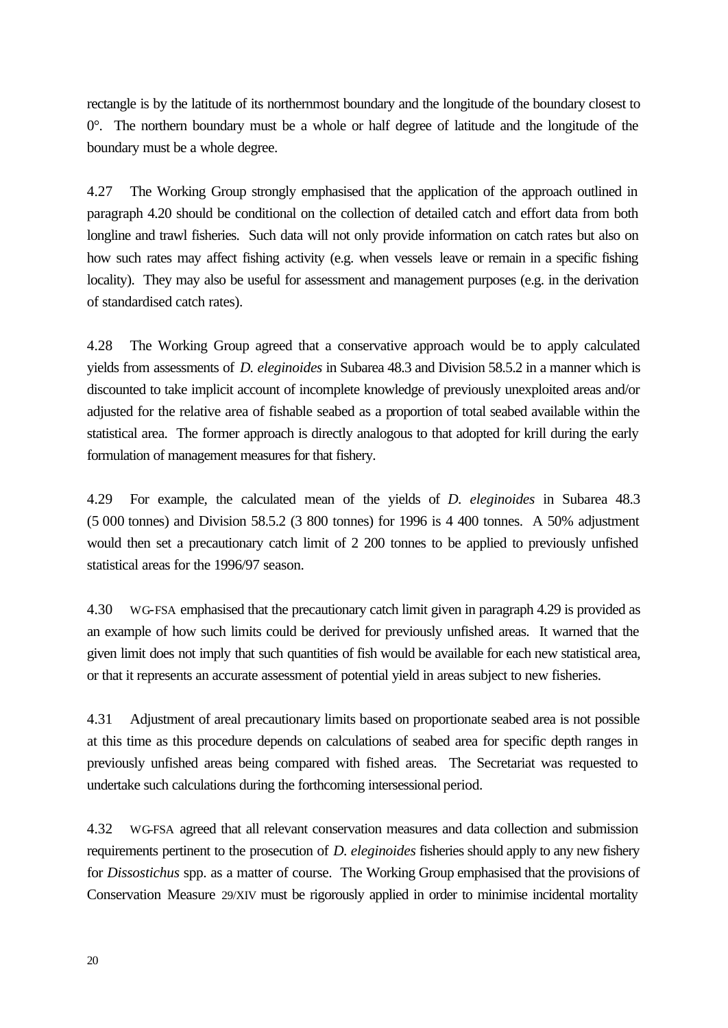rectangle is by the latitude of its northernmost boundary and the longitude of the boundary closest to 0°. The northern boundary must be a whole or half degree of latitude and the longitude of the boundary must be a whole degree.

4.27 The Working Group strongly emphasised that the application of the approach outlined in paragraph 4.20 should be conditional on the collection of detailed catch and effort data from both longline and trawl fisheries. Such data will not only provide information on catch rates but also on how such rates may affect fishing activity (e.g. when vessels leave or remain in a specific fishing locality). They may also be useful for assessment and management purposes (e.g. in the derivation of standardised catch rates).

4.28 The Working Group agreed that a conservative approach would be to apply calculated yields from assessments of *D. eleginoides* in Subarea 48.3 and Division 58.5.2 in a manner which is discounted to take implicit account of incomplete knowledge of previously unexploited areas and/or adjusted for the relative area of fishable seabed as a proportion of total seabed available within the statistical area. The former approach is directly analogous to that adopted for krill during the early formulation of management measures for that fishery.

4.29 For example, the calculated mean of the yields of *D. eleginoides* in Subarea 48.3 (5 000 tonnes) and Division 58.5.2 (3 800 tonnes) for 1996 is 4 400 tonnes. A 50% adjustment would then set a precautionary catch limit of 2 200 tonnes to be applied to previously unfished statistical areas for the 1996/97 season.

4.30 WG-FSA emphasised that the precautionary catch limit given in paragraph 4.29 is provided as an example of how such limits could be derived for previously unfished areas. It warned that the given limit does not imply that such quantities of fish would be available for each new statistical area, or that it represents an accurate assessment of potential yield in areas subject to new fisheries.

4.31 Adjustment of areal precautionary limits based on proportionate seabed area is not possible at this time as this procedure depends on calculations of seabed area for specific depth ranges in previously unfished areas being compared with fished areas. The Secretariat was requested to undertake such calculations during the forthcoming intersessional period.

4.32 WG-FSA agreed that all relevant conservation measures and data collection and submission requirements pertinent to the prosecution of *D. eleginoides* fisheries should apply to any new fishery for *Dissostichus* spp. as a matter of course. The Working Group emphasised that the provisions of Conservation Measure 29/XIV must be rigorously applied in order to minimise incidental mortality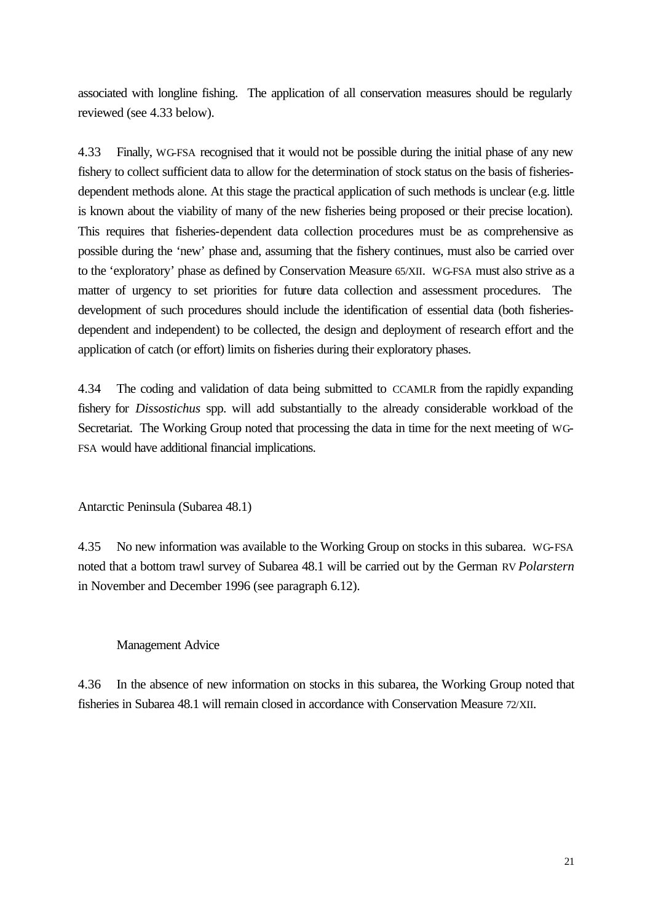associated with longline fishing. The application of all conservation measures should be regularly reviewed (see 4.33 below).

4.33 Finally, WG-FSA recognised that it would not be possible during the initial phase of any new fishery to collect sufficient data to allow for the determination of stock status on the basis of fisheries-dependent methods alone. At this stage the practical application of such methods is unclear (e.g. little is known about the viability of many of the new fisheries being proposed or their precise location). This requires that fisheries-dependent data collection procedures must be as comprehensive as possible during the 'new' phase and, assuming that the fishery continues, must also be carried over to the 'exploratory' phase as defined by Conservation Measure 65/XII. WG-FSA must also strive as a matter of urgency to set priorities for future data collection and assessment procedures. The development of such procedures should include the identification of essential data (both fisheries-dependent and independent) to be collected, the design and deployment of research effort and the application of catch (or effort) limits on fisheries during their exploratory phases.

4.34 The coding and validation of data being submitted to CCAMLR from the rapidly expanding fishery for *Dissostichus* spp. will add substantially to the already considerable workload of the Secretariat. The Working Group noted that processing the data in time for the next meeting of WG-FSA would have additional financial implications.

## Antarctic Peninsula (Subarea 48.1)

4.35 No new information was available to the Working Group on stocks in this subarea. WG-FSA noted that a bottom trawl survey of Subarea 48.1 will be carried out by the German RV *Polarstern* in November and December 1996 (see paragraph 6.12).

### Management Advice

4.36 In the absence of new information on stocks in this subarea, the Working Group noted that fisheries in Subarea 48.1 will remain closed in accordance with Conservation Measure 72/XII.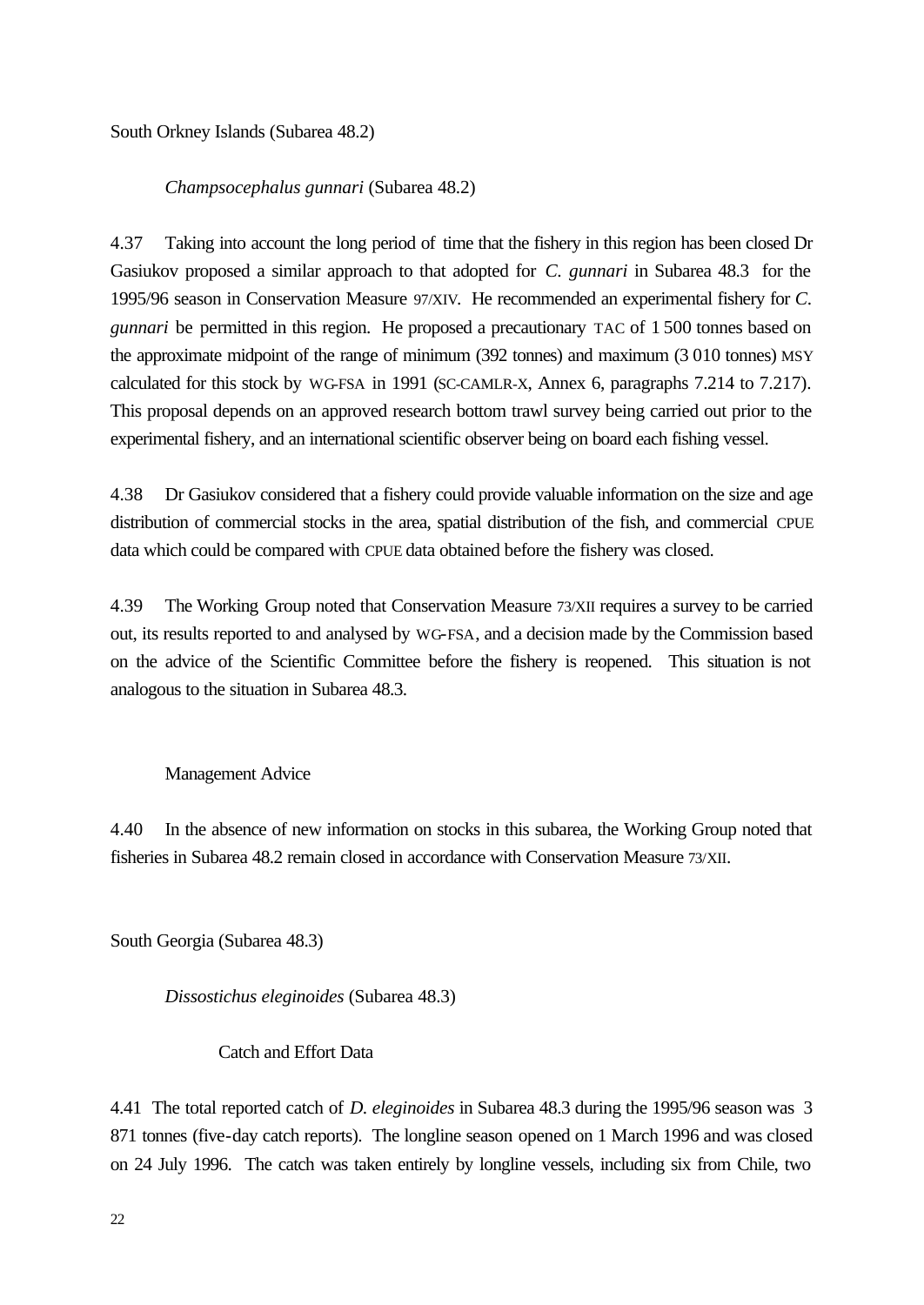## South Orkney Islands (Subarea 48.2)

### *Champsocephalus gunnari* (Subarea 48.2)

4.37 Taking into account the long period of time that the fishery in this region has been closed Dr Gasiukov proposed a similar approach to that adopted for *C. gunnari* in Subarea 48.3 for the 1995/96 season in Conservation Measure 97/XIV. He recommended an experimental fishery for *C. gunnari* be permitted in this region. He proposed a precautionary TAC of 1 500 tonnes based on the approximate midpoint of the range of minimum (392 tonnes) and maximum (3 010 tonnes) MSY calculated for this stock by WG-FSA in 1991 (SC-CAMLR-X, Annex 6, paragraphs 7.214 to 7.217). This proposal depends on an approved research bottom trawl survey being carried out prior to the experimental fishery, and an international scientific observer being on board each fishing vessel.

4.38 Dr Gasiukov considered that a fishery could provide valuable information on the size and age distribution of commercial stocks in the area, spatial distribution of the fish, and commercial CPUE data which could be compared with CPUE data obtained before the fishery was closed.

4.39 The Working Group noted that Conservation Measure 73/XII requires a survey to be carried out, its results reported to and analysed by WG-FSA, and a decision made by the Commission based on the advice of the Scientific Committee before the fishery is reopened. This situation is not analogous to the situation in Subarea 48.3.

#### Management Advice

4.40 In the absence of new information on stocks in this subarea, the Working Group noted that fisheries in Subarea 48.2 remain closed in accordance with Conservation Measure 73/XII.

## South Georgia (Subarea 48.3)

### *Dissostichus eleginoides* (Subarea 48.3)

#### Catch and Effort Data

4.41 The total reported catch of *D. eleginoides* in Subarea 48.3 during the 1995/96 season was 3 871 tonnes (five-day catch reports). The longline season opened on 1 March 1996 and was closed on 24 July 1996. The catch was taken entirely by longline vessels, including six from Chile, two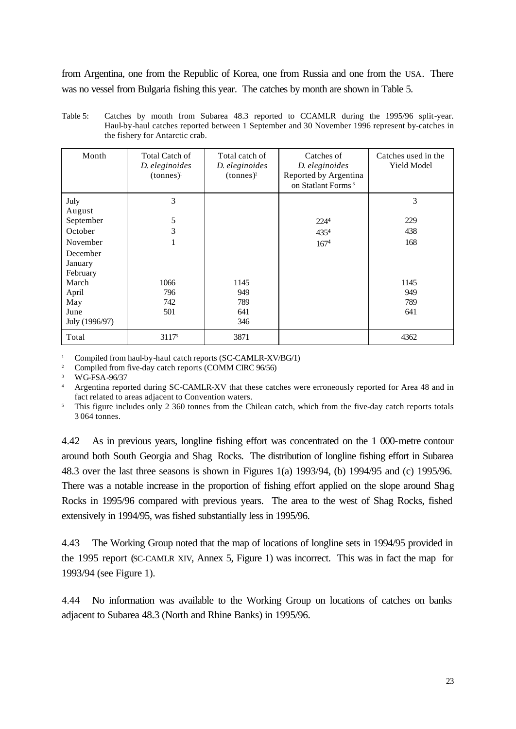from Argentina, one from the Republic of Korea, one from Russia and one from the USA. There was no vessel from Bulgaria fishing this year. The catches by month are shown in Table 5.

Table 5: Catches by month from Subarea 48.3 reported to CCAMLR during the 1995/96 split-year. Haul-by-haul catches reported between 1 September and 30 November 1996 represent by-catches in the fishery for Antarctic crab.

| Month | Total Catch of *D. eleginoides* (tonnes)[1] | Total catch of *D. eleginoides* (tonnes)[2] | Catches of *D. eleginoides* Reported by Argentina on Statlant Forms[3] | Catches used in the Yield Model |
|---|---|---|---|---|
| July | 3 | | | 3 |
| August | | | | |
| September | 5 | | 224[4] | 229 |
| October | 3 | | 435[4] | 438 |
| November | 1 | | 167[4] | 168 |
| December | | | | |
| January | | | | |
| February | | | | |
| March | 1066 | 1145 | | 1145 |
| April | 796 | 949 | | 949 |
| May | 742 | 789 | | 789 |
| June | 501 | 641 | | 641 |
| July (1996/97) | | 346 | | |
| Total | 3117[5] | 3871 | | 4362 |

[1] Compiled from haul-by-haul catch reports (SC-CAMLR-XV/BG/1)
[2] Compiled from five-day catch reports (COMM CIRC 96/56)
[3] WG-FSA-96/37
[4] Argentina reported during SC-CAMLR-XV that these catches were erroneously reported for Area 48 and in fact related to areas adjacent to Convention waters.
[5] This figure includes only 2 360 tonnes from the Chilean catch, which from the five-day catch reports totals 3 064 tonnes.

4.42 As in previous years, longline fishing effort was concentrated on the 1 000-metre contour around both South Georgia and Shag Rocks. The distribution of longline fishing effort in Subarea 48.3 over the last three seasons is shown in Figures 1(a) 1993/94, (b) 1994/95 and (c) 1995/96. There was a notable increase in the proportion of fishing effort applied on the slope around Shag Rocks in 1995/96 compared with previous years. The area to the west of Shag Rocks, fished extensively in 1994/95, was fished substantially less in 1995/96.

4.43 The Working Group noted that the map of locations of longline sets in 1994/95 provided in the 1995 report (SC-CAMLR XIV, Annex 5, Figure 1) was incorrect. This was in fact the map for 1993/94 (see Figure 1).

4.44 No information was available to the Working Group on locations of catches on banks adjacent to Subarea 48.3 (North and Rhine Banks) in 1995/96.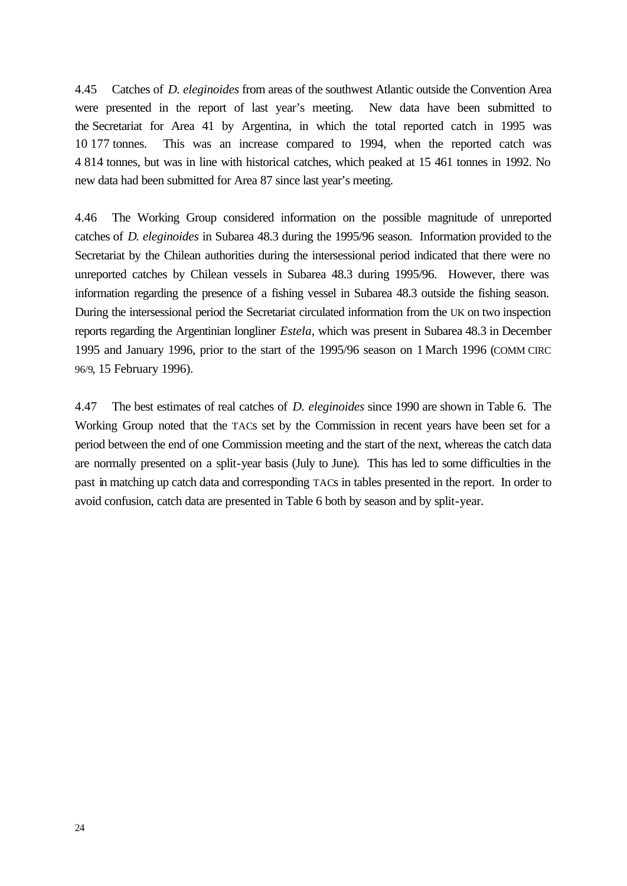4.45 Catches of *D. eleginoides* from areas of the southwest Atlantic outside the Convention Area were presented in the report of last year's meeting. New data have been submitted to the Secretariat for Area 41 by Argentina, in which the total reported catch in 1995 was 10 177 tonnes. This was an increase compared to 1994, when the reported catch was 4 814 tonnes, but was in line with historical catches, which peaked at 15 461 tonnes in 1992. No new data had been submitted for Area 87 since last year's meeting.

4.46 The Working Group considered information on the possible magnitude of unreported catches of *D. eleginoides* in Subarea 48.3 during the 1995/96 season. Information provided to the Secretariat by the Chilean authorities during the intersessional period indicated that there were no unreported catches by Chilean vessels in Subarea 48.3 during 1995/96. However, there was information regarding the presence of a fishing vessel in Subarea 48.3 outside the fishing season. During the intersessional period the Secretariat circulated information from the UK on two inspection reports regarding the Argentinian longliner *Estela*, which was present in Subarea 48.3 in December 1995 and January 1996, prior to the start of the 1995/96 season on 1 March 1996 (COMM CIRC 96/9, 15 February 1996).

4.47 The best estimates of real catches of *D. eleginoides* since 1990 are shown in Table 6. The Working Group noted that the TACs set by the Commission in recent years have been set for a period between the end of one Commission meeting and the start of the next, whereas the catch data are normally presented on a split-year basis (July to June). This has led to some difficulties in the past in matching up catch data and corresponding TACs in tables presented in the report. In order to avoid confusion, catch data are presented in Table 6 both by season and by split-year.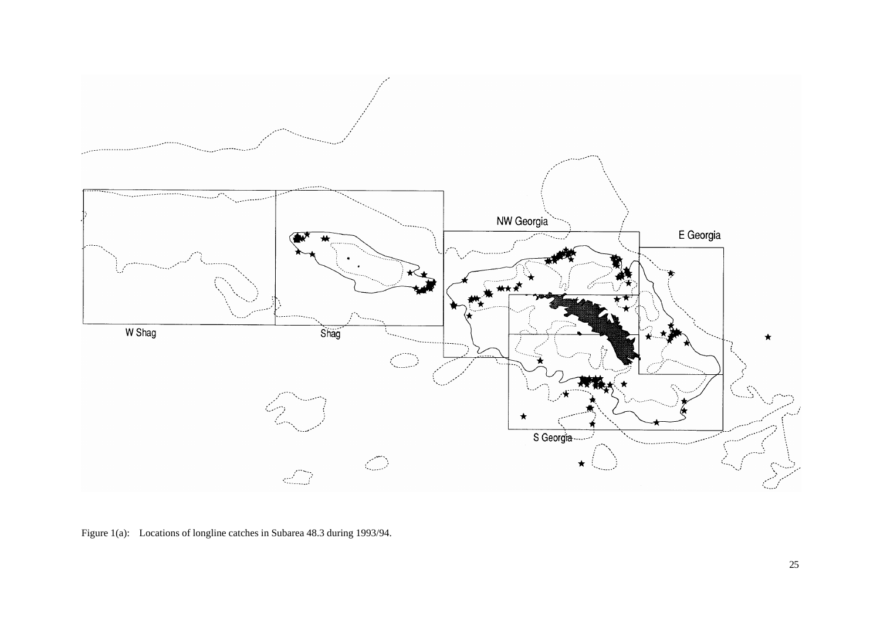Figure 1(a): Locations of longline catches in Subarea 48.3 during 1993/94.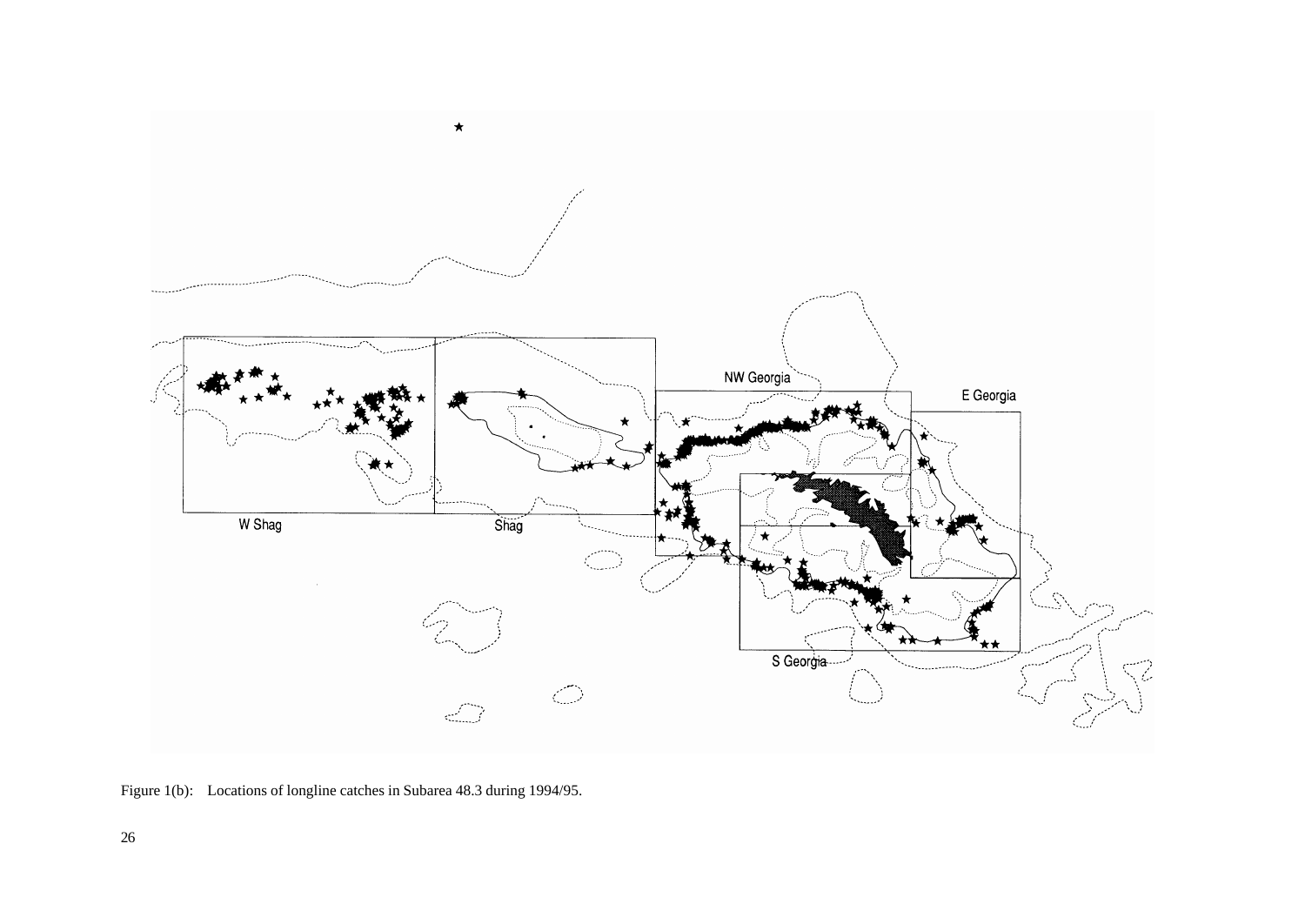Figure 1(b): Locations of longline catches in Subarea 48.3 during 1994/95.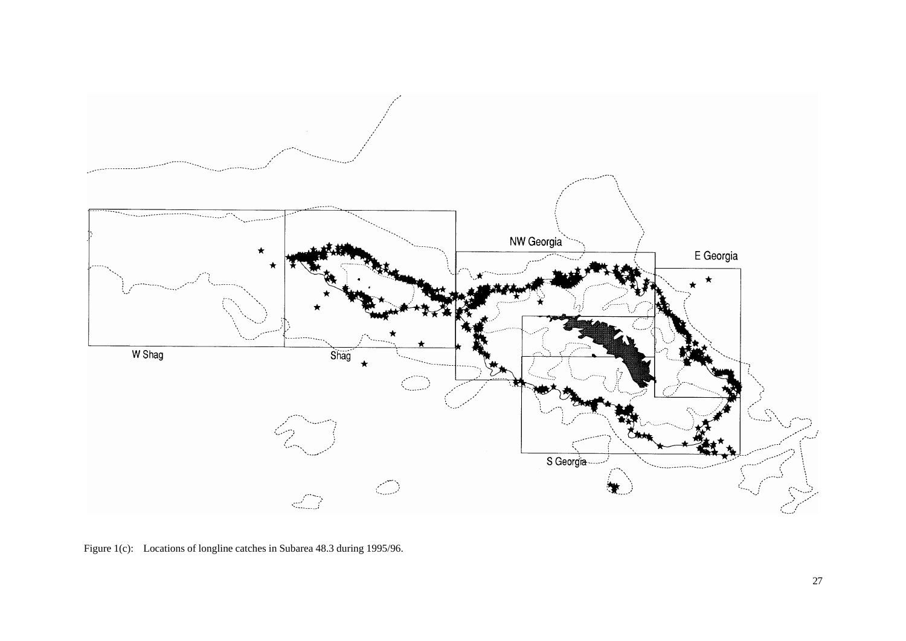W Shag

Shag

NW Georgia

E Georgia

S Georgia

Figure 1(c): Locations of longline catches in Subarea 48.3 during 1995/96.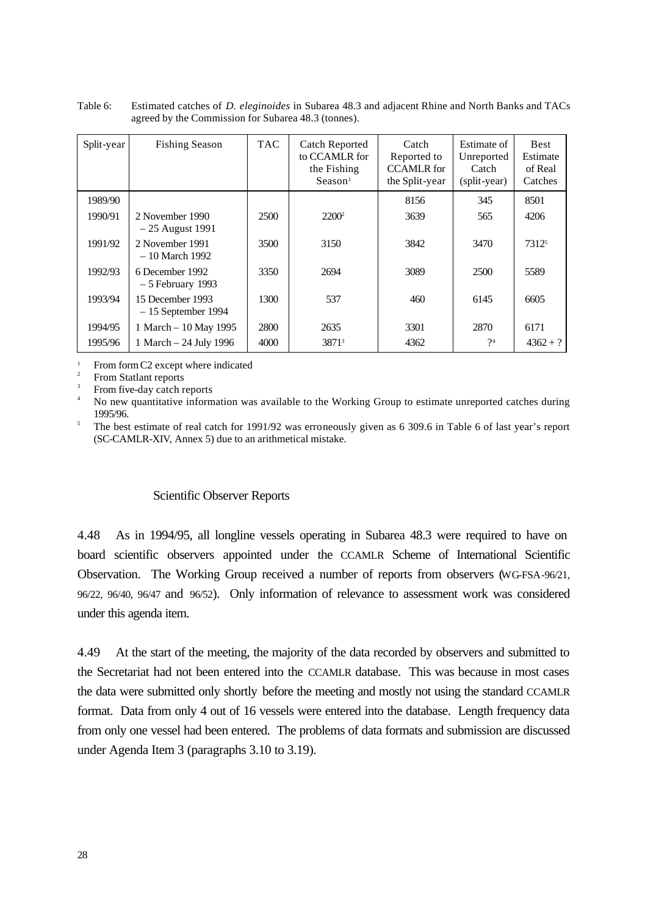Table 6: Estimated catches of *D. eleginoides* in Subarea 48.3 and adjacent Rhine and North Banks and TACs agreed by the Commission for Subarea 48.3 (tonnes).

| Split-year | Fishing Season | TAC | Catch Reported to CCAMLR for the Fishing Season[1] | Catch Reported to CCAMLR for the Split-year | Estimate of Unreported Catch (split-year) | Best Estimate of Real Catches |
|---|---|---|---|---|---|---|
| 1989/90 | | | | 8156 | 345 | 8501 |
| 1990/91 | 2 November 1990 – 25 August 1991 | 2500 | 2200[2] | 3639 | 565 | 4206 |
| 1991/92 | 2 November 1991 – 10 March 1992 | 3500 | 3150 | 3842 | 3470 | 7312[5] |
| 1992/93 | 6 December 1992 – 5 February 1993 | 3350 | 2694 | 3089 | 2500 | 5589 |
| 1993/94 | 15 December 1993 – 15 September 1994 | 1300 | 537 | 460 | 6145 | 6605 |
| 1994/95 | 1 March – 10 May 1995 | 2800 | 2635 | 3301 | 2870 | 6171 |
| 1995/96 | 1 March – 24 July 1996 | 4000 | 3871[3] | 4362 | ?[4] | 4362 + ? |

[1] From form C2 except where indicated
[2] From Statlant reports
[3] From five-day catch reports
[4] No new quantitative information was available to the Working Group to estimate unreported catches during 1995/96.
[5] The best estimate of real catch for 1991/92 was erroneously given as 6 309.6 in Table 6 of last year's report (SC-CAMLR-XIV, Annex 5) due to an arithmetical mistake.

### Scientific Observer Reports

4.48 As in 1994/95, all longline vessels operating in Subarea 48.3 were required to have on board scientific observers appointed under the CCAMLR Scheme of International Scientific Observation. The Working Group received a number of reports from observers (WG-FSA-96/21, 96/22, 96/40, 96/47 and 96/52). Only information of relevance to assessment work was considered under this agenda item.

4.49 At the start of the meeting, the majority of the data recorded by observers and submitted to the Secretariat had not been entered into the CCAMLR database. This was because in most cases the data were submitted only shortly before the meeting and mostly not using the standard CCAMLR format. Data from only 4 out of 16 vessels were entered into the database. Length frequency data from only one vessel had been entered. The problems of data formats and submission are discussed under Agenda Item 3 (paragraphs 3.10 to 3.19).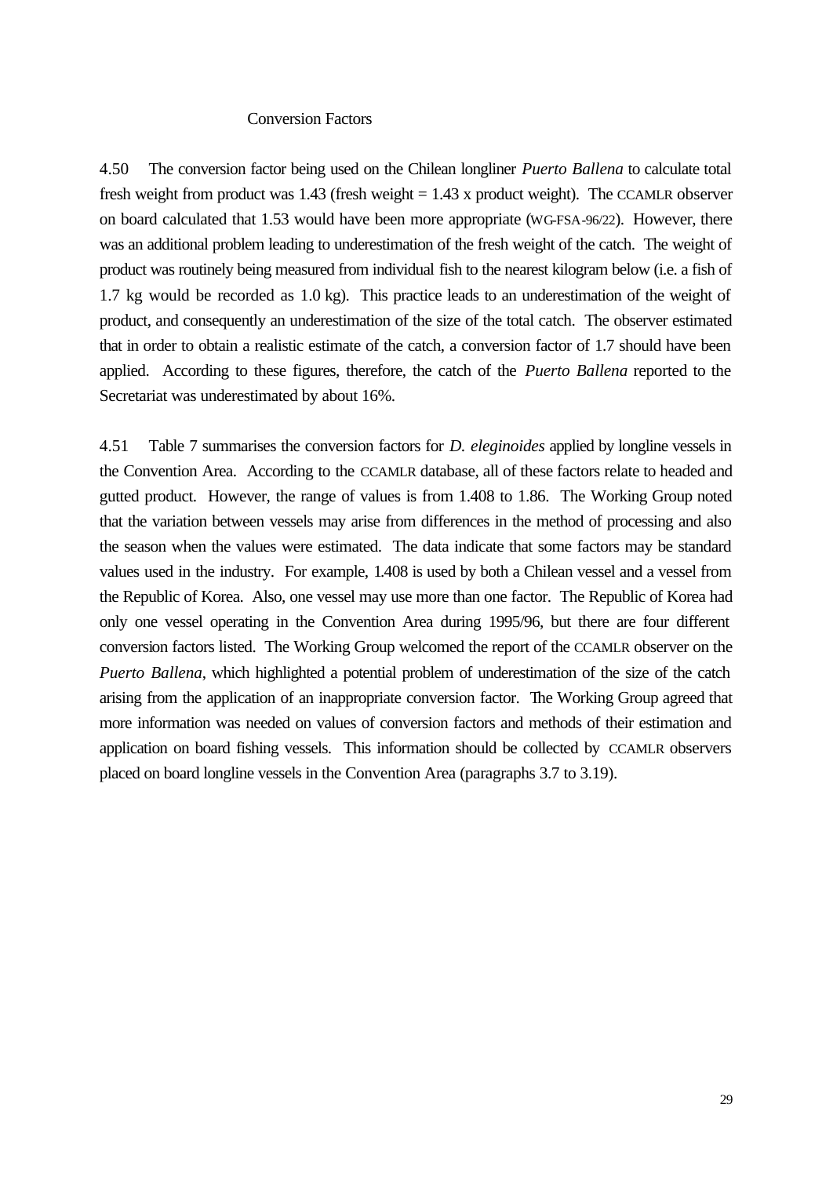### Conversion Factors

4.50 The conversion factor being used on the Chilean longliner *Puerto Ballena* to calculate total fresh weight from product was 1.43 (fresh weight = 1.43 x product weight). The CCAMLR observer on board calculated that 1.53 would have been more appropriate (WG-FSA-96/22). However, there was an additional problem leading to underestimation of the fresh weight of the catch. The weight of product was routinely being measured from individual fish to the nearest kilogram below (i.e. a fish of 1.7 kg would be recorded as 1.0 kg). This practice leads to an underestimation of the weight of product, and consequently an underestimation of the size of the total catch. The observer estimated that in order to obtain a realistic estimate of the catch, a conversion factor of 1.7 should have been applied. According to these figures, therefore, the catch of the *Puerto Ballena* reported to the Secretariat was underestimated by about 16%.

4.51 Table 7 summarises the conversion factors for *D. eleginoides* applied by longline vessels in the Convention Area. According to the CCAMLR database, all of these factors relate to headed and gutted product. However, the range of values is from 1.408 to 1.86. The Working Group noted that the variation between vessels may arise from differences in the method of processing and also the season when the values were estimated. The data indicate that some factors may be standard values used in the industry. For example, 1.408 is used by both a Chilean vessel and a vessel from the Republic of Korea. Also, one vessel may use more than one factor. The Republic of Korea had only one vessel operating in the Convention Area during 1995/96, but there are four different conversion factors listed. The Working Group welcomed the report of the CCAMLR observer on the *Puerto Ballena*, which highlighted a potential problem of underestimation of the size of the catch arising from the application of an inappropriate conversion factor. The Working Group agreed that more information was needed on values of conversion factors and methods of their estimation and application on board fishing vessels. This information should be collected by CCAMLR observers placed on board longline vessels in the Convention Area (paragraphs 3.7 to 3.19).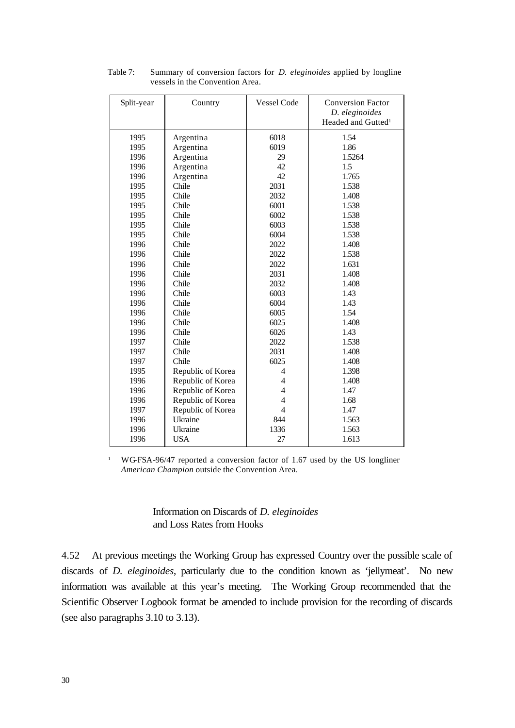Table 7: Summary of conversion factors for *D. eleginoides* applied by longline vessels in the Convention Area.

| Split-year | Country | Vessel Code | Conversion Factor *D. eleginoides* Headed and Gutted[1] |
|---|---|---|---|
| 1995 | Argentina | 6018 | 1.54 |
| 1995 | Argentina | 6019 | 1.86 |
| 1996 | Argentina | 29 | 1.5264 |
| 1996 | Argentina | 42 | 1.5 |
| 1996 | Argentina | 42 | 1.765 |
| 1995 | Chile | 2031 | 1.538 |
| 1995 | Chile | 2032 | 1.408 |
| 1995 | Chile | 6001 | 1.538 |
| 1995 | Chile | 6002 | 1.538 |
| 1995 | Chile | 6003 | 1.538 |
| 1995 | Chile | 6004 | 1.538 |
| 1996 | Chile | 2022 | 1.408 |
| 1996 | Chile | 2022 | 1.538 |
| 1996 | Chile | 2022 | 1.631 |
| 1996 | Chile | 2031 | 1.408 |
| 1996 | Chile | 2032 | 1.408 |
| 1996 | Chile | 6003 | 1.43 |
| 1996 | Chile | 6004 | 1.43 |
| 1996 | Chile | 6005 | 1.54 |
| 1996 | Chile | 6025 | 1.408 |
| 1996 | Chile | 6026 | 1.43 |
| 1997 | Chile | 2022 | 1.538 |
| 1997 | Chile | 2031 | 1.408 |
| 1997 | Chile | 6025 | 1.408 |
| 1995 | Republic of Korea | 4 | 1.398 |
| 1996 | Republic of Korea | 4 | 1.408 |
| 1996 | Republic of Korea | 4 | 1.47 |
| 1996 | Republic of Korea | 4 | 1.68 |
| 1997 | Republic of Korea | 4 | 1.47 |
| 1996 | Ukraine | 844 | 1.563 |
| 1996 | Ukraine | 1336 | 1.563 |
| 1996 | USA | 27 | 1.613 |

[1] WG-FSA-96/47 reported a conversion factor of 1.67 used by the US longliner *American Champion* outside the Convention Area.

### Information on Discards of *D. eleginoides* and Loss Rates from Hooks

4.52 At previous meetings the Working Group has expressed Country over the possible scale of discards of *D. eleginoides*, particularly due to the condition known as 'jellymeat'. No new information was available at this year's meeting. The Working Group recommended that the Scientific Observer Logbook format be amended to include provision for the recording of discards (see also paragraphs 3.10 to 3.13).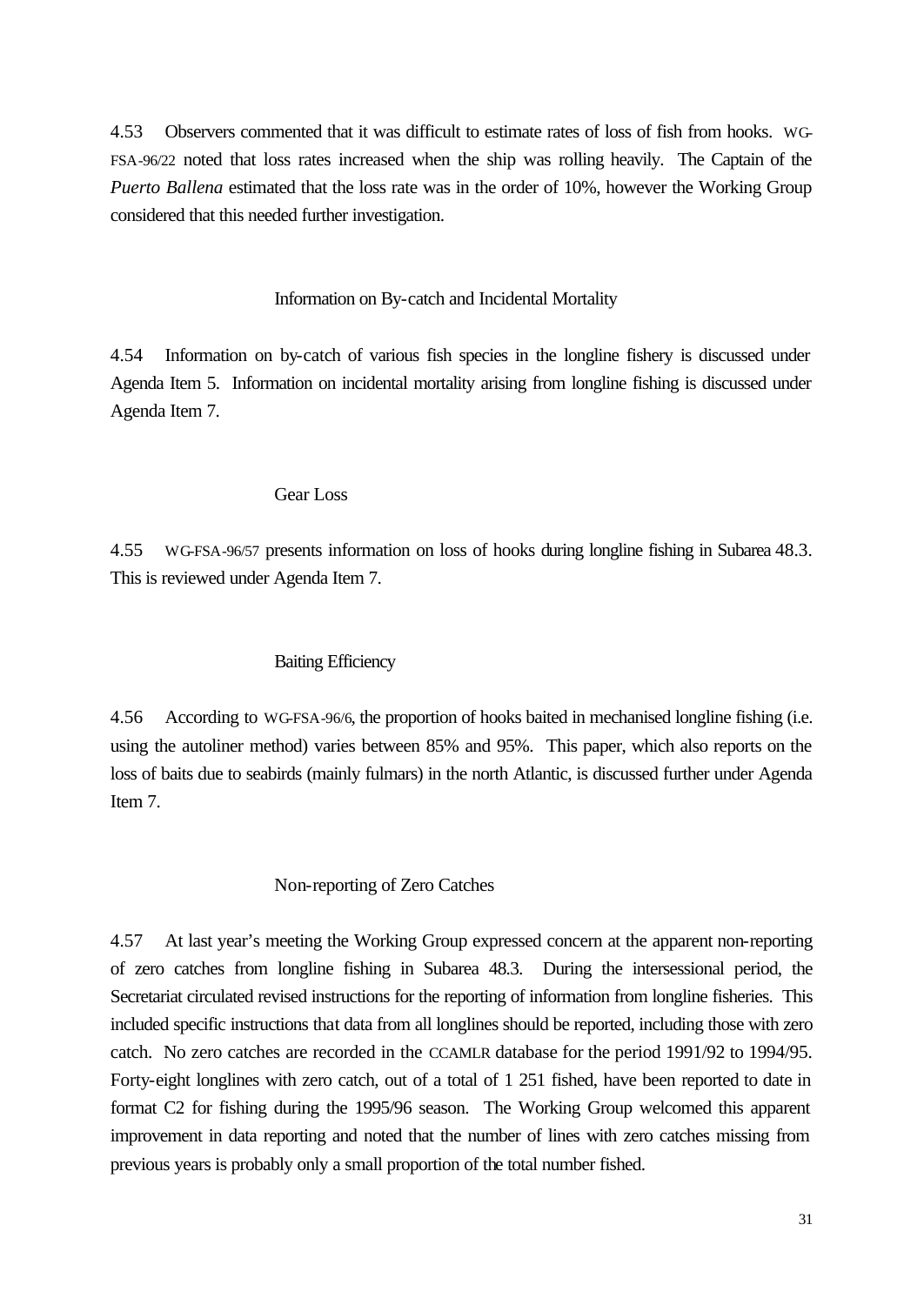4.53 Observers commented that it was difficult to estimate rates of loss of fish from hooks. WG-FSA-96/22 noted that loss rates increased when the ship was rolling heavily. The Captain of the *Puerto Ballena* estimated that the loss rate was in the order of 10%, however the Working Group considered that this needed further investigation.

### Information on By-catch and Incidental Mortality

4.54 Information on by-catch of various fish species in the longline fishery is discussed under Agenda Item 5. Information on incidental mortality arising from longline fishing is discussed under Agenda Item 7.

### Gear Loss

4.55 WG-FSA-96/57 presents information on loss of hooks during longline fishing in Subarea 48.3. This is reviewed under Agenda Item 7.

### Baiting Efficiency

4.56 According to WG-FSA-96/6, the proportion of hooks baited in mechanised longline fishing (i.e. using the autoliner method) varies between 85% and 95%. This paper, which also reports on the loss of baits due to seabirds (mainly fulmars) in the north Atlantic, is discussed further under Agenda Item 7.

### Non-reporting of Zero Catches

4.57 At last year's meeting the Working Group expressed concern at the apparent non-reporting of zero catches from longline fishing in Subarea 48.3. During the intersessional period, the Secretariat circulated revised instructions for the reporting of information from longline fisheries. This included specific instructions that data from all longlines should be reported, including those with zero catch. No zero catches are recorded in the CCAMLR database for the period 1991/92 to 1994/95. Forty-eight longlines with zero catch, out of a total of 1 251 fished, have been reported to date in format C2 for fishing during the 1995/96 season. The Working Group welcomed this apparent improvement in data reporting and noted that the number of lines with zero catches missing from previous years is probably only a small proportion of the total number fished.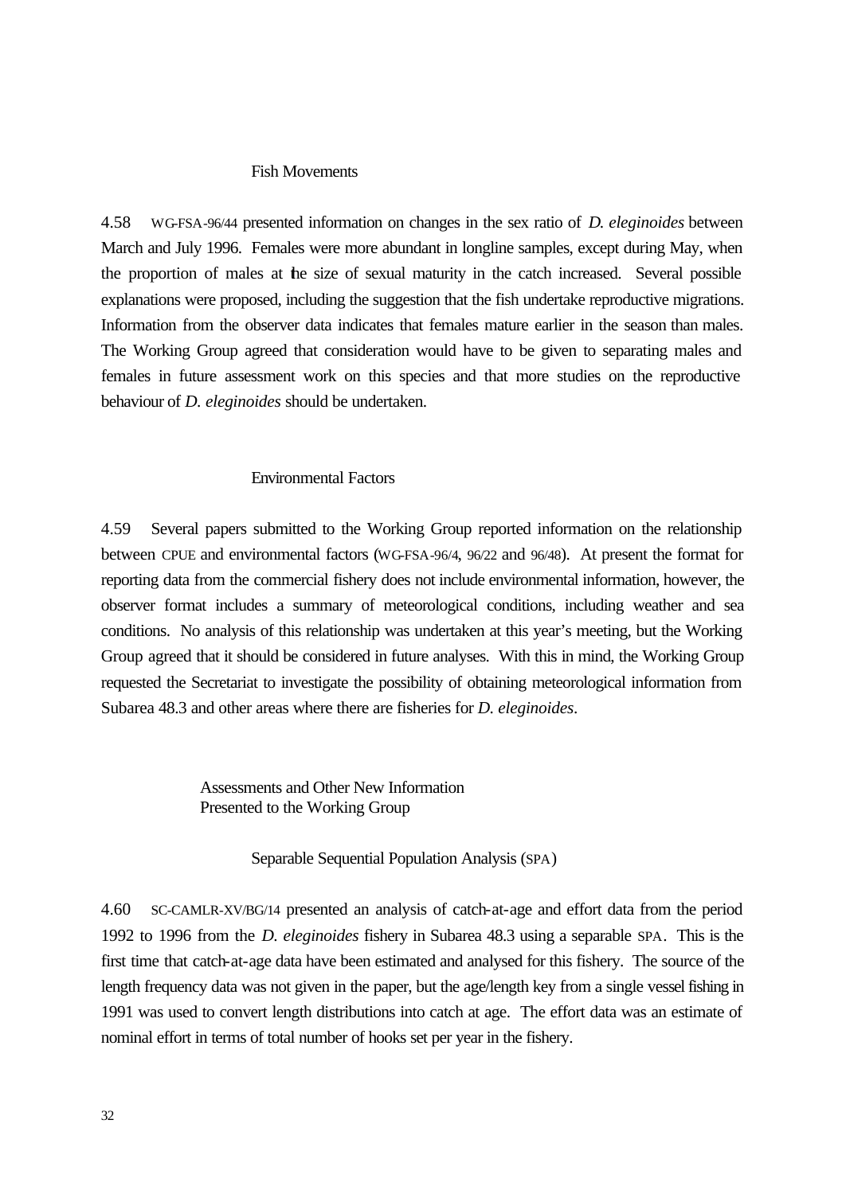### Fish Movements

4.58 WG-FSA-96/44 presented information on changes in the sex ratio of *D. eleginoides* between March and July 1996. Females were more abundant in longline samples, except during May, when the proportion of males at the size of sexual maturity in the catch increased. Several possible explanations were proposed, including the suggestion that the fish undertake reproductive migrations. Information from the observer data indicates that females mature earlier in the season than males. The Working Group agreed that consideration would have to be given to separating males and females in future assessment work on this species and that more studies on the reproductive behaviour of *D. eleginoides* should be undertaken.

### Environmental Factors

4.59 Several papers submitted to the Working Group reported information on the relationship between CPUE and environmental factors (WG-FSA-96/4, 96/22 and 96/48). At present the format for reporting data from the commercial fishery does not include environmental information, however, the observer format includes a summary of meteorological conditions, including weather and sea conditions. No analysis of this relationship was undertaken at this year's meeting, but the Working Group agreed that it should be considered in future analyses. With this in mind, the Working Group requested the Secretariat to investigate the possibility of obtaining meteorological information from Subarea 48.3 and other areas where there are fisheries for *D. eleginoides*.

## Assessments and Other New Information Presented to the Working Group

### Separable Sequential Population Analysis (SPA)

4.60 SC-CAMLR-XV/BG/14 presented an analysis of catch-at-age and effort data from the period 1992 to 1996 from the *D. eleginoides* fishery in Subarea 48.3 using a separable SPA. This is the first time that catch-at-age data have been estimated and analysed for this fishery. The source of the length frequency data was not given in the paper, but the age/length key from a single vessel fishing in 1991 was used to convert length distributions into catch at age. The effort data was an estimate of nominal effort in terms of total number of hooks set per year in the fishery.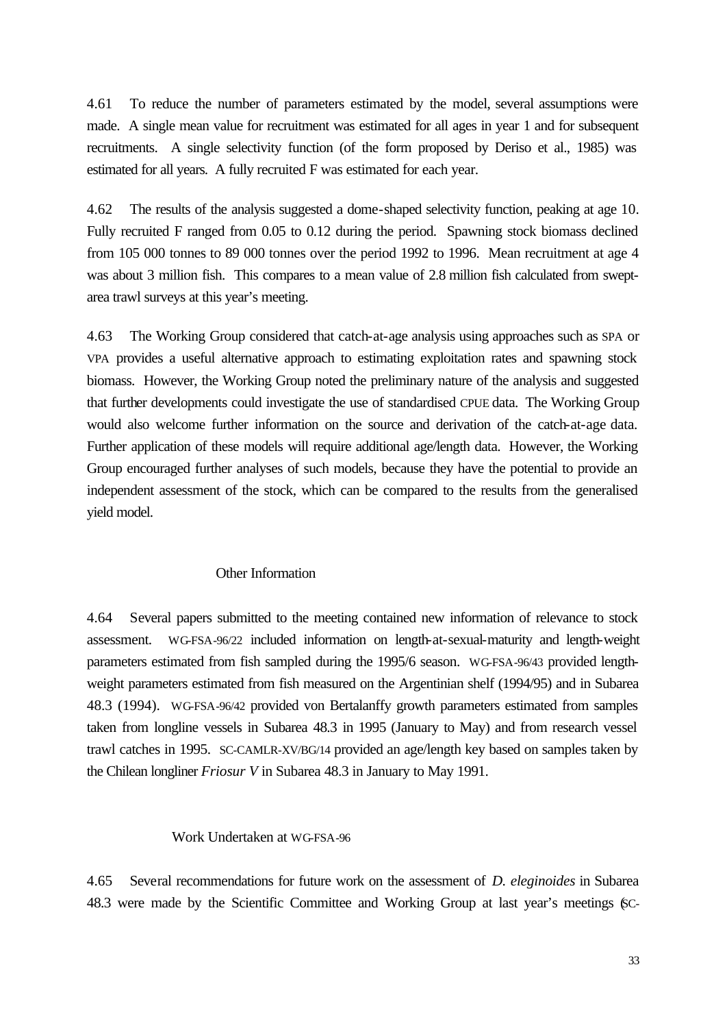4.61 To reduce the number of parameters estimated by the model, several assumptions were made. A single mean value for recruitment was estimated for all ages in year 1 and for subsequent recruitments. A single selectivity function (of the form proposed by Deriso et al., 1985) was estimated for all years. A fully recruited F was estimated for each year.

4.62 The results of the analysis suggested a dome-shaped selectivity function, peaking at age 10. Fully recruited F ranged from 0.05 to 0.12 during the period. Spawning stock biomass declined from 105 000 tonnes to 89 000 tonnes over the period 1992 to 1996. Mean recruitment at age 4 was about 3 million fish. This compares to a mean value of 2.8 million fish calculated from swept-area trawl surveys at this year's meeting.

4.63 The Working Group considered that catch-at-age analysis using approaches such as SPA or VPA provides a useful alternative approach to estimating exploitation rates and spawning stock biomass. However, the Working Group noted the preliminary nature of the analysis and suggested that further developments could investigate the use of standardised CPUE data. The Working Group would also welcome further information on the source and derivation of the catch-at-age data. Further application of these models will require additional age/length data. However, the Working Group encouraged further analyses of such models, because they have the potential to provide an independent assessment of the stock, which can be compared to the results from the generalised yield model.

### Other Information

4.64 Several papers submitted to the meeting contained new information of relevance to stock assessment. WG-FSA-96/22 included information on length-at-sexual-maturity and length-weight parameters estimated from fish sampled during the 1995/6 season. WG-FSA-96/43 provided length-weight parameters estimated from fish measured on the Argentinian shelf (1994/95) and in Subarea 48.3 (1994). WG-FSA-96/42 provided von Bertalanffy growth parameters estimated from samples taken from longline vessels in Subarea 48.3 in 1995 (January to May) and from research vessel trawl catches in 1995. SC-CAMLR-XV/BG/14 provided an age/length key based on samples taken by the Chilean longliner *Friosur V* in Subarea 48.3 in January to May 1991.

### Work Undertaken at WG-FSA-96

4.65 Several recommendations for future work on the assessment of *D. eleginoides* in Subarea 48.3 were made by the Scientific Committee and Working Group at last year's meetings (SC-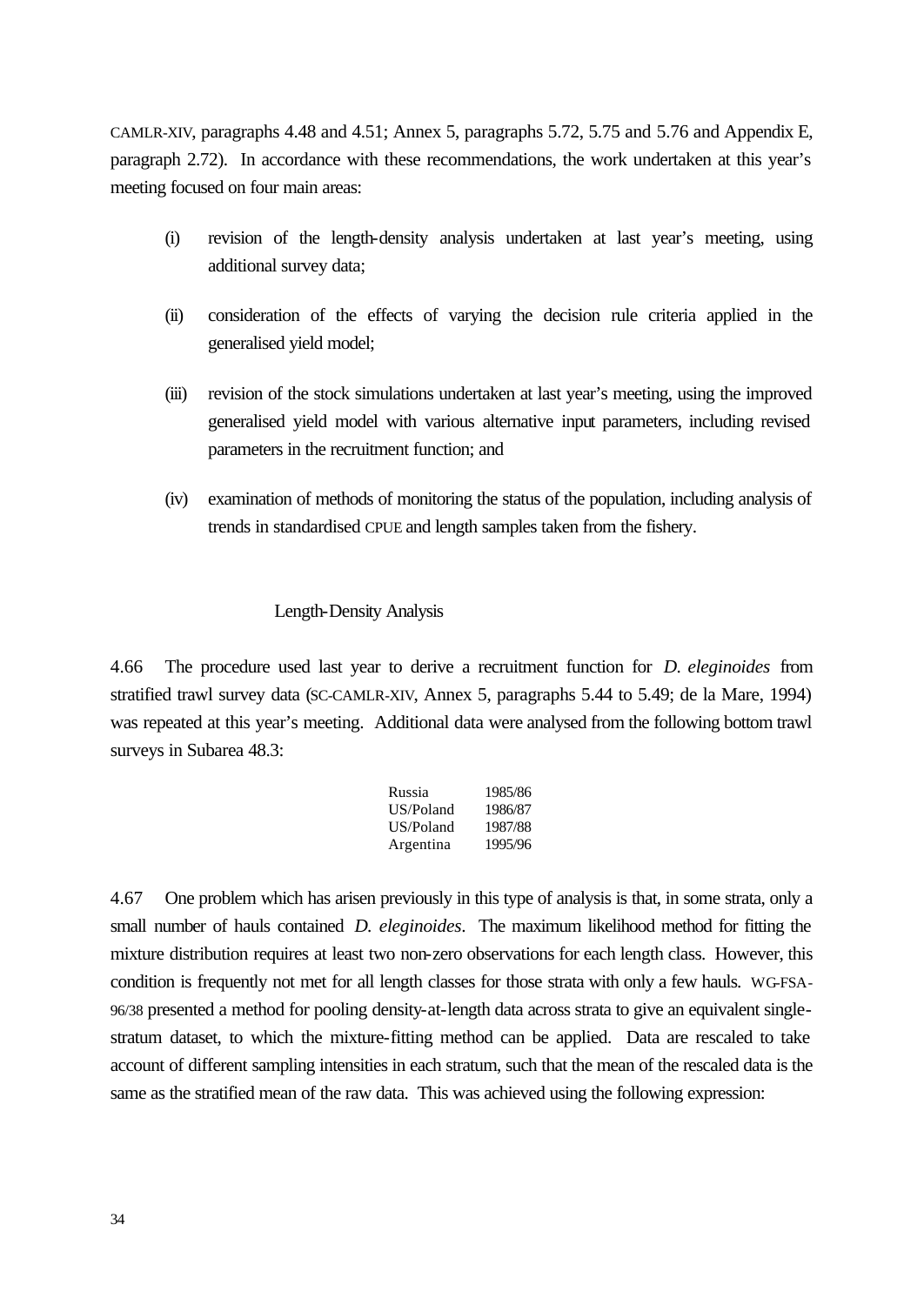CAMLR-XIV, paragraphs 4.48 and 4.51; Annex 5, paragraphs 5.72, 5.75 and 5.76 and Appendix E, paragraph 2.72). In accordance with these recommendations, the work undertaken at this year's meeting focused on four main areas:

(i) revision of the length-density analysis undertaken at last year's meeting, using additional survey data;

(ii) consideration of the effects of varying the decision rule criteria applied in the generalised yield model;

(iii) revision of the stock simulations undertaken at last year's meeting, using the improved generalised yield model with various alternative input parameters, including revised parameters in the recruitment function; and

(iv) examination of methods of monitoring the status of the population, including analysis of trends in standardised CPUE and length samples taken from the fishery.

### Length-Density Analysis

4.66 The procedure used last year to derive a recruitment function for *D. eleginoides* from stratified trawl survey data (SC-CAMLR-XIV, Annex 5, paragraphs 5.44 to 5.49; de la Mare, 1994) was repeated at this year's meeting. Additional data were analysed from the following bottom trawl surveys in Subarea 48.3:

| | |
|---|---|
| Russia | 1985/86 |
| US/Poland | 1986/87 |
| US/Poland | 1987/88 |
| Argentina | 1995/96 |

4.67 One problem which has arisen previously in this type of analysis is that, in some strata, only a small number of hauls contained *D. eleginoides*. The maximum likelihood method for fitting the mixture distribution requires at least two non-zero observations for each length class. However, this condition is frequently not met for all length classes for those strata with only a few hauls. WG-FSA-96/38 presented a method for pooling density-at-length data across strata to give an equivalent single-stratum dataset, to which the mixture-fitting method can be applied. Data are rescaled to take account of different sampling intensities in each stratum, such that the mean of the rescaled data is the same as the stratified mean of the raw data. This was achieved using the following expression: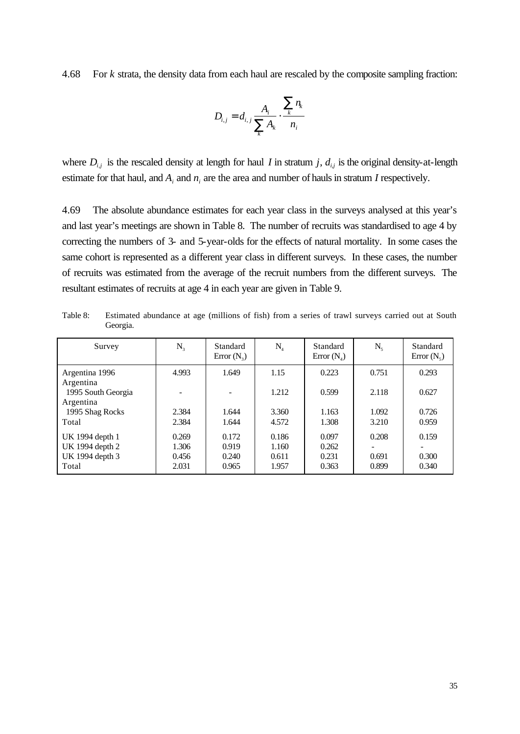4.68 For $k$ strata, the density data from each haul are rescaled by the composite sampling fraction:

$$D_{i,j} = d_{i,j} \frac{A_i}{\sum_k A_k} \cdot \frac{\sum_k n_k}{n_i}$$

where $D_{i,j}$ is the rescaled density at length for haul $I$ in stratum $j$, $d_{i,j}$ is the original density-at-length estimate for that haul, and $A_i$ and $n_i$ are the area and number of hauls in stratum $I$ respectively.

4.69 The absolute abundance estimates for each year class in the surveys analysed at this year's and last year's meetings are shown in Table 8. The number of recruits was standardised to age 4 by correcting the numbers of 3- and 5-year-olds for the effects of natural mortality. In some cases the same cohort is represented as a different year class in different surveys. In these cases, the number of recruits was estimated from the average of the recruit numbers from the different surveys. The resultant estimates of recruits at age 4 in each year are given in Table 9.

Table 8: Estimated abundance at age (millions of fish) from a series of trawl surveys carried out at South Georgia.

| Survey | $N_3$ | Standard Error ($N_3$) | $N_4$ | Standard Error ($N_4$) | $N_5$ | Standard Error ($N_5$) |
|---|---|---|---|---|---|---|
| Argentina 1996 | 4.993 | 1.649 | 1.15 | 0.223 | 0.751 | 0.293 |
| Argentina 1995 South Georgia | - | - | 1.212 | 0.599 | 2.118 | 0.627 |
| Argentina 1995 Shag Rocks | 2.384 | 1.644 | 3.360 | 1.163 | 1.092 | 0.726 |
| Total | 2.384 | 1.644 | 4.572 | 1.308 | 3.210 | 0.959 |
| UK 1994 depth 1 | 0.269 | 0.172 | 0.186 | 0.097 | 0.208 | 0.159 |
| UK 1994 depth 2 | 1.306 | 0.919 | 1.160 | 0.262 | - | - |
| UK 1994 depth 3 | 0.456 | 0.240 | 0.611 | 0.231 | 0.691 | 0.300 |
| Total | 2.031 | 0.965 | 1.957 | 0.363 | 0.899 | 0.340 |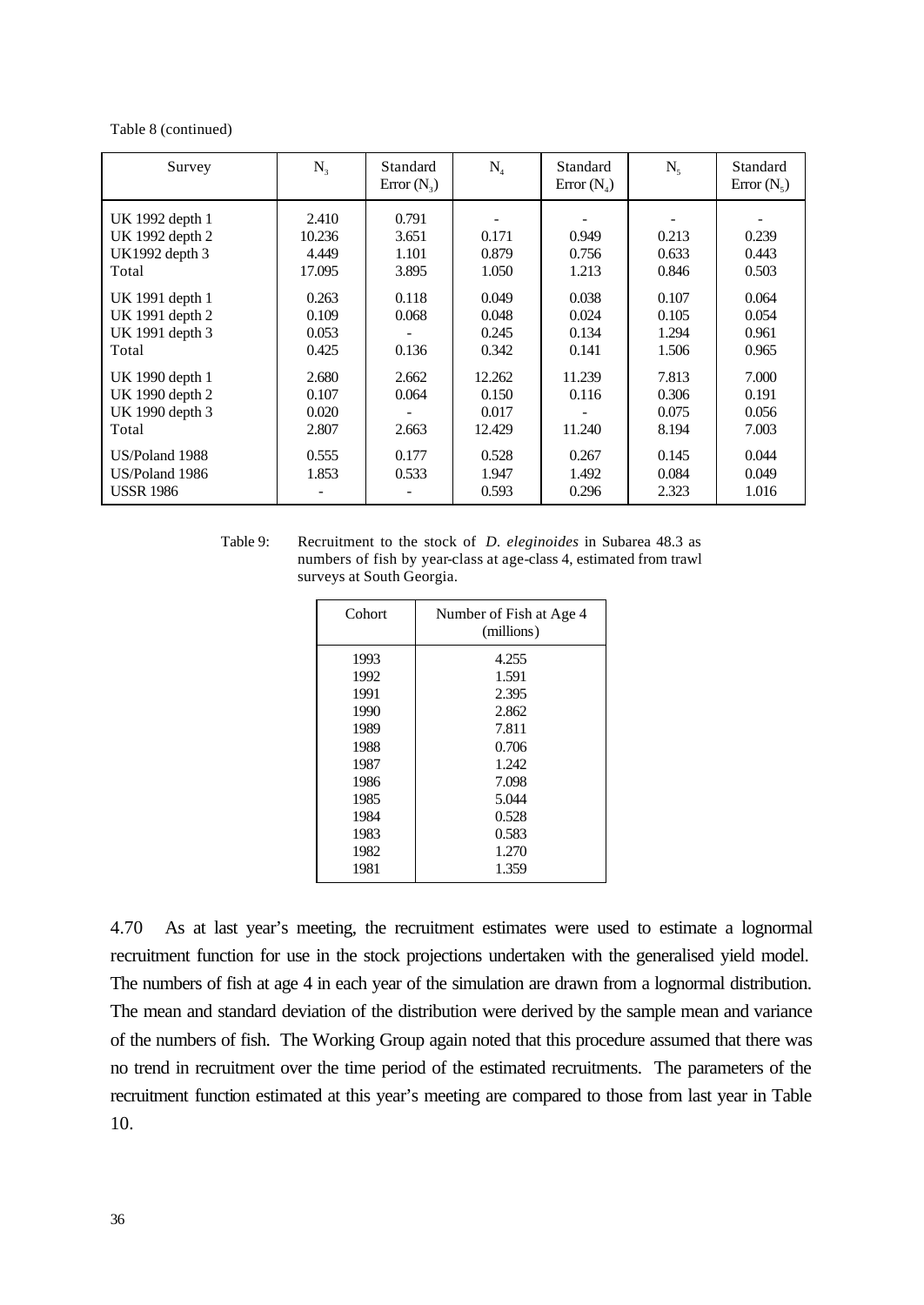Table 8 (continued)

| Survey | $N_3$ | Standard Error ($N_3$) | $N_4$ | Standard Error ($N_4$) | $N_5$ | Standard Error ($N_5$) |
|---|---|---|---|---|---|---|
| UK 1992 depth 1 | 2.410 | 0.791 | - | - | - | - |
| UK 1992 depth 2 | 10.236 | 3.651 | 0.171 | 0.949 | 0.213 | 0.239 |
| UK1992 depth 3 | 4.449 | 1.101 | 0.879 | 0.756 | 0.633 | 0.443 |
| Total | 17.095 | 3.895 | 1.050 | 1.213 | 0.846 | 0.503 |
| UK 1991 depth 1 | 0.263 | 0.118 | 0.049 | 0.038 | 0.107 | 0.064 |
| UK 1991 depth 2 | 0.109 | 0.068 | 0.048 | 0.024 | 0.105 | 0.054 |
| UK 1991 depth 3 | 0.053 | - | 0.245 | 0.134 | 1.294 | 0.961 |
| Total | 0.425 | 0.136 | 0.342 | 0.141 | 1.506 | 0.965 |
| UK 1990 depth 1 | 2.680 | 2.662 | 12.262 | 11.239 | 7.813 | 7.000 |
| UK 1990 depth 2 | 0.107 | 0.064 | 0.150 | 0.116 | 0.306 | 0.191 |
| UK 1990 depth 3 | 0.020 | - | 0.017 | - | 0.075 | 0.056 |
| Total | 2.807 | 2.663 | 12.429 | 11.240 | 8.194 | 7.003 |
| US/Poland 1988 | 0.555 | 0.177 | 0.528 | 0.267 | 0.145 | 0.044 |
| US/Poland 1986 | 1.853 | 0.533 | 1.947 | 1.492 | 0.084 | 0.049 |
| USSR 1986 | - | - | 0.593 | 0.296 | 2.323 | 1.016 |

Table 9: Recruitment to the stock of *D. eleginoides* in Subarea 48.3 as numbers of fish by year-class at age-class 4, estimated from trawl surveys at South Georgia.

| Cohort | Number of Fish at Age 4 (millions) |
|---|---|
| 1993 | 4.255 |
| 1992 | 1.591 |
| 1991 | 2.395 |
| 1990 | 2.862 |
| 1989 | 7.811 |
| 1988 | 0.706 |
| 1987 | 1.242 |
| 1986 | 7.098 |
| 1985 | 5.044 |
| 1984 | 0.528 |
| 1983 | 0.583 |
| 1982 | 1.270 |
| 1981 | 1.359 |

4.70 As at last year's meeting, the recruitment estimates were used to estimate a lognormal recruitment function for use in the stock projections undertaken with the generalised yield model. The numbers of fish at age 4 in each year of the simulation are drawn from a lognormal distribution. The mean and standard deviation of the distribution were derived by the sample mean and variance of the numbers of fish. The Working Group again noted that this procedure assumed that there was no trend in recruitment over the time period of the estimated recruitments. The parameters of the recruitment function estimated at this year's meeting are compared to those from last year in Table 10.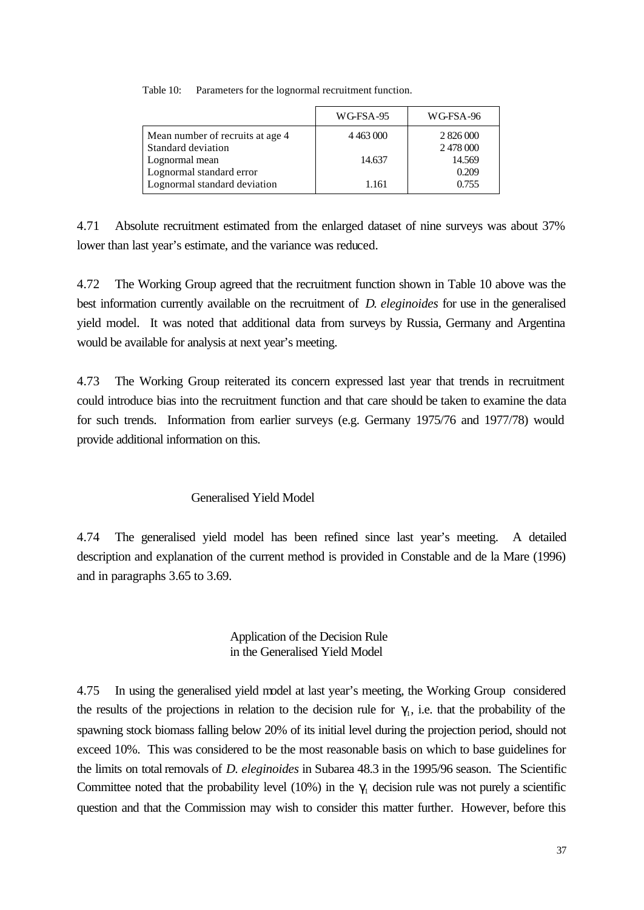Table 10: Parameters for the lognormal recruitment function.

| | WG-FSA-95 | WG-FSA-96 |
|---|---|---|
| Mean number of recruits at age 4 | 4 463 000 | 2 826 000 |
| Standard deviation | | 2 478 000 |
| Lognormal mean | 14.637 | 14.569 |
| Lognormal standard error | | 0.209 |
| Lognormal standard deviation | 1.161 | 0.755 |

4.71 Absolute recruitment estimated from the enlarged dataset of nine surveys was about 37% lower than last year's estimate, and the variance was reduced.

4.72 The Working Group agreed that the recruitment function shown in Table 10 above was the best information currently available on the recruitment of *D. eleginoides* for use in the generalised yield model. It was noted that additional data from surveys by Russia, Germany and Argentina would be available for analysis at next year's meeting.

4.73 The Working Group reiterated its concern expressed last year that trends in recruitment could introduce bias into the recruitment function and that care should be taken to examine the data for such trends. Information from earlier surveys (e.g. Germany 1975/76 and 1977/78) would provide additional information on this.

### Generalised Yield Model

4.74 The generalised yield model has been refined since last year's meeting. A detailed description and explanation of the current method is provided in Constable and de la Mare (1996) and in paragraphs 3.65 to 3.69.

### Application of the Decision Rule in the Generalised Yield Model

4.75 In using the generalised yield model at last year's meeting, the Working Group considered the results of the projections in relation to the decision rule for $\gamma_1$, i.e. that the probability of the spawning stock biomass falling below 20% of its initial level during the projection period, should not exceed 10%. This was considered to be the most reasonable basis on which to base guidelines for the limits on total removals of *D. eleginoides* in Subarea 48.3 in the 1995/96 season. The Scientific Committee noted that the probability level (10%) in the $\gamma_1$ decision rule was not purely a scientific question and that the Commission may wish to consider this matter further. However, before this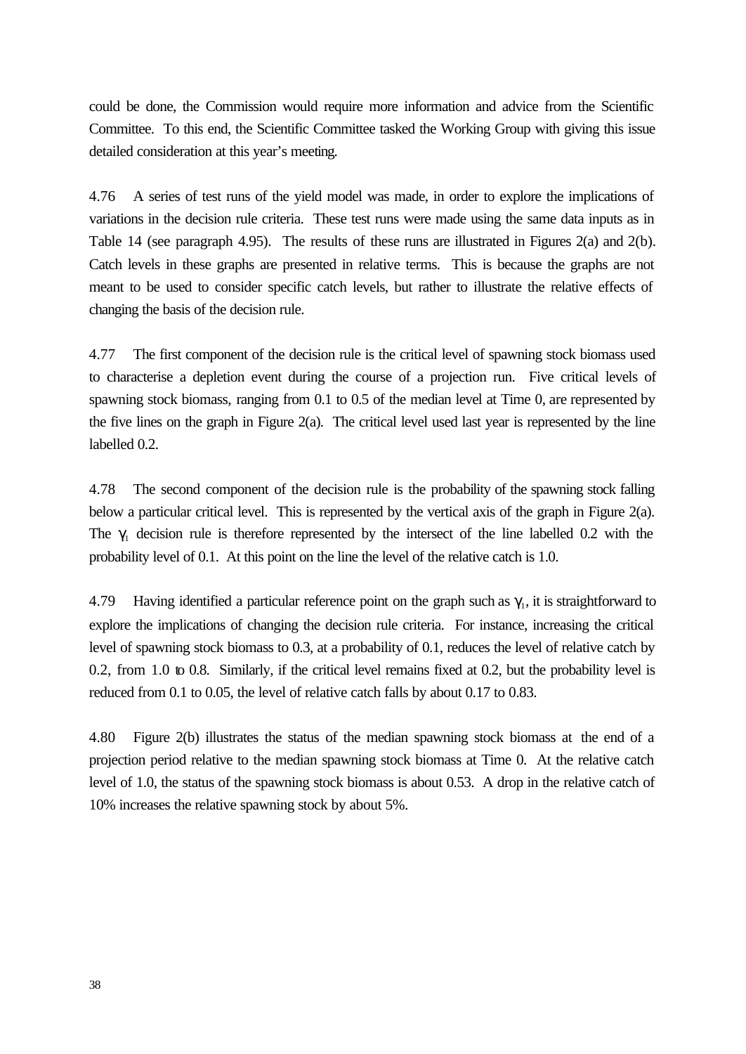could be done, the Commission would require more information and advice from the Scientific Committee. To this end, the Scientific Committee tasked the Working Group with giving this issue detailed consideration at this year's meeting.

4.76 A series of test runs of the yield model was made, in order to explore the implications of variations in the decision rule criteria. These test runs were made using the same data inputs as in Table 14 (see paragraph 4.95). The results of these runs are illustrated in Figures 2(a) and 2(b). Catch levels in these graphs are presented in relative terms. This is because the graphs are not meant to be used to consider specific catch levels, but rather to illustrate the relative effects of changing the basis of the decision rule.

4.77 The first component of the decision rule is the critical level of spawning stock biomass used to characterise a depletion event during the course of a projection run. Five critical levels of spawning stock biomass, ranging from 0.1 to 0.5 of the median level at Time 0, are represented by the five lines on the graph in Figure 2(a). The critical level used last year is represented by the line labelled 0.2.

4.78 The second component of the decision rule is the probability of the spawning stock falling below a particular critical level. This is represented by the vertical axis of the graph in Figure 2(a). The $\gamma_1$ decision rule is therefore represented by the intersect of the line labelled 0.2 with the probability level of 0.1. At this point on the line the level of the relative catch is 1.0.

4.79 Having identified a particular reference point on the graph such as $\gamma_1$, it is straightforward to explore the implications of changing the decision rule criteria. For instance, increasing the critical level of spawning stock biomass to 0.3, at a probability of 0.1, reduces the level of relative catch by 0.2, from 1.0 to 0.8. Similarly, if the critical level remains fixed at 0.2, but the probability level is reduced from 0.1 to 0.05, the level of relative catch falls by about 0.17 to 0.83.

4.80 Figure 2(b) illustrates the status of the median spawning stock biomass at the end of a projection period relative to the median spawning stock biomass at Time 0. At the relative catch level of 1.0, the status of the spawning stock biomass is about 0.53. A drop in the relative catch of 10% increases the relative spawning stock by about 5%.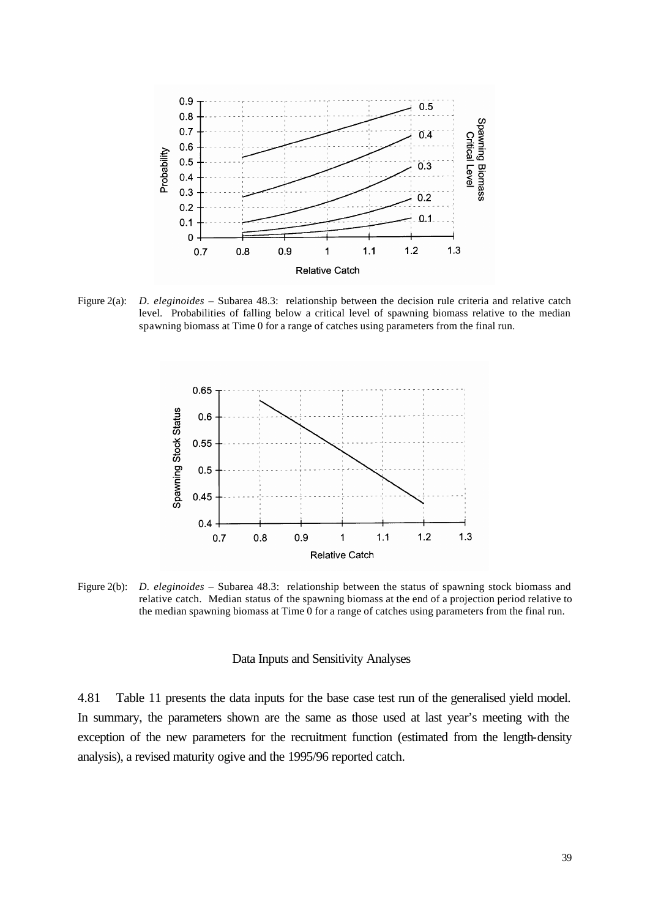Figure 2(a): *D. eleginoides* – Subarea 48.3: relationship between the decision rule criteria and relative catch level. Probabilities of falling below a critical level of spawning biomass relative to the median spawning biomass at Time 0 for a range of catches using parameters from the final run.

Figure 2(b): *D. eleginoides* – Subarea 48.3: relationship between the status of spawning stock biomass and relative catch. Median status of the spawning biomass at the end of a projection period relative to the median spawning biomass at Time 0 for a range of catches using parameters from the final run.

### Data Inputs and Sensitivity Analyses

4.81 Table 11 presents the data inputs for the base case test run of the generalised yield model. In summary, the parameters shown are the same as those used at last year's meeting with the exception of the new parameters for the recruitment function (estimated from the length-density analysis), a revised maturity ogive and the 1995/96 reported catch.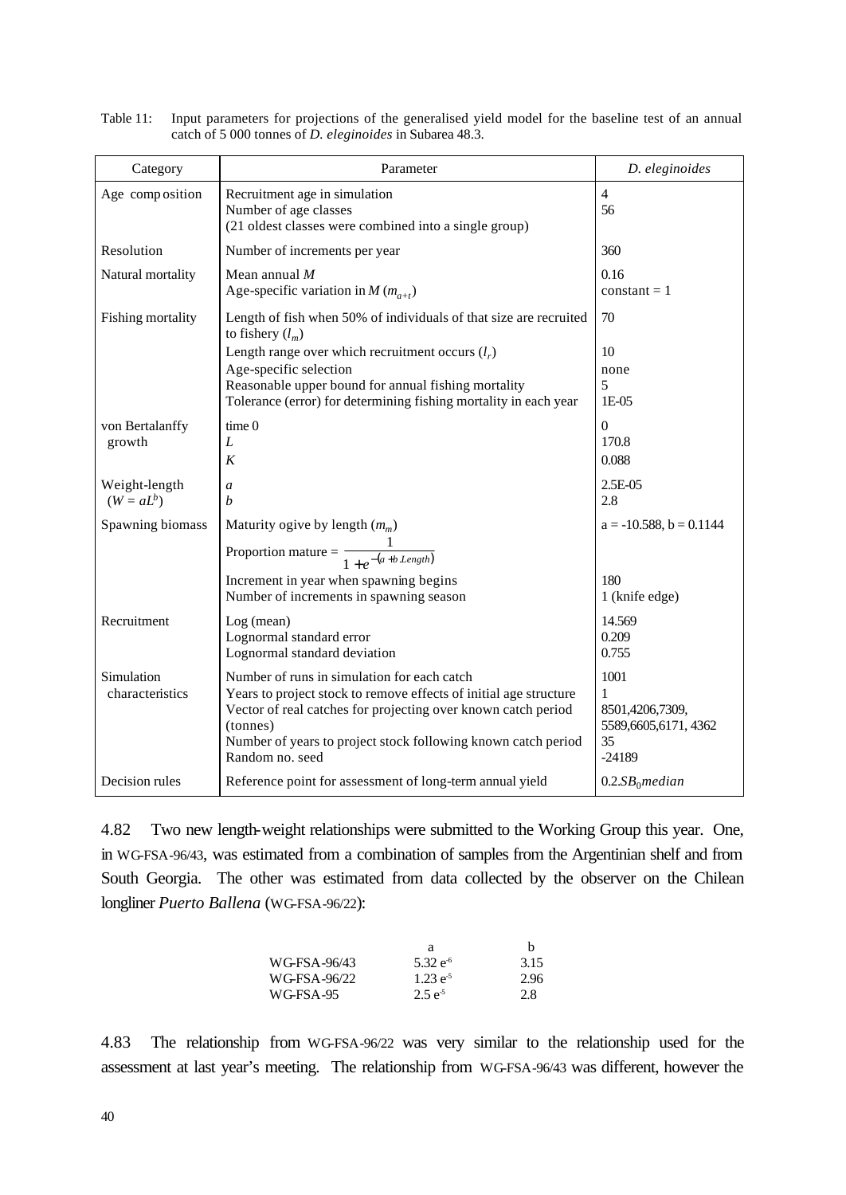Table 11: Input parameters for projections of the generalised yield model for the baseline test of an annual catch of 5 000 tonnes of *D. eleginoides* in Subarea 48.3.

| Category | Parameter | *D. eleginoides* |
|---|---|---|
| Age composition | Recruitment age in simulation<br>Number of age classes<br>(21 oldest classes were combined into a single group) | 4<br>56 |
| Resolution | Number of increments per year | 360 |
| Natural mortality | Mean annual $M$<br>Age-specific variation in $M$ ($m_{a+t}$) | 0.16<br>constant = 1 |
| Fishing mortality | Length of fish when 50% of individuals of that size are recruited to fishery ($l_m$)<br>Length range over which recruitment occurs ($l_r$)<br>Age-specific selection<br>Reasonable upper bound for annual fishing mortality<br>Tolerance (error) for determining fishing mortality in each year | 70<br><br>10<br>none<br>5<br>1E-05 |
| von Bertalanffy growth | time 0<br>$L$<br>$K$ | 0<br>170.8<br>0.088 |
| Weight-length ($W = aL^b$) | $a$<br>$b$ | 2.5E-05<br>2.8 |
| Spawning biomass | Maturity ogive by length ($m_m$)<br>Proportion mature = $\frac{1}{1+e^{-(a+b.Length)}}$<br>Increment in year when spawning begins<br>Number of increments in spawning season | a = -10.588, b = 0.1144<br><br>180<br>1 (knife edge) |
| Recruitment | Log (mean)<br>Lognormal standard error<br>Lognormal standard deviation | 14.569<br>0.209<br>0.755 |
| Simulation characteristics | Number of runs in simulation for each catch<br>Years to project stock to remove effects of initial age structure<br>Vector of real catches for projecting over known catch period (tonnes)<br>Number of years to project stock following known catch period<br>Random no. seed | 1001<br>1<br>8501,4206,7309, 5589,6605,6171, 4362<br>35<br>-24189 |
| Decision rules | Reference point for assessment of long-term annual yield | $0.2.SB_0 median$ |

4.82 Two new length-weight relationships were submitted to the Working Group this year. One, in WG-FSA-96/43, was estimated from a combination of samples from the Argentinian shelf and from South Georgia. The other was estimated from data collected by the observer on the Chilean longliner *Puerto Ballena* (WG-FSA-96/22):

| | a | b |
|---|---|---|
| WG-FSA-96/43 | 5.32 $e^{-6}$ | 3.15 |
| WG-FSA-96/22 | 1.23 $e^{-5}$ | 2.96 |
| WG-FSA-95 | 2.5 $e^{-5}$ | 2.8 |

4.83 The relationship from WG-FSA-96/22 was very similar to the relationship used for the assessment at last year's meeting. The relationship from WG-FSA-96/43 was different, however the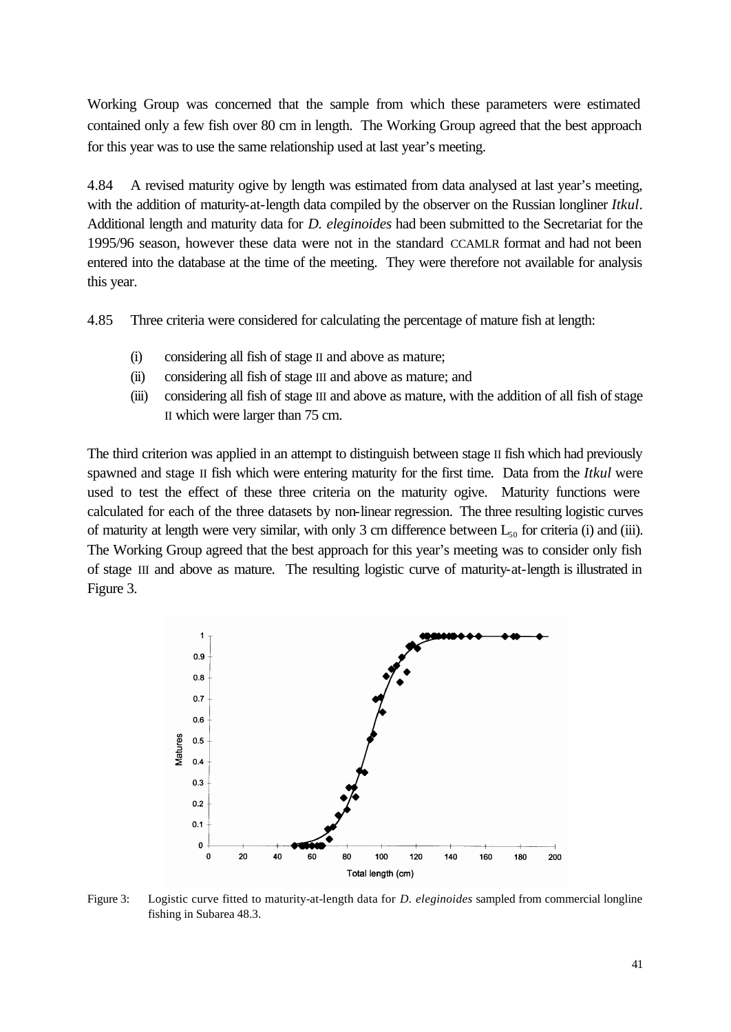Working Group was concerned that the sample from which these parameters were estimated contained only a few fish over 80 cm in length. The Working Group agreed that the best approach for this year was to use the same relationship used at last year's meeting.

4.84 A revised maturity ogive by length was estimated from data analysed at last year's meeting, with the addition of maturity-at-length data compiled by the observer on the Russian longliner *Itkul*. Additional length and maturity data for *D. eleginoides* had been submitted to the Secretariat for the 1995/96 season, however these data were not in the standard CCAMLR format and had not been entered into the database at the time of the meeting. They were therefore not available for analysis this year.

4.85 Three criteria were considered for calculating the percentage of mature fish at length:

(i) considering all fish of stage II and above as mature;
(ii) considering all fish of stage III and above as mature; and
(iii) considering all fish of stage III and above as mature, with the addition of all fish of stage II which were larger than 75 cm.

The third criterion was applied in an attempt to distinguish between stage II fish which had previously spawned and stage II fish which were entering maturity for the first time. Data from the *Itkul* were used to test the effect of these three criteria on the maturity ogive. Maturity functions were calculated for each of the three datasets by non-linear regression. The three resulting logistic curves of maturity at length were very similar, with only 3 cm difference between $L_{50}$ for criteria (i) and (iii). The Working Group agreed that the best approach for this year's meeting was to consider only fish of stage III and above as mature. The resulting logistic curve of maturity-at-length is illustrated in Figure 3.

Figure 3: Logistic curve fitted to maturity-at-length data for *D. eleginoides* sampled from commercial longline fishing in Subarea 48.3.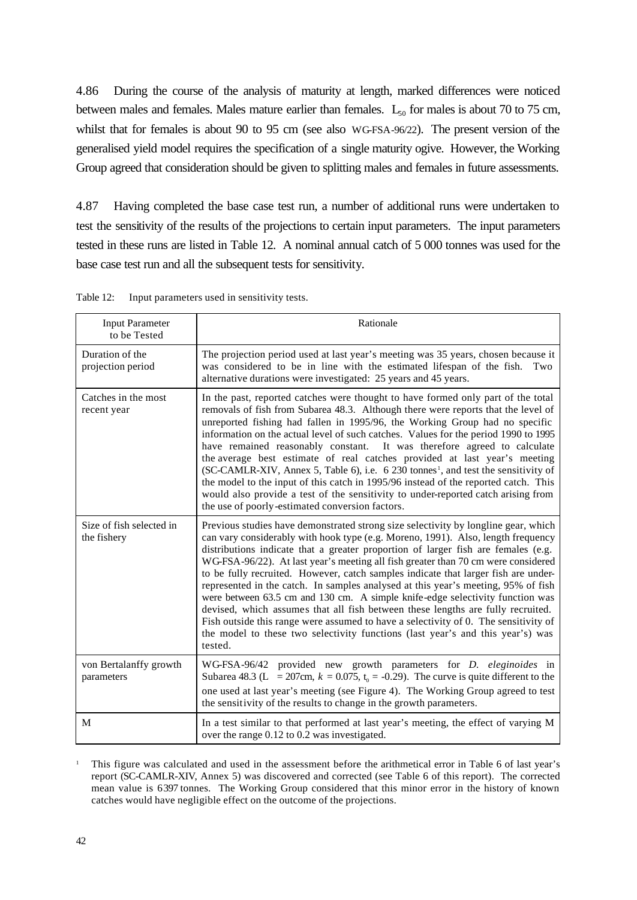4.86 During the course of the analysis of maturity at length, marked differences were noticed between males and females. Males mature earlier than females. $L_{50}$ for males is about 70 to 75 cm, whilst that for females is about 90 to 95 cm (see also WG-FSA-96/22). The present version of the generalised yield model requires the specification of a single maturity ogive. However, the Working Group agreed that consideration should be given to splitting males and females in future assessments.

4.87 Having completed the base case test run, a number of additional runs were undertaken to test the sensitivity of the results of the projections to certain input parameters. The input parameters tested in these runs are listed in Table 12. A nominal annual catch of 5 000 tonnes was used for the base case test run and all the subsequent tests for sensitivity.

Table 12: Input parameters used in sensitivity tests.

| Input Parameter to be Tested | Rationale |
|---|---|
| Duration of the projection period | The projection period used at last year's meeting was 35 years, chosen because it was considered to be in line with the estimated lifespan of the fish. Two alternative durations were investigated: 25 years and 45 years. |
| Catches in the most recent year | In the past, reported catches were thought to have formed only part of the total removals of fish from Subarea 48.3. Although there were reports that the level of unreported fishing had fallen in 1995/96, the Working Group had no specific information on the actual level of such catches. Values for the period 1990 to 1995 have remained reasonably constant. It was therefore agreed to calculate the average best estimate of real catches provided at last year's meeting (SC-CAMLR-XIV, Annex 5, Table 6), i.e. 6 230 tonnes[1], and test the sensitivity of the model to the input of this catch in 1995/96 instead of the reported catch. This would also provide a test of the sensitivity to under-reported catch arising from the use of poorly-estimated conversion factors. |
| Size of fish selected in the fishery | Previous studies have demonstrated strong size selectivity by longline gear, which can vary considerably with hook type (e.g. Moreno, 1991). Also, length frequency distributions indicate that a greater proportion of larger fish are females (e.g. WG-FSA-96/22). At last year's meeting all fish greater than 70 cm were considered to be fully recruited. However, catch samples indicate that larger fish are under-represented in the catch. In samples analysed at this year's meeting, 95% of fish were between 63.5 cm and 130 cm. A simple knife-edge selectivity function was devised, which assumes that all fish between these lengths are fully recruited. Fish outside this range were assumed to have a selectivity of 0. The sensitivity of the model to these two selectivity functions (last year's and this year's) was tested. |
| von Bertalanffy growth parameters | WG-FSA-96/42 provided new growth parameters for *D. eleginoides* in Subarea 48.3 ($L_{\infty}$ = 207cm, $k$ = 0.075, $t_0$ = -0.29). The curve is quite different to the one used at last year's meeting (see Figure 4). The Working Group agreed to test the sensitivity of the results to change in the growth parameters. |
| M | In a test similar to that performed at last year's meeting, the effect of varying M over the range 0.12 to 0.2 was investigated. |

[1] This figure was calculated and used in the assessment before the arithmetical error in Table 6 of last year's report (SC-CAMLR-XIV, Annex 5) was discovered and corrected (see Table 6 of this report). The corrected mean value is 6 397 tonnes. The Working Group considered that this minor error in the history of known catches would have negligible effect on the outcome of the projections.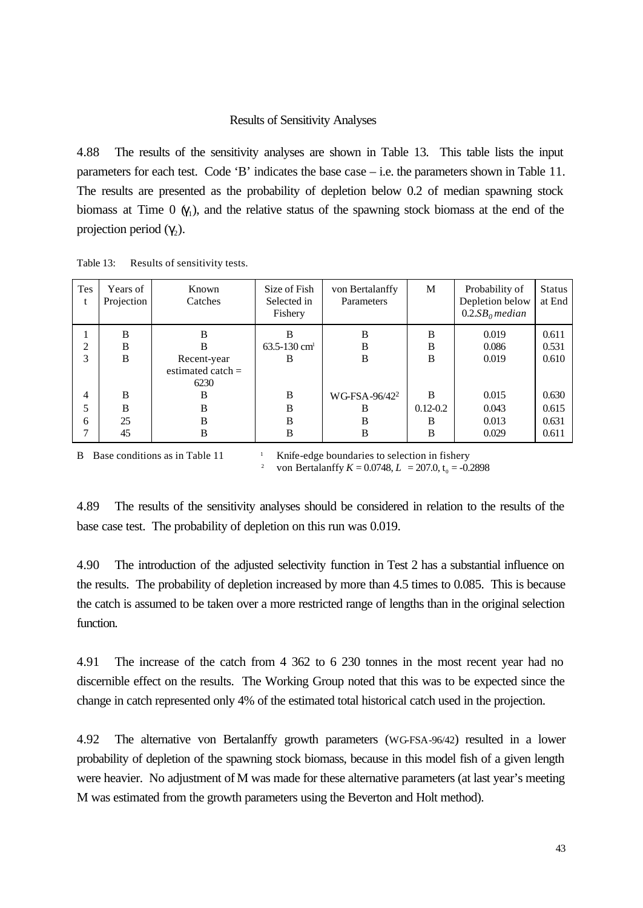### Results of Sensitivity Analyses

4.88 The results of the sensitivity analyses are shown in Table 13. This table lists the input parameters for each test. Code 'B' indicates the base case – i.e. the parameters shown in Table 11. The results are presented as the probability of depletion below 0.2 of median spawning stock biomass at Time 0 ($\gamma_1$), and the relative status of the spawning stock biomass at the end of the projection period ($\gamma_2$).

Table 13: Results of sensitivity tests.

| Test | Years of Projection | Known Catches | Size of Fish Selected in Fishery | von Bertalanffy Parameters | M | Probability of Depletion below $0.2.SB_0$ *median* | Status at End |
|---|---|---|---|---|---|---|---|
| 1 | B | B | B | B | B | 0.019 | 0.611 |
| 2 | B | B | 63.5-130 cm[1] | B | B | 0.086 | 0.531 |
| 3 | B | Recent-year estimated catch = 6230 | B | B | B | 0.019 | 0.610 |
| 4 | B | B | B | WG-FSA-96/42[2] | B | 0.015 | 0.630 |
| 5 | B | B | B | B | 0.12-0.2 | 0.043 | 0.615 |
| 6 | 25 | B | B | B | B | 0.013 | 0.631 |
| 7 | 45 | B | B | B | B | 0.029 | 0.611 |

B Base conditions as in Table 11

[1] Knife-edge boundaries to selection in fishery

[2] von Bertalanffy $K = 0.0748$, $L_\infty = 207.0$, $t_0 = -0.2898$

4.89 The results of the sensitivity analyses should be considered in relation to the results of the base case test. The probability of depletion on this run was 0.019.

4.90 The introduction of the adjusted selectivity function in Test 2 has a substantial influence on the results. The probability of depletion increased by more than 4.5 times to 0.085. This is because the catch is assumed to be taken over a more restricted range of lengths than in the original selection function.

4.91 The increase of the catch from 4 362 to 6 230 tonnes in the most recent year had no discernible effect on the results. The Working Group noted that this was to be expected since the change in catch represented only 4% of the estimated total historical catch used in the projection.

4.92 The alternative von Bertalanffy growth parameters (WG-FSA-96/42) resulted in a lower probability of depletion of the spawning stock biomass, because in this model fish of a given length were heavier. No adjustment of M was made for these alternative parameters (at last year's meeting M was estimated from the growth parameters using the Beverton and Holt method).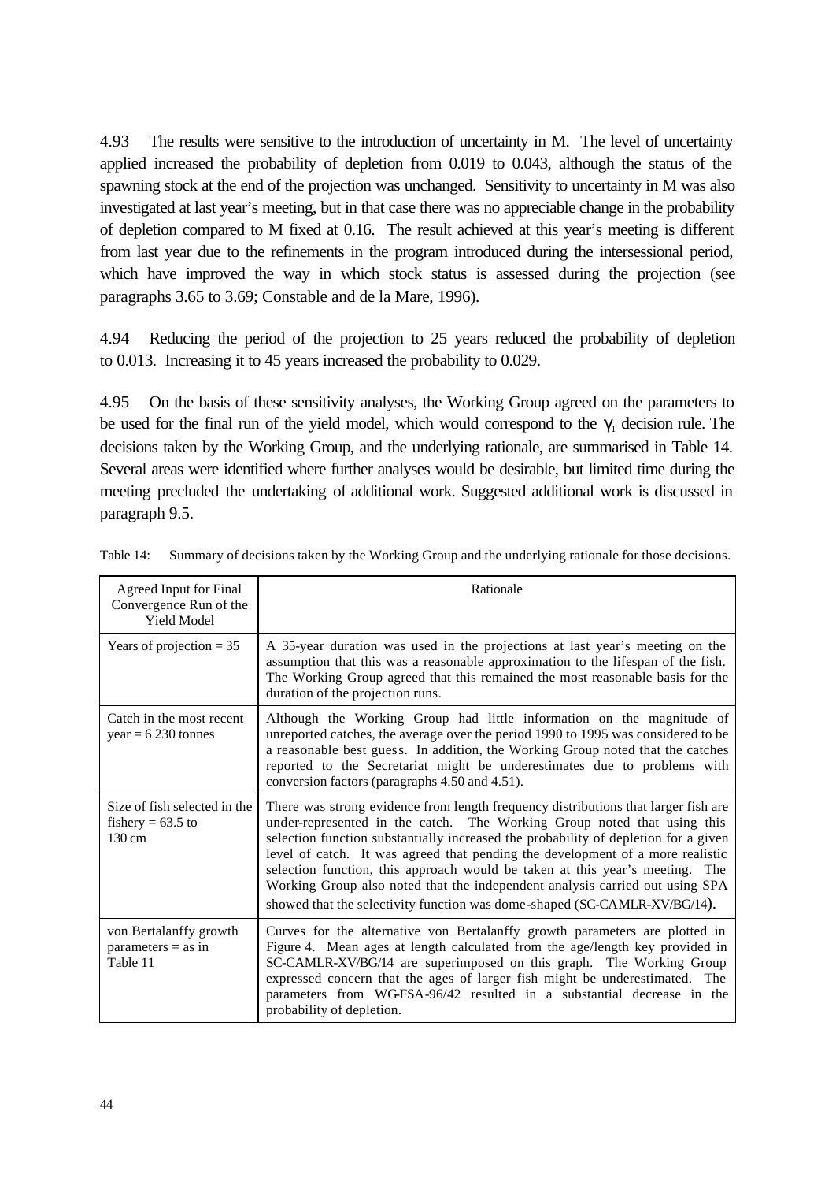4.93 The results were sensitive to the introduction of uncertainty in M. The level of uncertainty applied increased the probability of depletion from 0.019 to 0.043, although the status of the spawning stock at the end of the projection was unchanged. Sensitivity to uncertainty in M was also investigated at last year's meeting, but in that case there was no appreciable change in the probability of depletion compared to M fixed at 0.16. The result achieved at this year's meeting is different from last year due to the refinements in the program introduced during the intersessional period, which have improved the way in which stock status is assessed during the projection (see paragraphs 3.65 to 3.69; Constable and de la Mare, 1996).

4.94 Reducing the period of the projection to 25 years reduced the probability of depletion to 0.013. Increasing it to 45 years increased the probability to 0.029.

4.95 On the basis of these sensitivity analyses, the Working Group agreed on the parameters to be used for the final run of the yield model, which would correspond to the $\gamma_1$ decision rule. The decisions taken by the Working Group, and the underlying rationale, are summarised in Table 14. Several areas were identified where further analyses would be desirable, but limited time during the meeting precluded the undertaking of additional work. Suggested additional work is discussed in paragraph 9.5.

Table 14: Summary of decisions taken by the Working Group and the underlying rationale for those decisions.

| Agreed Input for Final Convergence Run of the Yield Model | Rationale |
|---|---|
| Years of projection = 35 | A 35-year duration was used in the projections at last year's meeting on the assumption that this was a reasonable approximation to the lifespan of the fish. The Working Group agreed that this remained the most reasonable basis for the duration of the projection runs. |
| Catch in the most recent year = 6 230 tonnes | Although the Working Group had little information on the magnitude of unreported catches, the average over the period 1990 to 1995 was considered to be a reasonable best guess. In addition, the Working Group noted that the catches reported to the Secretariat might be underestimates due to problems with conversion factors (paragraphs 4.50 and 4.51). |
| Size of fish selected in the fishery = 63.5 to 130 cm | There was strong evidence from length frequency distributions that larger fish are under-represented in the catch. The Working Group noted that using this selection function substantially increased the probability of depletion for a given level of catch. It was agreed that pending the development of a more realistic selection function, this approach would be taken at this year's meeting. The Working Group also noted that the independent analysis carried out using SPA showed that the selectivity function was dome-shaped (SC-CAMLR-XV/BG/14). |
| von Bertalanffy growth parameters = as in Table 11 | Curves for the alternative von Bertalanffy growth parameters are plotted in Figure 4. Mean ages at length calculated from the age/length key provided in SC-CAMLR-XV/BG/14 are superimposed on this graph. The Working Group expressed concern that the ages of larger fish might be underestimated. The parameters from WG-FSA-96/42 resulted in a substantial decrease in the probability of depletion. |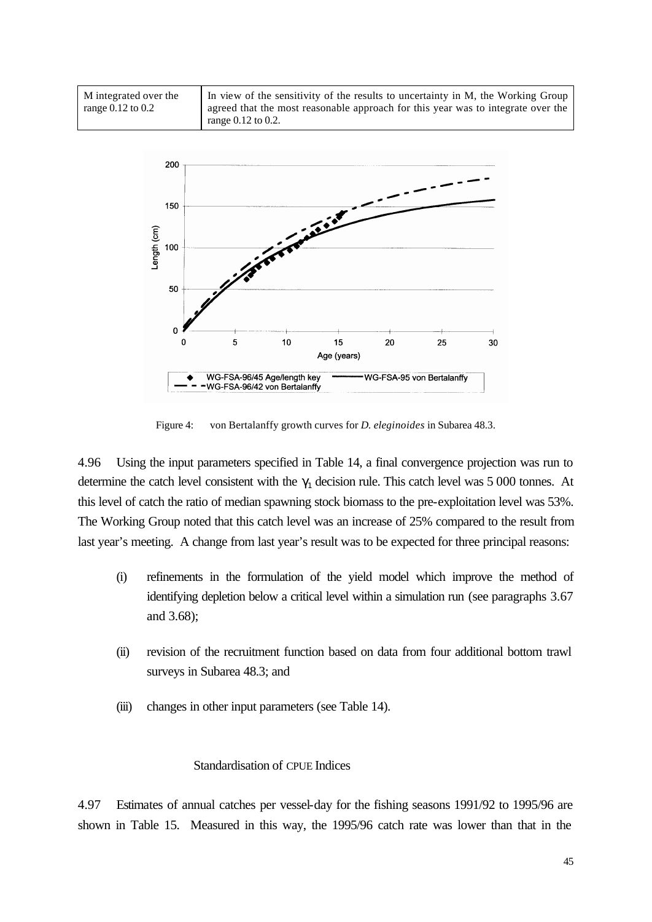| M integrated over the range 0.12 to 0.2 | In view of the sensitivity of the results to uncertainty in M, the Working Group agreed that the most reasonable approach for this year was to integrate over the range 0.12 to 0.2. |
|---|---|

Figure 4: von Bertalanffy growth curves for *D. eleginoides* in Subarea 48.3.

4.96 Using the input parameters specified in Table 14, a final convergence projection was run to determine the catch level consistent with the $\gamma_1$ decision rule. This catch level was 5 000 tonnes. At this level of catch the ratio of median spawning stock biomass to the pre-exploitation level was 53%. The Working Group noted that this catch level was an increase of 25% compared to the result from last year's meeting. A change from last year's result was to be expected for three principal reasons:

(i) refinements in the formulation of the yield model which improve the method of identifying depletion below a critical level within a simulation run (see paragraphs 3.67 and 3.68);

(ii) revision of the recruitment function based on data from four additional bottom trawl surveys in Subarea 48.3; and

(iii) changes in other input parameters (see Table 14).

### Standardisation of CPUE Indices

4.97 Estimates of annual catches per vessel-day for the fishing seasons 1991/92 to 1995/96 are shown in Table 15. Measured in this way, the 1995/96 catch rate was lower than that in the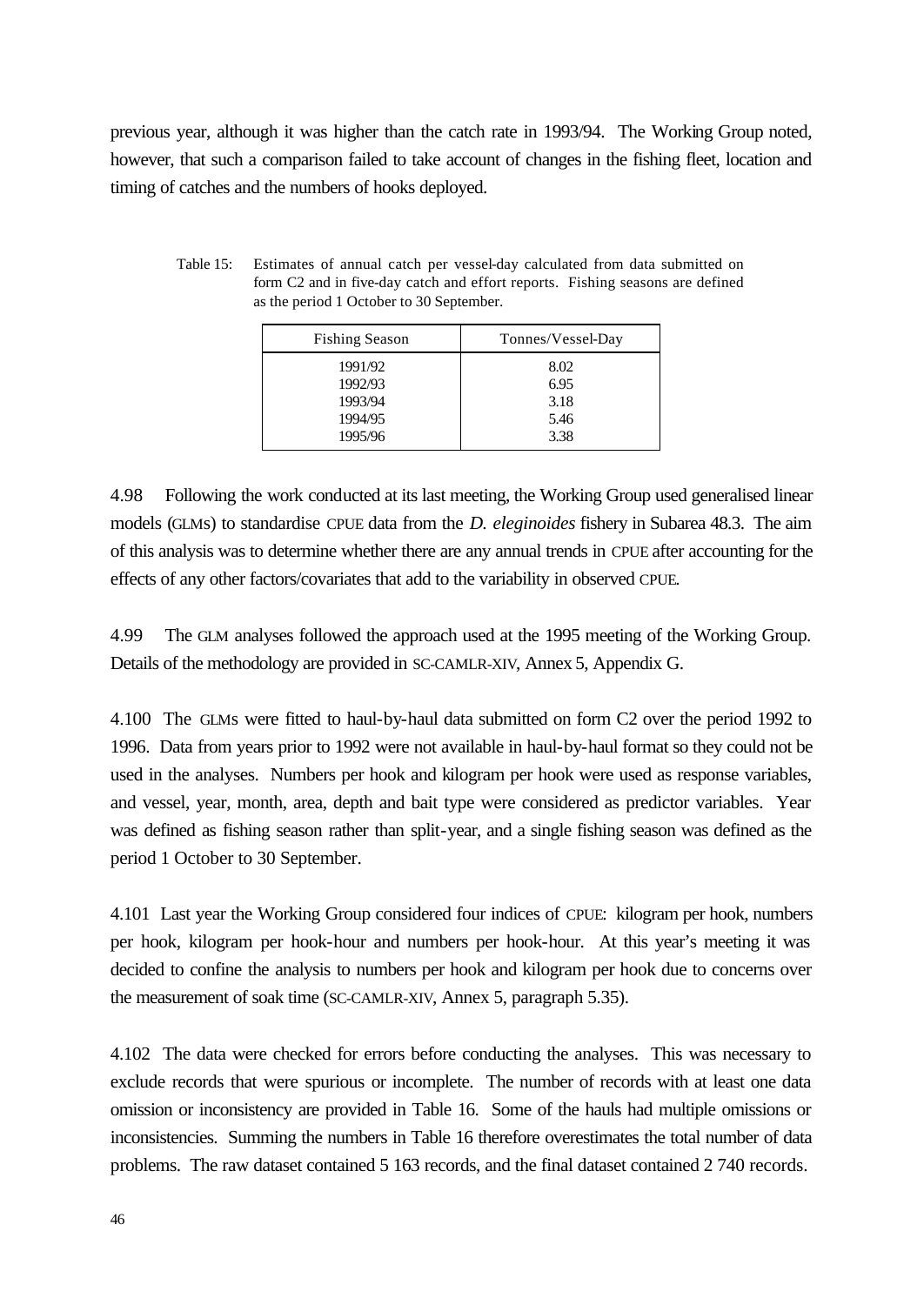previous year, although it was higher than the catch rate in 1993/94. The Working Group noted, however, that such a comparison failed to take account of changes in the fishing fleet, location and timing of catches and the numbers of hooks deployed.

Table 15: Estimates of annual catch per vessel-day calculated from data submitted on form C2 and in five-day catch and effort reports. Fishing seasons are defined as the period 1 October to 30 September.

| Fishing Season | Tonnes/Vessel-Day |
|---|---|
| 1991/92 | 8.02 |
| 1992/93 | 6.95 |
| 1993/94 | 3.18 |
| 1994/95 | 5.46 |
| 1995/96 | 3.38 |

4.98 Following the work conducted at its last meeting, the Working Group used generalised linear models (GLMs) to standardise CPUE data from the *D. eleginoides* fishery in Subarea 48.3. The aim of this analysis was to determine whether there are any annual trends in CPUE after accounting for the effects of any other factors/covariates that add to the variability in observed CPUE.

4.99 The GLM analyses followed the approach used at the 1995 meeting of the Working Group. Details of the methodology are provided in SC-CAMLR-XIV, Annex 5, Appendix G.

4.100 The GLMs were fitted to haul-by-haul data submitted on form C2 over the period 1992 to 1996. Data from years prior to 1992 were not available in haul-by-haul format so they could not be used in the analyses. Numbers per hook and kilogram per hook were used as response variables, and vessel, year, month, area, depth and bait type were considered as predictor variables. Year was defined as fishing season rather than split-year, and a single fishing season was defined as the period 1 October to 30 September.

4.101 Last year the Working Group considered four indices of CPUE: kilogram per hook, numbers per hook, kilogram per hook-hour and numbers per hook-hour. At this year's meeting it was decided to confine the analysis to numbers per hook and kilogram per hook due to concerns over the measurement of soak time (SC-CAMLR-XIV, Annex 5, paragraph 5.35).

4.102 The data were checked for errors before conducting the analyses. This was necessary to exclude records that were spurious or incomplete. The number of records with at least one data omission or inconsistency are provided in Table 16. Some of the hauls had multiple omissions or inconsistencies. Summing the numbers in Table 16 therefore overestimates the total number of data problems. The raw dataset contained 5 163 records, and the final dataset contained 2 740 records.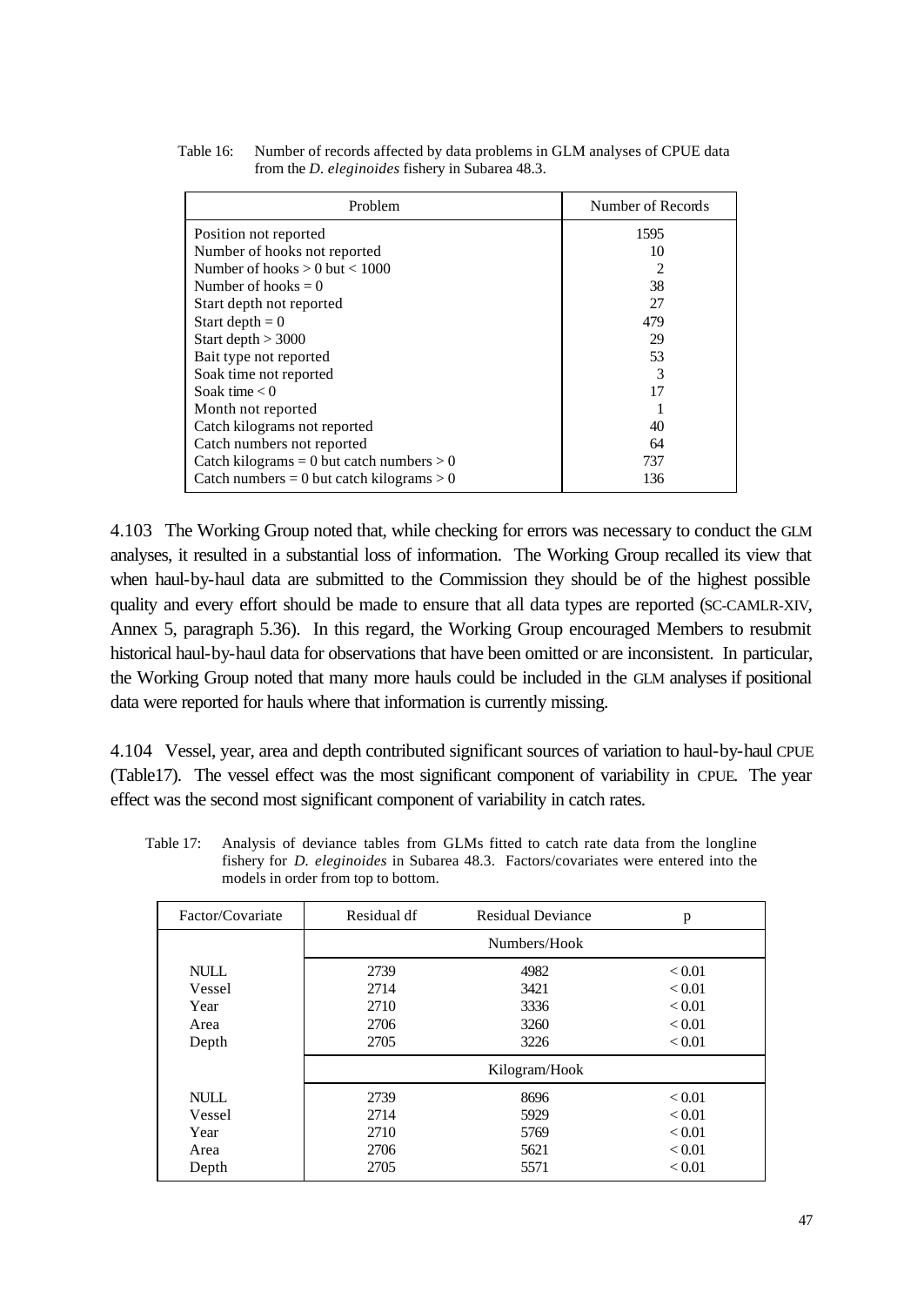Table 16: Number of records affected by data problems in GLM analyses of CPUE data from the *D. eleginoides* fishery in Subarea 48.3.

| Problem | Number of Records |
|---|---|
| Position not reported | 1595 |
| Number of hooks not reported | 10 |
| Number of hooks > 0 but < 1000 | 2 |
| Number of hooks = 0 | 38 |
| Start depth not reported | 27 |
| Start depth = 0 | 479 |
| Start depth > 3000 | 29 |
| Bait type not reported | 53 |
| Soak time not reported | 3 |
| Soak time < 0 | 17 |
| Month not reported | 1 |
| Catch kilograms not reported | 40 |
| Catch numbers not reported | 64 |
| Catch kilograms = 0 but catch numbers > 0 | 737 |
| Catch numbers = 0 but catch kilograms > 0 | 136 |

4.103 The Working Group noted that, while checking for errors was necessary to conduct the GLM analyses, it resulted in a substantial loss of information. The Working Group recalled its view that when haul-by-haul data are submitted to the Commission they should be of the highest possible quality and every effort should be made to ensure that all data types are reported (SC-CAMLR-XIV, Annex 5, paragraph 5.36). In this regard, the Working Group encouraged Members to resubmit historical haul-by-haul data for observations that have been omitted or are inconsistent. In particular, the Working Group noted that many more hauls could be included in the GLM analyses if positional data were reported for hauls where that information is currently missing.

4.104 Vessel, year, area and depth contributed significant sources of variation to haul-by-haul CPUE (Table17). The vessel effect was the most significant component of variability in CPUE. The year effect was the second most significant component of variability in catch rates.

Table 17: Analysis of deviance tables from GLMs fitted to catch rate data from the longline fishery for *D. eleginoides* in Subarea 48.3. Factors/covariates were entered into the models in order from top to bottom.

| Factor/Covariate | Residual df | Residual Deviance | p |
|---|---|---|---|
| | Numbers/Hook | | |
| NULL | 2739 | 4982 | < 0.01 |
| Vessel | 2714 | 3421 | < 0.01 |
| Year | 2710 | 3336 | < 0.01 |
| Area | 2706 | 3260 | < 0.01 |
| Depth | 2705 | 3226 | < 0.01 |
| | Kilogram/Hook | | |
| NULL | 2739 | 8696 | < 0.01 |
| Vessel | 2714 | 5929 | < 0.01 |
| Year | 2710 | 5769 | < 0.01 |
| Area | 2706 | 5621 | < 0.01 |
| Depth | 2705 | 5571 | < 0.01 |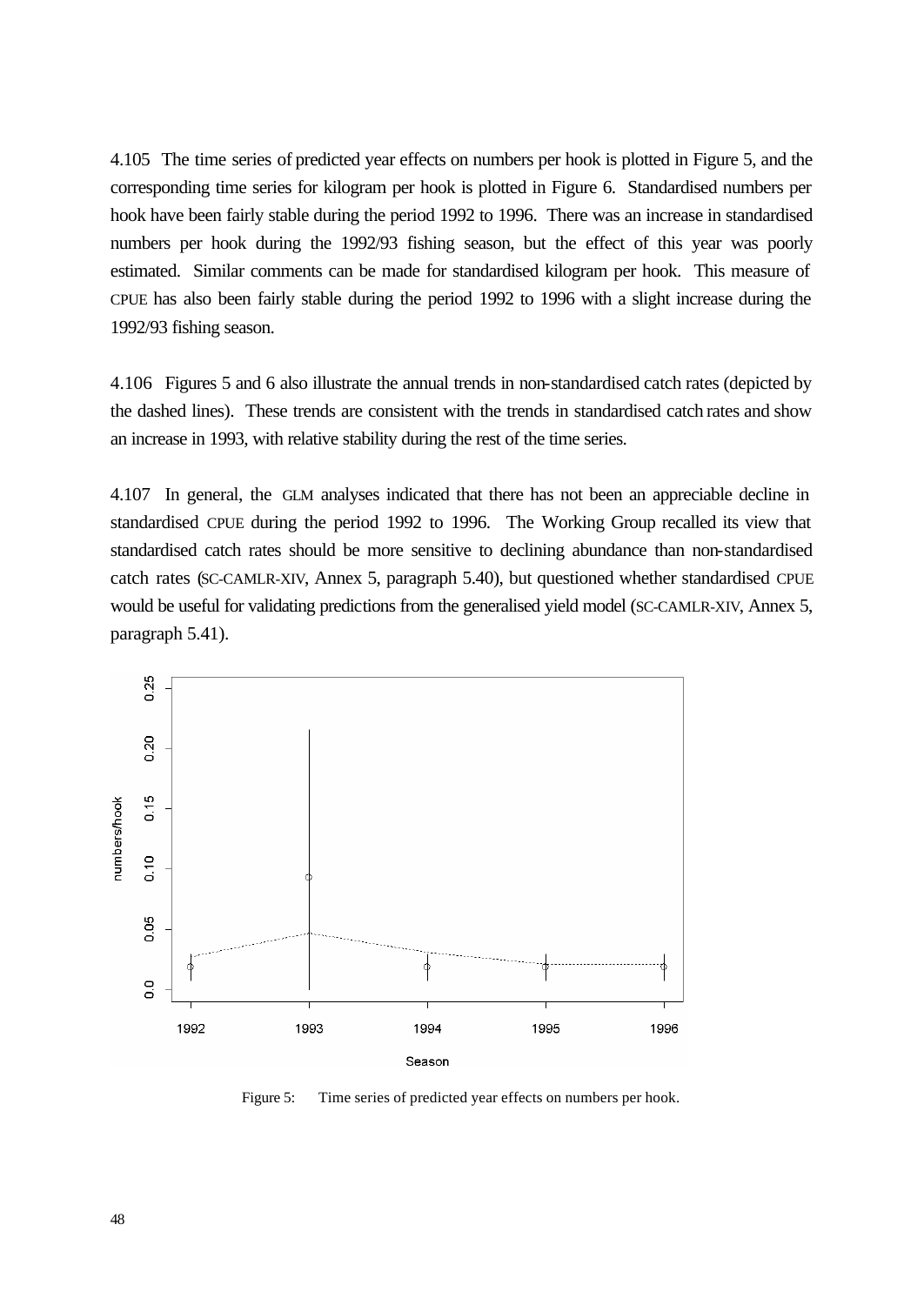4.105 The time series of predicted year effects on numbers per hook is plotted in Figure 5, and the corresponding time series for kilogram per hook is plotted in Figure 6. Standardised numbers per hook have been fairly stable during the period 1992 to 1996. There was an increase in standardised numbers per hook during the 1992/93 fishing season, but the effect of this year was poorly estimated. Similar comments can be made for standardised kilogram per hook. This measure of CPUE has also been fairly stable during the period 1992 to 1996 with a slight increase during the 1992/93 fishing season.

4.106 Figures 5 and 6 also illustrate the annual trends in non-standardised catch rates (depicted by the dashed lines). These trends are consistent with the trends in standardised catch rates and show an increase in 1993, with relative stability during the rest of the time series.

4.107 In general, the GLM analyses indicated that there has not been an appreciable decline in standardised CPUE during the period 1992 to 1996. The Working Group recalled its view that standardised catch rates should be more sensitive to declining abundance than non-standardised catch rates (SC-CAMLR-XIV, Annex 5, paragraph 5.40), but questioned whether standardised CPUE would be useful for validating predictions from the generalised yield model (SC-CAMLR-XIV, Annex 5, paragraph 5.41).

Figure 5: Time series of predicted year effects on numbers per hook.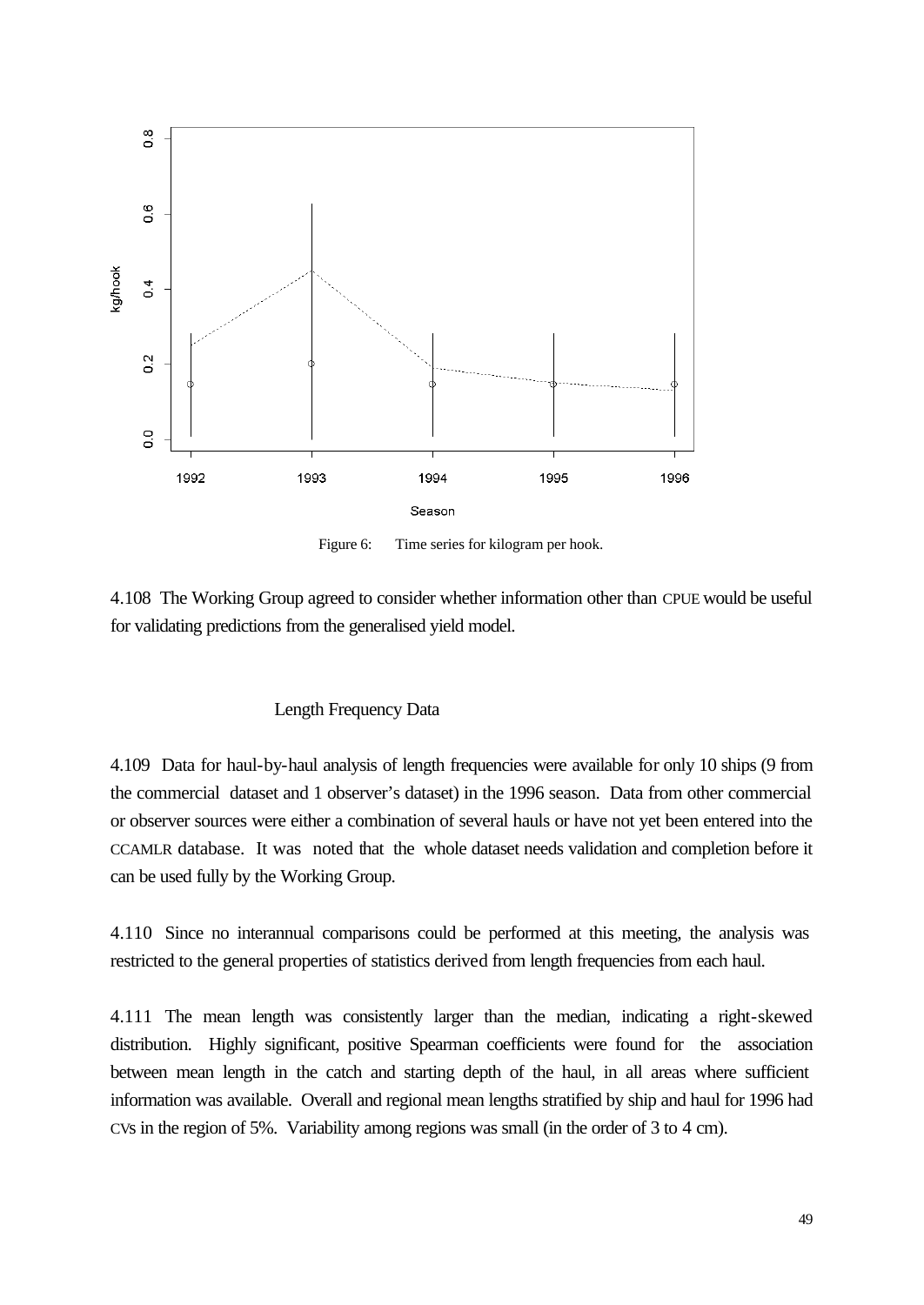Figure 6: Time series for kilogram per hook.

4.108 The Working Group agreed to consider whether information other than CPUE would be useful for validating predictions from the generalised yield model.

### Length Frequency Data

4.109 Data for haul-by-haul analysis of length frequencies were available for only 10 ships (9 from the commercial dataset and 1 observer's dataset) in the 1996 season. Data from other commercial or observer sources were either a combination of several hauls or have not yet been entered into the CCAMLR database. It was noted that the whole dataset needs validation and completion before it can be used fully by the Working Group.

4.110 Since no interannual comparisons could be performed at this meeting, the analysis was restricted to the general properties of statistics derived from length frequencies from each haul.

4.111 The mean length was consistently larger than the median, indicating a right-skewed distribution. Highly significant, positive Spearman coefficients were found for the association between mean length in the catch and starting depth of the haul, in all areas where sufficient information was available. Overall and regional mean lengths stratified by ship and haul for 1996 had CVs in the region of 5%. Variability among regions was small (in the order of 3 to 4 cm).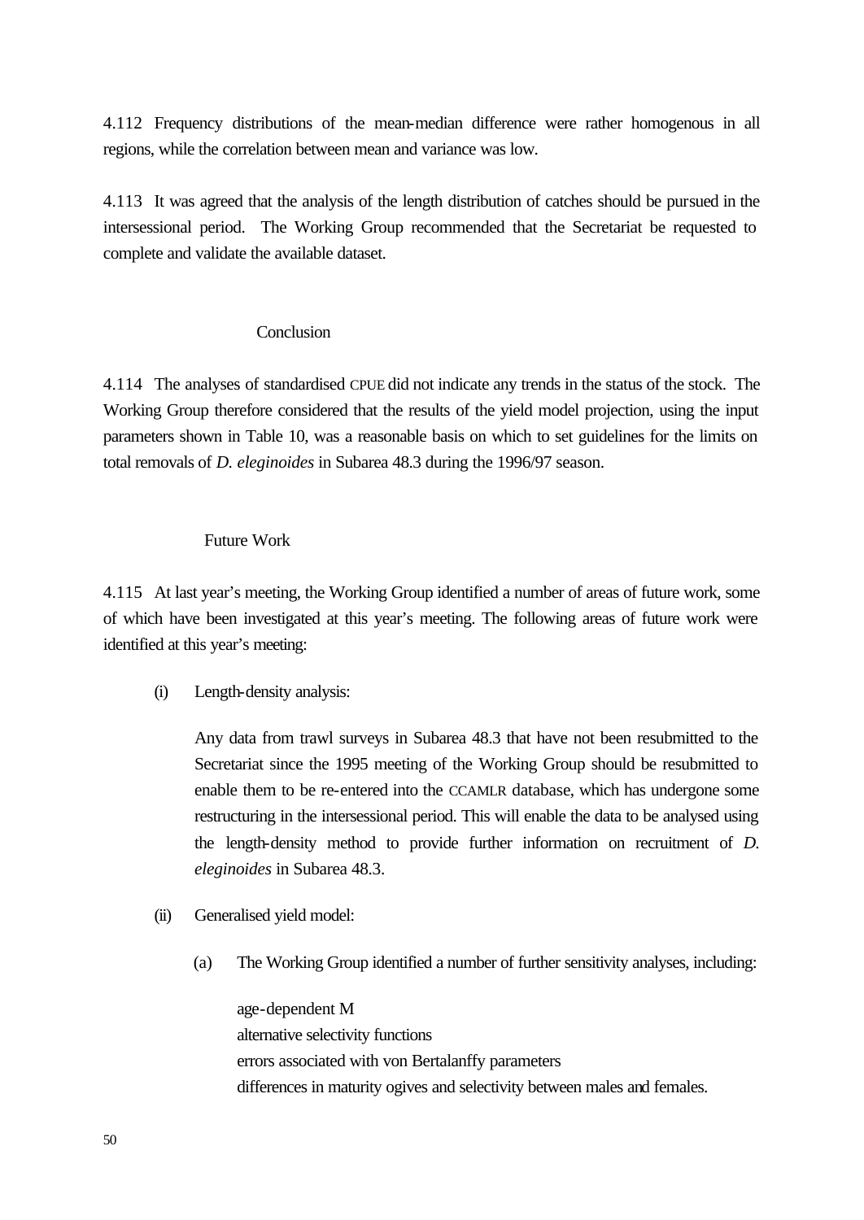4.112 Frequency distributions of the mean-median difference were rather homogenous in all regions, while the correlation between mean and variance was low.

4.113 It was agreed that the analysis of the length distribution of catches should be pursued in the intersessional period. The Working Group recommended that the Secretariat be requested to complete and validate the available dataset.

### Conclusion

4.114 The analyses of standardised CPUE did not indicate any trends in the status of the stock. The Working Group therefore considered that the results of the yield model projection, using the input parameters shown in Table 10, was a reasonable basis on which to set guidelines for the limits on total removals of *D. eleginoides* in Subarea 48.3 during the 1996/97 season.

### Future Work

4.115 At last year's meeting, the Working Group identified a number of areas of future work, some of which have been investigated at this year's meeting. The following areas of future work were identified at this year's meeting:

(i) Length-density analysis:

Any data from trawl surveys in Subarea 48.3 that have not been resubmitted to the Secretariat since the 1995 meeting of the Working Group should be resubmitted to enable them to be re-entered into the CCAMLR database, which has undergone some restructuring in the intersessional period. This will enable the data to be analysed using the length-density method to provide further information on recruitment of *D. eleginoides* in Subarea 48.3.

(ii) Generalised yield model:

(a) The Working Group identified a number of further sensitivity analyses, including:

age-dependent M
alternative selectivity functions
errors associated with von Bertalanffy parameters
differences in maturity ogives and selectivity between males and females.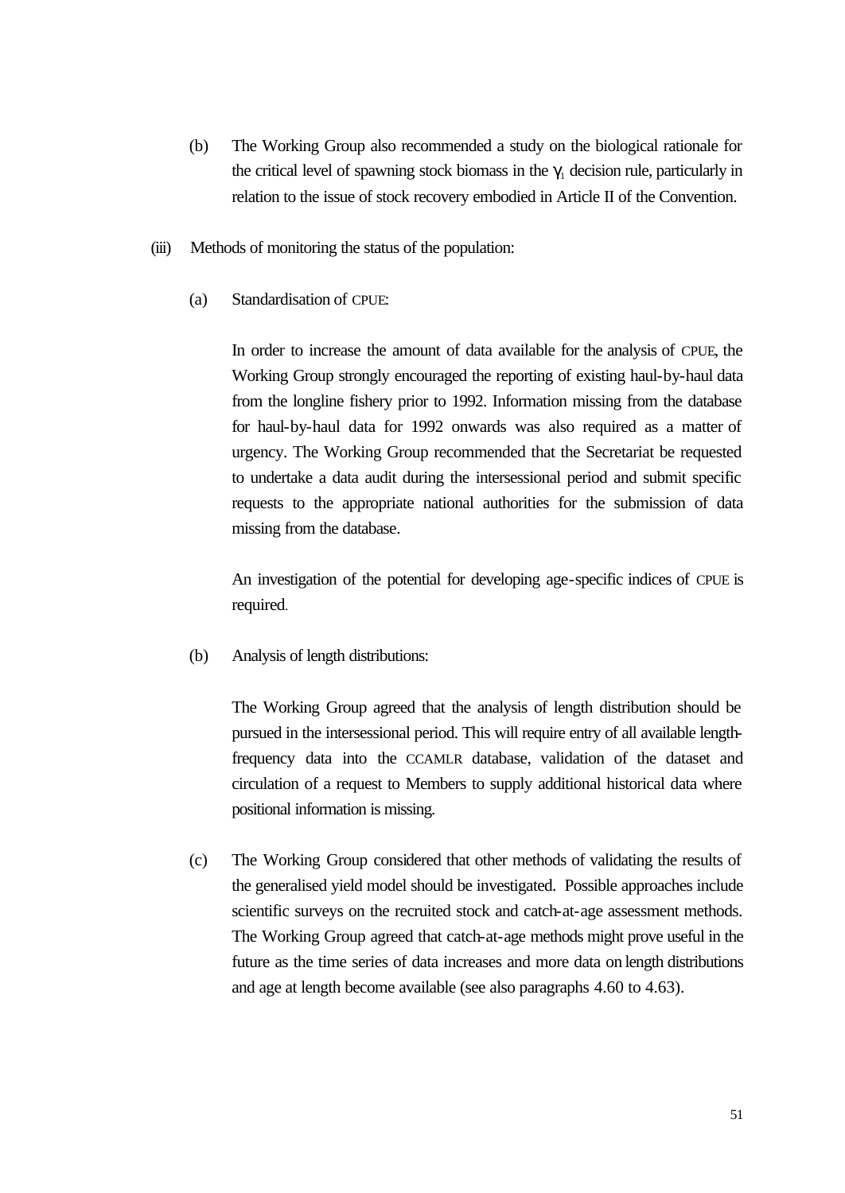(b) The Working Group also recommended a study on the biological rationale for the critical level of spawning stock biomass in the $\gamma_1$ decision rule, particularly in relation to the issue of stock recovery embodied in Article II of the Convention.

(iii) Methods of monitoring the status of the population:

(a) Standardisation of CPUE:

In order to increase the amount of data available for the analysis of CPUE, the Working Group strongly encouraged the reporting of existing haul-by-haul data from the longline fishery prior to 1992. Information missing from the database for haul-by-haul data for 1992 onwards was also required as a matter of urgency. The Working Group recommended that the Secretariat be requested to undertake a data audit during the intersessional period and submit specific requests to the appropriate national authorities for the submission of data missing from the database.

An investigation of the potential for developing age-specific indices of CPUE is required.

(b) Analysis of length distributions:

The Working Group agreed that the analysis of length distribution should be pursued in the intersessional period. This will require entry of all available length-frequency data into the CCAMLR database, validation of the dataset and circulation of a request to Members to supply additional historical data where positional information is missing.

(c) The Working Group considered that other methods of validating the results of the generalised yield model should be investigated. Possible approaches include scientific surveys on the recruited stock and catch-at-age assessment methods. The Working Group agreed that catch-at-age methods might prove useful in the future as the time series of data increases and more data on length distributions and age at length become available (see also paragraphs 4.60 to 4.63).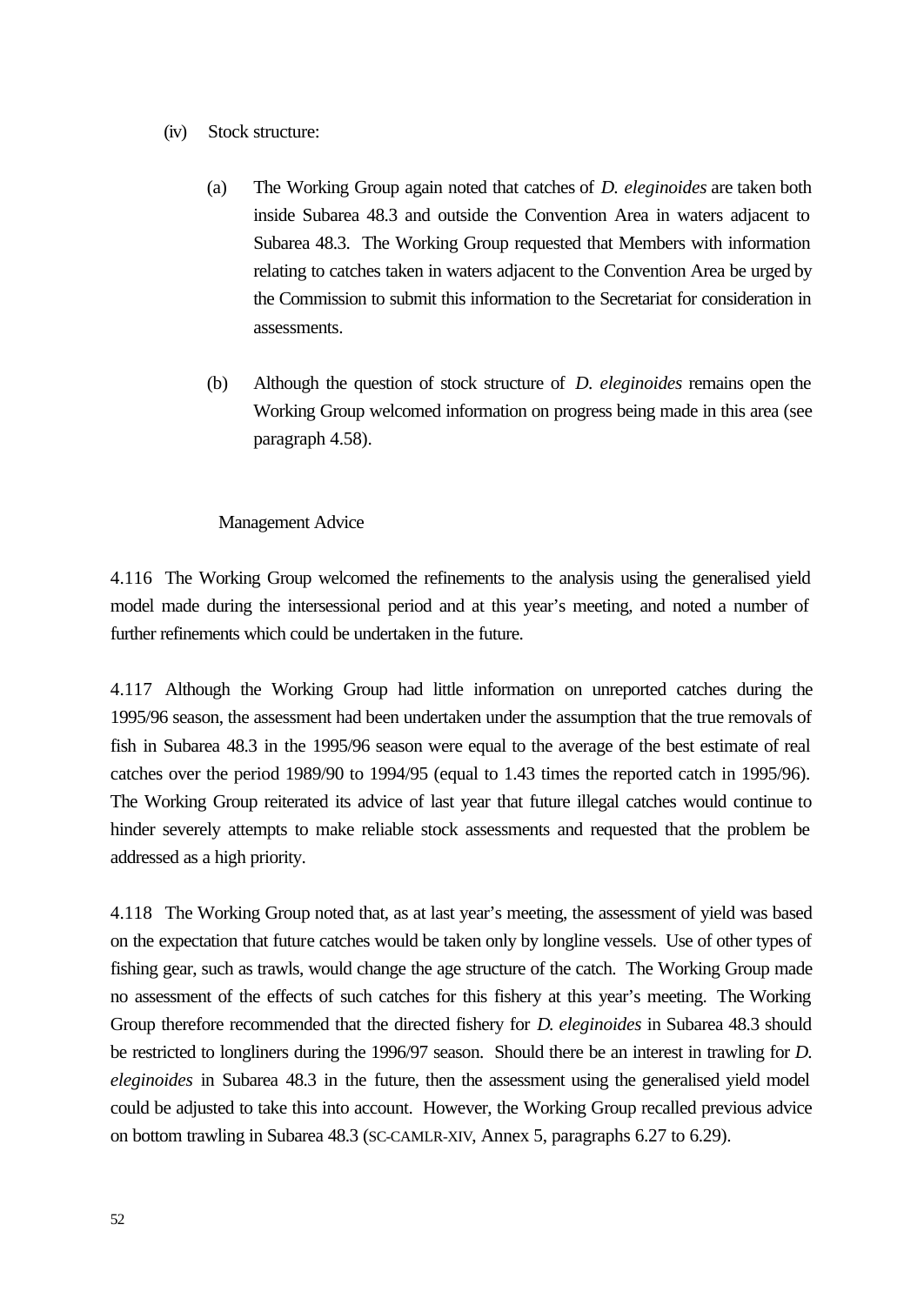(iv) Stock structure:

(a) The Working Group again noted that catches of *D. eleginoides* are taken both inside Subarea 48.3 and outside the Convention Area in waters adjacent to Subarea 48.3. The Working Group requested that Members with information relating to catches taken in waters adjacent to the Convention Area be urged by the Commission to submit this information to the Secretariat for consideration in assessments.

(b) Although the question of stock structure of *D. eleginoides* remains open the Working Group welcomed information on progress being made in this area (see paragraph 4.58).

### Management Advice

4.116 The Working Group welcomed the refinements to the analysis using the generalised yield model made during the intersessional period and at this year's meeting, and noted a number of further refinements which could be undertaken in the future.

4.117 Although the Working Group had little information on unreported catches during the 1995/96 season, the assessment had been undertaken under the assumption that the true removals of fish in Subarea 48.3 in the 1995/96 season were equal to the average of the best estimate of real catches over the period 1989/90 to 1994/95 (equal to 1.43 times the reported catch in 1995/96). The Working Group reiterated its advice of last year that future illegal catches would continue to hinder severely attempts to make reliable stock assessments and requested that the problem be addressed as a high priority.

4.118 The Working Group noted that, as at last year's meeting, the assessment of yield was based on the expectation that future catches would be taken only by longline vessels. Use of other types of fishing gear, such as trawls, would change the age structure of the catch. The Working Group made no assessment of the effects of such catches for this fishery at this year's meeting. The Working Group therefore recommended that the directed fishery for *D. eleginoides* in Subarea 48.3 should be restricted to longliners during the 1996/97 season. Should there be an interest in trawling for *D. eleginoides* in Subarea 48.3 in the future, then the assessment using the generalised yield model could be adjusted to take this into account. However, the Working Group recalled previous advice on bottom trawling in Subarea 48.3 (SC-CAMLR-XIV, Annex 5, paragraphs 6.27 to 6.29).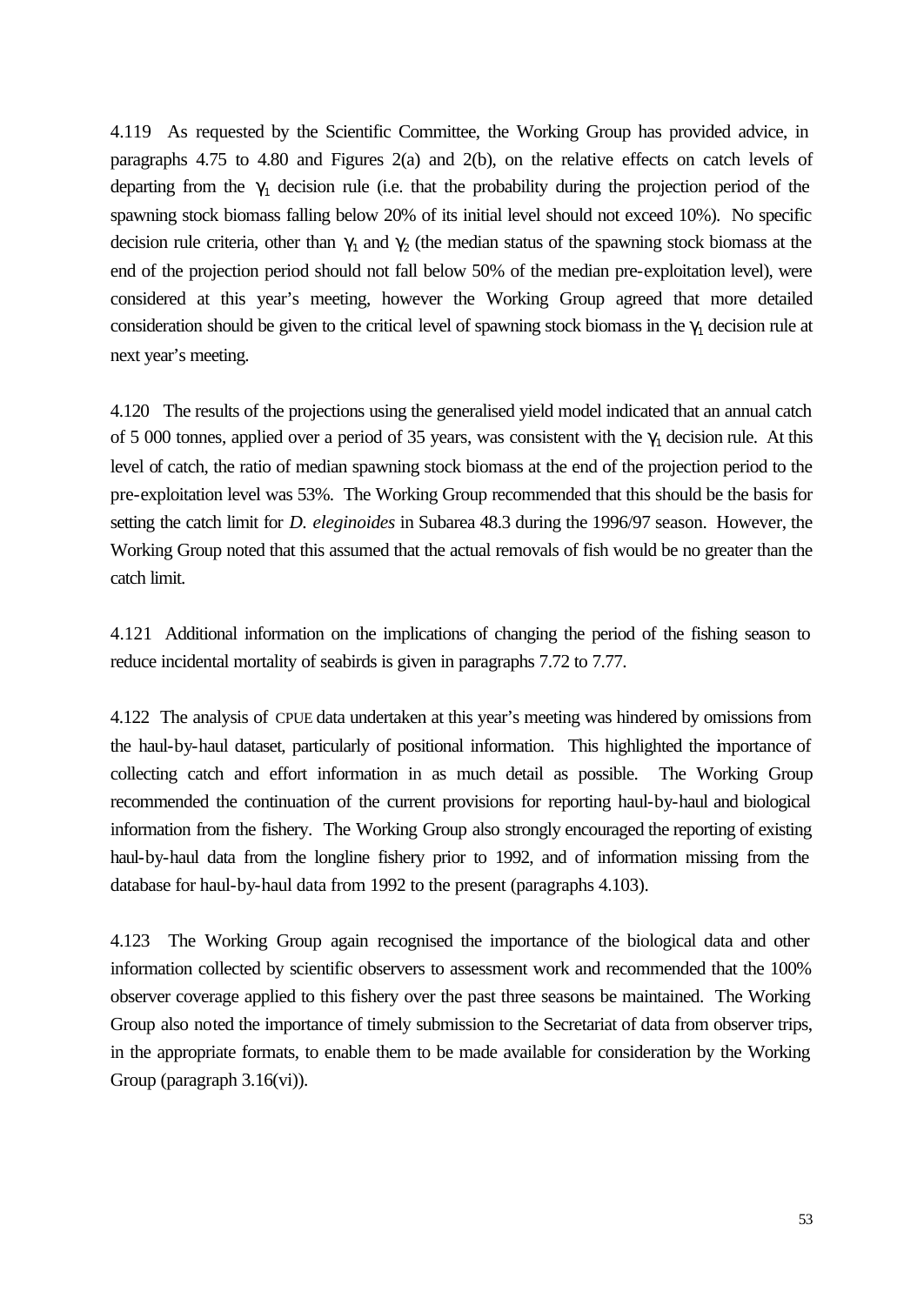4.119 As requested by the Scientific Committee, the Working Group has provided advice, in paragraphs 4.75 to 4.80 and Figures 2(a) and 2(b), on the relative effects on catch levels of departing from the $\gamma_1$ decision rule (i.e. that the probability during the projection period of the spawning stock biomass falling below 20% of its initial level should not exceed 10%). No specific decision rule criteria, other than $\gamma_1$ and $\gamma_2$ (the median status of the spawning stock biomass at the end of the projection period should not fall below 50% of the median pre-exploitation level), were considered at this year's meeting, however the Working Group agreed that more detailed consideration should be given to the critical level of spawning stock biomass in the $\gamma_1$ decision rule at next year's meeting.

4.120 The results of the projections using the generalised yield model indicated that an annual catch of 5 000 tonnes, applied over a period of 35 years, was consistent with the $\gamma_1$ decision rule. At this level of catch, the ratio of median spawning stock biomass at the end of the projection period to the pre-exploitation level was 53%. The Working Group recommended that this should be the basis for setting the catch limit for *D. eleginoides* in Subarea 48.3 during the 1996/97 season. However, the Working Group noted that this assumed that the actual removals of fish would be no greater than the catch limit.

4.121 Additional information on the implications of changing the period of the fishing season to reduce incidental mortality of seabirds is given in paragraphs 7.72 to 7.77.

4.122 The analysis of CPUE data undertaken at this year's meeting was hindered by omissions from the haul-by-haul dataset, particularly of positional information. This highlighted the importance of collecting catch and effort information in as much detail as possible. The Working Group recommended the continuation of the current provisions for reporting haul-by-haul and biological information from the fishery. The Working Group also strongly encouraged the reporting of existing haul-by-haul data from the longline fishery prior to 1992, and of information missing from the database for haul-by-haul data from 1992 to the present (paragraphs 4.103).

4.123 The Working Group again recognised the importance of the biological data and other information collected by scientific observers to assessment work and recommended that the 100% observer coverage applied to this fishery over the past three seasons be maintained. The Working Group also noted the importance of timely submission to the Secretariat of data from observer trips, in the appropriate formats, to enable them to be made available for consideration by the Working Group (paragraph 3.16(vi)).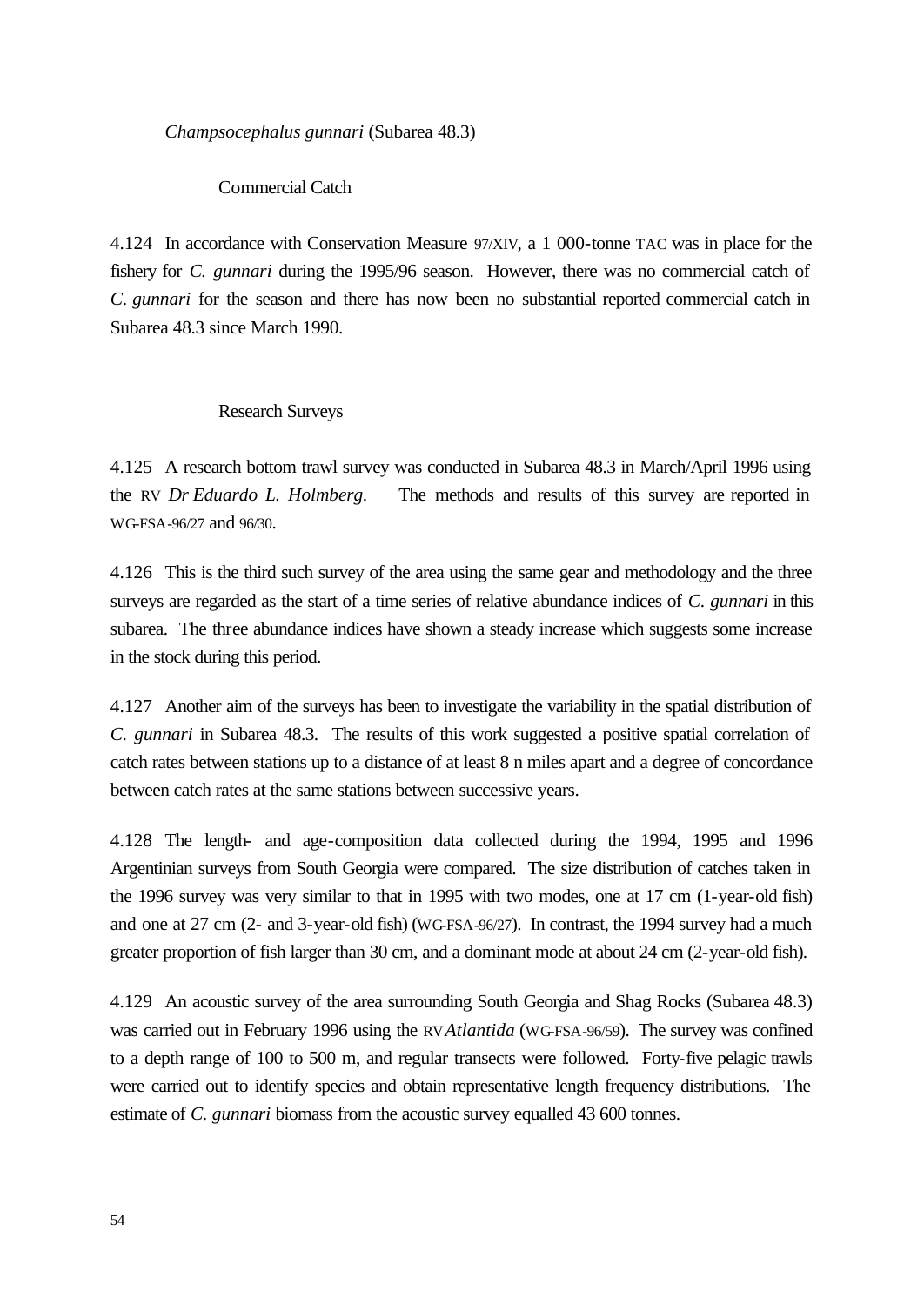### *Champsocephalus gunnari* (Subarea 48.3)

#### Commercial Catch

4.124 In accordance with Conservation Measure 97/XIV, a 1 000-tonne TAC was in place for the fishery for *C. gunnari* during the 1995/96 season. However, there was no commercial catch of *C. gunnari* for the season and there has now been no substantial reported commercial catch in Subarea 48.3 since March 1990.

#### Research Surveys

4.125 A research bottom trawl survey was conducted in Subarea 48.3 in March/April 1996 using the RV *Dr Eduardo L. Holmberg*. The methods and results of this survey are reported in WG-FSA-96/27 and 96/30.

4.126 This is the third such survey of the area using the same gear and methodology and the three surveys are regarded as the start of a time series of relative abundance indices of *C. gunnari* in this subarea. The three abundance indices have shown a steady increase which suggests some increase in the stock during this period.

4.127 Another aim of the surveys has been to investigate the variability in the spatial distribution of *C. gunnari* in Subarea 48.3. The results of this work suggested a positive spatial correlation of catch rates between stations up to a distance of at least 8 n miles apart and a degree of concordance between catch rates at the same stations between successive years.

4.128 The length- and age-composition data collected during the 1994, 1995 and 1996 Argentinian surveys from South Georgia were compared. The size distribution of catches taken in the 1996 survey was very similar to that in 1995 with two modes, one at 17 cm (1-year-old fish) and one at 27 cm (2- and 3-year-old fish) (WG-FSA-96/27). In contrast, the 1994 survey had a much greater proportion of fish larger than 30 cm, and a dominant mode at about 24 cm (2-year-old fish).

4.129 An acoustic survey of the area surrounding South Georgia and Shag Rocks (Subarea 48.3) was carried out in February 1996 using the RV *Atlantida* (WG-FSA-96/59). The survey was confined to a depth range of 100 to 500 m, and regular transects were followed. Forty-five pelagic trawls were carried out to identify species and obtain representative length frequency distributions. The estimate of *C. gunnari* biomass from the acoustic survey equalled 43 600 tonnes.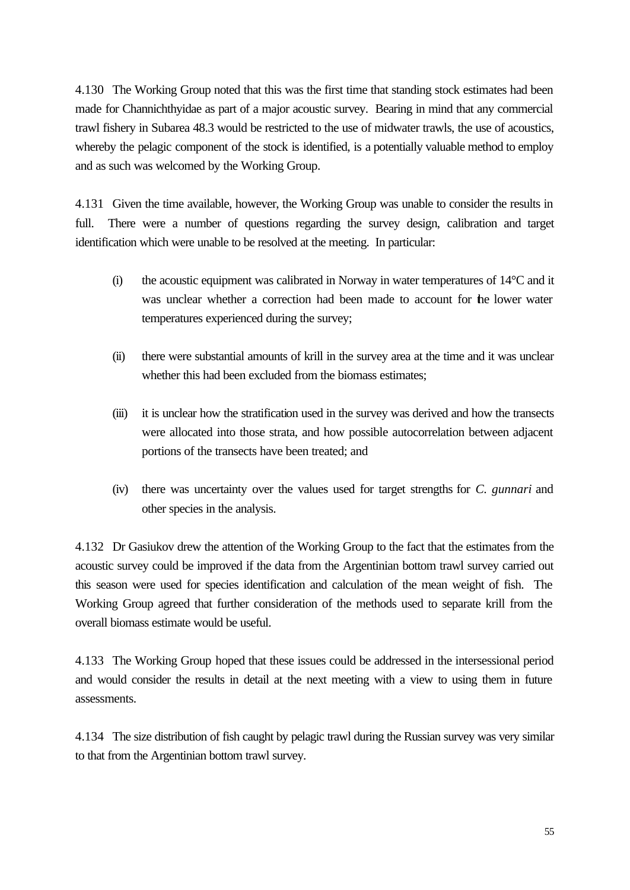4.130 The Working Group noted that this was the first time that standing stock estimates had been made for Channichthyidae as part of a major acoustic survey. Bearing in mind that any commercial trawl fishery in Subarea 48.3 would be restricted to the use of midwater trawls, the use of acoustics, whereby the pelagic component of the stock is identified, is a potentially valuable method to employ and as such was welcomed by the Working Group.

4.131 Given the time available, however, the Working Group was unable to consider the results in full. There were a number of questions regarding the survey design, calibration and target identification which were unable to be resolved at the meeting. In particular:

(i) the acoustic equipment was calibrated in Norway in water temperatures of 14°C and it was unclear whether a correction had been made to account for the lower water temperatures experienced during the survey;

(ii) there were substantial amounts of krill in the survey area at the time and it was unclear whether this had been excluded from the biomass estimates;

(iii) it is unclear how the stratification used in the survey was derived and how the transects were allocated into those strata, and how possible autocorrelation between adjacent portions of the transects have been treated; and

(iv) there was uncertainty over the values used for target strengths for *C. gunnari* and other species in the analysis.

4.132 Dr Gasiukov drew the attention of the Working Group to the fact that the estimates from the acoustic survey could be improved if the data from the Argentinian bottom trawl survey carried out this season were used for species identification and calculation of the mean weight of fish. The Working Group agreed that further consideration of the methods used to separate krill from the overall biomass estimate would be useful.

4.133 The Working Group hoped that these issues could be addressed in the intersessional period and would consider the results in detail at the next meeting with a view to using them in future assessments.

4.134 The size distribution of fish caught by pelagic trawl during the Russian survey was very similar to that from the Argentinian bottom trawl survey.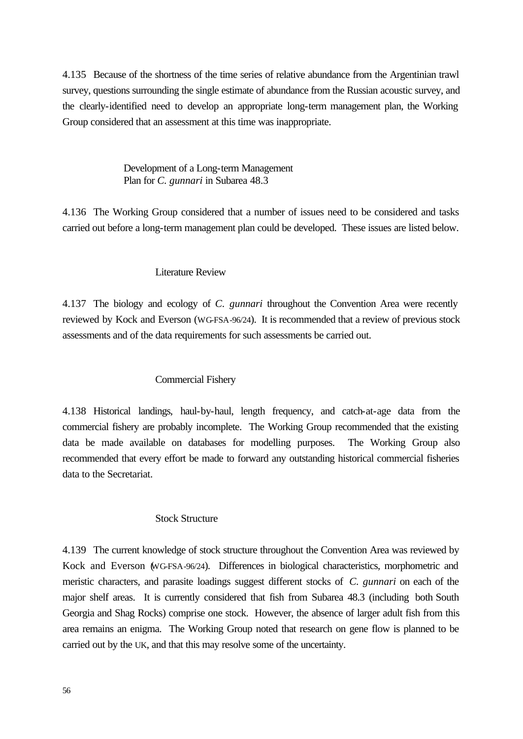4.135 Because of the shortness of the time series of relative abundance from the Argentinian trawl survey, questions surrounding the single estimate of abundance from the Russian acoustic survey, and the clearly-identified need to develop an appropriate long-term management plan, the Working Group considered that an assessment at this time was inappropriate.

### Development of a Long-term Management Plan for *C. gunnari* in Subarea 48.3

4.136 The Working Group considered that a number of issues need to be considered and tasks carried out before a long-term management plan could be developed. These issues are listed below.

#### Literature Review

4.137 The biology and ecology of *C. gunnari* throughout the Convention Area were recently reviewed by Kock and Everson (WG-FSA-96/24). It is recommended that a review of previous stock assessments and of the data requirements for such assessments be carried out.

#### Commercial Fishery

4.138 Historical landings, haul-by-haul, length frequency, and catch-at-age data from the commercial fishery are probably incomplete. The Working Group recommended that the existing data be made available on databases for modelling purposes. The Working Group also recommended that every effort be made to forward any outstanding historical commercial fisheries data to the Secretariat.

#### Stock Structure

4.139 The current knowledge of stock structure throughout the Convention Area was reviewed by Kock and Everson (WG-FSA-96/24). Differences in biological characteristics, morphometric and meristic characters, and parasite loadings suggest different stocks of *C. gunnari* on each of the major shelf areas. It is currently considered that fish from Subarea 48.3 (including both South Georgia and Shag Rocks) comprise one stock. However, the absence of larger adult fish from this area remains an enigma. The Working Group noted that research on gene flow is planned to be carried out by the UK, and that this may resolve some of the uncertainty.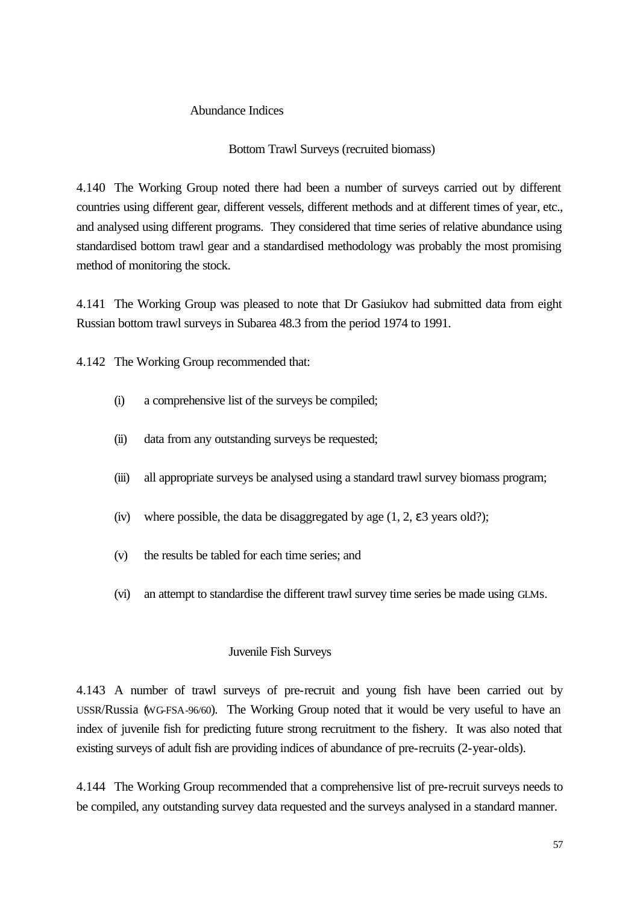### Abundance Indices

#### Bottom Trawl Surveys (recruited biomass)

4.140 The Working Group noted there had been a number of surveys carried out by different countries using different gear, different vessels, different methods and at different times of year, etc., and analysed using different programs. They considered that time series of relative abundance using standardised bottom trawl gear and a standardised methodology was probably the most promising method of monitoring the stock.

4.141 The Working Group was pleased to note that Dr Gasiukov had submitted data from eight Russian bottom trawl surveys in Subarea 48.3 from the period 1974 to 1991.

4.142 The Working Group recommended that:

(i) a comprehensive list of the surveys be compiled;

(ii) data from any outstanding surveys be requested;

(iii) all appropriate surveys be analysed using a standard trawl survey biomass program;

(iv) where possible, the data be disaggregated by age (1, 2, ε3 years old?);

(v) the results be tabled for each time series; and

(vi) an attempt to standardise the different trawl survey time series be made using GLMs.

#### Juvenile Fish Surveys

4.143 A number of trawl surveys of pre-recruit and young fish have been carried out by USSR/Russia (WG-FSA-96/60). The Working Group noted that it would be very useful to have an index of juvenile fish for predicting future strong recruitment to the fishery. It was also noted that existing surveys of adult fish are providing indices of abundance of pre-recruits (2-year-olds).

4.144 The Working Group recommended that a comprehensive list of pre-recruit surveys needs to be compiled, any outstanding survey data requested and the surveys analysed in a standard manner.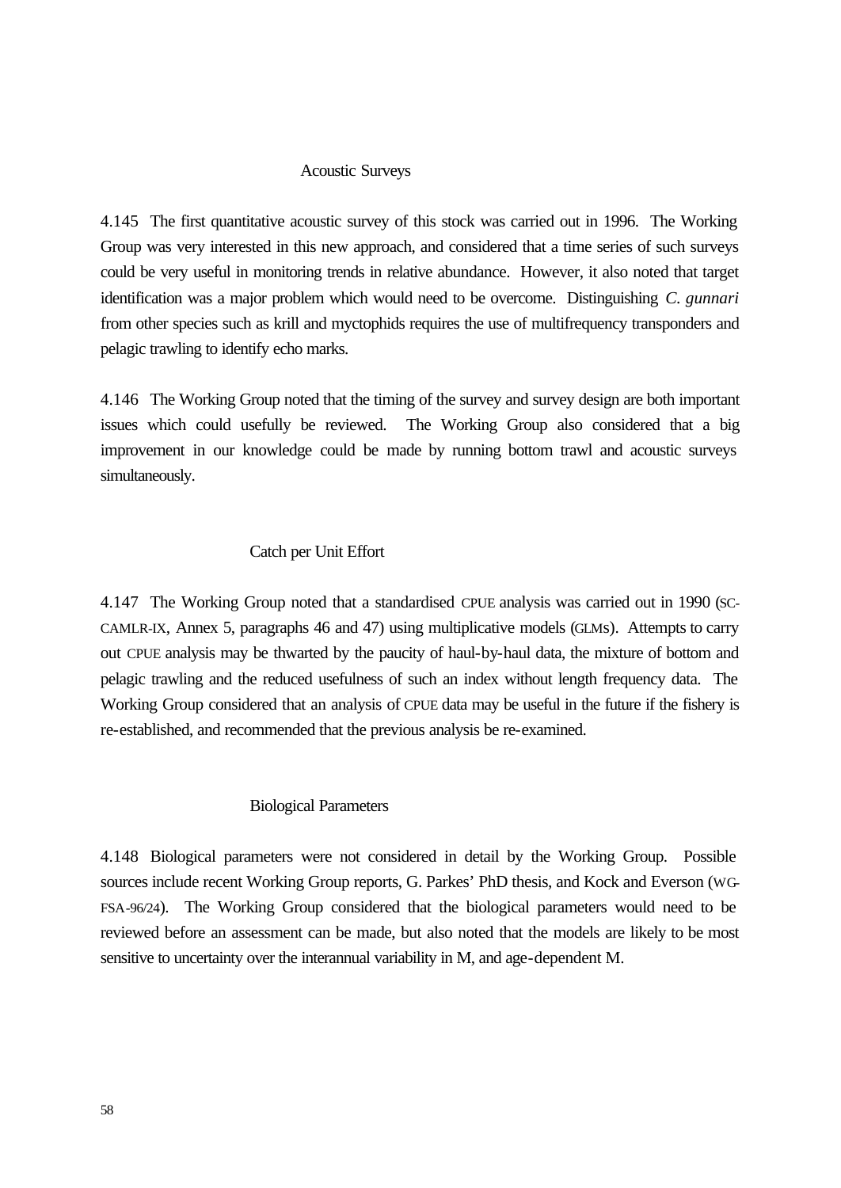### Acoustic Surveys

4.145 The first quantitative acoustic survey of this stock was carried out in 1996. The Working Group was very interested in this new approach, and considered that a time series of such surveys could be very useful in monitoring trends in relative abundance. However, it also noted that target identification was a major problem which would need to be overcome. Distinguishing *C. gunnari* from other species such as krill and myctophids requires the use of multifrequency transponders and pelagic trawling to identify echo marks.

4.146 The Working Group noted that the timing of the survey and survey design are both important issues which could usefully be reviewed. The Working Group also considered that a big improvement in our knowledge could be made by running bottom trawl and acoustic surveys simultaneously.

### Catch per Unit Effort

4.147 The Working Group noted that a standardised CPUE analysis was carried out in 1990 (SC-CAMLR-IX, Annex 5, paragraphs 46 and 47) using multiplicative models (GLMs). Attempts to carry out CPUE analysis may be thwarted by the paucity of haul-by-haul data, the mixture of bottom and pelagic trawling and the reduced usefulness of such an index without length frequency data. The Working Group considered that an analysis of CPUE data may be useful in the future if the fishery is re-established, and recommended that the previous analysis be re-examined.

### Biological Parameters

4.148 Biological parameters were not considered in detail by the Working Group. Possible sources include recent Working Group reports, G. Parkes' PhD thesis, and Kock and Everson (WG-FSA-96/24). The Working Group considered that the biological parameters would need to be reviewed before an assessment can be made, but also noted that the models are likely to be most sensitive to uncertainty over the interannual variability in M, and age-dependent M.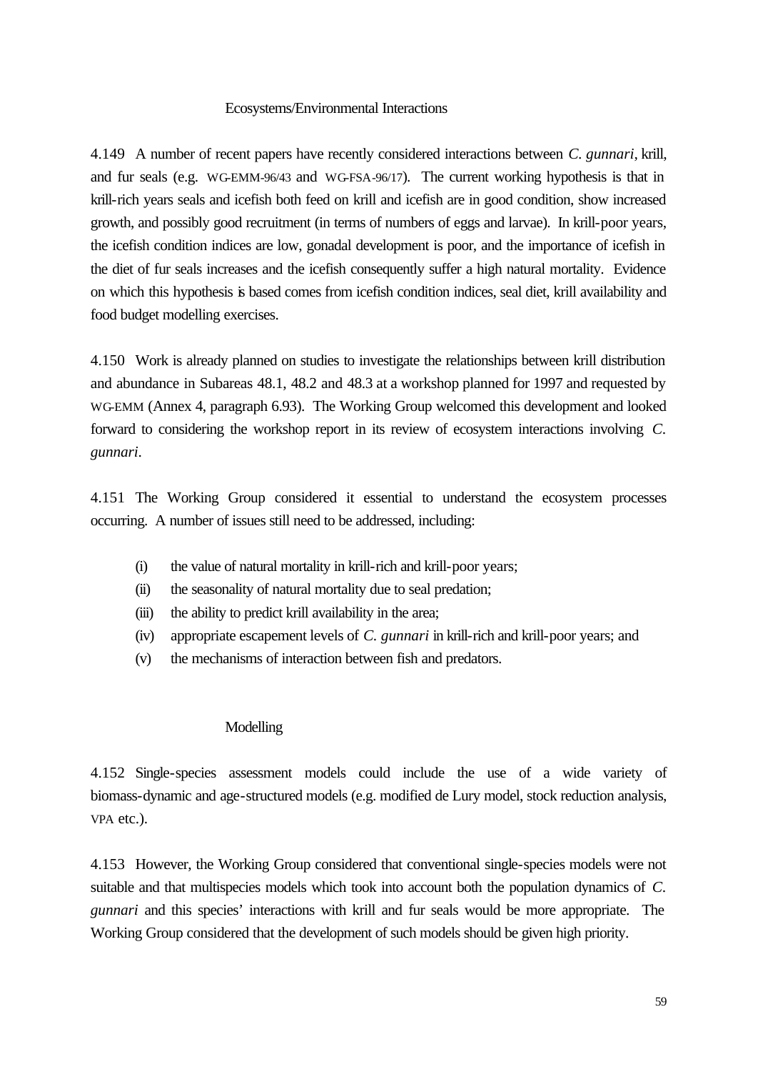### Ecosystems/Environmental Interactions

4.149 A number of recent papers have recently considered interactions between *C. gunnari*, krill, and fur seals (e.g. WG-EMM-96/43 and WG-FSA-96/17). The current working hypothesis is that in krill-rich years seals and icefish both feed on krill and icefish are in good condition, show increased growth, and possibly good recruitment (in terms of numbers of eggs and larvae). In krill-poor years, the icefish condition indices are low, gonadal development is poor, and the importance of icefish in the diet of fur seals increases and the icefish consequently suffer a high natural mortality. Evidence on which this hypothesis is based comes from icefish condition indices, seal diet, krill availability and food budget modelling exercises.

4.150 Work is already planned on studies to investigate the relationships between krill distribution and abundance in Subareas 48.1, 48.2 and 48.3 at a workshop planned for 1997 and requested by WG-EMM (Annex 4, paragraph 6.93). The Working Group welcomed this development and looked forward to considering the workshop report in its review of ecosystem interactions involving *C. gunnari*.

4.151 The Working Group considered it essential to understand the ecosystem processes occurring. A number of issues still need to be addressed, including:

(i) the value of natural mortality in krill-rich and krill-poor years;
(ii) the seasonality of natural mortality due to seal predation;
(iii) the ability to predict krill availability in the area;
(iv) appropriate escapement levels of *C. gunnari* in krill-rich and krill-poor years; and
(v) the mechanisms of interaction between fish and predators.

### Modelling

4.152 Single-species assessment models could include the use of a wide variety of biomass-dynamic and age-structured models (e.g. modified de Lury model, stock reduction analysis, VPA etc.).

4.153 However, the Working Group considered that conventional single-species models were not suitable and that multispecies models which took into account both the population dynamics of *C. gunnari* and this species' interactions with krill and fur seals would be more appropriate. The Working Group considered that the development of such models should be given high priority.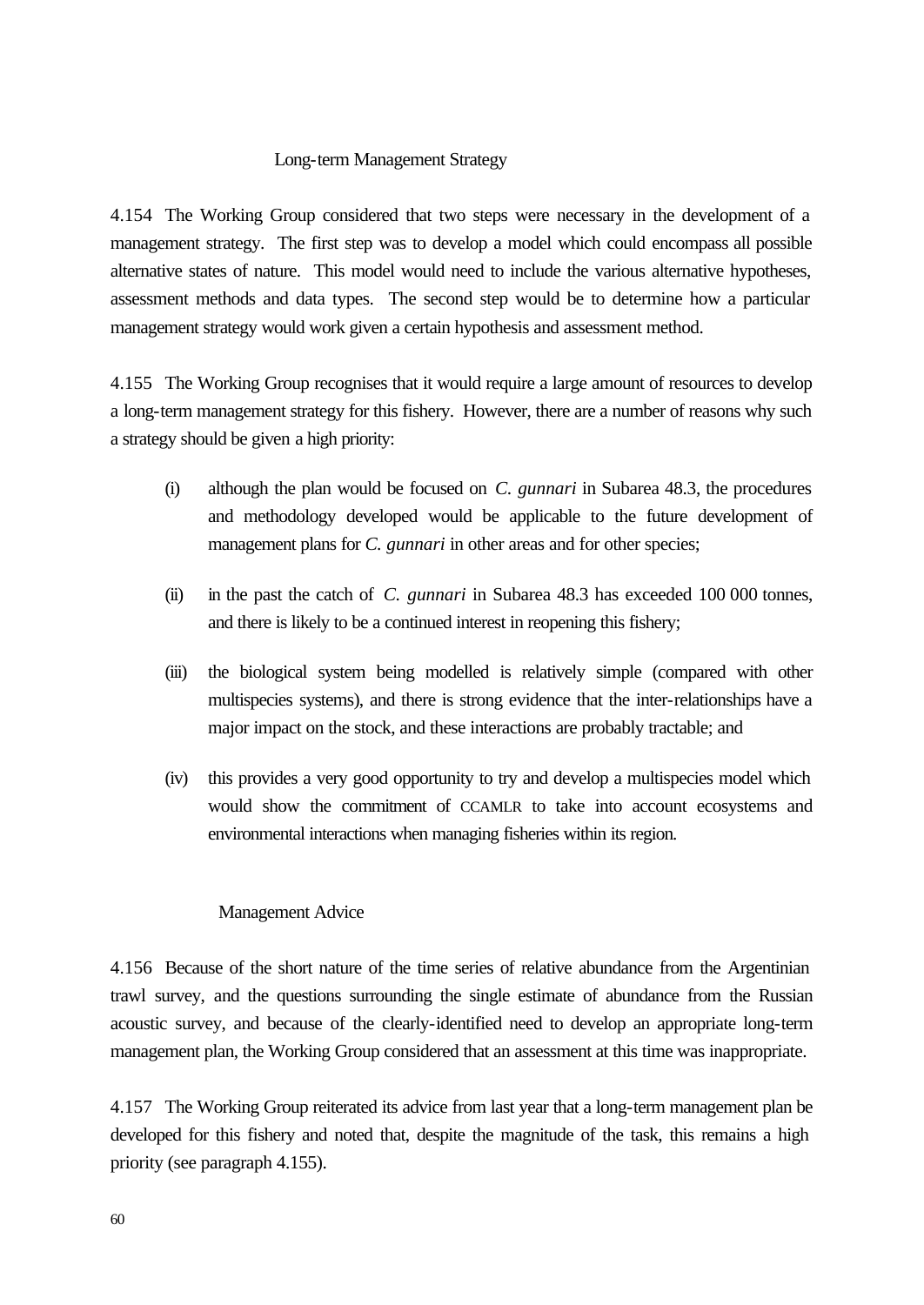### Long-term Management Strategy

4.154 The Working Group considered that two steps were necessary in the development of a management strategy. The first step was to develop a model which could encompass all possible alternative states of nature. This model would need to include the various alternative hypotheses, assessment methods and data types. The second step would be to determine how a particular management strategy would work given a certain hypothesis and assessment method.

4.155 The Working Group recognises that it would require a large amount of resources to develop a long-term management strategy for this fishery. However, there are a number of reasons why such a strategy should be given a high priority:

(i) although the plan would be focused on *C. gunnari* in Subarea 48.3, the procedures and methodology developed would be applicable to the future development of management plans for *C. gunnari* in other areas and for other species;

(ii) in the past the catch of *C. gunnari* in Subarea 48.3 has exceeded 100 000 tonnes, and there is likely to be a continued interest in reopening this fishery;

(iii) the biological system being modelled is relatively simple (compared with other multispecies systems), and there is strong evidence that the inter-relationships have a major impact on the stock, and these interactions are probably tractable; and

(iv) this provides a very good opportunity to try and develop a multispecies model which would show the commitment of CCAMLR to take into account ecosystems and environmental interactions when managing fisheries within its region.

### Management Advice

4.156 Because of the short nature of the time series of relative abundance from the Argentinian trawl survey, and the questions surrounding the single estimate of abundance from the Russian acoustic survey, and because of the clearly-identified need to develop an appropriate long-term management plan, the Working Group considered that an assessment at this time was inappropriate.

4.157 The Working Group reiterated its advice from last year that a long-term management plan be developed for this fishery and noted that, despite the magnitude of the task, this remains a high priority (see paragraph 4.155).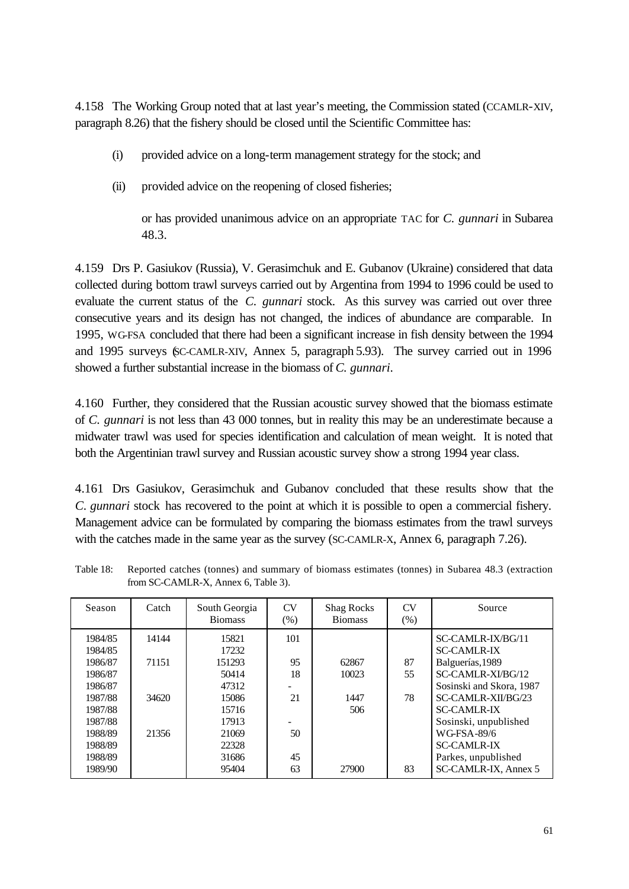4.158 The Working Group noted that at last year's meeting, the Commission stated (CCAMLR-XIV, paragraph 8.26) that the fishery should be closed until the Scientific Committee has:

(i) provided advice on a long-term management strategy for the stock; and

(ii) provided advice on the reopening of closed fisheries;

or has provided unanimous advice on an appropriate TAC for *C. gunnari* in Subarea 48.3.

4.159 Drs P. Gasiukov (Russia), V. Gerasimchuk and E. Gubanov (Ukraine) considered that data collected during bottom trawl surveys carried out by Argentina from 1994 to 1996 could be used to evaluate the current status of the *C. gunnari* stock. As this survey was carried out over three consecutive years and its design has not changed, the indices of abundance are comparable. In 1995, WG-FSA concluded that there had been a significant increase in fish density between the 1994 and 1995 surveys (SC-CAMLR-XIV, Annex 5, paragraph 5.93). The survey carried out in 1996 showed a further substantial increase in the biomass of *C. gunnari*.

4.160 Further, they considered that the Russian acoustic survey showed that the biomass estimate of *C. gunnari* is not less than 43 000 tonnes, but in reality this may be an underestimate because a midwater trawl was used for species identification and calculation of mean weight. It is noted that both the Argentinian trawl survey and Russian acoustic survey show a strong 1994 year class.

4.161 Drs Gasiukov, Gerasimchuk and Gubanov concluded that these results show that the *C. gunnari* stock has recovered to the point at which it is possible to open a commercial fishery. Management advice can be formulated by comparing the biomass estimates from the trawl surveys with the catches made in the same year as the survey (SC-CAMLR-X, Annex 6, paragraph 7.26).

Table 18: Reported catches (tonnes) and summary of biomass estimates (tonnes) in Subarea 48.3 (extraction from SC-CAMLR-X, Annex 6, Table 3).

| Season | Catch | South Georgia Biomass | CV (%) | Shag Rocks Biomass | CV (%) | Source |
|---|---|---|---|---|---|---|
| 1984/85 | 14144 | 15821 | 101 | | | SC-CAMLR-IX/BG/11 |
| 1984/85 | | 17232 | | | | SC-CAMLR-IX |
| 1986/87 | 71151 | 151293 | 95 | 62867 | 87 | Balguerías,1989 |
| 1986/87 | | 50414 | 18 | 10023 | 55 | SC-CAMLR-XI/BG/12 |
| 1986/87 | | 47312 | - | | | Sosinski and Skora, 1987 |
| 1987/88 | 34620 | 15086 | 21 | 1447 | 78 | SC-CAMLR-XII/BG/23 |
| 1987/88 | | 15716 | | 506 | | SC-CAMLR-IX |
| 1987/88 | | 17913 | - | | | Sosinski, unpublished |
| 1988/89 | 21356 | 21069 | 50 | | | WG-FSA-89/6 |
| 1988/89 | | 22328 | | | | SC-CAMLR-IX |
| 1988/89 | | 31686 | 45 | | | Parkes, unpublished |
| 1989/90 | | 95404 | 63 | 27900 | 83 | SC-CAMLR-IX, Annex 5 |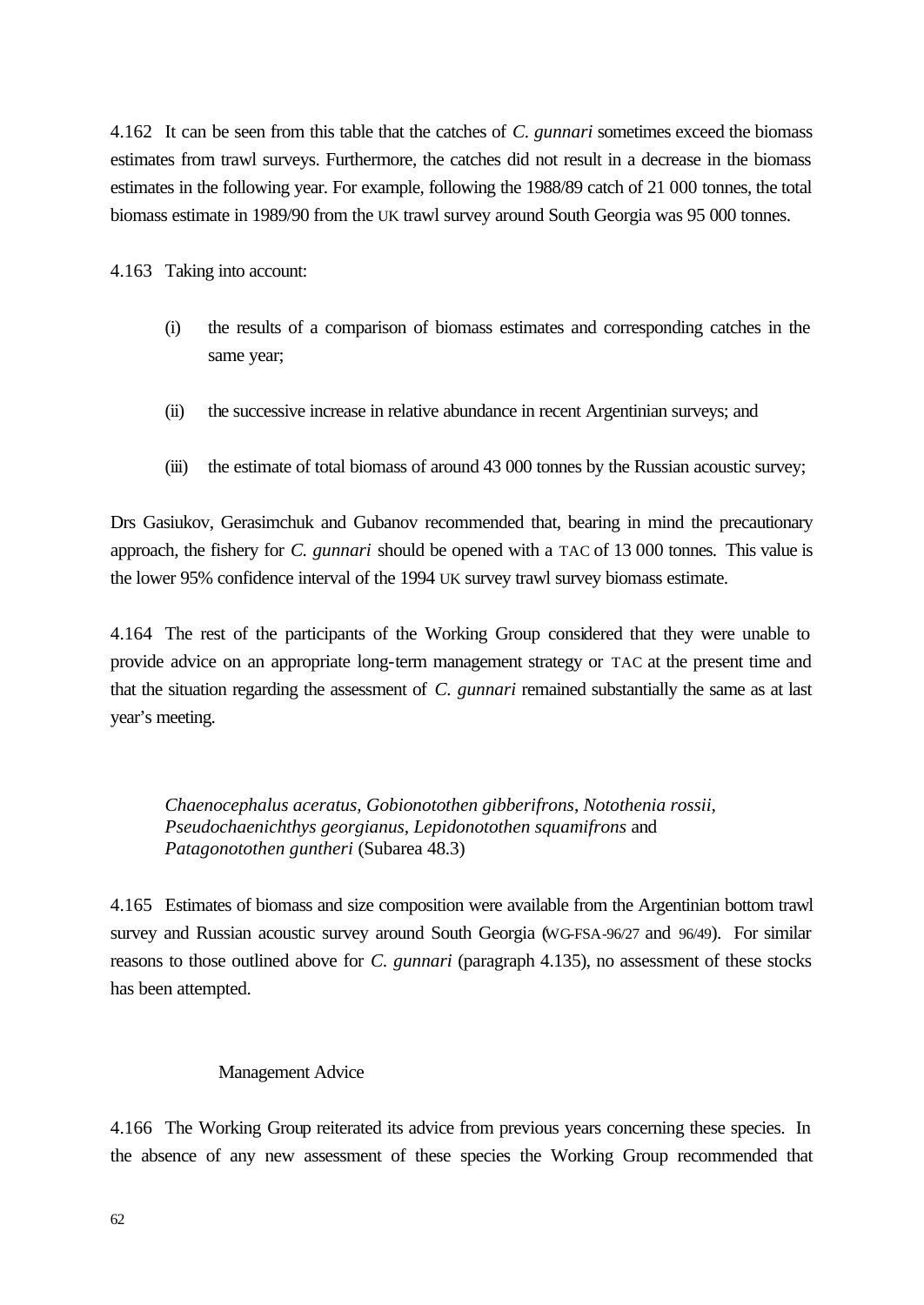4.162 It can be seen from this table that the catches of *C. gunnari* sometimes exceed the biomass estimates from trawl surveys. Furthermore, the catches did not result in a decrease in the biomass estimates in the following year. For example, following the 1988/89 catch of 21 000 tonnes, the total biomass estimate in 1989/90 from the UK trawl survey around South Georgia was 95 000 tonnes.

4.163 Taking into account:

(i) the results of a comparison of biomass estimates and corresponding catches in the same year;

(ii) the successive increase in relative abundance in recent Argentinian surveys; and

(iii) the estimate of total biomass of around 43 000 tonnes by the Russian acoustic survey;

Drs Gasiukov, Gerasimchuk and Gubanov recommended that, bearing in mind the precautionary approach, the fishery for *C. gunnari* should be opened with a TAC of 13 000 tonnes. This value is the lower 95% confidence interval of the 1994 UK survey trawl survey biomass estimate.

4.164 The rest of the participants of the Working Group considered that they were unable to provide advice on an appropriate long-term management strategy or TAC at the present time and that the situation regarding the assessment of *C. gunnari* remained substantially the same as at last year's meeting.

### *Chaenocephalus aceratus, Gobionotothen gibberifrons, Notothenia rossii, Pseudochaenichthys georgianus, Lepidonotothen squamifrons* and *Patagonotothen guntheri* (Subarea 48.3)

4.165 Estimates of biomass and size composition were available from the Argentinian bottom trawl survey and Russian acoustic survey around South Georgia (WG-FSA-96/27 and 96/49). For similar reasons to those outlined above for *C. gunnari* (paragraph 4.135), no assessment of these stocks has been attempted.

#### Management Advice

4.166 The Working Group reiterated its advice from previous years concerning these species. In the absence of any new assessment of these species the Working Group recommended that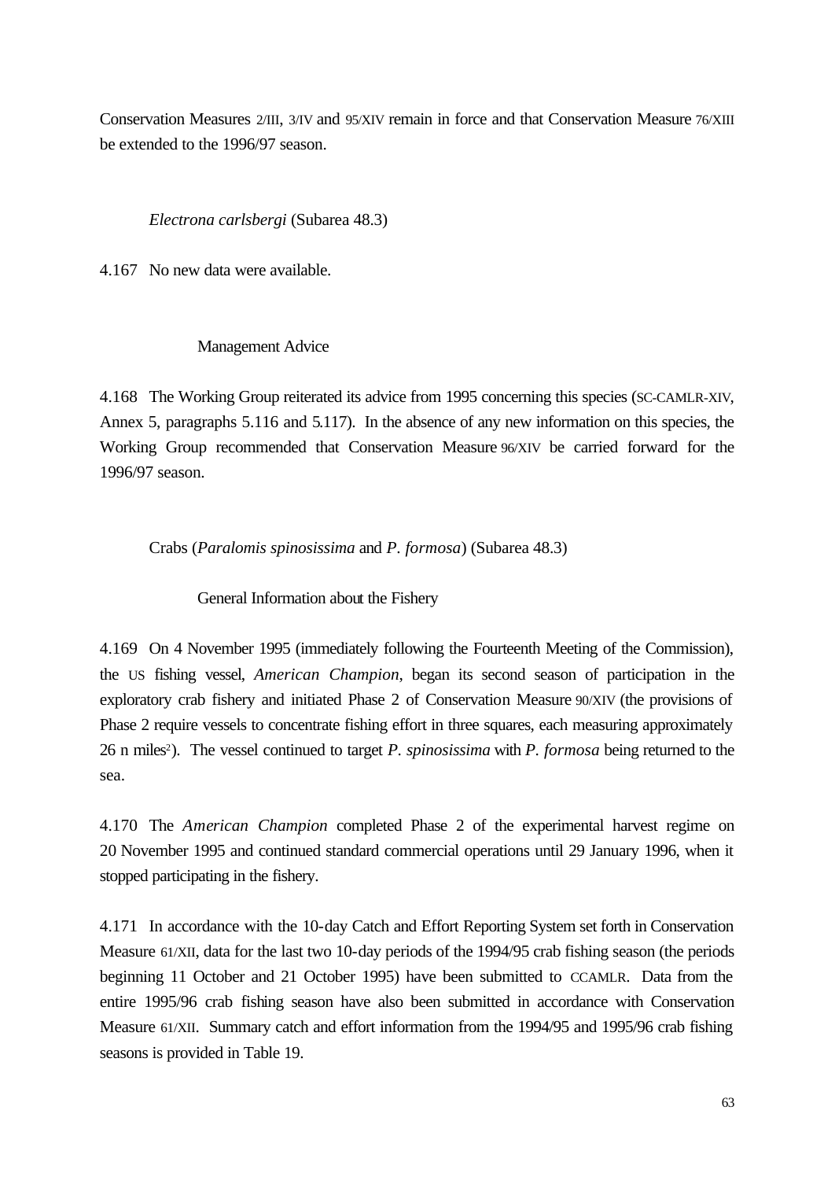Conservation Measures 2/III, 3/IV and 95/XIV remain in force and that Conservation Measure 76/XIII be extended to the 1996/97 season.

### *Electrona carlsbergi* (Subarea 48.3)

4.167 No new data were available.

#### Management Advice

4.168 The Working Group reiterated its advice from 1995 concerning this species (SC-CAMLR-XIV, Annex 5, paragraphs 5.116 and 5.117). In the absence of any new information on this species, the Working Group recommended that Conservation Measure 96/XIV be carried forward for the 1996/97 season.

### Crabs (*Paralomis spinosissima* and *P. formosa*) (Subarea 48.3)

#### General Information about the Fishery

4.169 On 4 November 1995 (immediately following the Fourteenth Meeting of the Commission), the US fishing vessel, *American Champion*, began its second season of participation in the exploratory crab fishery and initiated Phase 2 of Conservation Measure 90/XIV (the provisions of Phase 2 require vessels to concentrate fishing effort in three squares, each measuring approximately 26 n miles$^2$). The vessel continued to target *P. spinosissima* with *P. formosa* being returned to the sea.

4.170 The *American Champion* completed Phase 2 of the experimental harvest regime on 20 November 1995 and continued standard commercial operations until 29 January 1996, when it stopped participating in the fishery.

4.171 In accordance with the 10-day Catch and Effort Reporting System set forth in Conservation Measure 61/XII, data for the last two 10-day periods of the 1994/95 crab fishing season (the periods beginning 11 October and 21 October 1995) have been submitted to CCAMLR. Data from the entire 1995/96 crab fishing season have also been submitted in accordance with Conservation Measure 61/XII. Summary catch and effort information from the 1994/95 and 1995/96 crab fishing seasons is provided in Table 19.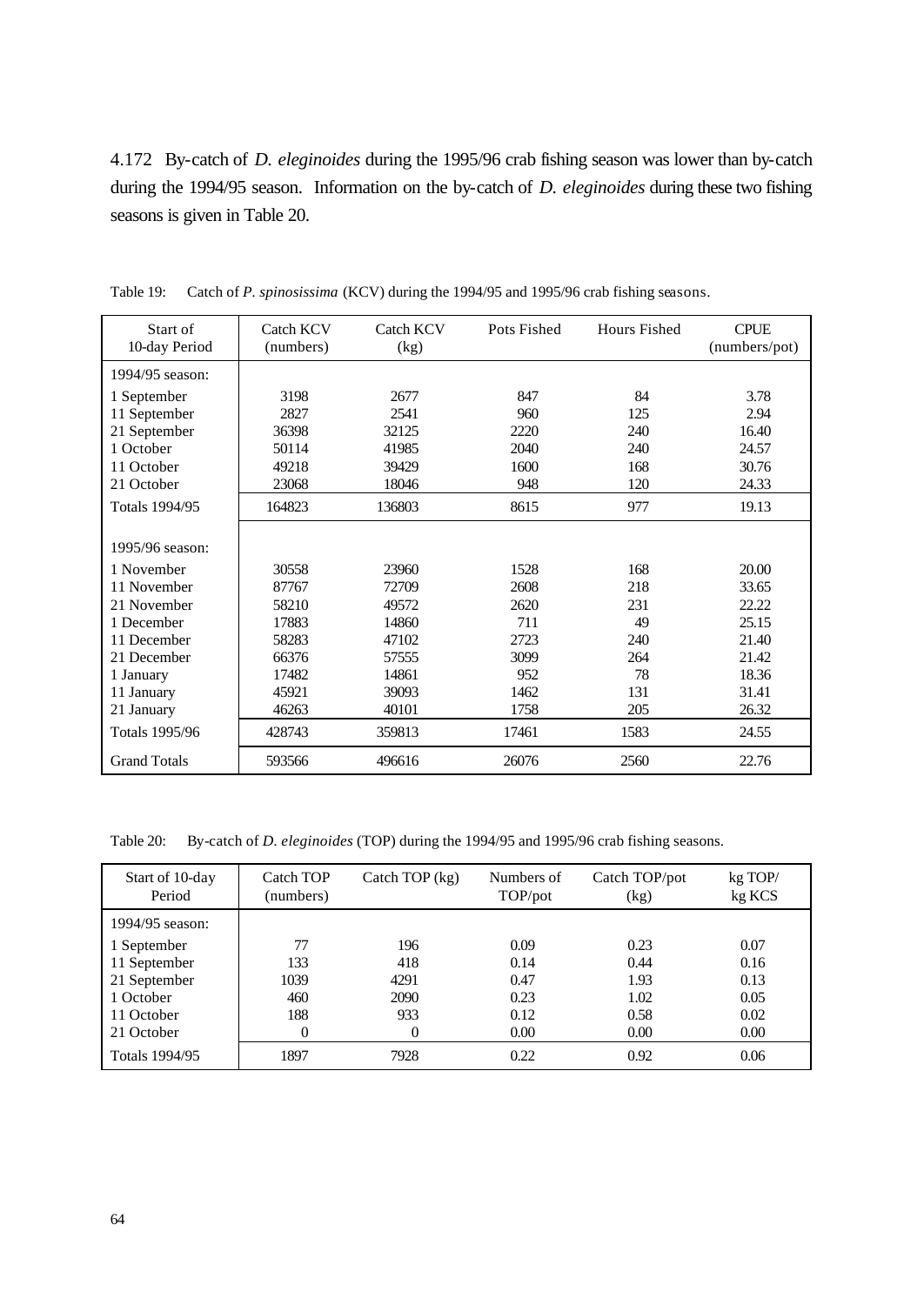4.172 By-catch of *D. eleginoides* during the 1995/96 crab fishing season was lower than by-catch during the 1994/95 season. Information on the by-catch of *D. eleginoides* during these two fishing seasons is given in Table 20.

Table 19: Catch of *P. spinosissima* (KCV) during the 1994/95 and 1995/96 crab fishing seasons.

| Start of 10-day Period | Catch KCV (numbers) | Catch KCV (kg) | Pots Fished | Hours Fished | CPUE (numbers/pot) |
|---|---|---|---|---|---|
| 1994/95 season: | | | | | |
| 1 September | 3198 | 2677 | 847 | 84 | 3.78 |
| 11 September | 2827 | 2541 | 960 | 125 | 2.94 |
| 21 September | 36398 | 32125 | 2220 | 240 | 16.40 |
| 1 October | 50114 | 41985 | 2040 | 240 | 24.57 |
| 11 October | 49218 | 39429 | 1600 | 168 | 30.76 |
| 21 October | 23068 | 18046 | 948 | 120 | 24.33 |
| Totals 1994/95 | 164823 | 136803 | 8615 | 977 | 19.13 |
| 1995/96 season: | | | | | |
| 1 November | 30558 | 23960 | 1528 | 168 | 20.00 |
| 11 November | 87767 | 72709 | 2608 | 218 | 33.65 |
| 21 November | 58210 | 49572 | 2620 | 231 | 22.22 |
| 1 December | 17883 | 14860 | 711 | 49 | 25.15 |
| 11 December | 58283 | 47102 | 2723 | 240 | 21.40 |
| 21 December | 66376 | 57555 | 3099 | 264 | 21.42 |
| 1 January | 17482 | 14861 | 952 | 78 | 18.36 |
| 11 January | 45921 | 39093 | 1462 | 131 | 31.41 |
| 21 January | 46263 | 40101 | 1758 | 205 | 26.32 |
| Totals 1995/96 | 428743 | 359813 | 17461 | 1583 | 24.55 |
| Grand Totals | 593566 | 496616 | 26076 | 2560 | 22.76 |

Table 20: By-catch of *D. eleginoides* (TOP) during the 1994/95 and 1995/96 crab fishing seasons.

| Start of 10-day Period | Catch TOP (numbers) | Catch TOP (kg) | Numbers of TOP/pot | Catch TOP/pot (kg) | kg TOP/ kg KCS |
|---|---|---|---|---|---|
| 1994/95 season: | | | | | |
| 1 September | 77 | 196 | 0.09 | 0.23 | 0.07 |
| 11 September | 133 | 418 | 0.14 | 0.44 | 0.16 |
| 21 September | 1039 | 4291 | 0.47 | 1.93 | 0.13 |
| 1 October | 460 | 2090 | 0.23 | 1.02 | 0.05 |
| 11 October | 188 | 933 | 0.12 | 0.58 | 0.02 |
| 21 October | 0 | 0 | 0.00 | 0.00 | 0.00 |
| Totals 1994/95 | 1897 | 7928 | 0.22 | 0.92 | 0.06 |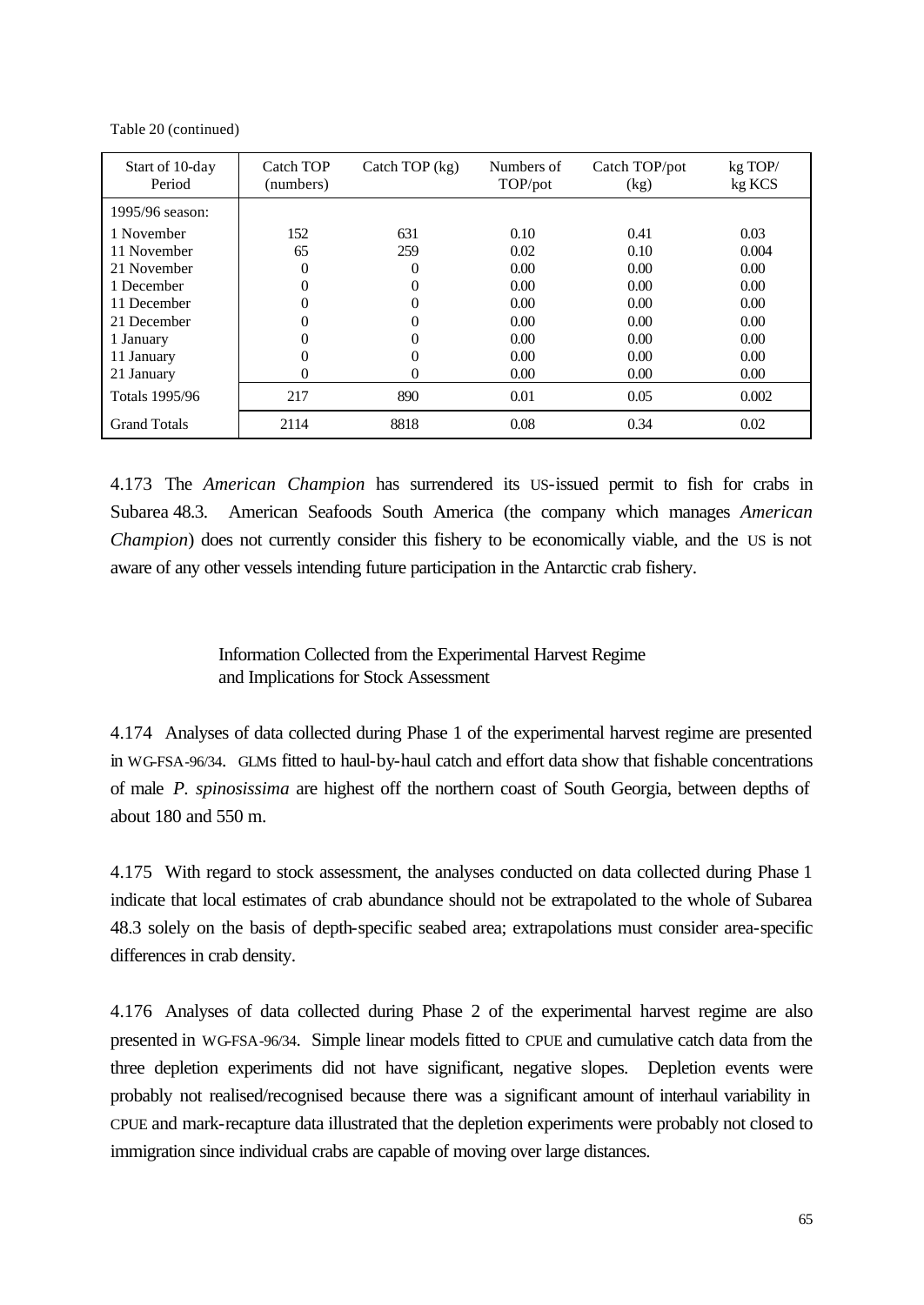Table 20 (continued)

| Start of 10-day Period | Catch TOP (numbers) | Catch TOP (kg) | Numbers of TOP/pot | Catch TOP/pot (kg) | kg TOP/ kg KCS |
|---|---|---|---|---|---|
| 1995/96 season: | | | | | |
| 1 November | 152 | 631 | 0.10 | 0.41 | 0.03 |
| 11 November | 65 | 259 | 0.02 | 0.10 | 0.004 |
| 21 November | 0 | 0 | 0.00 | 0.00 | 0.00 |
| 1 December | 0 | 0 | 0.00 | 0.00 | 0.00 |
| 11 December | 0 | 0 | 0.00 | 0.00 | 0.00 |
| 21 December | 0 | 0 | 0.00 | 0.00 | 0.00 |
| 1 January | 0 | 0 | 0.00 | 0.00 | 0.00 |
| 11 January | 0 | 0 | 0.00 | 0.00 | 0.00 |
| 21 January | 0 | 0 | 0.00 | 0.00 | 0.00 |
| Totals 1995/96 | 217 | 890 | 0.01 | 0.05 | 0.002 |
| Grand Totals | 2114 | 8818 | 0.08 | 0.34 | 0.02 |

4.173 The *American Champion* has surrendered its US-issued permit to fish for crabs in Subarea 48.3. American Seafoods South America (the company which manages *American Champion*) does not currently consider this fishery to be economically viable, and the US is not aware of any other vessels intending future participation in the Antarctic crab fishery.

### Information Collected from the Experimental Harvest Regime and Implications for Stock Assessment

4.174 Analyses of data collected during Phase 1 of the experimental harvest regime are presented in WG-FSA-96/34. GLMs fitted to haul-by-haul catch and effort data show that fishable concentrations of male *P. spinosissima* are highest off the northern coast of South Georgia, between depths of about 180 and 550 m.

4.175 With regard to stock assessment, the analyses conducted on data collected during Phase 1 indicate that local estimates of crab abundance should not be extrapolated to the whole of Subarea 48.3 solely on the basis of depth-specific seabed area; extrapolations must consider area-specific differences in crab density.

4.176 Analyses of data collected during Phase 2 of the experimental harvest regime are also presented in WG-FSA-96/34. Simple linear models fitted to CPUE and cumulative catch data from the three depletion experiments did not have significant, negative slopes. Depletion events were probably not realised/recognised because there was a significant amount of interhaul variability in CPUE and mark-recapture data illustrated that the depletion experiments were probably not closed to immigration since individual crabs are capable of moving over large distances.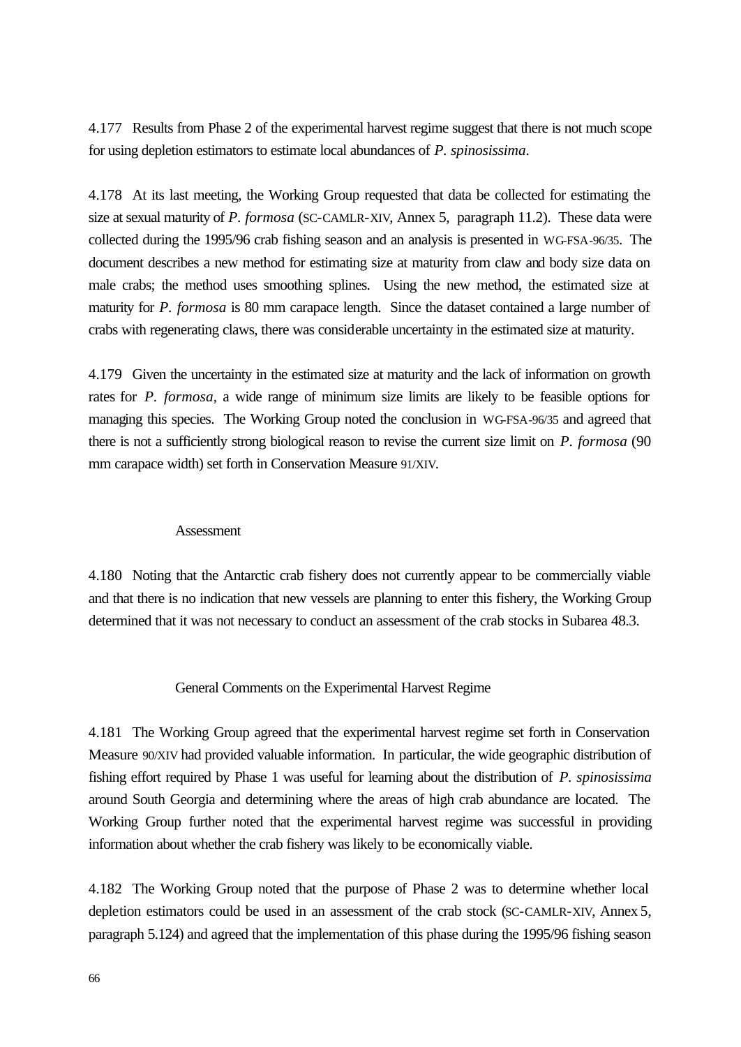4.177 Results from Phase 2 of the experimental harvest regime suggest that there is not much scope for using depletion estimators to estimate local abundances of *P. spinosissima*.

4.178 At its last meeting, the Working Group requested that data be collected for estimating the size at sexual maturity of *P. formosa* (SC-CAMLR-XIV, Annex 5, paragraph 11.2). These data were collected during the 1995/96 crab fishing season and an analysis is presented in WG-FSA-96/35. The document describes a new method for estimating size at maturity from claw and body size data on male crabs; the method uses smoothing splines. Using the new method, the estimated size at maturity for *P. formosa* is 80 mm carapace length. Since the dataset contained a large number of crabs with regenerating claws, there was considerable uncertainty in the estimated size at maturity.

4.179 Given the uncertainty in the estimated size at maturity and the lack of information on growth rates for *P. formosa*, a wide range of minimum size limits are likely to be feasible options for managing this species. The Working Group noted the conclusion in WG-FSA-96/35 and agreed that there is not a sufficiently strong biological reason to revise the current size limit on *P. formosa* (90 mm carapace width) set forth in Conservation Measure 91/XIV.

### Assessment

4.180 Noting that the Antarctic crab fishery does not currently appear to be commercially viable and that there is no indication that new vessels are planning to enter this fishery, the Working Group determined that it was not necessary to conduct an assessment of the crab stocks in Subarea 48.3.

### General Comments on the Experimental Harvest Regime

4.181 The Working Group agreed that the experimental harvest regime set forth in Conservation Measure 90/XIV had provided valuable information. In particular, the wide geographic distribution of fishing effort required by Phase 1 was useful for learning about the distribution of *P. spinosissima* around South Georgia and determining where the areas of high crab abundance are located. The Working Group further noted that the experimental harvest regime was successful in providing information about whether the crab fishery was likely to be economically viable.

4.182 The Working Group noted that the purpose of Phase 2 was to determine whether local depletion estimators could be used in an assessment of the crab stock (SC-CAMLR-XIV, Annex 5, paragraph 5.124) and agreed that the implementation of this phase during the 1995/96 fishing season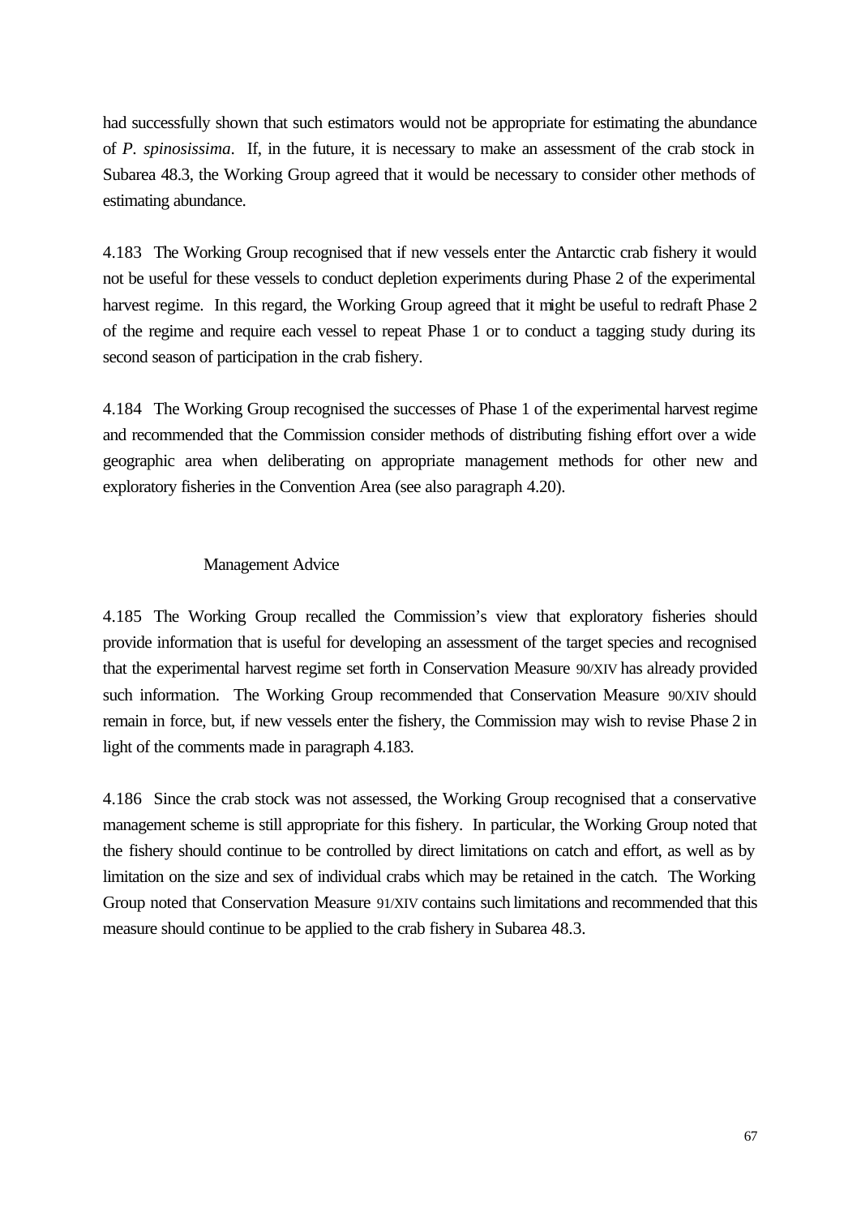had successfully shown that such estimators would not be appropriate for estimating the abundance of *P. spinosissima*. If, in the future, it is necessary to make an assessment of the crab stock in Subarea 48.3, the Working Group agreed that it would be necessary to consider other methods of estimating abundance.

4.183 The Working Group recognised that if new vessels enter the Antarctic crab fishery it would not be useful for these vessels to conduct depletion experiments during Phase 2 of the experimental harvest regime. In this regard, the Working Group agreed that it might be useful to redraft Phase 2 of the regime and require each vessel to repeat Phase 1 or to conduct a tagging study during its second season of participation in the crab fishery.

4.184 The Working Group recognised the successes of Phase 1 of the experimental harvest regime and recommended that the Commission consider methods of distributing fishing effort over a wide geographic area when deliberating on appropriate management methods for other new and exploratory fisheries in the Convention Area (see also paragraph 4.20).

### Management Advice

4.185 The Working Group recalled the Commission's view that exploratory fisheries should provide information that is useful for developing an assessment of the target species and recognised that the experimental harvest regime set forth in Conservation Measure 90/XIV has already provided such information. The Working Group recommended that Conservation Measure 90/XIV should remain in force, but, if new vessels enter the fishery, the Commission may wish to revise Phase 2 in light of the comments made in paragraph 4.183.

4.186 Since the crab stock was not assessed, the Working Group recognised that a conservative management scheme is still appropriate for this fishery. In particular, the Working Group noted that the fishery should continue to be controlled by direct limitations on catch and effort, as well as by limitation on the size and sex of individual crabs which may be retained in the catch. The Working Group noted that Conservation Measure 91/XIV contains such limitations and recommended that this measure should continue to be applied to the crab fishery in Subarea 48.3.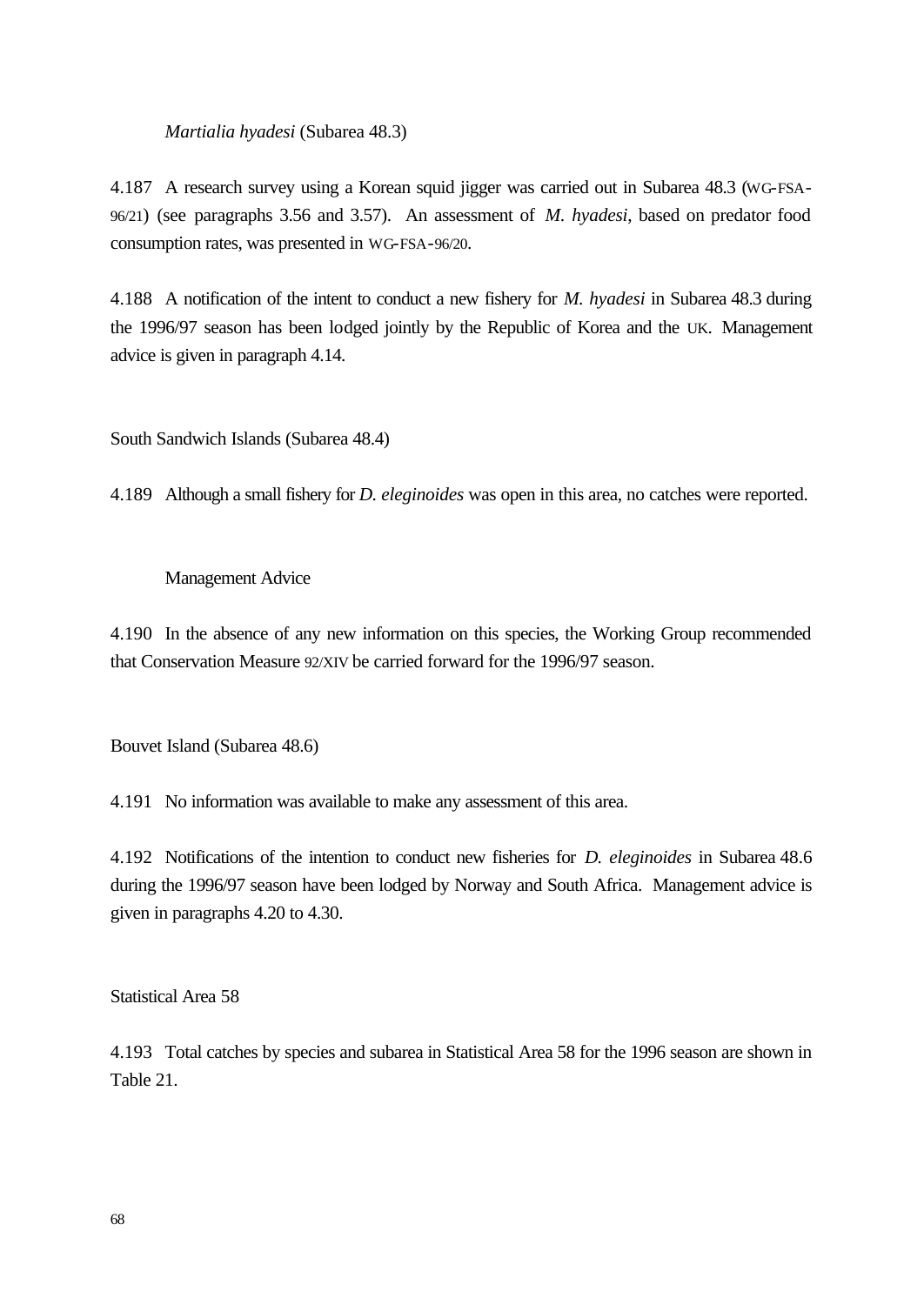#### *Martialia hyadesi* (Subarea 48.3)

4.187 A research survey using a Korean squid jigger was carried out in Subarea 48.3 (WG-FSA-96/21) (see paragraphs 3.56 and 3.57). An assessment of *M. hyadesi*, based on predator food consumption rates, was presented in WG-FSA-96/20.

4.188 A notification of the intent to conduct a new fishery for *M. hyadesi* in Subarea 48.3 during the 1996/97 season has been lodged jointly by the Republic of Korea and the UK. Management advice is given in paragraph 4.14.

### South Sandwich Islands (Subarea 48.4)

4.189 Although a small fishery for *D. eleginoides* was open in this area, no catches were reported.

#### Management Advice

4.190 In the absence of any new information on this species, the Working Group recommended that Conservation Measure 92/XIV be carried forward for the 1996/97 season.

### Bouvet Island (Subarea 48.6)

4.191 No information was available to make any assessment of this area.

4.192 Notifications of the intention to conduct new fisheries for *D. eleginoides* in Subarea 48.6 during the 1996/97 season have been lodged by Norway and South Africa. Management advice is given in paragraphs 4.20 to 4.30.

### Statistical Area 58

4.193 Total catches by species and subarea in Statistical Area 58 for the 1996 season are shown in Table 21.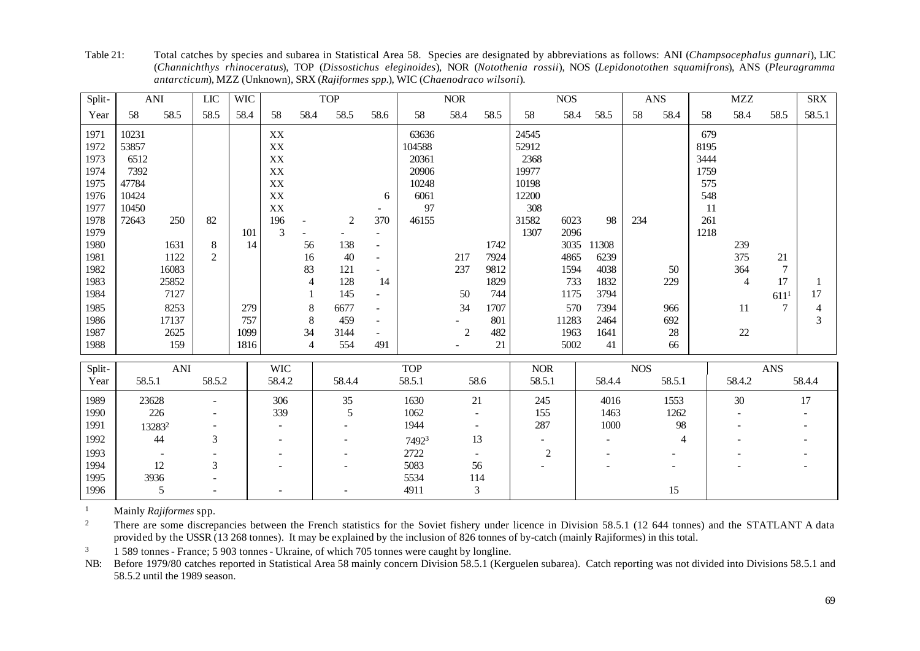Table 21: Total catches by species and subarea in Statistical Area 58. Species are designated by abbreviations as follows: ANI (*Champsocephalus gunnari*), LIC (*Channichthys rhinoceratus*), TOP (*Dissostichus eleginoides*), NOR (*Notothenia rossii*), NOS (*Lepidonotothen squamifrons*), ANS (*Pleuragramma antarcticum*), MZZ (Unknown), SRX (*Rajiformes spp.*), WIC (*Chaenodraco wilsoni*).

| Split- | ANI | | LIC | WIC | TOP | | | | NOR | | | NOS | | | ANS | | MZZ | | | SRX |
|---|---|---|---|---|---|---|---|---|---|---|---|---|---|---|---|---|---|---|---|---|
| Year | 58 | 58.5 | 58.5 | 58.4 | 58 | 58.4 | 58.5 | 58.6 | 58 | 58.4 | 58.5 | 58 | 58.4 | 58.5 | 58 | 58.4 | 58 | 58.4 | 58.5 | 58.5.1 |
| 1971 | 10231 | | | | XX | | | | 63636 | | | 24545 | | | | | 679 | | | |
| 1972 | 53857 | | | | XX | | | | 104588 | | | 52912 | | | | | 8195 | | | |
| 1973 | 6512 | | | | XX | | | | 20361 | | | 2368 | | | | | 3444 | | | |
| 1974 | 7392 | | | | XX | | | | 20906 | | | 19977 | | | | | 1759 | | | |
| 1975 | 47784 | | | | XX | | | | 10248 | | | 10198 | | | | | 575 | | | |
| 1976 | 10424 | | | | XX | | | 6 | 6061 | | | 12200 | | | | | 548 | | | |
| 1977 | 10450 | | | | XX | | | - | 97 | | | 308 | | | | | 11 | | | |
| 1978 | 72643 | 250 | 82 | | 196 | - | 2 | 370 | 46155 | | | 31582 | 6023 | 98 | 234 | | 261 | | | |
| 1979 | | | | 101 | 3 | - | - | - | | | | 1307 | 2096 | | | | 1218 | | | |
| 1980 | | 1631 | 8 | 14 | | 56 | 138 | - | | | 1742 | | 3035 | 11308 | | | | 239 | | |
| 1981 | | 1122 | 2 | | | 16 | 40 | - | | 217 | 7924 | | 4865 | 6239 | | | | 375 | 21 | |
| 1982 | | 16083 | | | | 83 | 121 | - | | 237 | 9812 | | 1594 | 4038 | | 50 | | 364 | 7 | |
| 1983 | | 25852 | | | | 4 | 128 | 14 | | | 1829 | | 733 | 1832 | | 229 | | 4 | 17 | 1 |
| 1984 | | 7127 | | | | 1 | 145 | - | | 50 | 744 | | 1175 | 3794 | | | | | 611[1] | 17 |
| 1985 | | 8253 | | 279 | | 8 | 6677 | - | | 34 | 1707 | | 570 | 7394 | | 966 | | 11 | 7 | 4 |
| 1986 | | 17137 | | 757 | | 8 | 459 | - | | - | 801 | | 11283 | 2464 | | 692 | | | | 3 |
| 1987 | | 2625 | | 1099 | | 34 | 3144 | - | | 2 | 482 | | 1963 | 1641 | | 28 | | 22 | | |
| 1988 | | 159 | | 1816 | | 4 | 554 | 491 | | - | 21 | | 5002 | 41 | | 66 | | | | |

| Split- | ANI | | WIC | TOP | | | NOR | NOS | | ANS | |
|---|---|---|---|---|---|---|---|---|---|---|---|
| Year | 58.5.1 | 58.5.2 | 58.4.2 | 58.4.4 | 58.5.1 | 58.6 | 58.5.1 | 58.4.4 | 58.5.1 | 58.4.2 | 58.4.4 |
| 1989 | 23628 | - | 306 | 35 | 1630 | 21 | 245 | 4016 | 1553 | 30 | 17 |
| 1990 | 226 | - | 339 | 5 | 1062 | - | 155 | 1463 | 1262 | - | - |
| 1991 | 13283[2] | - | - | - | 1944 | - | 287 | 1000 | 98 | - | - |
| 1992 | 44 | 3 | - | - | 7492[3] | 13 | - | - | 4 | - | - |
| 1993 | - | - | - | - | 2722 | - | 2 | - | - | - | - |
| 1994 | 12 | 3 | - | - | 5083 | 56 | - | - | - | - | - |
| 1995 | 3936 | - | | | 5534 | 114 | | | | | |
| 1996 | 5 | - | - | - | 4911 | 3 | | | 15 | | |

[1] Mainly *Rajiformes* spp.

[2] There are some discrepancies between the French statistics for the Soviet fishery under licence in Division 58.5.1 (12 644 tonnes) and the STATLANT A data provided by the USSR (13 268 tonnes). It may be explained by the inclusion of 826 tonnes of by-catch (mainly Rajiformes) in this total.

[3] 1 589 tonnes - France; 5 903 tonnes - Ukraine, of which 705 tonnes were caught by longline.

NB: Before 1979/80 catches reported in Statistical Area 58 mainly concern Division 58.5.1 (Kerguelen subarea). Catch reporting was not divided into Divisions 58.5.1 and 58.5.2 until the 1989 season.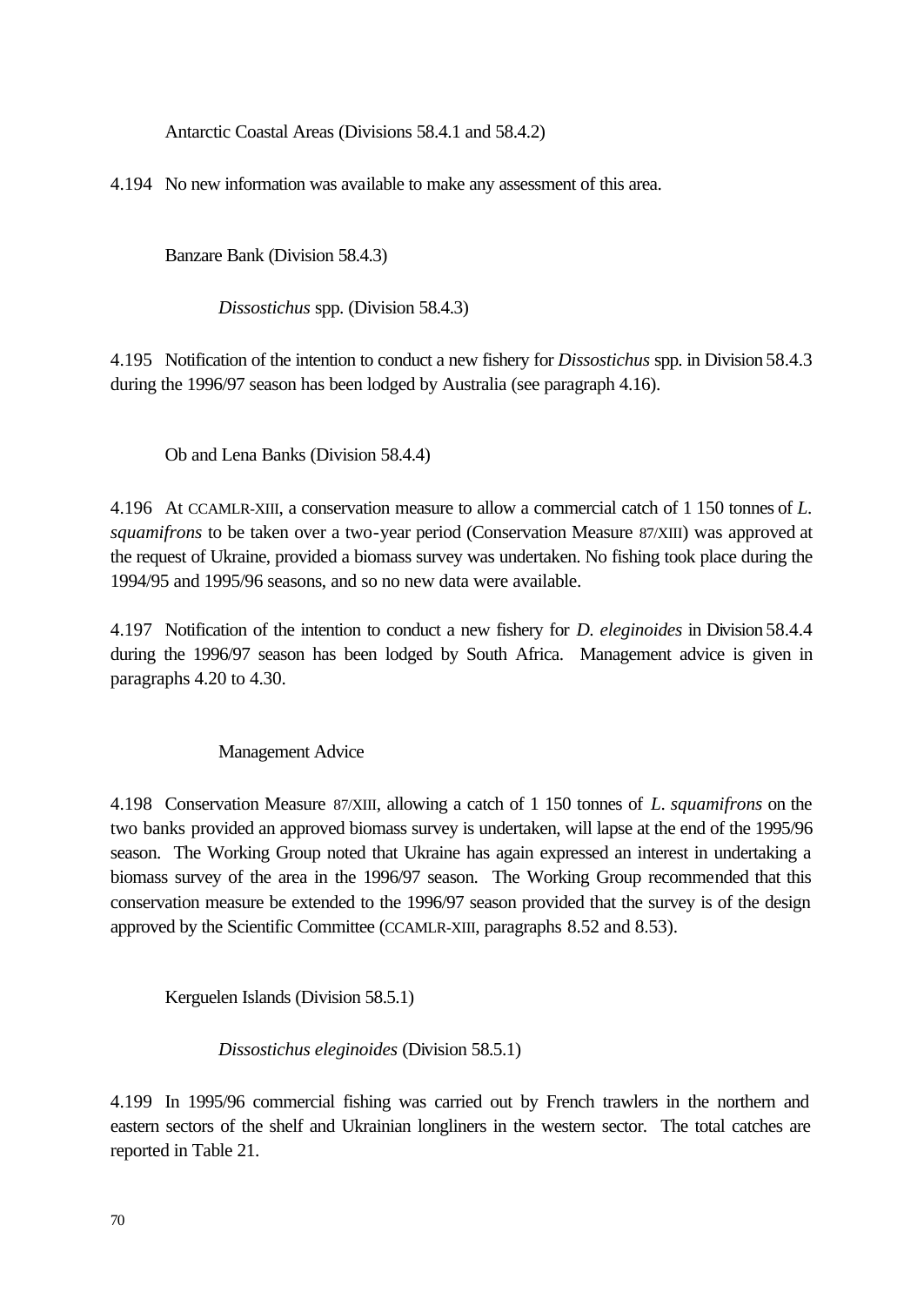### Antarctic Coastal Areas (Divisions 58.4.1 and 58.4.2)

4.194 No new information was available to make any assessment of this area.

### Banzare Bank (Division 58.4.3)

#### *Dissostichus* spp. (Division 58.4.3)

4.195 Notification of the intention to conduct a new fishery for *Dissostichus* spp. in Division 58.4.3 during the 1996/97 season has been lodged by Australia (see paragraph 4.16).

### Ob and Lena Banks (Division 58.4.4)

4.196 At CCAMLR-XIII, a conservation measure to allow a commercial catch of 1 150 tonnes of *L. squamifrons* to be taken over a two-year period (Conservation Measure 87/XIII) was approved at the request of Ukraine, provided a biomass survey was undertaken. No fishing took place during the 1994/95 and 1995/96 seasons, and so no new data were available.

4.197 Notification of the intention to conduct a new fishery for *D. eleginoides* in Division 58.4.4 during the 1996/97 season has been lodged by South Africa. Management advice is given in paragraphs 4.20 to 4.30.

#### Management Advice

4.198 Conservation Measure 87/XIII, allowing a catch of 1 150 tonnes of *L. squamifrons* on the two banks provided an approved biomass survey is undertaken, will lapse at the end of the 1995/96 season. The Working Group noted that Ukraine has again expressed an interest in undertaking a biomass survey of the area in the 1996/97 season. The Working Group recommended that this conservation measure be extended to the 1996/97 season provided that the survey is of the design approved by the Scientific Committee (CCAMLR-XIII, paragraphs 8.52 and 8.53).

### Kerguelen Islands (Division 58.5.1)

#### *Dissostichus eleginoides* (Division 58.5.1)

4.199 In 1995/96 commercial fishing was carried out by French trawlers in the northern and eastern sectors of the shelf and Ukrainian longliners in the western sector. The total catches are reported in Table 21.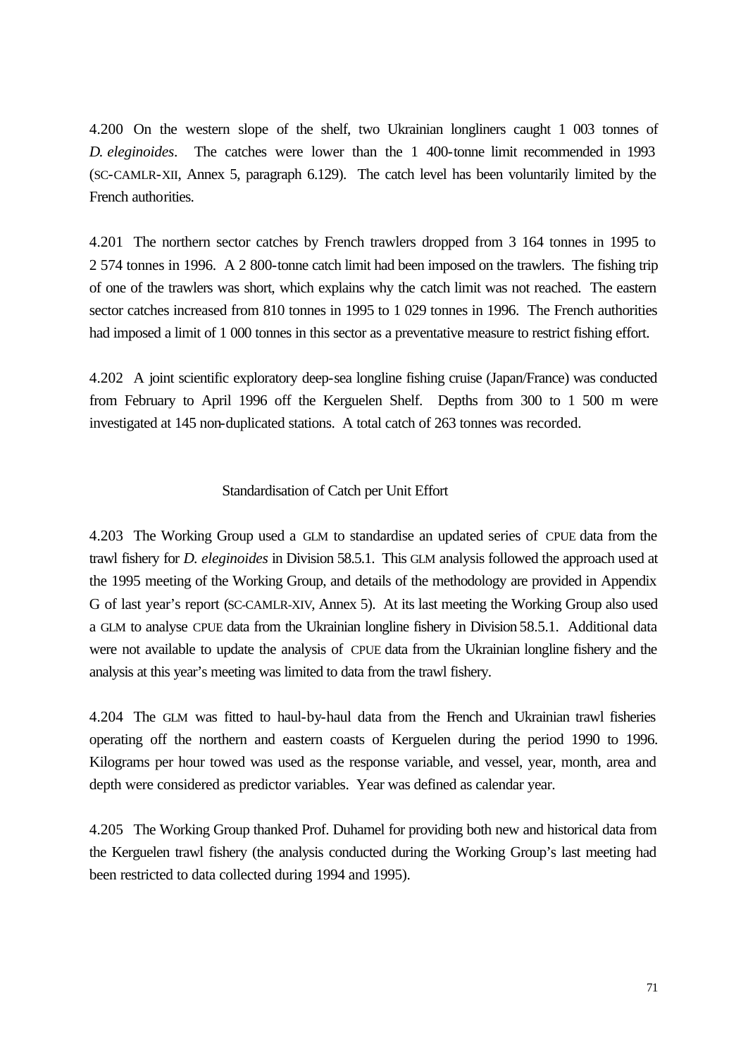4.200 On the western slope of the shelf, two Ukrainian longliners caught 1 003 tonnes of *D. eleginoides*. The catches were lower than the 1 400-tonne limit recommended in 1993 (SC-CAMLR-XII, Annex 5, paragraph 6.129). The catch level has been voluntarily limited by the French authorities.

4.201 The northern sector catches by French trawlers dropped from 3 164 tonnes in 1995 to 2 574 tonnes in 1996. A 2 800-tonne catch limit had been imposed on the trawlers. The fishing trip of one of the trawlers was short, which explains why the catch limit was not reached. The eastern sector catches increased from 810 tonnes in 1995 to 1 029 tonnes in 1996. The French authorities had imposed a limit of 1 000 tonnes in this sector as a preventative measure to restrict fishing effort.

4.202 A joint scientific exploratory deep-sea longline fishing cruise (Japan/France) was conducted from February to April 1996 off the Kerguelen Shelf. Depths from 300 to 1 500 m were investigated at 145 non-duplicated stations. A total catch of 263 tonnes was recorded.

### Standardisation of Catch per Unit Effort

4.203 The Working Group used a GLM to standardise an updated series of CPUE data from the trawl fishery for *D. eleginoides* in Division 58.5.1. This GLM analysis followed the approach used at the 1995 meeting of the Working Group, and details of the methodology are provided in Appendix G of last year's report (SC-CAMLR-XIV, Annex 5). At its last meeting the Working Group also used a GLM to analyse CPUE data from the Ukrainian longline fishery in Division 58.5.1. Additional data were not available to update the analysis of CPUE data from the Ukrainian longline fishery and the analysis at this year's meeting was limited to data from the trawl fishery.

4.204 The GLM was fitted to haul-by-haul data from the French and Ukrainian trawl fisheries operating off the northern and eastern coasts of Kerguelen during the period 1990 to 1996. Kilograms per hour towed was used as the response variable, and vessel, year, month, area and depth were considered as predictor variables. Year was defined as calendar year.

4.205 The Working Group thanked Prof. Duhamel for providing both new and historical data from the Kerguelen trawl fishery (the analysis conducted during the Working Group's last meeting had been restricted to data collected during 1994 and 1995).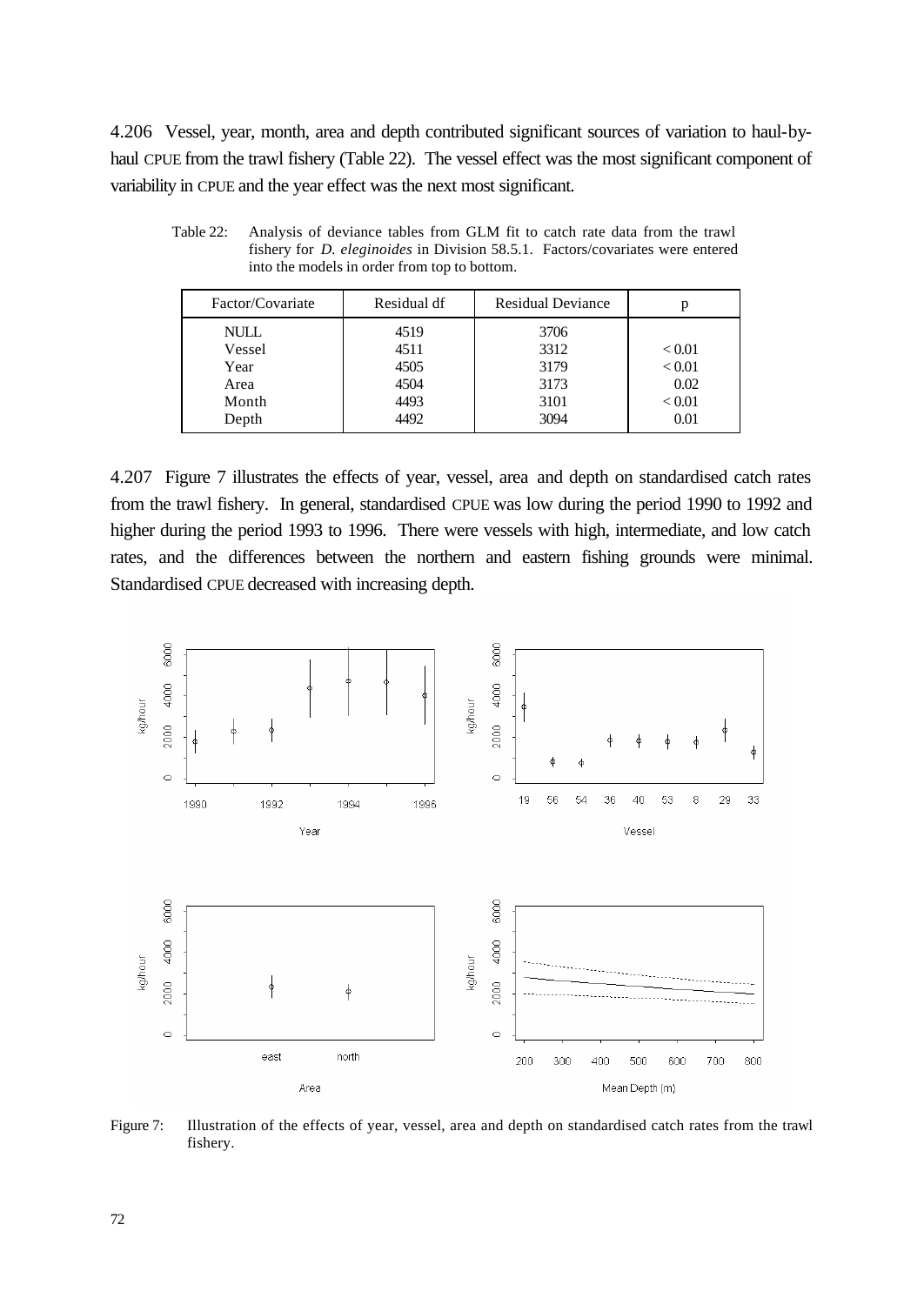4.206 Vessel, year, month, area and depth contributed significant sources of variation to haul-by-haul CPUE from the trawl fishery (Table 22). The vessel effect was the most significant component of variability in CPUE and the year effect was the next most significant.

Table 22: Analysis of deviance tables from GLM fit to catch rate data from the trawl fishery for *D. eleginoides* in Division 58.5.1. Factors/covariates were entered into the models in order from top to bottom.

| Factor/Covariate | Residual df | Residual Deviance | p |
|---|---|---|---|
| NULL | 4519 | 3706 | |
| Vessel | 4511 | 3312 | < 0.01 |
| Year | 4505 | 3179 | < 0.01 |
| Area | 4504 | 3173 | 0.02 |
| Month | 4493 | 3101 | < 0.01 |
| Depth | 4492 | 3094 | 0.01 |

4.207 Figure 7 illustrates the effects of year, vessel, area and depth on standardised catch rates from the trawl fishery. In general, standardised CPUE was low during the period 1990 to 1992 and higher during the period 1993 to 1996. There were vessels with high, intermediate, and low catch rates, and the differences between the northern and eastern fishing grounds were minimal. Standardised CPUE decreased with increasing depth.

Figure 7: Illustration of the effects of year, vessel, area and depth on standardised catch rates from the trawl fishery.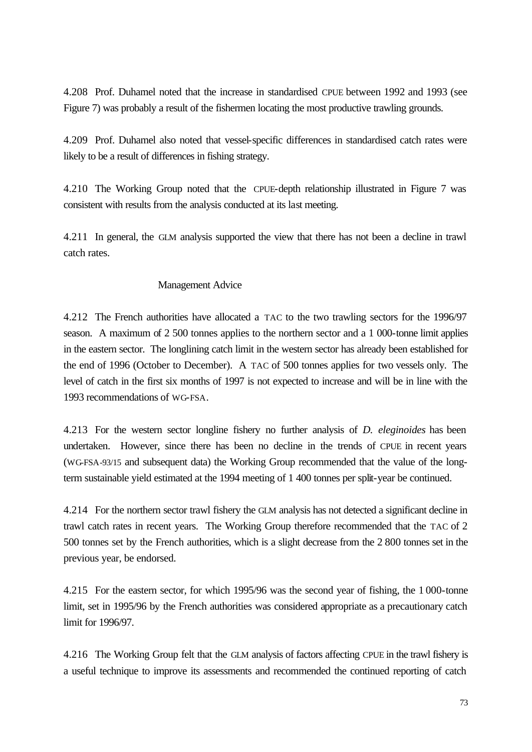4.208 Prof. Duhamel noted that the increase in standardised CPUE between 1992 and 1993 (see Figure 7) was probably a result of the fishermen locating the most productive trawling grounds.

4.209 Prof. Duhamel also noted that vessel-specific differences in standardised catch rates were likely to be a result of differences in fishing strategy.

4.210 The Working Group noted that the CPUE-depth relationship illustrated in Figure 7 was consistent with results from the analysis conducted at its last meeting.

4.211 In general, the GLM analysis supported the view that there has not been a decline in trawl catch rates.

### Management Advice

4.212 The French authorities have allocated a TAC to the two trawling sectors for the 1996/97 season. A maximum of 2 500 tonnes applies to the northern sector and a 1 000-tonne limit applies in the eastern sector. The longlining catch limit in the western sector has already been established for the end of 1996 (October to December). A TAC of 500 tonnes applies for two vessels only. The level of catch in the first six months of 1997 is not expected to increase and will be in line with the 1993 recommendations of WG-FSA.

4.213 For the western sector longline fishery no further analysis of *D. eleginoides* has been undertaken. However, since there has been no decline in the trends of CPUE in recent years (WG-FSA-93/15 and subsequent data) the Working Group recommended that the value of the long-term sustainable yield estimated at the 1994 meeting of 1 400 tonnes per split-year be continued.

4.214 For the northern sector trawl fishery the GLM analysis has not detected a significant decline in trawl catch rates in recent years. The Working Group therefore recommended that the TAC of 2 500 tonnes set by the French authorities, which is a slight decrease from the 2 800 tonnes set in the previous year, be endorsed.

4.215 For the eastern sector, for which 1995/96 was the second year of fishing, the 1 000-tonne limit, set in 1995/96 by the French authorities was considered appropriate as a precautionary catch limit for 1996/97.

4.216 The Working Group felt that the GLM analysis of factors affecting CPUE in the trawl fishery is a useful technique to improve its assessments and recommended the continued reporting of catch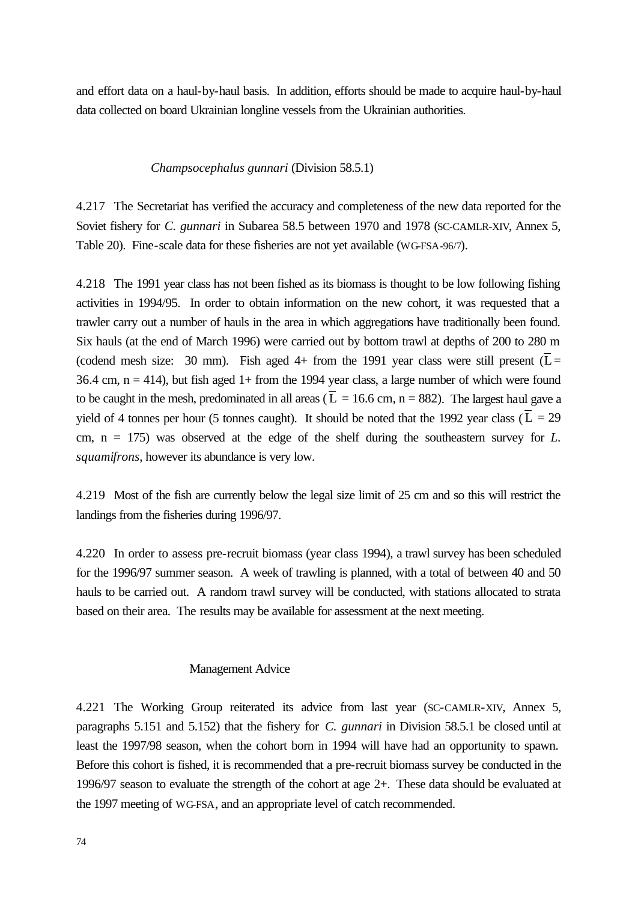and effort data on a haul-by-haul basis. In addition, efforts should be made to acquire haul-by-haul data collected on board Ukrainian longline vessels from the Ukrainian authorities.

### *Champsocephalus gunnari* (Division 58.5.1)

4.217 The Secretariat has verified the accuracy and completeness of the new data reported for the Soviet fishery for *C. gunnari* in Subarea 58.5 between 1970 and 1978 (SC-CAMLR-XIV, Annex 5, Table 20). Fine-scale data for these fisheries are not yet available (WG-FSA-96/7).

4.218 The 1991 year class has not been fished as its biomass is thought to be low following fishing activities in 1994/95. In order to obtain information on the new cohort, it was requested that a trawler carry out a number of hauls in the area in which aggregations have traditionally been found. Six hauls (at the end of March 1996) were carried out by bottom trawl at depths of 200 to 280 m (codend mesh size: 30 mm). Fish aged 4+ from the 1991 year class were still present ($\overline{L}$ = 36.4 cm, n = 414), but fish aged 1+ from the 1994 year class, a large number of which were found to be caught in the mesh, predominated in all areas ($\overline{L}$ = 16.6 cm, n = 882). The largest haul gave a yield of 4 tonnes per hour (5 tonnes caught). It should be noted that the 1992 year class ($\overline{L}$ = 29 cm, n = 175) was observed at the edge of the shelf during the southeastern survey for *L. squamifrons*, however its abundance is very low.

4.219 Most of the fish are currently below the legal size limit of 25 cm and so this will restrict the landings from the fisheries during 1996/97.

4.220 In order to assess pre-recruit biomass (year class 1994), a trawl survey has been scheduled for the 1996/97 summer season. A week of trawling is planned, with a total of between 40 and 50 hauls to be carried out. A random trawl survey will be conducted, with stations allocated to strata based on their area. The results may be available for assessment at the next meeting.

#### Management Advice

4.221 The Working Group reiterated its advice from last year (SC-CAMLR-XIV, Annex 5, paragraphs 5.151 and 5.152) that the fishery for *C. gunnari* in Division 58.5.1 be closed until at least the 1997/98 season, when the cohort born in 1994 will have had an opportunity to spawn. Before this cohort is fished, it is recommended that a pre-recruit biomass survey be conducted in the 1996/97 season to evaluate the strength of the cohort at age 2+. These data should be evaluated at the 1997 meeting of WG-FSA, and an appropriate level of catch recommended.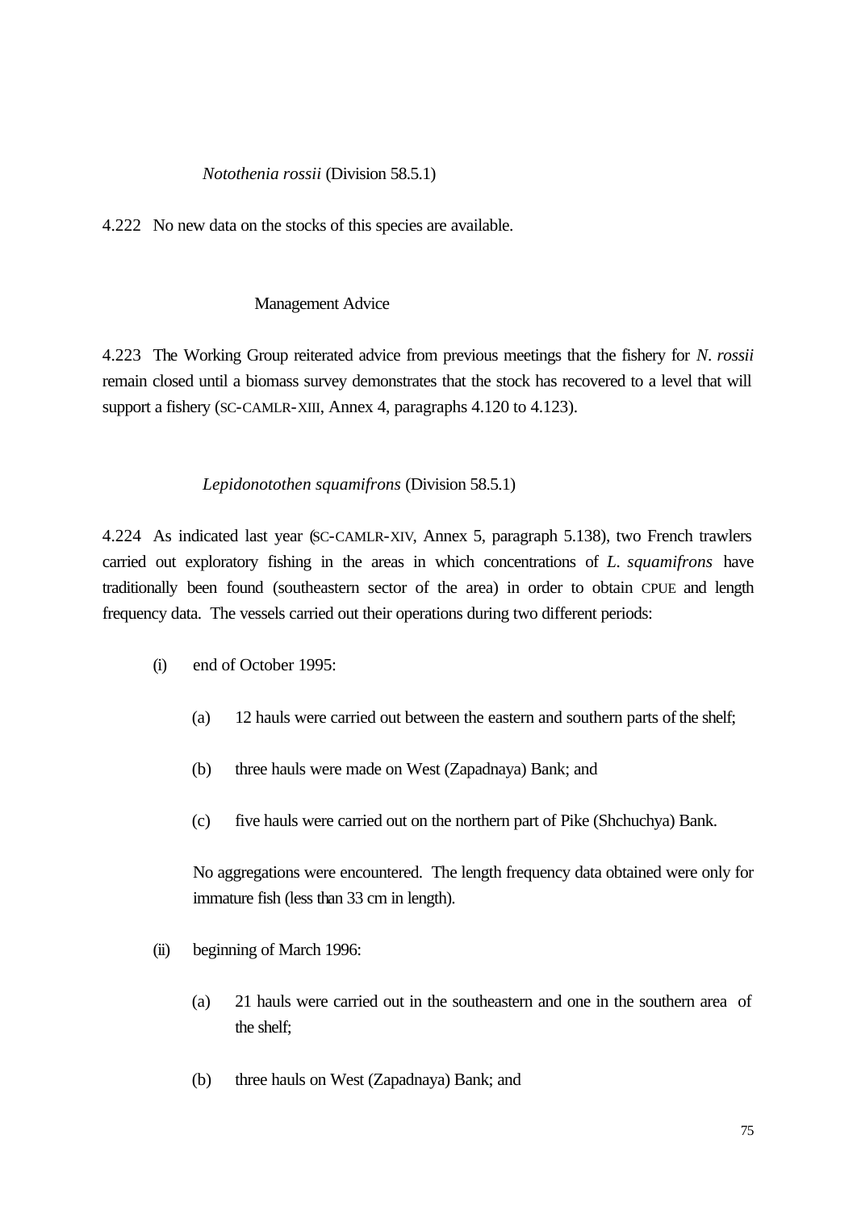### *Notothenia rossii* (Division 58.5.1)

4.222 No new data on the stocks of this species are available.

#### Management Advice

4.223 The Working Group reiterated advice from previous meetings that the fishery for *N. rossii* remain closed until a biomass survey demonstrates that the stock has recovered to a level that will support a fishery (SC-CAMLR-XIII, Annex 4, paragraphs 4.120 to 4.123).

### *Lepidonotothen squamifrons* (Division 58.5.1)

4.224 As indicated last year (SC-CAMLR-XIV, Annex 5, paragraph 5.138), two French trawlers carried out exploratory fishing in the areas in which concentrations of *L. squamifrons* have traditionally been found (southeastern sector of the area) in order to obtain CPUE and length frequency data. The vessels carried out their operations during two different periods:

(i) end of October 1995:

  (a) 12 hauls were carried out between the eastern and southern parts of the shelf;

  (b) three hauls were made on West (Zapadnaya) Bank; and

  (c) five hauls were carried out on the northern part of Pike (Shchuchya) Bank.

  No aggregations were encountered. The length frequency data obtained were only for immature fish (less than 33 cm in length).

(ii) beginning of March 1996:

  (a) 21 hauls were carried out in the southeastern and one in the southern area of the shelf;

  (b) three hauls on West (Zapadnaya) Bank; and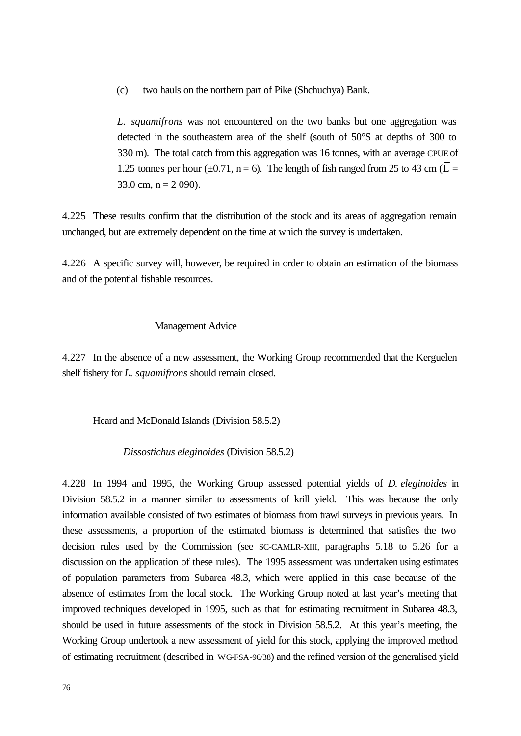(c) two hauls on the northern part of Pike (Shchuchya) Bank.

*L. squamifrons* was not encountered on the two banks but one aggregation was detected in the southeastern area of the shelf (south of 50°S at depths of 300 to 330 m). The total catch from this aggregation was 16 tonnes, with an average CPUE of 1.25 tonnes per hour (±0.71, n = 6). The length of fish ranged from 25 to 43 cm ($\overline{L}$ = 33.0 cm, n = 2 090).

4.225 These results confirm that the distribution of the stock and its areas of aggregation remain unchanged, but are extremely dependent on the time at which the survey is undertaken.

4.226 A specific survey will, however, be required in order to obtain an estimation of the biomass and of the potential fishable resources.

### Management Advice

4.227 In the absence of a new assessment, the Working Group recommended that the Kerguelen shelf fishery for *L. squamifrons* should remain closed.

## Heard and McDonald Islands (Division 58.5.2)

### *Dissostichus eleginoides* (Division 58.5.2)

4.228 In 1994 and 1995, the Working Group assessed potential yields of *D. eleginoides* in Division 58.5.2 in a manner similar to assessments of krill yield. This was because the only information available consisted of two estimates of biomass from trawl surveys in previous years. In these assessments, a proportion of the estimated biomass is determined that satisfies the two decision rules used by the Commission (see SC-CAMLR-XIII, paragraphs 5.18 to 5.26 for a discussion on the application of these rules). The 1995 assessment was undertaken using estimates of population parameters from Subarea 48.3, which were applied in this case because of the absence of estimates from the local stock. The Working Group noted at last year's meeting that improved techniques developed in 1995, such as that for estimating recruitment in Subarea 48.3, should be used in future assessments of the stock in Division 58.5.2. At this year's meeting, the Working Group undertook a new assessment of yield for this stock, applying the improved method of estimating recruitment (described in WG-FSA-96/38) and the refined version of the generalised yield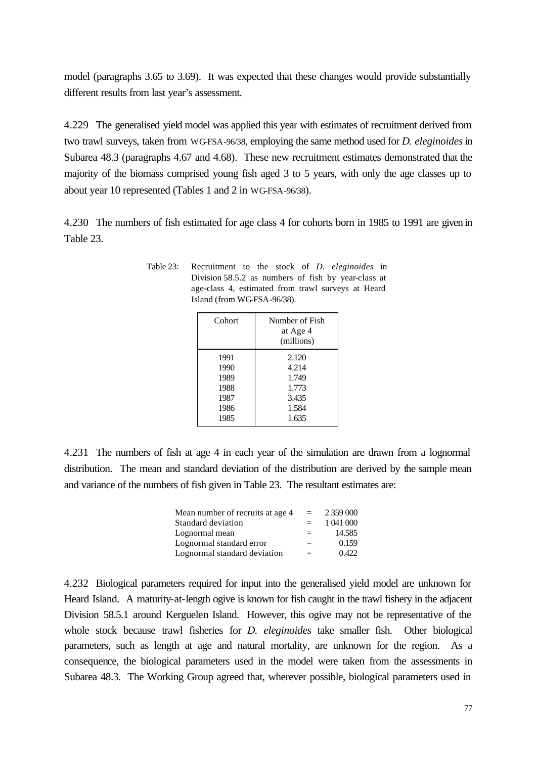model (paragraphs 3.65 to 3.69). It was expected that these changes would provide substantially different results from last year's assessment.

4.229 The generalised yield model was applied this year with estimates of recruitment derived from two trawl surveys, taken from WG-FSA-96/38, employing the same method used for *D. eleginoides* in Subarea 48.3 (paragraphs 4.67 and 4.68). These new recruitment estimates demonstrated that the majority of the biomass comprised young fish aged 3 to 5 years, with only the age classes up to about year 10 represented (Tables 1 and 2 in WG-FSA-96/38).

4.230 The numbers of fish estimated for age class 4 for cohorts born in 1985 to 1991 are given in Table 23.

Table 23: Recruitment to the stock of *D. eleginoides* in Division 58.5.2 as numbers of fish by year-class at age-class 4, estimated from trawl surveys at Heard Island (from WG-FSA-96/38).

| Cohort | Number of Fish at Age 4 (millions) |
|---|---|
| 1991 | 2.120 |
| 1990 | 4.214 |
| 1989 | 1.749 |
| 1988 | 1.773 |
| 1987 | 3.435 |
| 1986 | 1.584 |
| 1985 | 1.635 |

4.231 The numbers of fish at age 4 in each year of the simulation are drawn from a lognormal distribution. The mean and standard deviation of the distribution are derived by the sample mean and variance of the numbers of fish given in Table 23. The resultant estimates are:

| | | |
|---|---|---|
| Mean number of recruits at age 4 | = | 2 359 000 |
| Standard deviation | = | 1 041 000 |
| Lognormal mean | = | 14.585 |
| Lognormal standard error | = | 0.159 |
| Lognormal standard deviation | = | 0.422 |

4.232 Biological parameters required for input into the generalised yield model are unknown for Heard Island. A maturity-at-length ogive is known for fish caught in the trawl fishery in the adjacent Division 58.5.1 around Kerguelen Island. However, this ogive may not be representative of the whole stock because trawl fisheries for *D. eleginoides* take smaller fish. Other biological parameters, such as length at age and natural mortality, are unknown for the region. As a consequence, the biological parameters used in the model were taken from the assessments in Subarea 48.3. The Working Group agreed that, wherever possible, biological parameters used in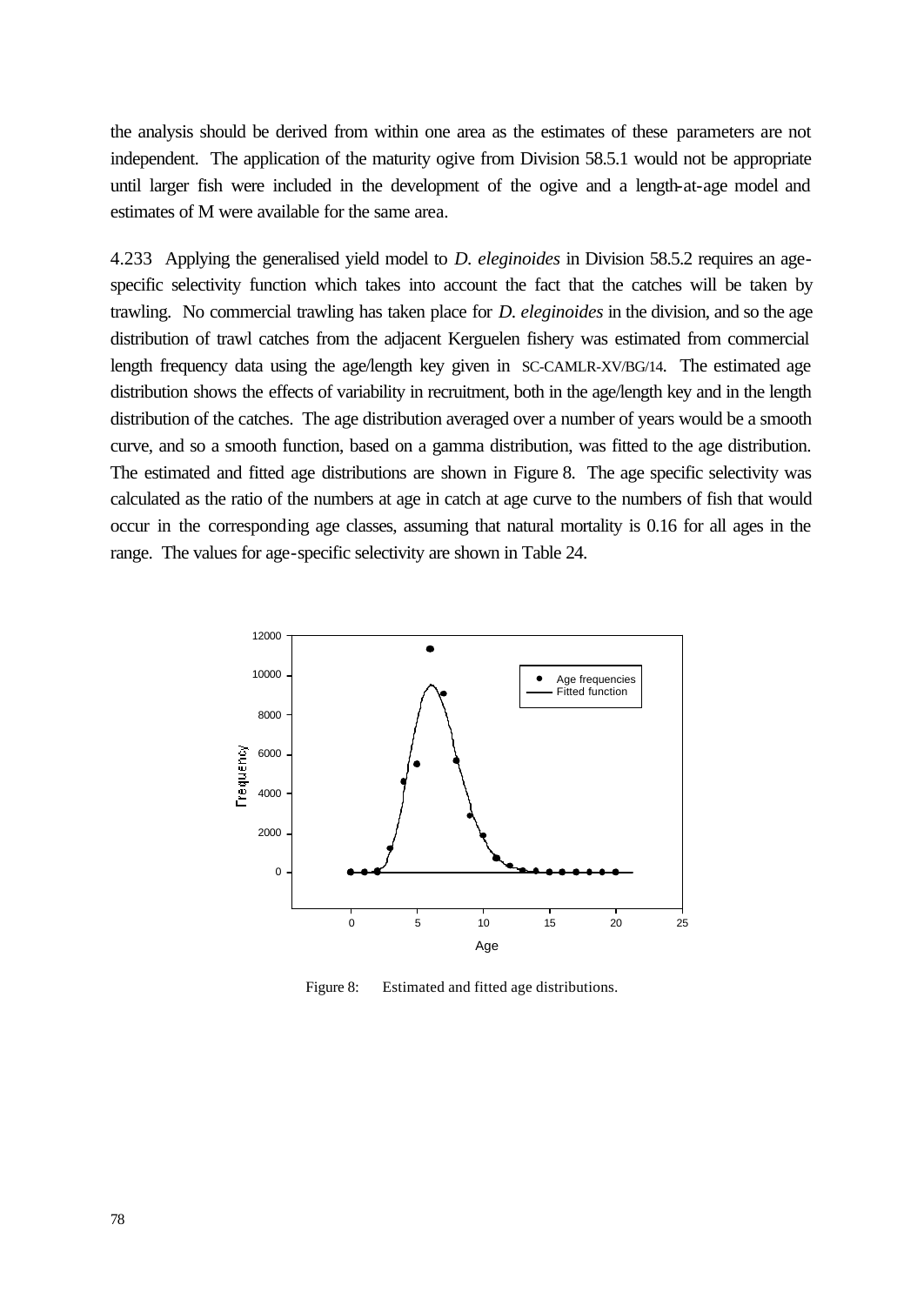the analysis should be derived from within one area as the estimates of these parameters are not independent. The application of the maturity ogive from Division 58.5.1 would not be appropriate until larger fish were included in the development of the ogive and a length-at-age model and estimates of M were available for the same area.

4.233 Applying the generalised yield model to *D. eleginoides* in Division 58.5.2 requires an age-specific selectivity function which takes into account the fact that the catches will be taken by trawling. No commercial trawling has taken place for *D. eleginoides* in the division, and so the age distribution of trawl catches from the adjacent Kerguelen fishery was estimated from commercial length frequency data using the age/length key given in SC-CAMLR-XV/BG/14. The estimated age distribution shows the effects of variability in recruitment, both in the age/length key and in the length distribution of the catches. The age distribution averaged over a number of years would be a smooth curve, and so a smooth function, based on a gamma distribution, was fitted to the age distribution. The estimated and fitted age distributions are shown in Figure 8. The age specific selectivity was calculated as the ratio of the numbers at age in catch at age curve to the numbers of fish that would occur in the corresponding age classes, assuming that natural mortality is 0.16 for all ages in the range. The values for age-specific selectivity are shown in Table 24.

Figure 8: Estimated and fitted age distributions.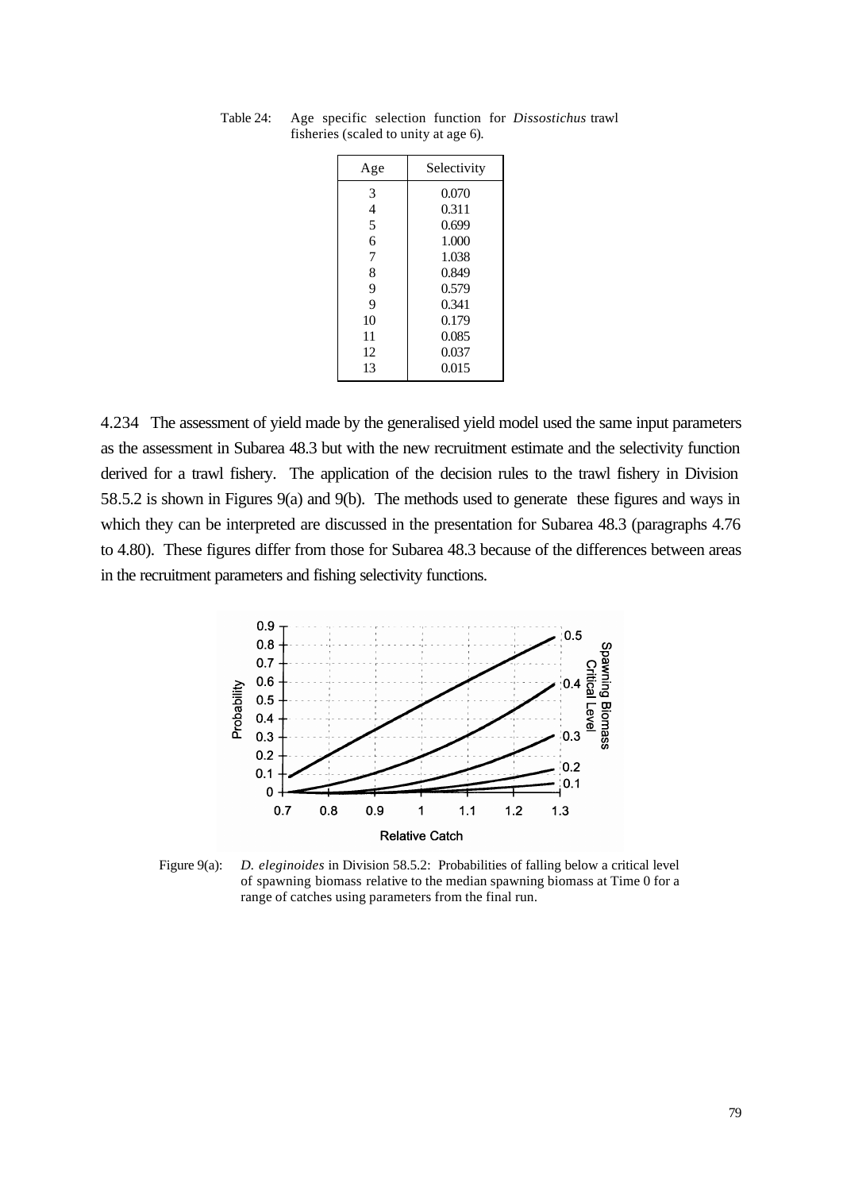Table 24: Age specific selection function for *Dissostichus* trawl fisheries (scaled to unity at age 6).

| Age | Selectivity |
|---|---|
| 3 | 0.070 |
| 4 | 0.311 |
| 5 | 0.699 |
| 6 | 1.000 |
| 7 | 1.038 |
| 8 | 0.849 |
| 9 | 0.579 |
| 9 | 0.341 |
| 10 | 0.179 |
| 11 | 0.085 |
| 12 | 0.037 |
| 13 | 0.015 |

4.234 The assessment of yield made by the generalised yield model used the same input parameters as the assessment in Subarea 48.3 but with the new recruitment estimate and the selectivity function derived for a trawl fishery. The application of the decision rules to the trawl fishery in Division 58.5.2 is shown in Figures 9(a) and 9(b). The methods used to generate these figures and ways in which they can be interpreted are discussed in the presentation for Subarea 48.3 (paragraphs 4.76 to 4.80). These figures differ from those for Subarea 48.3 because of the differences between areas in the recruitment parameters and fishing selectivity functions.

Figure 9(a): *D. eleginoides* in Division 58.5.2: Probabilities of falling below a critical level of spawning biomass relative to the median spawning biomass at Time 0 for a range of catches using parameters from the final run.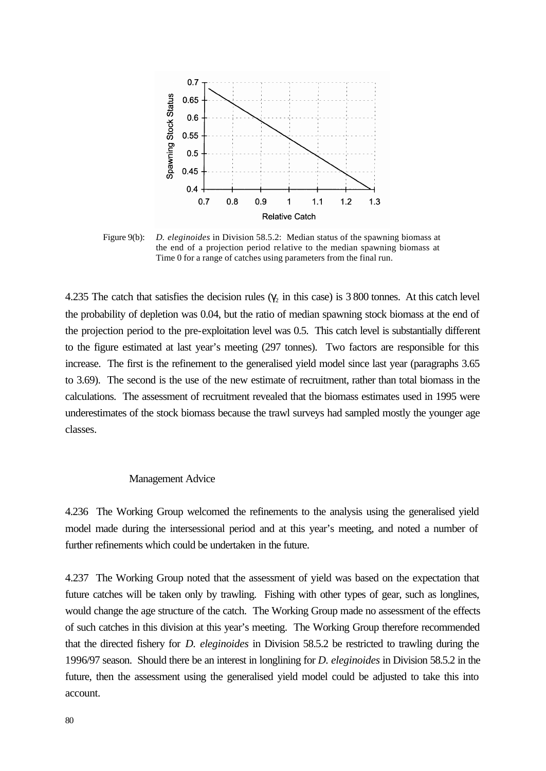Figure 9(b): *D. eleginoides* in Division 58.5.2: Median status of the spawning biomass at the end of a projection period relative to the median spawning biomass at Time 0 for a range of catches using parameters from the final run.

4.235 The catch that satisfies the decision rules ($\gamma_2$ in this case) is 3 800 tonnes. At this catch level the probability of depletion was 0.04, but the ratio of median spawning stock biomass at the end of the projection period to the pre-exploitation level was 0.5. This catch level is substantially different to the figure estimated at last year's meeting (297 tonnes). Two factors are responsible for this increase. The first is the refinement to the generalised yield model since last year (paragraphs 3.65 to 3.69). The second is the use of the new estimate of recruitment, rather than total biomass in the calculations. The assessment of recruitment revealed that the biomass estimates used in 1995 were underestimates of the stock biomass because the trawl surveys had sampled mostly the younger age classes.

## Management Advice

4.236 The Working Group welcomed the refinements to the analysis using the generalised yield model made during the intersessional period and at this year's meeting, and noted a number of further refinements which could be undertaken in the future.

4.237 The Working Group noted that the assessment of yield was based on the expectation that future catches will be taken only by trawling. Fishing with other types of gear, such as longlines, would change the age structure of the catch. The Working Group made no assessment of the effects of such catches in this division at this year's meeting. The Working Group therefore recommended that the directed fishery for *D. eleginoides* in Division 58.5.2 be restricted to trawling during the 1996/97 season. Should there be an interest in longlining for *D. eleginoides* in Division 58.5.2 in the future, then the assessment using the generalised yield model could be adjusted to take this into account.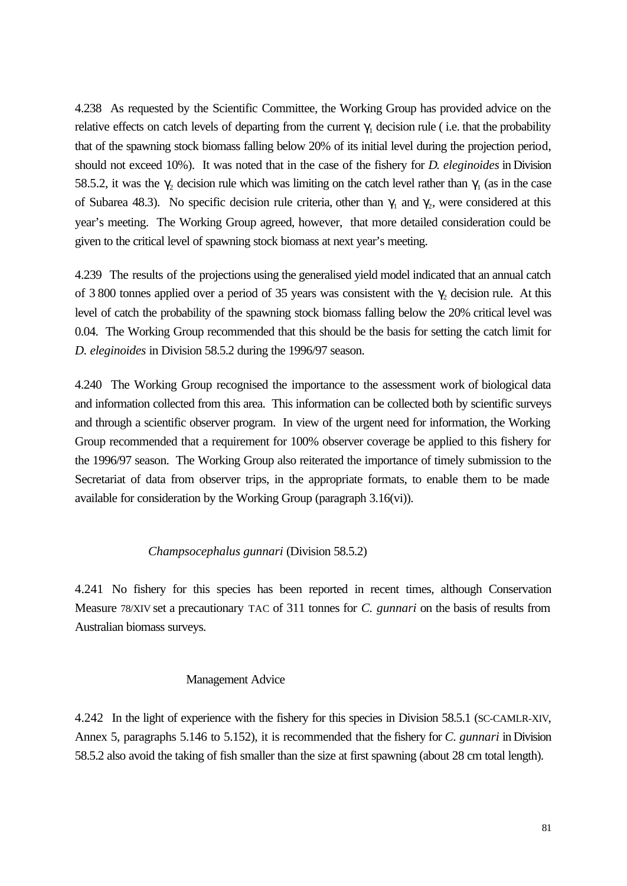4.238 As requested by the Scientific Committee, the Working Group has provided advice on the relative effects on catch levels of departing from the current $\gamma_1$ decision rule ( i.e. that the probability that of the spawning stock biomass falling below 20% of its initial level during the projection period, should not exceed 10%). It was noted that in the case of the fishery for *D. eleginoides* in Division 58.5.2, it was the $\gamma_2$ decision rule which was limiting on the catch level rather than $\gamma_1$ (as in the case of Subarea 48.3). No specific decision rule criteria, other than $\gamma_1$ and $\gamma_2$, were considered at this year's meeting. The Working Group agreed, however, that more detailed consideration could be given to the critical level of spawning stock biomass at next year's meeting.

4.239 The results of the projections using the generalised yield model indicated that an annual catch of 3 800 tonnes applied over a period of 35 years was consistent with the $\gamma_2$ decision rule. At this level of catch the probability of the spawning stock biomass falling below the 20% critical level was 0.04. The Working Group recommended that this should be the basis for setting the catch limit for *D. eleginoides* in Division 58.5.2 during the 1996/97 season.

4.240 The Working Group recognised the importance to the assessment work of biological data and information collected from this area. This information can be collected both by scientific surveys and through a scientific observer program. In view of the urgent need for information, the Working Group recommended that a requirement for 100% observer coverage be applied to this fishery for the 1996/97 season. The Working Group also reiterated the importance of timely submission to the Secretariat of data from observer trips, in the appropriate formats, to enable them to be made available for consideration by the Working Group (paragraph 3.16(vi)).

### *Champsocephalus gunnari* (Division 58.5.2)

4.241 No fishery for this species has been reported in recent times, although Conservation Measure 78/XIV set a precautionary TAC of 311 tonnes for *C. gunnari* on the basis of results from Australian biomass surveys.

#### Management Advice

4.242 In the light of experience with the fishery for this species in Division 58.5.1 (SC-CAMLR-XIV, Annex 5, paragraphs 5.146 to 5.152), it is recommended that the fishery for *C. gunnari* in Division 58.5.2 also avoid the taking of fish smaller than the size at first spawning (about 28 cm total length).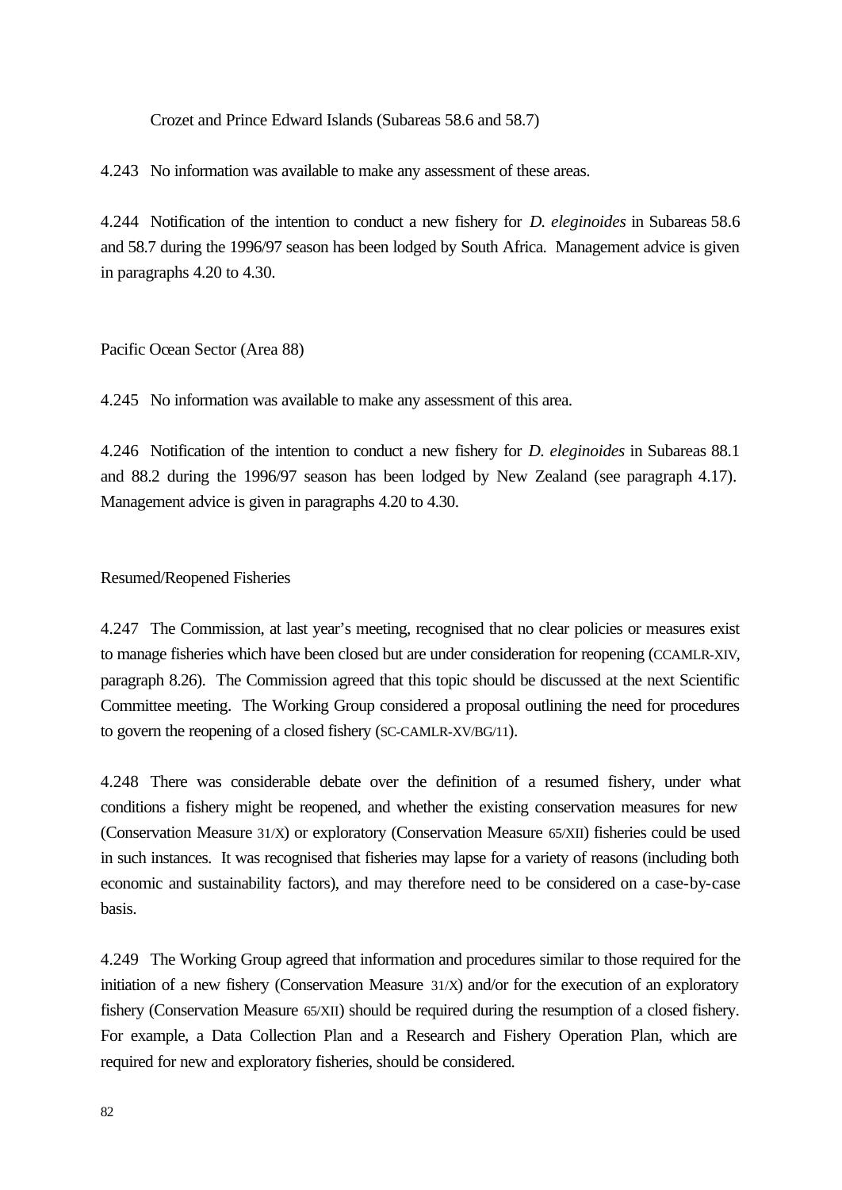Crozet and Prince Edward Islands (Subareas 58.6 and 58.7)

4.243 No information was available to make any assessment of these areas.

4.244 Notification of the intention to conduct a new fishery for *D. eleginoides* in Subareas 58.6 and 58.7 during the 1996/97 season has been lodged by South Africa. Management advice is given in paragraphs 4.20 to 4.30.

Pacific Ocean Sector (Area 88)

4.245 No information was available to make any assessment of this area.

4.246 Notification of the intention to conduct a new fishery for *D. eleginoides* in Subareas 88.1 and 88.2 during the 1996/97 season has been lodged by New Zealand (see paragraph 4.17). Management advice is given in paragraphs 4.20 to 4.30.

Resumed/Reopened Fisheries

4.247 The Commission, at last year's meeting, recognised that no clear policies or measures exist to manage fisheries which have been closed but are under consideration for reopening (CCAMLR-XIV, paragraph 8.26). The Commission agreed that this topic should be discussed at the next Scientific Committee meeting. The Working Group considered a proposal outlining the need for procedures to govern the reopening of a closed fishery (SC-CAMLR-XV/BG/11).

4.248 There was considerable debate over the definition of a resumed fishery, under what conditions a fishery might be reopened, and whether the existing conservation measures for new (Conservation Measure 31/X) or exploratory (Conservation Measure 65/XII) fisheries could be used in such instances. It was recognised that fisheries may lapse for a variety of reasons (including both economic and sustainability factors), and may therefore need to be considered on a case-by-case basis.

4.249 The Working Group agreed that information and procedures similar to those required for the initiation of a new fishery (Conservation Measure 31/X) and/or for the execution of an exploratory fishery (Conservation Measure 65/XII) should be required during the resumption of a closed fishery. For example, a Data Collection Plan and a Research and Fishery Operation Plan, which are required for new and exploratory fisheries, should be considered.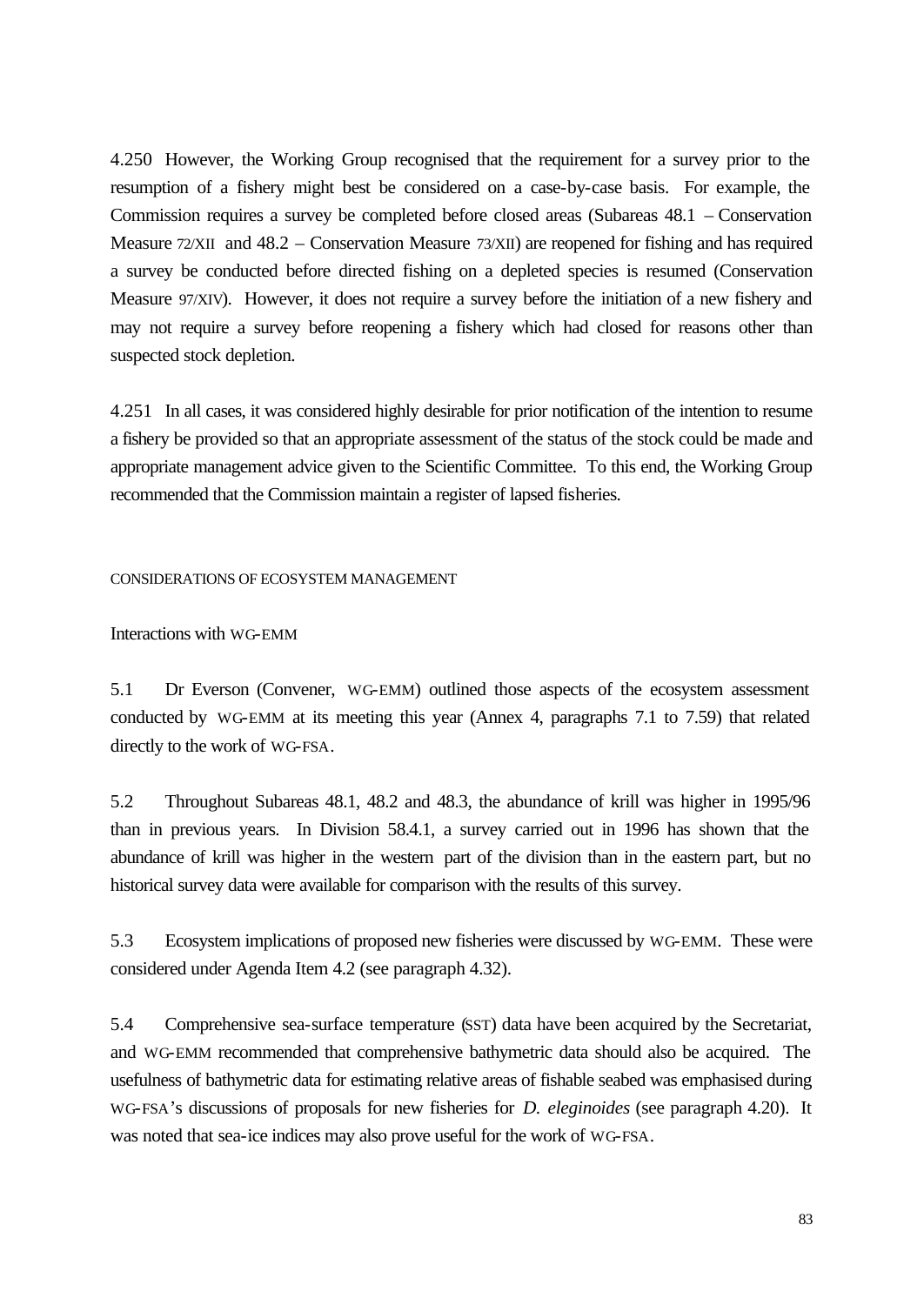4.250 However, the Working Group recognised that the requirement for a survey prior to the resumption of a fishery might best be considered on a case-by-case basis. For example, the Commission requires a survey be completed before closed areas (Subareas 48.1 – Conservation Measure 72/XII and 48.2 – Conservation Measure 73/XII) are reopened for fishing and has required a survey be conducted before directed fishing on a depleted species is resumed (Conservation Measure 97/XIV). However, it does not require a survey before the initiation of a new fishery and may not require a survey before reopening a fishery which had closed for reasons other than suspected stock depletion.

4.251 In all cases, it was considered highly desirable for prior notification of the intention to resume a fishery be provided so that an appropriate assessment of the status of the stock could be made and appropriate management advice given to the Scientific Committee. To this end, the Working Group recommended that the Commission maintain a register of lapsed fisheries.

## CONSIDERATIONS OF ECOSYSTEM MANAGEMENT

### Interactions with WG-EMM

5.1 Dr Everson (Convener, WG-EMM) outlined those aspects of the ecosystem assessment conducted by WG-EMM at its meeting this year (Annex 4, paragraphs 7.1 to 7.59) that related directly to the work of WG-FSA.

5.2 Throughout Subareas 48.1, 48.2 and 48.3, the abundance of krill was higher in 1995/96 than in previous years. In Division 58.4.1, a survey carried out in 1996 has shown that the abundance of krill was higher in the western part of the division than in the eastern part, but no historical survey data were available for comparison with the results of this survey.

5.3 Ecosystem implications of proposed new fisheries were discussed by WG-EMM. These were considered under Agenda Item 4.2 (see paragraph 4.32).

5.4 Comprehensive sea-surface temperature (SST) data have been acquired by the Secretariat, and WG-EMM recommended that comprehensive bathymetric data should also be acquired. The usefulness of bathymetric data for estimating relative areas of fishable seabed was emphasised during WG-FSA's discussions of proposals for new fisheries for *D. eleginoides* (see paragraph 4.20). It was noted that sea-ice indices may also prove useful for the work of WG-FSA.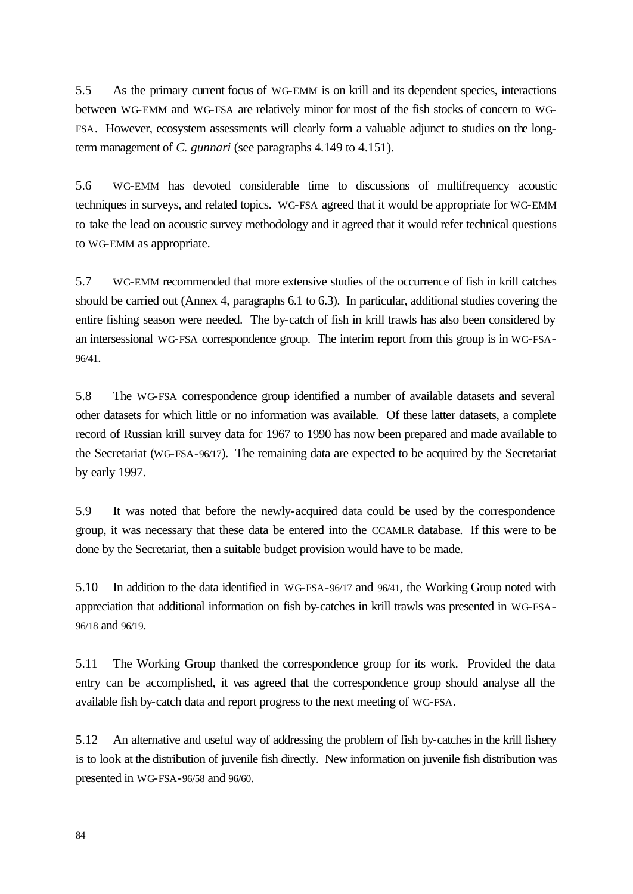5.5 As the primary current focus of WG-EMM is on krill and its dependent species, interactions between WG-EMM and WG-FSA are relatively minor for most of the fish stocks of concern to WG-FSA. However, ecosystem assessments will clearly form a valuable adjunct to studies on the long-term management of *C. gunnari* (see paragraphs 4.149 to 4.151).

5.6 WG-EMM has devoted considerable time to discussions of multifrequency acoustic techniques in surveys, and related topics. WG-FSA agreed that it would be appropriate for WG-EMM to take the lead on acoustic survey methodology and it agreed that it would refer technical questions to WG-EMM as appropriate.

5.7 WG-EMM recommended that more extensive studies of the occurrence of fish in krill catches should be carried out (Annex 4, paragraphs 6.1 to 6.3). In particular, additional studies covering the entire fishing season were needed. The by-catch of fish in krill trawls has also been considered by an intersessional WG-FSA correspondence group. The interim report from this group is in WG-FSA-96/41.

5.8 The WG-FSA correspondence group identified a number of available datasets and several other datasets for which little or no information was available. Of these latter datasets, a complete record of Russian krill survey data for 1967 to 1990 has now been prepared and made available to the Secretariat (WG-FSA-96/17). The remaining data are expected to be acquired by the Secretariat by early 1997.

5.9 It was noted that before the newly-acquired data could be used by the correspondence group, it was necessary that these data be entered into the CCAMLR database. If this were to be done by the Secretariat, then a suitable budget provision would have to be made.

5.10 In addition to the data identified in WG-FSA-96/17 and 96/41, the Working Group noted with appreciation that additional information on fish by-catches in krill trawls was presented in WG-FSA-96/18 and 96/19.

5.11 The Working Group thanked the correspondence group for its work. Provided the data entry can be accomplished, it was agreed that the correspondence group should analyse all the available fish by-catch data and report progress to the next meeting of WG-FSA.

5.12 An alternative and useful way of addressing the problem of fish by-catches in the krill fishery is to look at the distribution of juvenile fish directly. New information on juvenile fish distribution was presented in WG-FSA-96/58 and 96/60.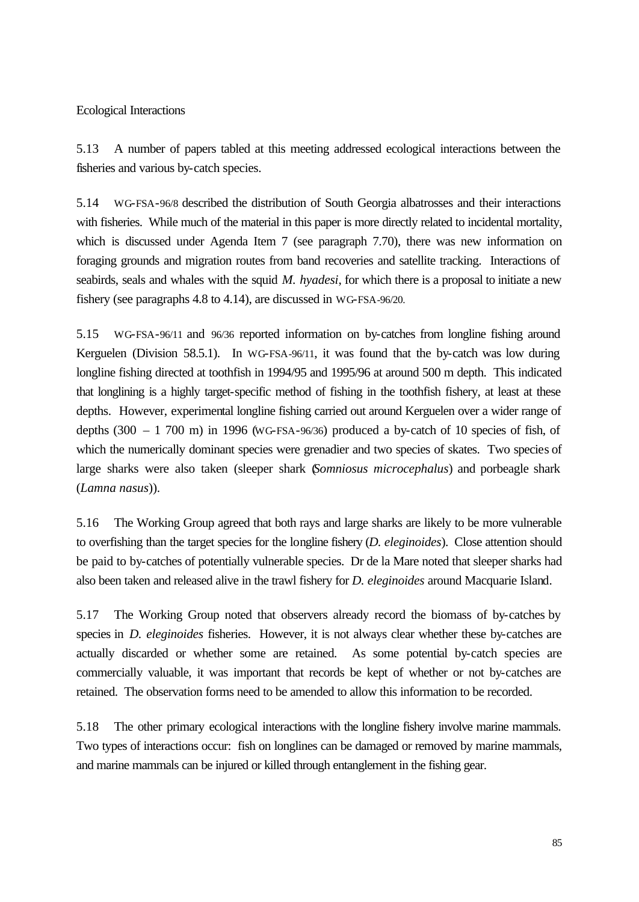Ecological Interactions

5.13 A number of papers tabled at this meeting addressed ecological interactions between the fisheries and various by-catch species.

5.14 WG-FSA-96/8 described the distribution of South Georgia albatrosses and their interactions with fisheries. While much of the material in this paper is more directly related to incidental mortality, which is discussed under Agenda Item 7 (see paragraph 7.70), there was new information on foraging grounds and migration routes from band recoveries and satellite tracking. Interactions of seabirds, seals and whales with the squid *M. hyadesi*, for which there is a proposal to initiate a new fishery (see paragraphs 4.8 to 4.14), are discussed in WG-FSA-96/20.

5.15 WG-FSA-96/11 and 96/36 reported information on by-catches from longline fishing around Kerguelen (Division 58.5.1). In WG-FSA-96/11, it was found that the by-catch was low during longline fishing directed at toothfish in 1994/95 and 1995/96 at around 500 m depth. This indicated that longlining is a highly target-specific method of fishing in the toothfish fishery, at least at these depths. However, experimental longline fishing carried out around Kerguelen over a wider range of depths (300 – 1 700 m) in 1996 (WG-FSA-96/36) produced a by-catch of 10 species of fish, of which the numerically dominant species were grenadier and two species of skates. Two species of large sharks were also taken (sleeper shark (*Somniosus microcephalus*) and porbeagle shark (*Lamna nasus*)).

5.16 The Working Group agreed that both rays and large sharks are likely to be more vulnerable to overfishing than the target species for the longline fishery (*D. eleginoides*). Close attention should be paid to by-catches of potentially vulnerable species. Dr de la Mare noted that sleeper sharks had also been taken and released alive in the trawl fishery for *D. eleginoides* around Macquarie Island.

5.17 The Working Group noted that observers already record the biomass of by-catches by species in *D. eleginoides* fisheries. However, it is not always clear whether these by-catches are actually discarded or whether some are retained. As some potential by-catch species are commercially valuable, it was important that records be kept of whether or not by-catches are retained. The observation forms need to be amended to allow this information to be recorded.

5.18 The other primary ecological interactions with the longline fishery involve marine mammals. Two types of interactions occur: fish on longlines can be damaged or removed by marine mammals, and marine mammals can be injured or killed through entanglement in the fishing gear.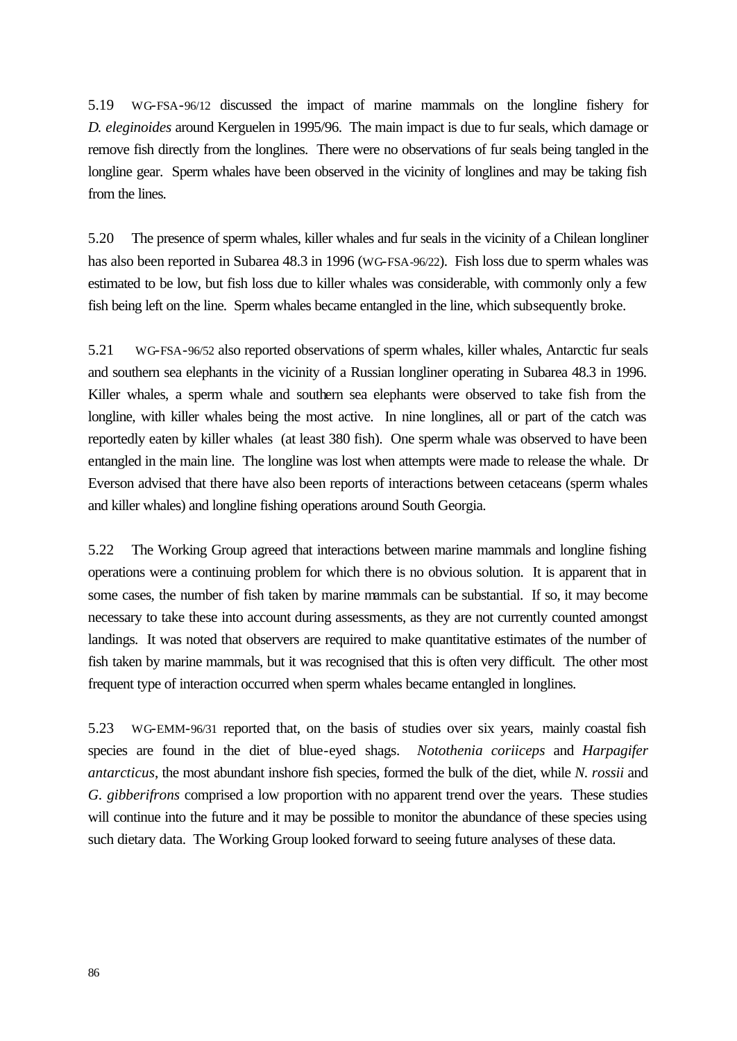5.19 WG-FSA-96/12 discussed the impact of marine mammals on the longline fishery for *D. eleginoides* around Kerguelen in 1995/96. The main impact is due to fur seals, which damage or remove fish directly from the longlines. There were no observations of fur seals being tangled in the longline gear. Sperm whales have been observed in the vicinity of longlines and may be taking fish from the lines.

5.20 The presence of sperm whales, killer whales and fur seals in the vicinity of a Chilean longliner has also been reported in Subarea 48.3 in 1996 (WG-FSA-96/22). Fish loss due to sperm whales was estimated to be low, but fish loss due to killer whales was considerable, with commonly only a few fish being left on the line. Sperm whales became entangled in the line, which subsequently broke.

5.21 WG-FSA-96/52 also reported observations of sperm whales, killer whales, Antarctic fur seals and southern sea elephants in the vicinity of a Russian longliner operating in Subarea 48.3 in 1996. Killer whales, a sperm whale and southern sea elephants were observed to take fish from the longline, with killer whales being the most active. In nine longlines, all or part of the catch was reportedly eaten by killer whales (at least 380 fish). One sperm whale was observed to have been entangled in the main line. The longline was lost when attempts were made to release the whale. Dr Everson advised that there have also been reports of interactions between cetaceans (sperm whales and killer whales) and longline fishing operations around South Georgia.

5.22 The Working Group agreed that interactions between marine mammals and longline fishing operations were a continuing problem for which there is no obvious solution. It is apparent that in some cases, the number of fish taken by marine mammals can be substantial. If so, it may become necessary to take these into account during assessments, as they are not currently counted amongst landings. It was noted that observers are required to make quantitative estimates of the number of fish taken by marine mammals, but it was recognised that this is often very difficult. The other most frequent type of interaction occurred when sperm whales became entangled in longlines.

5.23 WG-EMM-96/31 reported that, on the basis of studies over six years, mainly coastal fish species are found in the diet of blue-eyed shags. *Notothenia coriiceps* and *Harpagifer antarcticus*, the most abundant inshore fish species, formed the bulk of the diet, while *N. rossii* and *G. gibberifrons* comprised a low proportion with no apparent trend over the years. These studies will continue into the future and it may be possible to monitor the abundance of these species using such dietary data. The Working Group looked forward to seeing future analyses of these data.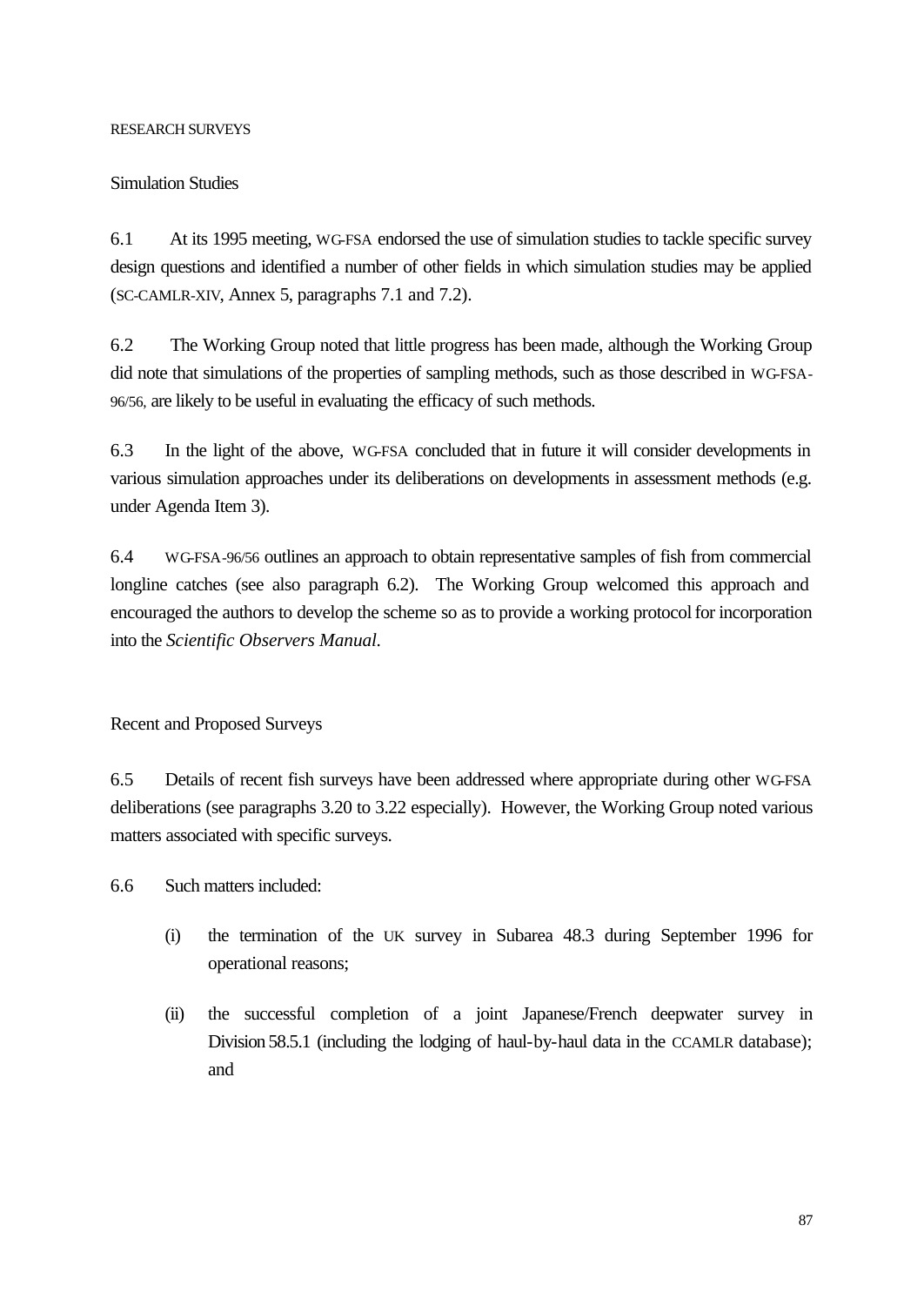# RESEARCH SURVEYS

## Simulation Studies

6.1 At its 1995 meeting, WG-FSA endorsed the use of simulation studies to tackle specific survey design questions and identified a number of other fields in which simulation studies may be applied (SC-CAMLR-XIV, Annex 5, paragraphs 7.1 and 7.2).

6.2 The Working Group noted that little progress has been made, although the Working Group did note that simulations of the properties of sampling methods, such as those described in WG-FSA-96/56, are likely to be useful in evaluating the efficacy of such methods.

6.3 In the light of the above, WG-FSA concluded that in future it will consider developments in various simulation approaches under its deliberations on developments in assessment methods (e.g. under Agenda Item 3).

6.4 WG-FSA-96/56 outlines an approach to obtain representative samples of fish from commercial longline catches (see also paragraph 6.2). The Working Group welcomed this approach and encouraged the authors to develop the scheme so as to provide a working protocol for incorporation into the *Scientific Observers Manual*.

## Recent and Proposed Surveys

6.5 Details of recent fish surveys have been addressed where appropriate during other WG-FSA deliberations (see paragraphs 3.20 to 3.22 especially). However, the Working Group noted various matters associated with specific surveys.

6.6 Such matters included:

(i) the termination of the UK survey in Subarea 48.3 during September 1996 for operational reasons;

(ii) the successful completion of a joint Japanese/French deepwater survey in Division 58.5.1 (including the lodging of haul-by-haul data in the CCAMLR database); and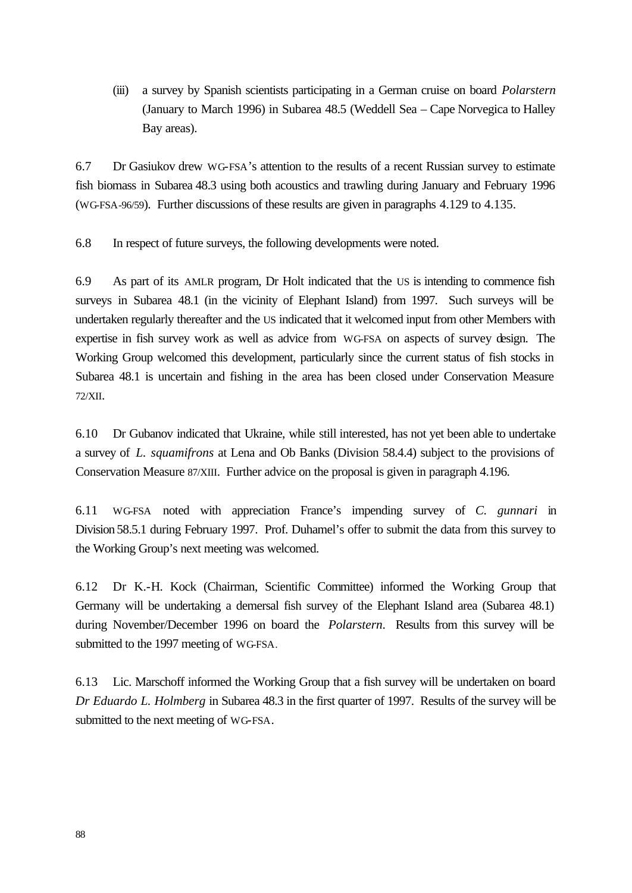(iii) a survey by Spanish scientists participating in a German cruise on board *Polarstern* (January to March 1996) in Subarea 48.5 (Weddell Sea – Cape Norvegica to Halley Bay areas).

6.7 Dr Gasiukov drew WG-FSA's attention to the results of a recent Russian survey to estimate fish biomass in Subarea 48.3 using both acoustics and trawling during January and February 1996 (WG-FSA-96/59). Further discussions of these results are given in paragraphs 4.129 to 4.135.

6.8 In respect of future surveys, the following developments were noted.

6.9 As part of its AMLR program, Dr Holt indicated that the US is intending to commence fish surveys in Subarea 48.1 (in the vicinity of Elephant Island) from 1997. Such surveys will be undertaken regularly thereafter and the US indicated that it welcomed input from other Members with expertise in fish survey work as well as advice from WG-FSA on aspects of survey design. The Working Group welcomed this development, particularly since the current status of fish stocks in Subarea 48.1 is uncertain and fishing in the area has been closed under Conservation Measure 72/XII.

6.10 Dr Gubanov indicated that Ukraine, while still interested, has not yet been able to undertake a survey of *L. squamifrons* at Lena and Ob Banks (Division 58.4.4) subject to the provisions of Conservation Measure 87/XIII. Further advice on the proposal is given in paragraph 4.196.

6.11 WG-FSA noted with appreciation France's impending survey of *C. gunnari* in Division 58.5.1 during February 1997. Prof. Duhamel's offer to submit the data from this survey to the Working Group's next meeting was welcomed.

6.12 Dr K.-H. Kock (Chairman, Scientific Committee) informed the Working Group that Germany will be undertaking a demersal fish survey of the Elephant Island area (Subarea 48.1) during November/December 1996 on board the *Polarstern*. Results from this survey will be submitted to the 1997 meeting of WG-FSA.

6.13 Lic. Marschoff informed the Working Group that a fish survey will be undertaken on board *Dr Eduardo L. Holmberg* in Subarea 48.3 in the first quarter of 1997. Results of the survey will be submitted to the next meeting of WG-FSA.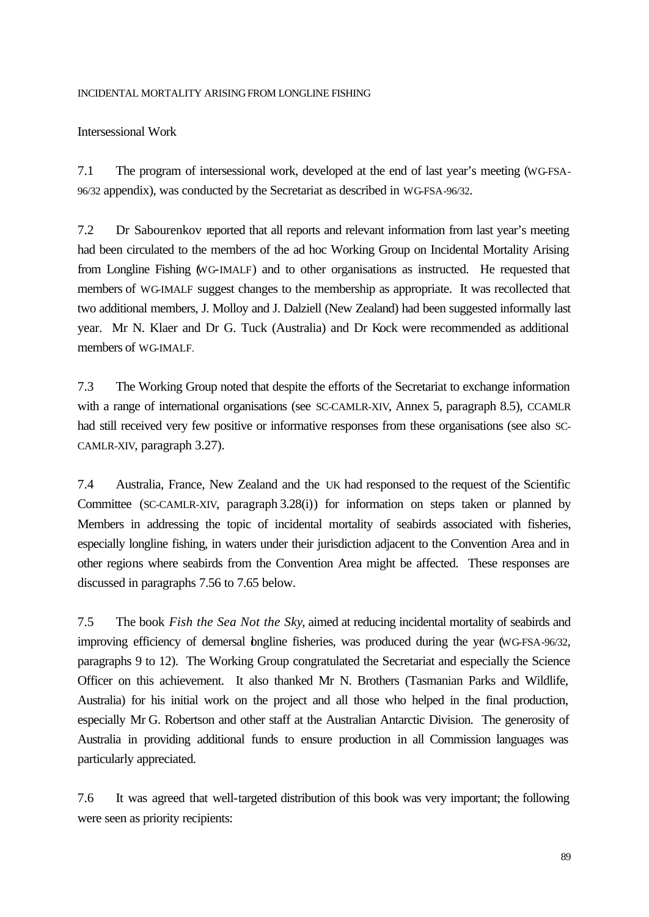## INCIDENTAL MORTALITY ARISING FROM LONGLINE FISHING

### Intersessional Work

7.1 The program of intersessional work, developed at the end of last year's meeting (WG-FSA-96/32 appendix), was conducted by the Secretariat as described in WG-FSA-96/32.

7.2 Dr Sabourenkov reported that all reports and relevant information from last year's meeting had been circulated to the members of the ad hoc Working Group on Incidental Mortality Arising from Longline Fishing (WG-IMALF) and to other organisations as instructed. He requested that members of WG-IMALF suggest changes to the membership as appropriate. It was recollected that two additional members, J. Molloy and J. Dalziell (New Zealand) had been suggested informally last year. Mr N. Klaer and Dr G. Tuck (Australia) and Dr Kock were recommended as additional members of WG-IMALF.

7.3 The Working Group noted that despite the efforts of the Secretariat to exchange information with a range of international organisations (see SC-CAMLR-XIV, Annex 5, paragraph 8.5), CCAMLR had still received very few positive or informative responses from these organisations (see also SC-CAMLR-XIV, paragraph 3.27).

7.4 Australia, France, New Zealand and the UK had responsed to the request of the Scientific Committee (SC-CAMLR-XIV, paragraph 3.28(i)) for information on steps taken or planned by Members in addressing the topic of incidental mortality of seabirds associated with fisheries, especially longline fishing, in waters under their jurisdiction adjacent to the Convention Area and in other regions where seabirds from the Convention Area might be affected. These responses are discussed in paragraphs 7.56 to 7.65 below.

7.5 The book *Fish the Sea Not the Sky*, aimed at reducing incidental mortality of seabirds and improving efficiency of demersal longline fisheries, was produced during the year (WG-FSA-96/32, paragraphs 9 to 12). The Working Group congratulated the Secretariat and especially the Science Officer on this achievement. It also thanked Mr N. Brothers (Tasmanian Parks and Wildlife, Australia) for his initial work on the project and all those who helped in the final production, especially Mr G. Robertson and other staff at the Australian Antarctic Division. The generosity of Australia in providing additional funds to ensure production in all Commission languages was particularly appreciated.

7.6 It was agreed that well-targeted distribution of this book was very important; the following were seen as priority recipients: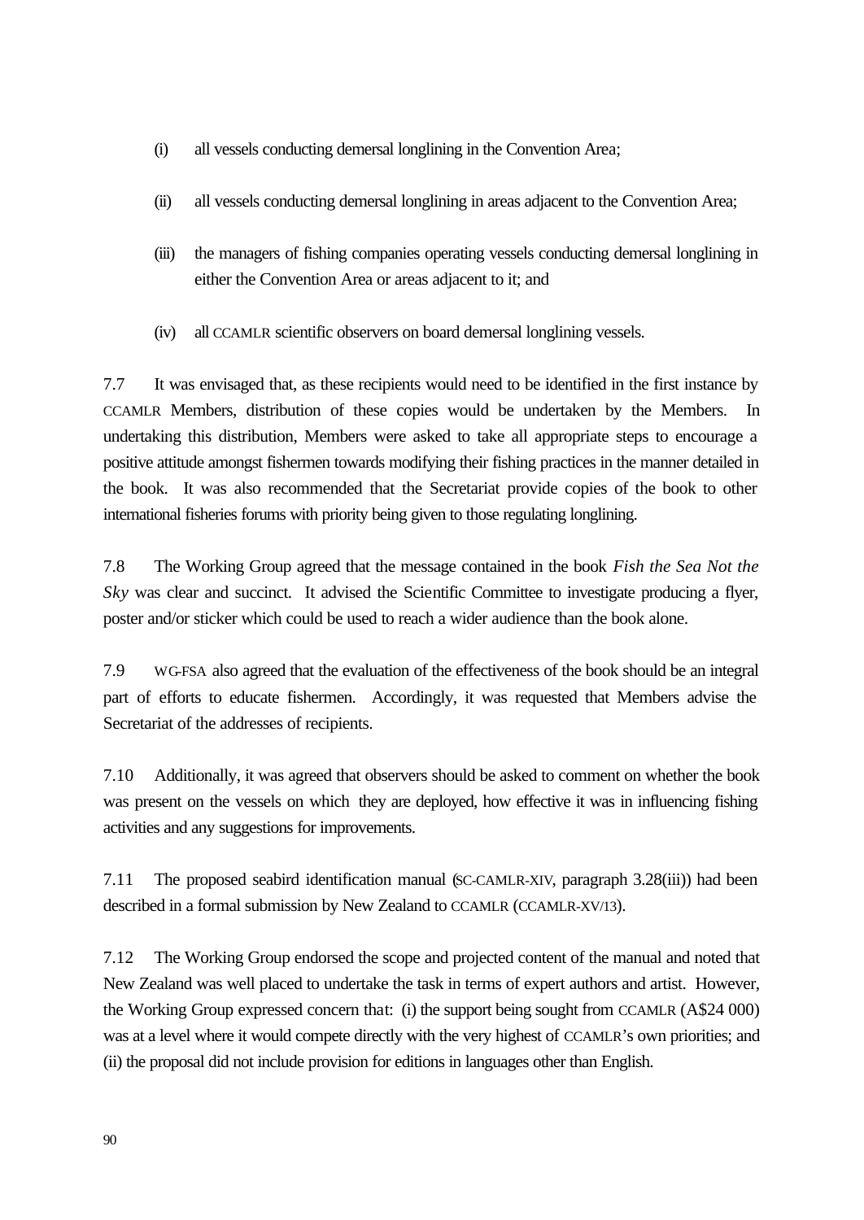(i) all vessels conducting demersal longlining in the Convention Area;

(ii) all vessels conducting demersal longlining in areas adjacent to the Convention Area;

(iii) the managers of fishing companies operating vessels conducting demersal longlining in either the Convention Area or areas adjacent to it; and

(iv) all CCAMLR scientific observers on board demersal longlining vessels.

7.7 It was envisaged that, as these recipients would need to be identified in the first instance by CCAMLR Members, distribution of these copies would be undertaken by the Members. In undertaking this distribution, Members were asked to take all appropriate steps to encourage a positive attitude amongst fishermen towards modifying their fishing practices in the manner detailed in the book. It was also recommended that the Secretariat provide copies of the book to other international fisheries forums with priority being given to those regulating longlining.

7.8 The Working Group agreed that the message contained in the book *Fish the Sea Not the Sky* was clear and succinct. It advised the Scientific Committee to investigate producing a flyer, poster and/or sticker which could be used to reach a wider audience than the book alone.

7.9 WG-FSA also agreed that the evaluation of the effectiveness of the book should be an integral part of efforts to educate fishermen. Accordingly, it was requested that Members advise the Secretariat of the addresses of recipients.

7.10 Additionally, it was agreed that observers should be asked to comment on whether the book was present on the vessels on which they are deployed, how effective it was in influencing fishing activities and any suggestions for improvements.

7.11 The proposed seabird identification manual (SC-CAMLR-XIV, paragraph 3.28(iii)) had been described in a formal submission by New Zealand to CCAMLR (CCAMLR-XV/13).

7.12 The Working Group endorsed the scope and projected content of the manual and noted that New Zealand was well placed to undertake the task in terms of expert authors and artist. However, the Working Group expressed concern that: (i) the support being sought from CCAMLR (A$24 000) was at a level where it would compete directly with the very highest of CCAMLR's own priorities; and (ii) the proposal did not include provision for editions in languages other than English.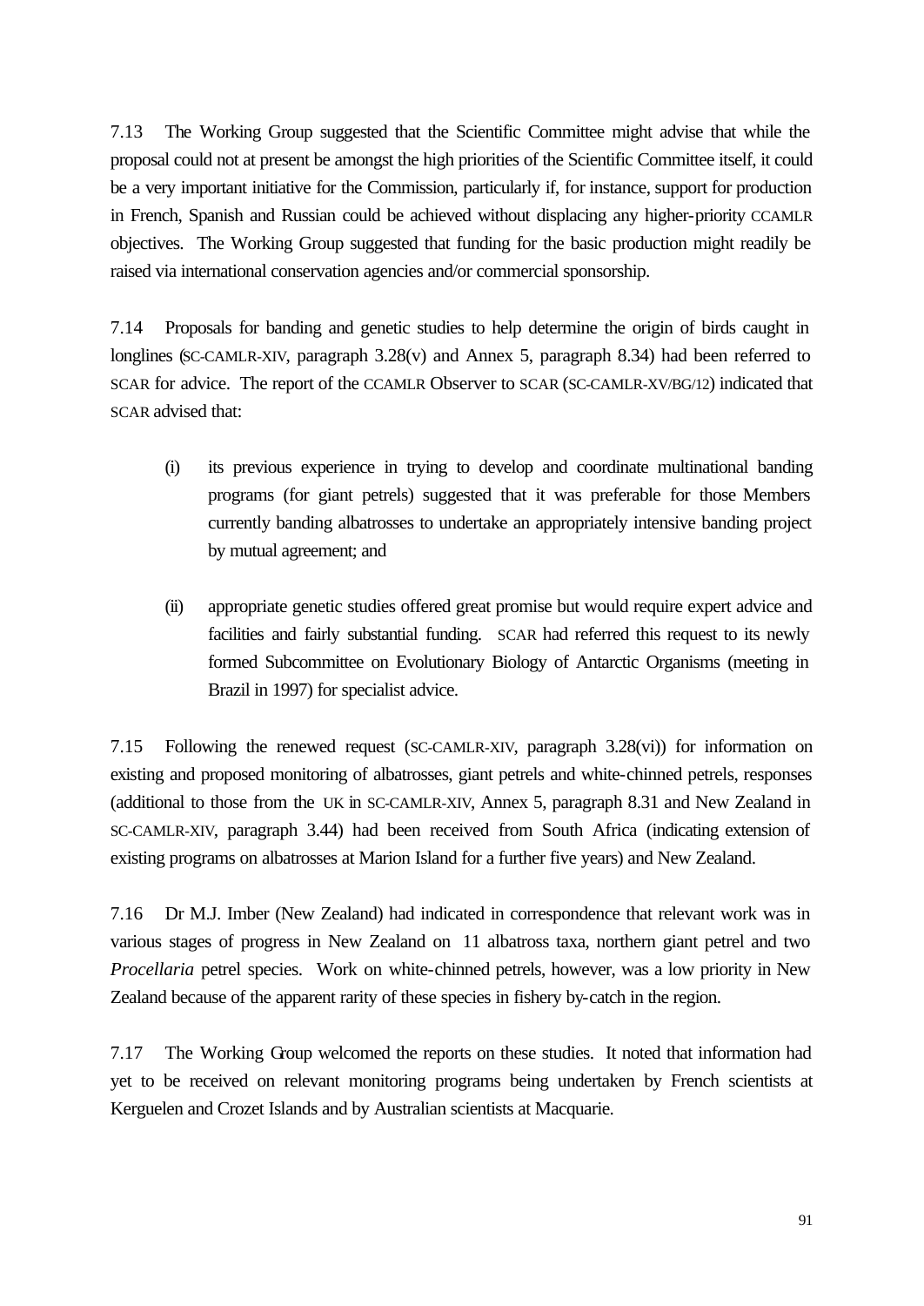7.13 The Working Group suggested that the Scientific Committee might advise that while the proposal could not at present be amongst the high priorities of the Scientific Committee itself, it could be a very important initiative for the Commission, particularly if, for instance, support for production in French, Spanish and Russian could be achieved without displacing any higher-priority CCAMLR objectives. The Working Group suggested that funding for the basic production might readily be raised via international conservation agencies and/or commercial sponsorship.

7.14 Proposals for banding and genetic studies to help determine the origin of birds caught in longlines (SC-CAMLR-XIV, paragraph 3.28(v) and Annex 5, paragraph 8.34) had been referred to SCAR for advice. The report of the CCAMLR Observer to SCAR (SC-CAMLR-XV/BG/12) indicated that SCAR advised that:

(i) its previous experience in trying to develop and coordinate multinational banding programs (for giant petrels) suggested that it was preferable for those Members currently banding albatrosses to undertake an appropriately intensive banding project by mutual agreement; and

(ii) appropriate genetic studies offered great promise but would require expert advice and facilities and fairly substantial funding. SCAR had referred this request to its newly formed Subcommittee on Evolutionary Biology of Antarctic Organisms (meeting in Brazil in 1997) for specialist advice.

7.15 Following the renewed request (SC-CAMLR-XIV, paragraph 3.28(vi)) for information on existing and proposed monitoring of albatrosses, giant petrels and white-chinned petrels, responses (additional to those from the UK in SC-CAMLR-XIV, Annex 5, paragraph 8.31 and New Zealand in SC-CAMLR-XIV, paragraph 3.44) had been received from South Africa (indicating extension of existing programs on albatrosses at Marion Island for a further five years) and New Zealand.

7.16 Dr M.J. Imber (New Zealand) had indicated in correspondence that relevant work was in various stages of progress in New Zealand on 11 albatross taxa, northern giant petrel and two *Procellaria* petrel species. Work on white-chinned petrels, however, was a low priority in New Zealand because of the apparent rarity of these species in fishery by-catch in the region.

7.17 The Working Group welcomed the reports on these studies. It noted that information had yet to be received on relevant monitoring programs being undertaken by French scientists at Kerguelen and Crozet Islands and by Australian scientists at Macquarie.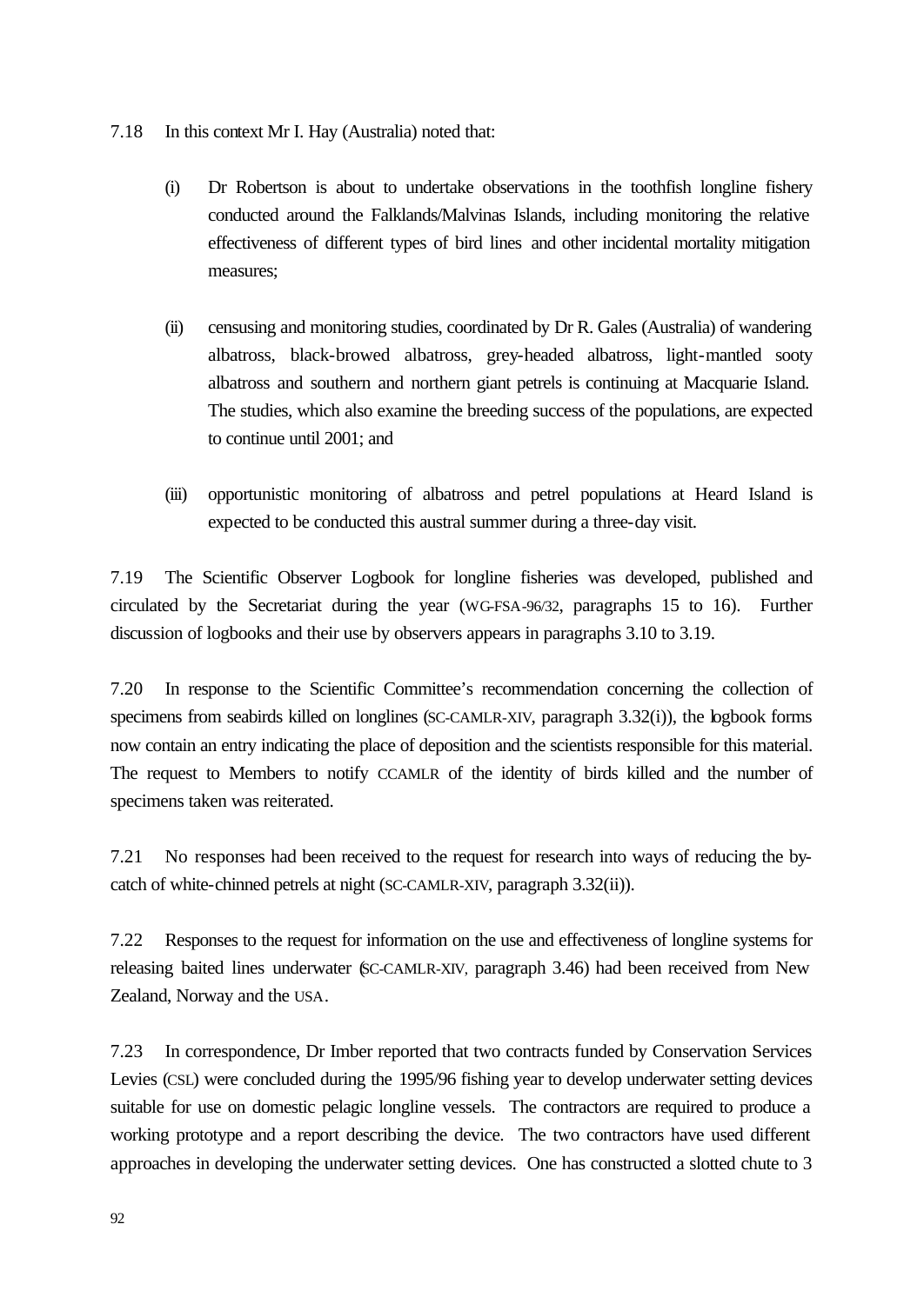7.18 In this context Mr I. Hay (Australia) noted that:

(i) Dr Robertson is about to undertake observations in the toothfish longline fishery conducted around the Falklands/Malvinas Islands, including monitoring the relative effectiveness of different types of bird lines and other incidental mortality mitigation measures;

(ii) censusing and monitoring studies, coordinated by Dr R. Gales (Australia) of wandering albatross, black-browed albatross, grey-headed albatross, light-mantled sooty albatross and southern and northern giant petrels is continuing at Macquarie Island. The studies, which also examine the breeding success of the populations, are expected to continue until 2001; and

(iii) opportunistic monitoring of albatross and petrel populations at Heard Island is expected to be conducted this austral summer during a three-day visit.

7.19 The Scientific Observer Logbook for longline fisheries was developed, published and circulated by the Secretariat during the year (WG-FSA-96/32, paragraphs 15 to 16). Further discussion of logbooks and their use by observers appears in paragraphs 3.10 to 3.19.

7.20 In response to the Scientific Committee's recommendation concerning the collection of specimens from seabirds killed on longlines (SC-CAMLR-XIV, paragraph 3.32(i)), the logbook forms now contain an entry indicating the place of deposition and the scientists responsible for this material. The request to Members to notify CCAMLR of the identity of birds killed and the number of specimens taken was reiterated.

7.21 No responses had been received to the request for research into ways of reducing the by-catch of white-chinned petrels at night (SC-CAMLR-XIV, paragraph 3.32(ii)).

7.22 Responses to the request for information on the use and effectiveness of longline systems for releasing baited lines underwater (SC-CAMLR-XIV, paragraph 3.46) had been received from New Zealand, Norway and the USA.

7.23 In correspondence, Dr Imber reported that two contracts funded by Conservation Services Levies (CSL) were concluded during the 1995/96 fishing year to develop underwater setting devices suitable for use on domestic pelagic longline vessels. The contractors are required to produce a working prototype and a report describing the device. The two contractors have used different approaches in developing the underwater setting devices. One has constructed a slotted chute to 3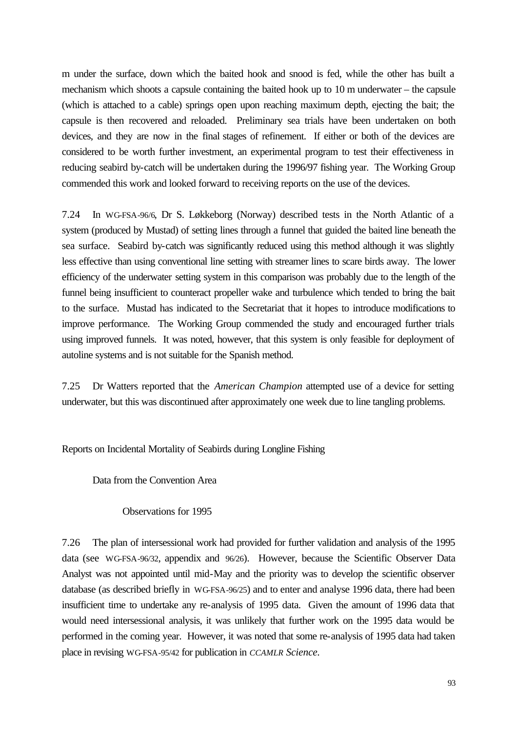m under the surface, down which the baited hook and snood is fed, while the other has built a mechanism which shoots a capsule containing the baited hook up to 10 m underwater – the capsule (which is attached to a cable) springs open upon reaching maximum depth, ejecting the bait; the capsule is then recovered and reloaded. Preliminary sea trials have been undertaken on both devices, and they are now in the final stages of refinement. If either or both of the devices are considered to be worth further investment, an experimental program to test their effectiveness in reducing seabird by-catch will be undertaken during the 1996/97 fishing year. The Working Group commended this work and looked forward to receiving reports on the use of the devices.

7.24 In WG-FSA-96/6, Dr S. Løkkeborg (Norway) described tests in the North Atlantic of a system (produced by Mustad) of setting lines through a funnel that guided the baited line beneath the sea surface. Seabird by-catch was significantly reduced using this method although it was slightly less effective than using conventional line setting with streamer lines to scare birds away. The lower efficiency of the underwater setting system in this comparison was probably due to the length of the funnel being insufficient to counteract propeller wake and turbulence which tended to bring the bait to the surface. Mustad has indicated to the Secretariat that it hopes to introduce modifications to improve performance. The Working Group commended the study and encouraged further trials using improved funnels. It was noted, however, that this system is only feasible for deployment of autoline systems and is not suitable for the Spanish method.

7.25 Dr Watters reported that the *American Champion* attempted use of a device for setting underwater, but this was discontinued after approximately one week due to line tangling problems.

## Reports on Incidental Mortality of Seabirds during Longline Fishing

### Data from the Convention Area

#### Observations for 1995

7.26 The plan of intersessional work had provided for further validation and analysis of the 1995 data (see WG-FSA-96/32, appendix and 96/26). However, because the Scientific Observer Data Analyst was not appointed until mid-May and the priority was to develop the scientific observer database (as described briefly in WG-FSA-96/25) and to enter and analyse 1996 data, there had been insufficient time to undertake any re-analysis of 1995 data. Given the amount of 1996 data that would need intersessional analysis, it was unlikely that further work on the 1995 data would be performed in the coming year. However, it was noted that some re-analysis of 1995 data had taken place in revising WG-FSA-95/42 for publication in *CCAMLR Science*.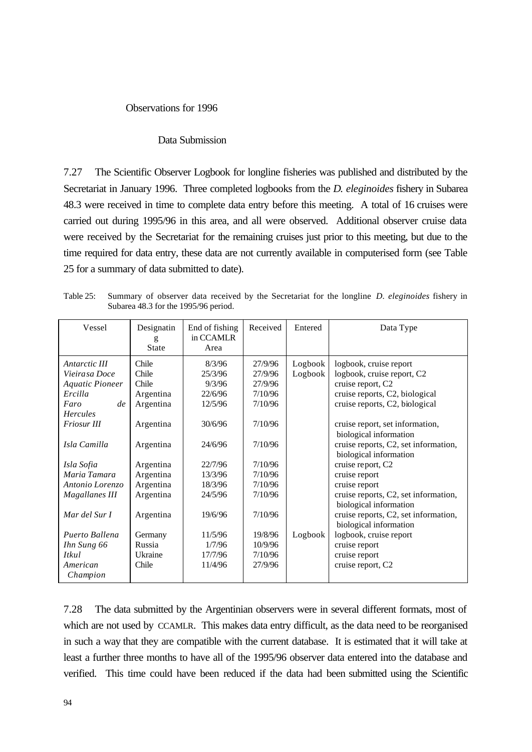### Observations for 1996

#### Data Submission

7.27 The Scientific Observer Logbook for longline fisheries was published and distributed by the Secretariat in January 1996. Three completed logbooks from the *D. eleginoides* fishery in Subarea 48.3 were received in time to complete data entry before this meeting. A total of 16 cruises were carried out during 1995/96 in this area, and all were observed. Additional observer cruise data were received by the Secretariat for the remaining cruises just prior to this meeting, but due to the time required for data entry, these data are not currently available in computerised form (see Table 25 for a summary of data submitted to date).

Table 25: Summary of observer data received by the Secretariat for the longline *D. eleginoides* fishery in Subarea 48.3 for the 1995/96 period.

| Vessel | Designating State | End of fishing in CCAMLR Area | Received | Entered | Data Type |
|---|---|---|---|---|---|
| *Antarctic III* | Chile | 8/3/96 | 27/9/96 | Logbook | logbook, cruise report |
| *Vieirasa Doce* | Chile | 25/3/96 | 27/9/96 | Logbook | logbook, cruise report, C2 |
| *Aquatic Pioneer* | Chile | 9/3/96 | 27/9/96 | | cruise report, C2 |
| *Ercilla* | Argentina | 22/6/96 | 7/10/96 | | cruise reports, C2, biological |
| *Faro de Hercules* | Argentina | 12/5/96 | 7/10/96 | | cruise reports, C2, biological |
| *Friosur III* | Argentina | 30/6/96 | 7/10/96 | | cruise report, set information, biological information |
| *Isla Camilla* | Argentina | 24/6/96 | 7/10/96 | | cruise reports, C2, set information, biological information |
| *Isla Sofia* | Argentina | 22/7/96 | 7/10/96 | | cruise report, C2 |
| *Maria Tamara* | Argentina | 13/3/96 | 7/10/96 | | cruise report |
| *Antonio Lorenzo* | Argentina | 18/3/96 | 7/10/96 | | cruise report |
| *Magallanes III* | Argentina | 24/5/96 | 7/10/96 | | cruise reports, C2, set information, biological information |
| *Mar del Sur I* | Argentina | 19/6/96 | 7/10/96 | | cruise reports, C2, set information, biological information |
| *Puerto Ballena* | Germany | 11/5/96 | 19/8/96 | Logbook | logbook, cruise report |
| *Ihn Sung 66* | Russia | 1/7/96 | 10/9/96 | | cruise report |
| *Itkul* | Ukraine | 17/7/96 | 7/10/96 | | cruise report |
| *American Champion* | Chile | 11/4/96 | 27/9/96 | | cruise report, C2 |

7.28 The data submitted by the Argentinian observers were in several different formats, most of which are not used by CCAMLR. This makes data entry difficult, as the data need to be reorganised in such a way that they are compatible with the current database. It is estimated that it will take at least a further three months to have all of the 1995/96 observer data entered into the database and verified. This time could have been reduced if the data had been submitted using the Scientific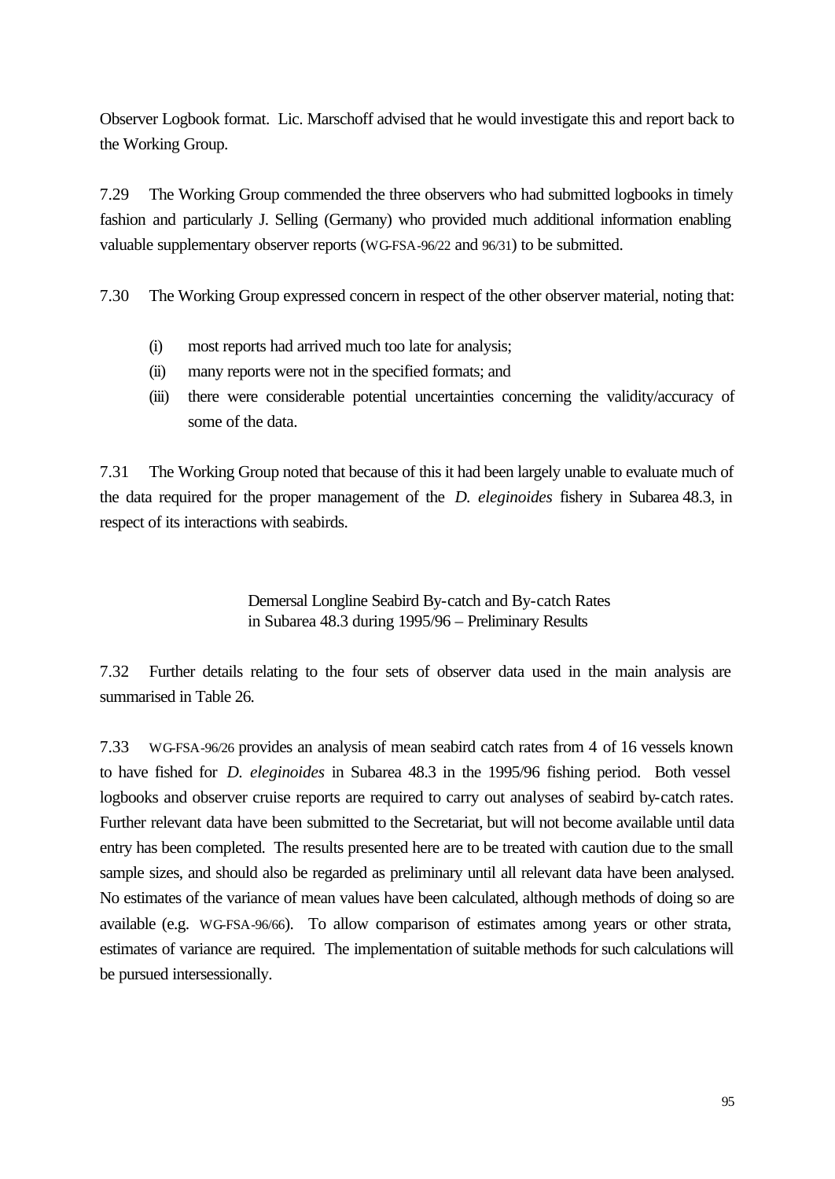Observer Logbook format. Lic. Marschoff advised that he would investigate this and report back to the Working Group.

7.29 The Working Group commended the three observers who had submitted logbooks in timely fashion and particularly J. Selling (Germany) who provided much additional information enabling valuable supplementary observer reports (WG-FSA-96/22 and 96/31) to be submitted.

7.30 The Working Group expressed concern in respect of the other observer material, noting that:

(i) most reports had arrived much too late for analysis;
(ii) many reports were not in the specified formats; and
(iii) there were considerable potential uncertainties concerning the validity/accuracy of some of the data.

7.31 The Working Group noted that because of this it had been largely unable to evaluate much of the data required for the proper management of the *D. eleginoides* fishery in Subarea 48.3, in respect of its interactions with seabirds.

### Demersal Longline Seabird By-catch and By-catch Rates in Subarea 48.3 during 1995/96 – Preliminary Results

7.32 Further details relating to the four sets of observer data used in the main analysis are summarised in Table 26.

7.33 WG-FSA-96/26 provides an analysis of mean seabird catch rates from 4 of 16 vessels known to have fished for *D. eleginoides* in Subarea 48.3 in the 1995/96 fishing period. Both vessel logbooks and observer cruise reports are required to carry out analyses of seabird by-catch rates. Further relevant data have been submitted to the Secretariat, but will not become available until data entry has been completed. The results presented here are to be treated with caution due to the small sample sizes, and should also be regarded as preliminary until all relevant data have been analysed. No estimates of the variance of mean values have been calculated, although methods of doing so are available (e.g. WG-FSA-96/66). To allow comparison of estimates among years or other strata, estimates of variance are required. The implementation of suitable methods for such calculations will be pursued intersessionally.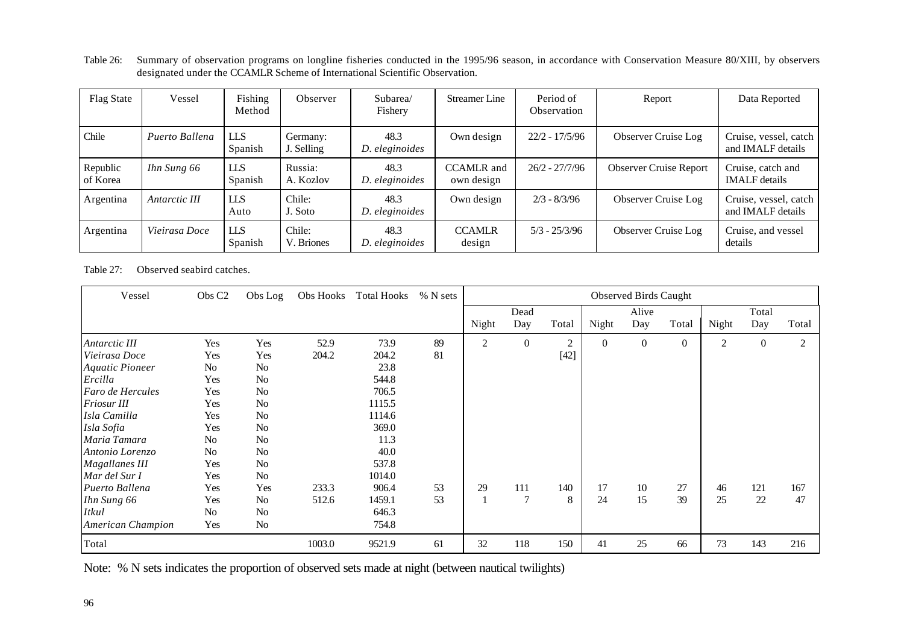Table 26: Summary of observation programs on longline fisheries conducted in the 1995/96 season, in accordance with Conservation Measure 80/XIII, by observers designated under the CCAMLR Scheme of International Scientific Observation.

| Flag State | Vessel | Fishing Method | Observer | Subarea/ Fishery | Streamer Line | Period of Observation | Report | Data Reported |
|---|---|---|---|---|---|---|---|---|
| Chile | *Puerto Ballena* | LLS Spanish | Germany: J. Selling | 48.3 *D. eleginoides* | Own design | 22/2 - 17/5/96 | Observer Cruise Log | Cruise, vessel, catch and IMALF details |
| Republic of Korea | *Ihn Sung 66* | LLS Spanish | Russia: A. Kozlov | 48.3 *D. eleginoides* | CCAMLR and own design | 26/2 - 27/7/96 | Observer Cruise Report | Cruise, catch and IMALF details |
| Argentina | *Antarctic III* | LLS Auto | Chile: J. Soto | 48.3 *D. eleginoides* | Own design | 2/3 - 8/3/96 | Observer Cruise Log | Cruise, vessel, catch and IMALF details |
| Argentina | *Vieirasa Doce* | LLS Spanish | Chile: V. Briones | 48.3 *D. eleginoides* | CCAMLR design | 5/3 - 25/3/96 | Observer Cruise Log | Cruise, and vessel details |

Table 27: Observed seabird catches.

| Vessel | Obs C2 | Obs Log | Obs Hooks | Total Hooks | % N sets | Observed Birds Caught | | | | | | | | |
|---|---|---|---|---|---|---|---|---|---|---|---|---|---|---|
| | | | | | | Dead | | | Alive | | | Total | | |
| | | | | | | Night | Day | Total | Night | Day | Total | Night | Day | Total |
| *Antarctic III* | Yes | Yes | 52.9 | 73.9 | 89 | 2 | 0 | 2 | 0 | 0 | 0 | 2 | 0 | 2 |
| *Vieirasa Doce* | Yes | Yes | 204.2 | 204.2 | 81 | | | [42] | | | | | | |
| *Aquatic Pioneer* | No | No | | 23.8 | | | | | | | | | | |
| *Ercilla* | Yes | No | | 544.8 | | | | | | | | | | |
| *Faro de Hercules* | Yes | No | | 706.5 | | | | | | | | | | |
| *Friosur III* | Yes | No | | 1115.5 | | | | | | | | | | |
| *Isla Camilla* | Yes | No | | 1114.6 | | | | | | | | | | |
| *Isla Sofia* | Yes | No | | 369.0 | | | | | | | | | | |
| *Maria Tamara* | No | No | | 11.3 | | | | | | | | | | |
| *Antonio Lorenzo* | No | No | | 40.0 | | | | | | | | | | |
| *Magallanes III* | Yes | No | | 537.8 | | | | | | | | | | |
| *Mar del Sur I* | Yes | No | | 1014.0 | | | | | | | | | | |
| *Puerto Ballena* | Yes | Yes | 233.3 | 906.4 | 53 | 29 | 111 | 140 | 17 | 10 | 27 | 46 | 121 | 167 |
| *Ihn Sung 66* | Yes | No | 512.6 | 1459.1 | 53 | 1 | 7 | 8 | 24 | 15 | 39 | 25 | 22 | 47 |
| *Itkul* | No | No | | 646.3 | | | | | | | | | | |
| *American Champion* | Yes | No | | 754.8 | | | | | | | | | | |
| Total | | | 1003.0 | 9521.9 | 61 | 32 | 118 | 150 | 41 | 25 | 66 | 73 | 143 | 216 |

Note: % N sets indicates the proportion of observed sets made at night (between nautical twilights)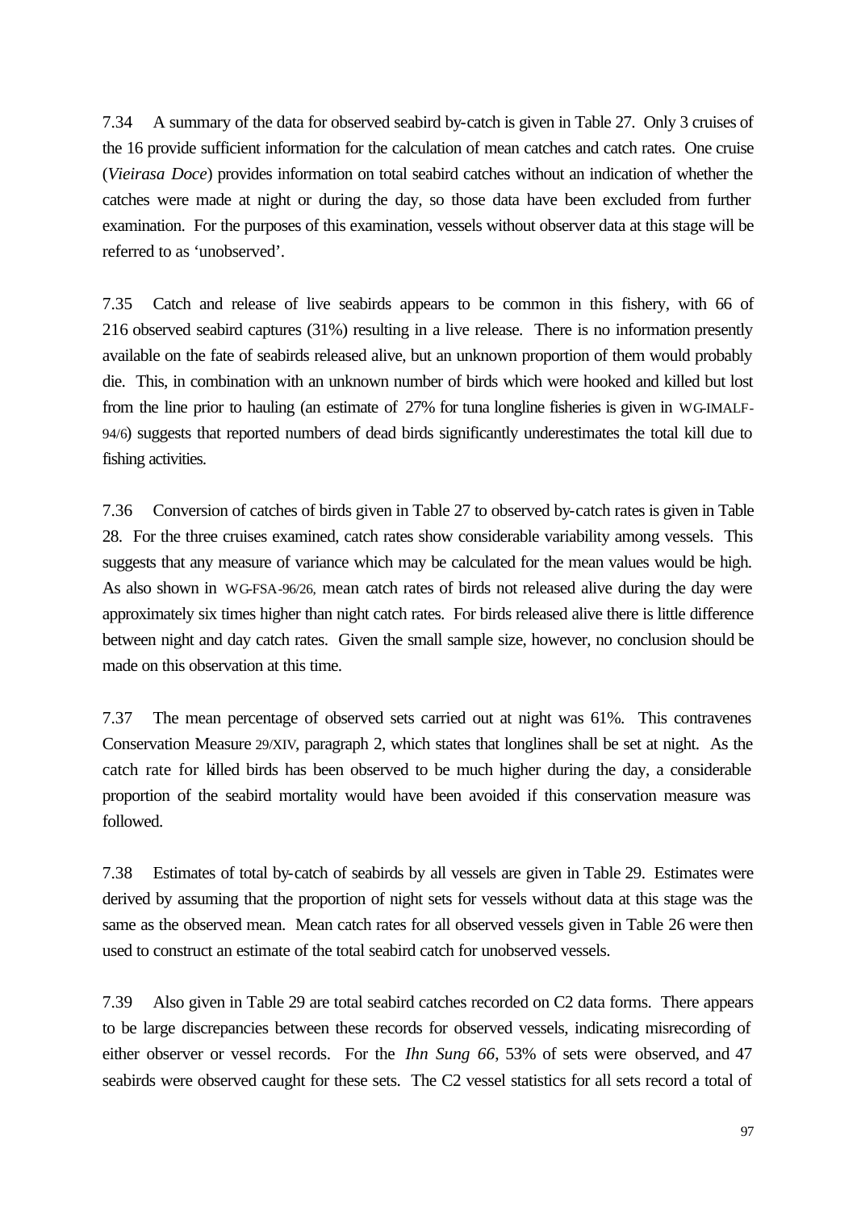7.34 A summary of the data for observed seabird by-catch is given in Table 27. Only 3 cruises of the 16 provide sufficient information for the calculation of mean catches and catch rates. One cruise (*Vieirasa Doce*) provides information on total seabird catches without an indication of whether the catches were made at night or during the day, so those data have been excluded from further examination. For the purposes of this examination, vessels without observer data at this stage will be referred to as 'unobserved'.

7.35 Catch and release of live seabirds appears to be common in this fishery, with 66 of 216 observed seabird captures (31%) resulting in a live release. There is no information presently available on the fate of seabirds released alive, but an unknown proportion of them would probably die. This, in combination with an unknown number of birds which were hooked and killed but lost from the line prior to hauling (an estimate of 27% for tuna longline fisheries is given in WG-IMALF-94/6) suggests that reported numbers of dead birds significantly underestimates the total kill due to fishing activities.

7.36 Conversion of catches of birds given in Table 27 to observed by-catch rates is given in Table 28. For the three cruises examined, catch rates show considerable variability among vessels. This suggests that any measure of variance which may be calculated for the mean values would be high. As also shown in WG-FSA-96/26, mean catch rates of birds not released alive during the day were approximately six times higher than night catch rates. For birds released alive there is little difference between night and day catch rates. Given the small sample size, however, no conclusion should be made on this observation at this time.

7.37 The mean percentage of observed sets carried out at night was 61%. This contravenes Conservation Measure 29/XIV, paragraph 2, which states that longlines shall be set at night. As the catch rate for killed birds has been observed to be much higher during the day, a considerable proportion of the seabird mortality would have been avoided if this conservation measure was followed.

7.38 Estimates of total by-catch of seabirds by all vessels are given in Table 29. Estimates were derived by assuming that the proportion of night sets for vessels without data at this stage was the same as the observed mean. Mean catch rates for all observed vessels given in Table 26 were then used to construct an estimate of the total seabird catch for unobserved vessels.

7.39 Also given in Table 29 are total seabird catches recorded on C2 data forms. There appears to be large discrepancies between these records for observed vessels, indicating misrecording of either observer or vessel records. For the *Ihn Sung 66*, 53% of sets were observed, and 47 seabirds were observed caught for these sets. The C2 vessel statistics for all sets record a total of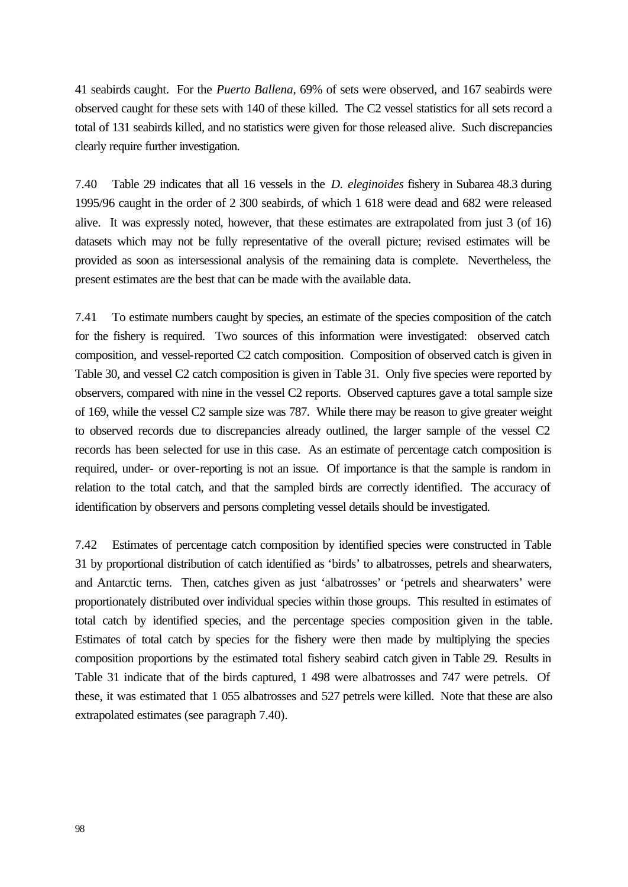41 seabirds caught. For the *Puerto Ballena*, 69% of sets were observed, and 167 seabirds were observed caught for these sets with 140 of these killed. The C2 vessel statistics for all sets record a total of 131 seabirds killed, and no statistics were given for those released alive. Such discrepancies clearly require further investigation.

7.40 Table 29 indicates that all 16 vessels in the *D. eleginoides* fishery in Subarea 48.3 during 1995/96 caught in the order of 2 300 seabirds, of which 1 618 were dead and 682 were released alive. It was expressly noted, however, that these estimates are extrapolated from just 3 (of 16) datasets which may not be fully representative of the overall picture; revised estimates will be provided as soon as intersessional analysis of the remaining data is complete. Nevertheless, the present estimates are the best that can be made with the available data.

7.41 To estimate numbers caught by species, an estimate of the species composition of the catch for the fishery is required. Two sources of this information were investigated: observed catch composition, and vessel-reported C2 catch composition. Composition of observed catch is given in Table 30, and vessel C2 catch composition is given in Table 31. Only five species were reported by observers, compared with nine in the vessel C2 reports. Observed captures gave a total sample size of 169, while the vessel C2 sample size was 787. While there may be reason to give greater weight to observed records due to discrepancies already outlined, the larger sample of the vessel C2 records has been selected for use in this case. As an estimate of percentage catch composition is required, under- or over-reporting is not an issue. Of importance is that the sample is random in relation to the total catch, and that the sampled birds are correctly identified. The accuracy of identification by observers and persons completing vessel details should be investigated.

7.42 Estimates of percentage catch composition by identified species were constructed in Table 31 by proportional distribution of catch identified as 'birds' to albatrosses, petrels and shearwaters, and Antarctic terns. Then, catches given as just 'albatrosses' or 'petrels and shearwaters' were proportionately distributed over individual species within those groups. This resulted in estimates of total catch by identified species, and the percentage species composition given in the table. Estimates of total catch by species for the fishery were then made by multiplying the species composition proportions by the estimated total fishery seabird catch given in Table 29. Results in Table 31 indicate that of the birds captured, 1 498 were albatrosses and 747 were petrels. Of these, it was estimated that 1 055 albatrosses and 527 petrels were killed. Note that these are also extrapolated estimates (see paragraph 7.40).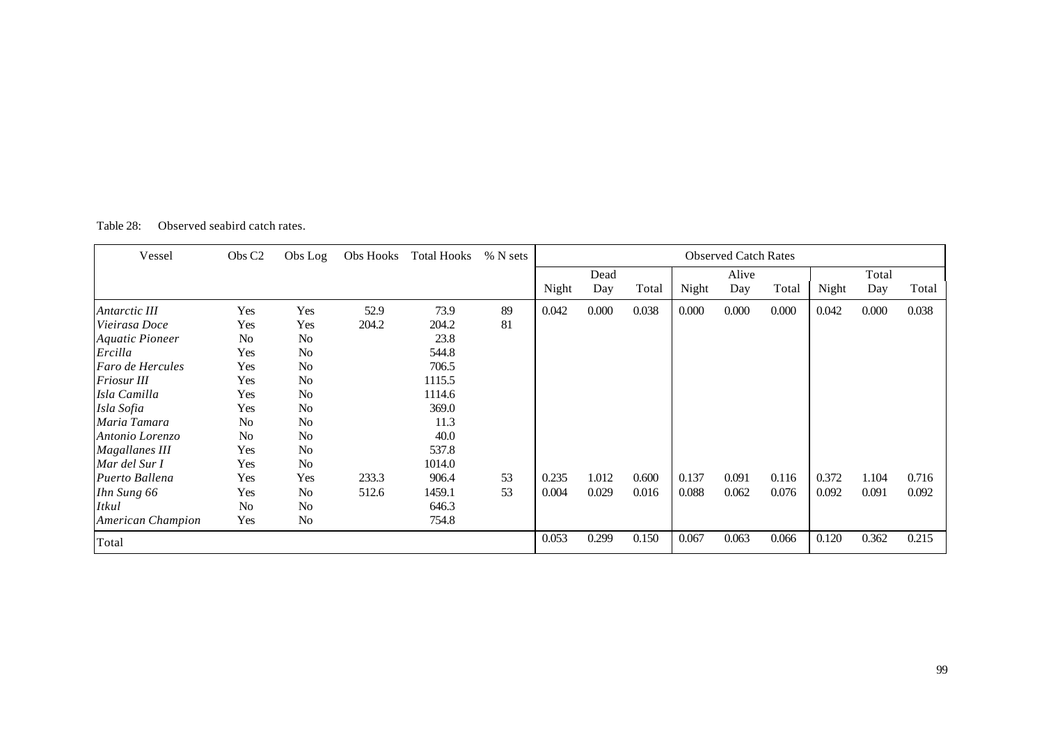Table 28: Observed seabird catch rates.

| Vessel | Obs C2 | Obs Log | Obs Hooks | Total Hooks | % N sets | Observed Catch Rates | | | | | | | | |
|---|---|---|---|---|---|---|---|---|---|---|---|---|---|---|
| | | | | | | Dead | | | Alive | | | Total | | |
| | | | | | | Night | Day | Total | Night | Day | Total | Night | Day | Total |
| *Antarctic III* | Yes | Yes | 52.9 | 73.9 | 89 | 0.042 | 0.000 | 0.038 | 0.000 | 0.000 | 0.000 | 0.042 | 0.000 | 0.038 |
| *Vieirasa Doce* | Yes | Yes | 204.2 | 204.2 | 81 | | | | | | | | | |
| *Aquatic Pioneer* | No | No | | 23.8 | | | | | | | | | | |
| *Ercilla* | Yes | No | | 544.8 | | | | | | | | | | |
| *Faro de Hercules* | Yes | No | | 706.5 | | | | | | | | | | |
| *Friosur III* | Yes | No | | 1115.5 | | | | | | | | | | |
| *Isla Camilla* | Yes | No | | 1114.6 | | | | | | | | | | |
| *Isla Sofia* | Yes | No | | 369.0 | | | | | | | | | | |
| *Maria Tamara* | No | No | | 11.3 | | | | | | | | | | |
| *Antonio Lorenzo* | No | No | | 40.0 | | | | | | | | | | |
| *Magallanes III* | Yes | No | | 537.8 | | | | | | | | | | |
| *Mar del Sur I* | Yes | No | | 1014.0 | | | | | | | | | | |
| *Puerto Ballena* | Yes | Yes | 233.3 | 906.4 | 53 | 0.235 | 1.012 | 0.600 | 0.137 | 0.091 | 0.116 | 0.372 | 1.104 | 0.716 |
| *Ihn Sung 66* | Yes | No | 512.6 | 1459.1 | 53 | 0.004 | 0.029 | 0.016 | 0.088 | 0.062 | 0.076 | 0.092 | 0.091 | 0.092 |
| *Itkul* | No | No | | 646.3 | | | | | | | | | | |
| *American Champion* | Yes | No | | 754.8 | | | | | | | | | | |
| Total | | | | | | 0.053 | 0.299 | 0.150 | 0.067 | 0.063 | 0.066 | 0.120 | 0.362 | 0.215 |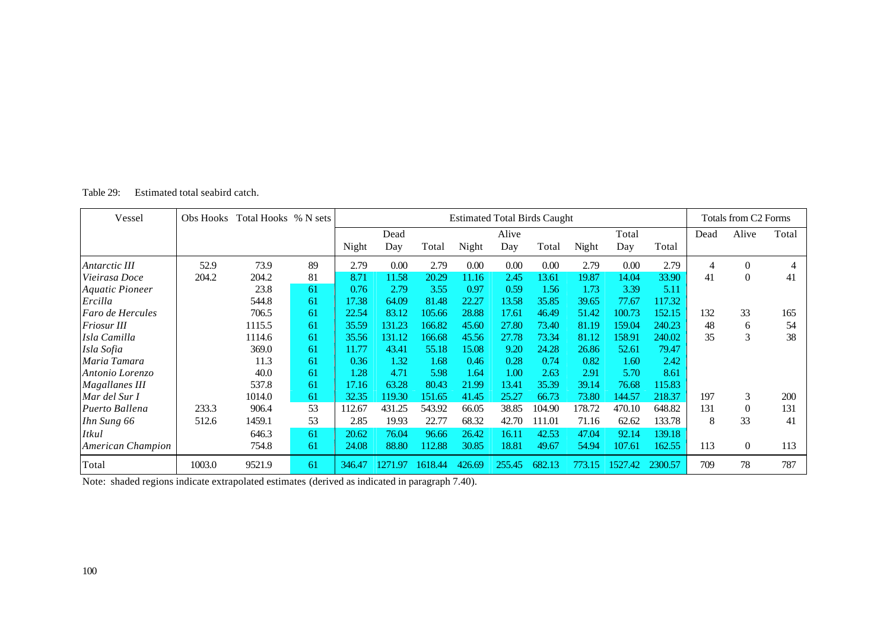Table 29: Estimated total seabird catch.

| Vessel | Obs Hooks | Total Hooks | % N sets | Estimated Total Birds Caught | | | | | | | | | Totals from C2 Forms | | |
|---|---|---|---|---|---|---|---|---|---|---|---|---|---|---|---|
| | | | | Dead | | | Alive | | | Total | | | Dead | Alive | Total |
| | | | | Night | Day | Total | Night | Day | Total | Night | Day | Total | | | |
| *Antarctic III* | 52.9 | 73.9 | 89 | 2.79 | 0.00 | 2.79 | 0.00 | 0.00 | 0.00 | 2.79 | 0.00 | 2.79 | 4 | 0 | 4 |
| *Vieirasa Doce* | 204.2 | 204.2 | 81 | 8.71 | 11.58 | 20.29 | 11.16 | 2.45 | 13.61 | 19.87 | 14.04 | 33.90 | 41 | 0 | 41 |
| *Aquatic Pioneer* | | 23.8 | 61 | 0.76 | 2.79 | 3.55 | 0.97 | 0.59 | 1.56 | 1.73 | 3.39 | 5.11 | | | |
| *Ercilla* | | 544.8 | 61 | 17.38 | 64.09 | 81.48 | 22.27 | 13.58 | 35.85 | 39.65 | 77.67 | 117.32 | | | |
| *Faro de Hercules* | | 706.5 | 61 | 22.54 | 83.12 | 105.66 | 28.88 | 17.61 | 46.49 | 51.42 | 100.73 | 152.15 | 132 | 33 | 165 |
| *Friosur III* | | 1115.5 | 61 | 35.59 | 131.23 | 166.82 | 45.60 | 27.80 | 73.40 | 81.19 | 159.04 | 240.23 | 48 | 6 | 54 |
| *Isla Camilla* | | 1114.6 | 61 | 35.56 | 131.12 | 166.68 | 45.56 | 27.78 | 73.34 | 81.12 | 158.91 | 240.02 | 35 | 3 | 38 |
| *Isla Sofia* | | 369.0 | 61 | 11.77 | 43.41 | 55.18 | 15.08 | 9.20 | 24.28 | 26.86 | 52.61 | 79.47 | | | |
| *Maria Tamara* | | 11.3 | 61 | 0.36 | 1.32 | 1.68 | 0.46 | 0.28 | 0.74 | 0.82 | 1.60 | 2.42 | | | |
| *Antonio Lorenzo* | | 40.0 | 61 | 1.28 | 4.71 | 5.98 | 1.64 | 1.00 | 2.63 | 2.91 | 5.70 | 8.61 | | | |
| *Magallanes III* | | 537.8 | 61 | 17.16 | 63.28 | 80.43 | 21.99 | 13.41 | 35.39 | 39.14 | 76.68 | 115.83 | | | |
| *Mar del Sur I* | | 1014.0 | 61 | 32.35 | 119.30 | 151.65 | 41.45 | 25.27 | 66.73 | 73.80 | 144.57 | 218.37 | 197 | 3 | 200 |
| *Puerto Ballena* | 233.3 | 906.4 | 53 | 112.67 | 431.25 | 543.92 | 66.05 | 38.85 | 104.90 | 178.72 | 470.10 | 648.82 | 131 | 0 | 131 |
| *Ihn Sung 66* | 512.6 | 1459.1 | 53 | 2.85 | 19.93 | 22.77 | 68.32 | 42.70 | 111.01 | 71.16 | 62.62 | 133.78 | 8 | 33 | 41 |
| *Itkul* | | 646.3 | 61 | 20.62 | 76.04 | 96.66 | 26.42 | 16.11 | 42.53 | 47.04 | 92.14 | 139.18 | | | |
| *American Champion* | | 754.8 | 61 | 24.08 | 88.80 | 112.88 | 30.85 | 18.81 | 49.67 | 54.94 | 107.61 | 162.55 | 113 | 0 | 113 |
| Total | 1003.0 | 9521.9 | 61 | 346.47 | 1271.97 | 1618.44 | 426.69 | 255.45 | 682.13 | 773.15 | 1527.42 | 2300.57 | 709 | 78 | 787 |

Note: shaded regions indicate extrapolated estimates (derived as indicated in paragraph 7.40).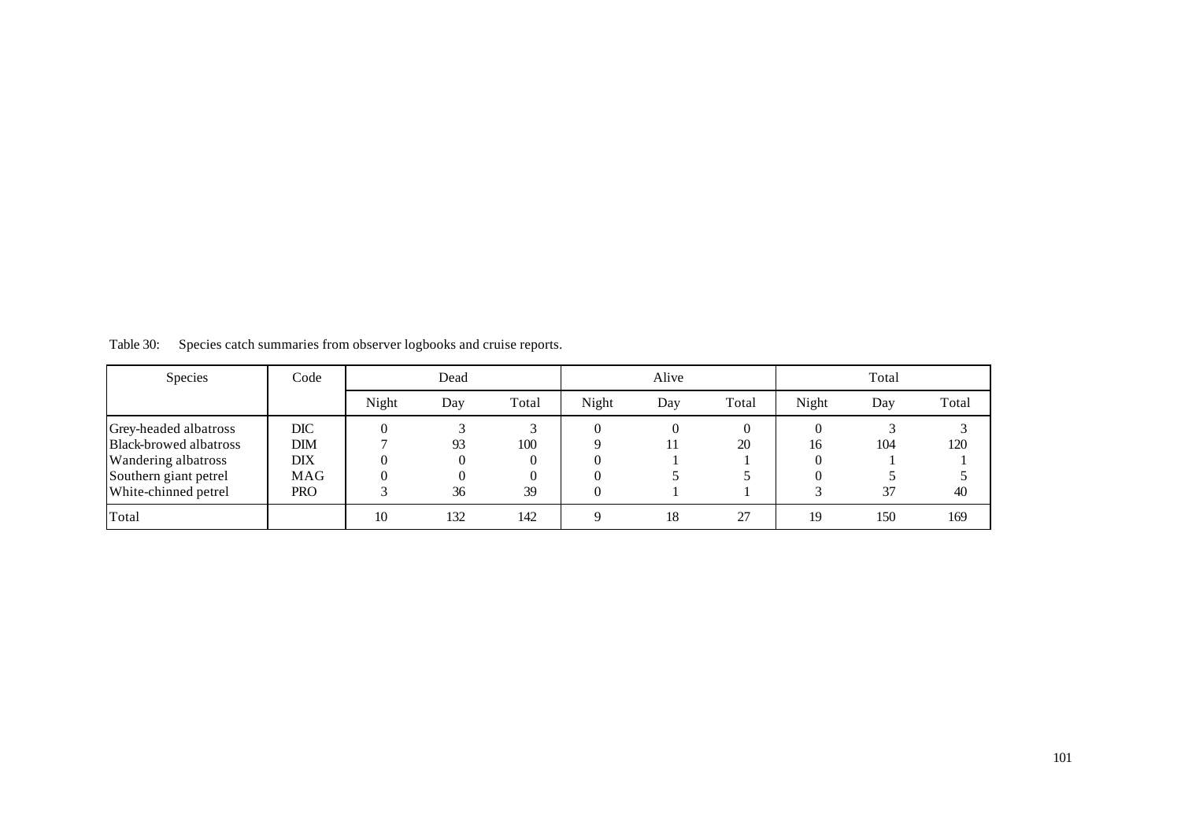Table 30: Species catch summaries from observer logbooks and cruise reports.

| Species | Code | Dead | | | Alive | | | Total | | |
|---|---|---|---|---|---|---|---|---|---|---|
| | | Night | Day | Total | Night | Day | Total | Night | Day | Total |
| Grey-headed albatross | DIC | 0 | 3 | 3 | 0 | 0 | 0 | 0 | 3 | 3 |
| Black-browed albatross | DIM | 7 | 93 | 100 | 9 | 11 | 20 | 16 | 104 | 120 |
| Wandering albatross | DIX | 0 | 0 | 0 | 0 | 1 | 1 | 0 | 1 | 1 |
| Southern giant petrel | MAG | 0 | 0 | 0 | 0 | 5 | 5 | 0 | 5 | 5 |
| White-chinned petrel | PRO | 3 | 36 | 39 | 0 | 1 | 1 | 3 | 37 | 40 |
| Total | | 10 | 132 | 142 | 9 | 18 | 27 | 19 | 150 | 169 |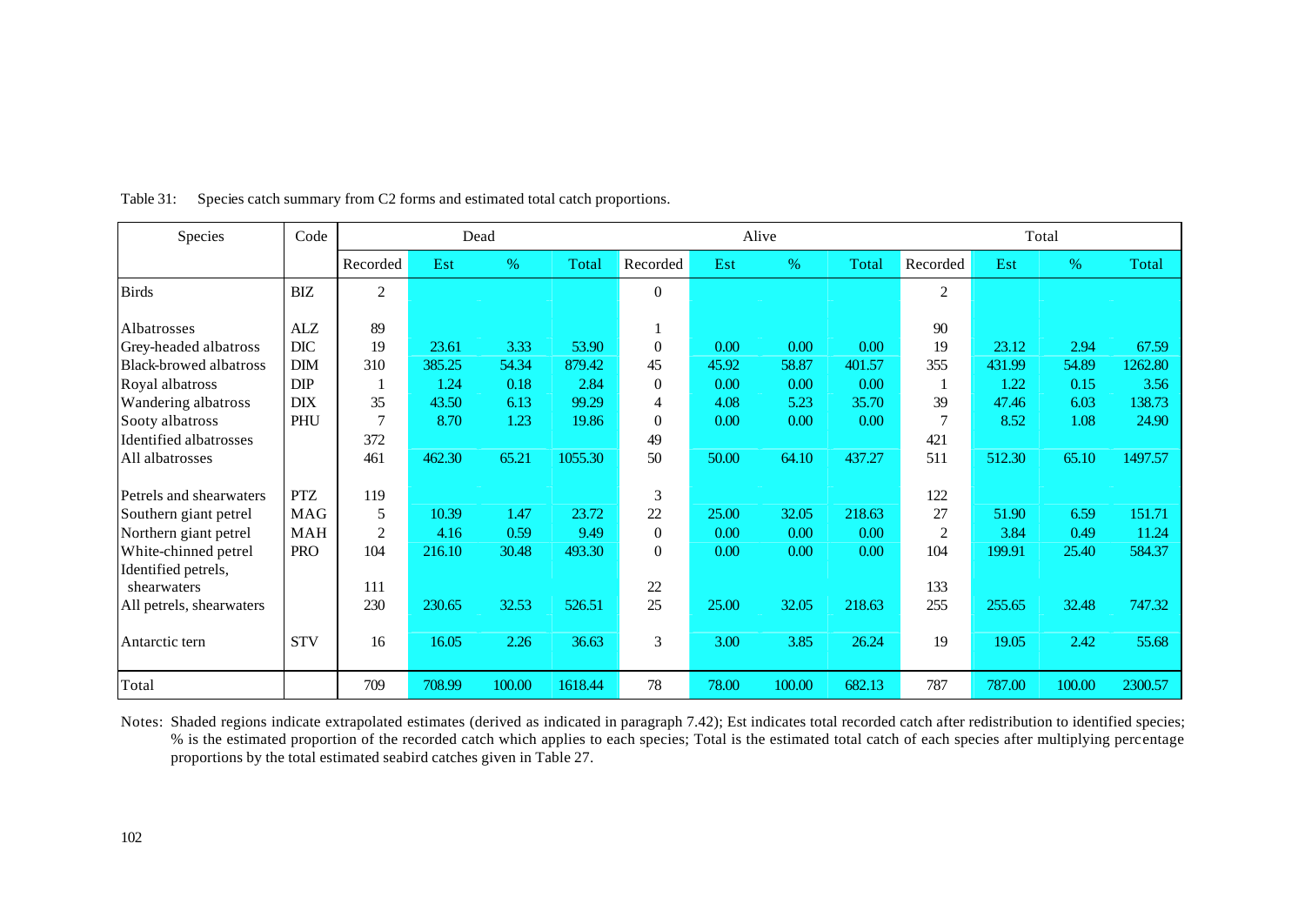Table 31: Species catch summary from C2 forms and estimated total catch proportions.

| Species | Code | Dead | | | | Alive | | | | Total | | | |
|---|---|---|---|---|---|---|---|---|---|---|---|---|---|
| | | Recorded | Est | % | Total | Recorded | Est | % | Total | Recorded | Est | % | Total |
| Birds | BIZ | 2 | | | | 0 | | | | 2 | | | |
| Albatrosses | ALZ | 89 | | | | 1 | | | | 90 | | | |
| Grey-headed albatross | DIC | 19 | 23.61 | 3.33 | 53.90 | 0 | 0.00 | 0.00 | 0.00 | 19 | 23.12 | 2.94 | 67.59 |
| Black-browed albatross | DIM | 310 | 385.25 | 54.34 | 879.42 | 45 | 45.92 | 58.87 | 401.57 | 355 | 431.99 | 54.89 | 1262.80 |
| Royal albatross | DIP | 1 | 1.24 | 0.18 | 2.84 | 0 | 0.00 | 0.00 | 0.00 | 1 | 1.22 | 0.15 | 3.56 |
| Wandering albatross | DIX | 35 | 43.50 | 6.13 | 99.29 | 4 | 4.08 | 5.23 | 35.70 | 39 | 47.46 | 6.03 | 138.73 |
| Sooty albatross | PHU | 7 | 8.70 | 1.23 | 19.86 | 0 | 0.00 | 0.00 | 0.00 | 7 | 8.52 | 1.08 | 24.90 |
| Identified albatrosses | | 372 | | | | 49 | | | | 421 | | | |
| All albatrosses | | 461 | 462.30 | 65.21 | 1055.30 | 50 | 50.00 | 64.10 | 437.27 | 511 | 512.30 | 65.10 | 1497.57 |
| Petrels and shearwaters | PTZ | 119 | | | | 3 | | | | 122 | | | |
| Southern giant petrel | MAG | 5 | 10.39 | 1.47 | 23.72 | 22 | 25.00 | 32.05 | 218.63 | 27 | 51.90 | 6.59 | 151.71 |
| Northern giant petrel | MAH | 2 | 4.16 | 0.59 | 9.49 | 0 | 0.00 | 0.00 | 0.00 | 2 | 3.84 | 0.49 | 11.24 |
| White-chinned petrel | PRO | 104 | 216.10 | 30.48 | 493.30 | 0 | 0.00 | 0.00 | 0.00 | 104 | 199.91 | 25.40 | 584.37 |
| Identified petrels, shearwaters | | 111 | | | | 22 | | | | 133 | | | |
| All petrels, shearwaters | | 230 | 230.65 | 32.53 | 526.51 | 25 | 25.00 | 32.05 | 218.63 | 255 | 255.65 | 32.48 | 747.32 |
| Antarctic tern | STV | 16 | 16.05 | 2.26 | 36.63 | 3 | 3.00 | 3.85 | 26.24 | 19 | 19.05 | 2.42 | 55.68 |
| Total | | 709 | 708.99 | 100.00 | 1618.44 | 78 | 78.00 | 100.00 | 682.13 | 787 | 787.00 | 100.00 | 2300.57 |

Notes: Shaded regions indicate extrapolated estimates (derived as indicated in paragraph 7.42); Est indicates total recorded catch after redistribution to identified species; % is the estimated proportion of the recorded catch which applies to each species; Total is the estimated total catch of each species after multiplying percentage proportions by the total estimated seabird catches given in Table 27.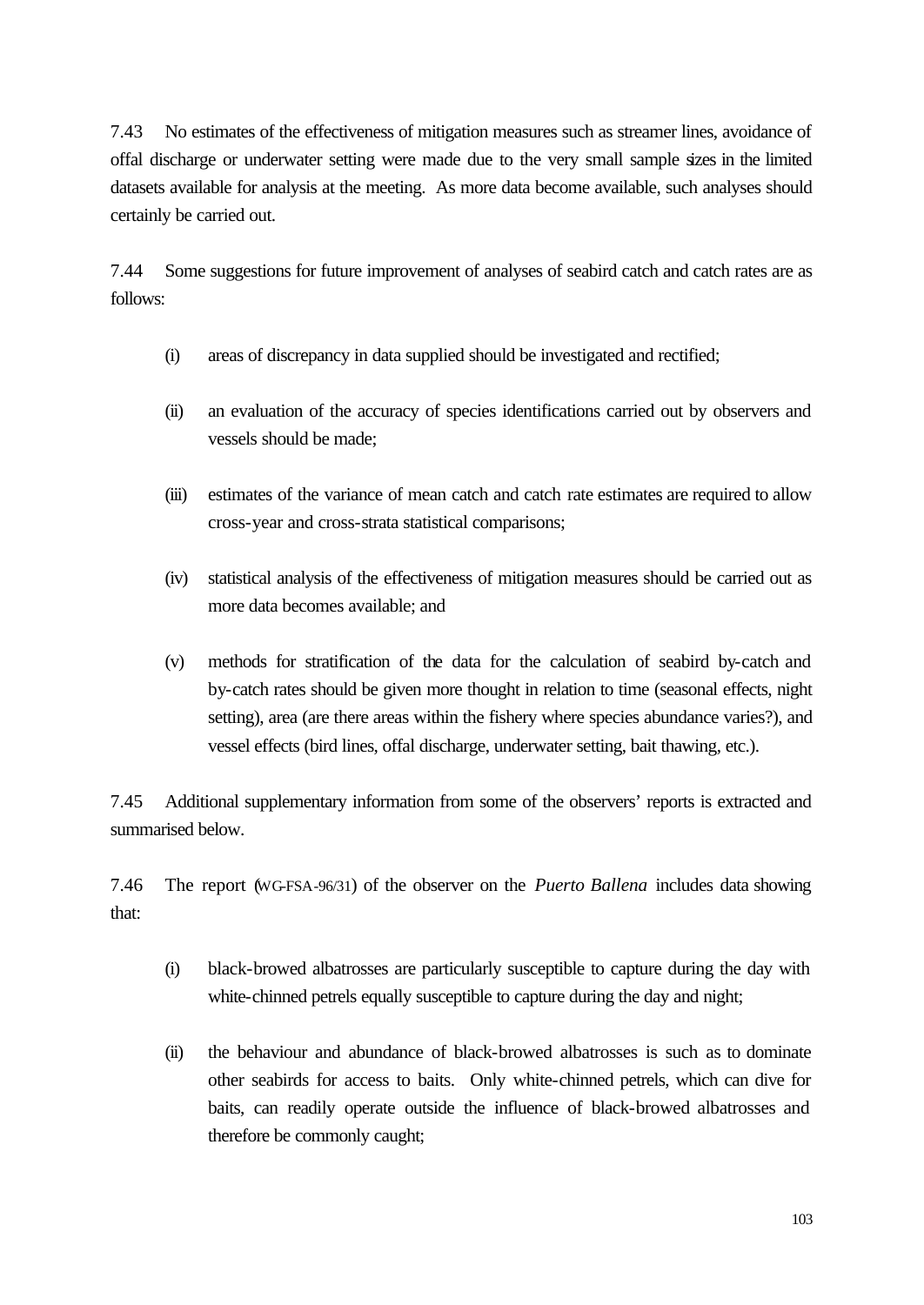7.43 No estimates of the effectiveness of mitigation measures such as streamer lines, avoidance of offal discharge or underwater setting were made due to the very small sample sizes in the limited datasets available for analysis at the meeting. As more data become available, such analyses should certainly be carried out.

7.44 Some suggestions for future improvement of analyses of seabird catch and catch rates are as follows:

(i) areas of discrepancy in data supplied should be investigated and rectified;

(ii) an evaluation of the accuracy of species identifications carried out by observers and vessels should be made;

(iii) estimates of the variance of mean catch and catch rate estimates are required to allow cross-year and cross-strata statistical comparisons;

(iv) statistical analysis of the effectiveness of mitigation measures should be carried out as more data becomes available; and

(v) methods for stratification of the data for the calculation of seabird by-catch and by-catch rates should be given more thought in relation to time (seasonal effects, night setting), area (are there areas within the fishery where species abundance varies?), and vessel effects (bird lines, offal discharge, underwater setting, bait thawing, etc.).

7.45 Additional supplementary information from some of the observers' reports is extracted and summarised below.

7.46 The report (WG-FSA-96/31) of the observer on the *Puerto Ballena* includes data showing that:

(i) black-browed albatrosses are particularly susceptible to capture during the day with white-chinned petrels equally susceptible to capture during the day and night;

(ii) the behaviour and abundance of black-browed albatrosses is such as to dominate other seabirds for access to baits. Only white-chinned petrels, which can dive for baits, can readily operate outside the influence of black-browed albatrosses and therefore be commonly caught;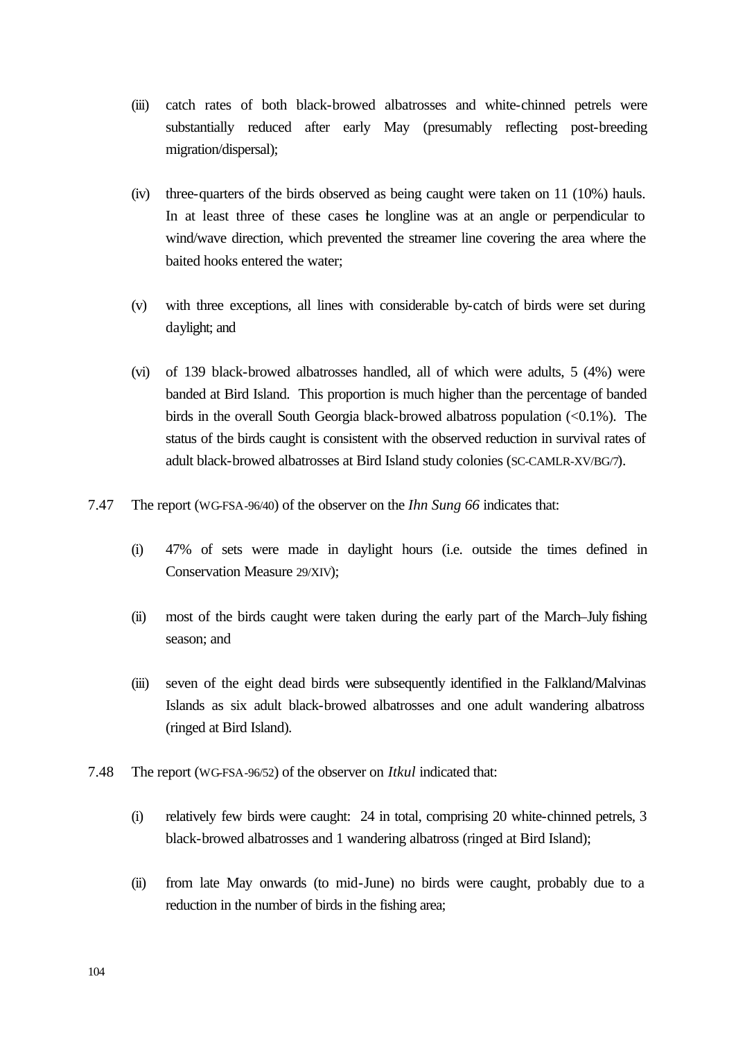(iii) catch rates of both black-browed albatrosses and white-chinned petrels were substantially reduced after early May (presumably reflecting post-breeding migration/dispersal);

(iv) three-quarters of the birds observed as being caught were taken on 11 (10%) hauls. In at least three of these cases the longline was at an angle or perpendicular to wind/wave direction, which prevented the streamer line covering the area where the baited hooks entered the water;

(v) with three exceptions, all lines with considerable by-catch of birds were set during daylight; and

(vi) of 139 black-browed albatrosses handled, all of which were adults, 5 (4%) were banded at Bird Island. This proportion is much higher than the percentage of banded birds in the overall South Georgia black-browed albatross population (<0.1%). The status of the birds caught is consistent with the observed reduction in survival rates of adult black-browed albatrosses at Bird Island study colonies (SC-CAMLR-XV/BG/7).

7.47 The report (WG-FSA-96/40) of the observer on the *Ihn Sung 66* indicates that:

(i) 47% of sets were made in daylight hours (i.e. outside the times defined in Conservation Measure 29/XIV);

(ii) most of the birds caught were taken during the early part of the March–July fishing season; and

(iii) seven of the eight dead birds were subsequently identified in the Falkland/Malvinas Islands as six adult black-browed albatrosses and one adult wandering albatross (ringed at Bird Island).

7.48 The report (WG-FSA-96/52) of the observer on *Itkul* indicated that:

(i) relatively few birds were caught: 24 in total, comprising 20 white-chinned petrels, 3 black-browed albatrosses and 1 wandering albatross (ringed at Bird Island);

(ii) from late May onwards (to mid-June) no birds were caught, probably due to a reduction in the number of birds in the fishing area;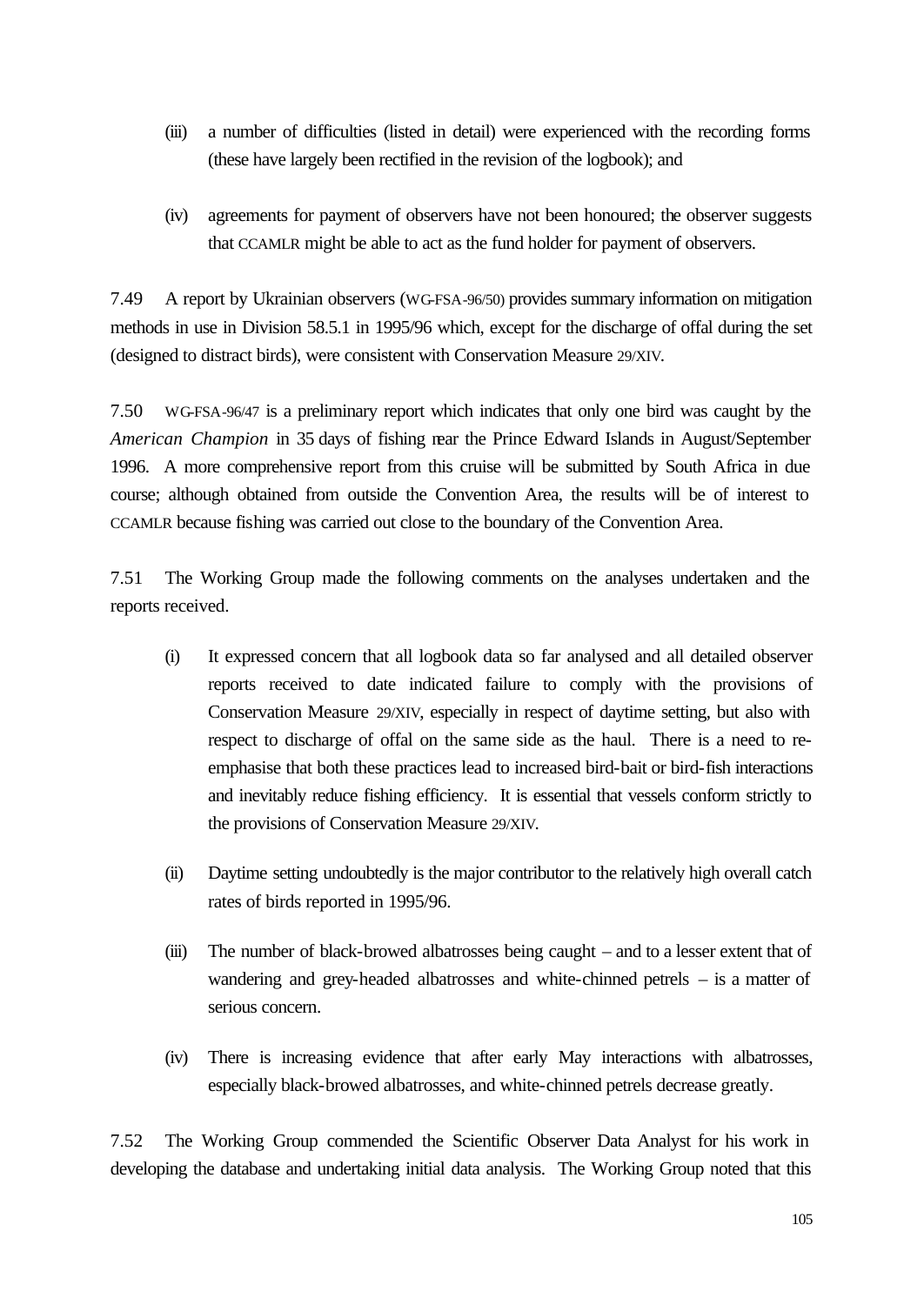(iii) a number of difficulties (listed in detail) were experienced with the recording forms (these have largely been rectified in the revision of the logbook); and

(iv) agreements for payment of observers have not been honoured; the observer suggests that CCAMLR might be able to act as the fund holder for payment of observers.

7.49 A report by Ukrainian observers (WG-FSA-96/50) provides summary information on mitigation methods in use in Division 58.5.1 in 1995/96 which, except for the discharge of offal during the set (designed to distract birds), were consistent with Conservation Measure 29/XIV.

7.50 WG-FSA-96/47 is a preliminary report which indicates that only one bird was caught by the *American Champion* in 35 days of fishing near the Prince Edward Islands in August/September 1996. A more comprehensive report from this cruise will be submitted by South Africa in due course; although obtained from outside the Convention Area, the results will be of interest to CCAMLR because fishing was carried out close to the boundary of the Convention Area.

7.51 The Working Group made the following comments on the analyses undertaken and the reports received.

(i) It expressed concern that all logbook data so far analysed and all detailed observer reports received to date indicated failure to comply with the provisions of Conservation Measure 29/XIV, especially in respect of daytime setting, but also with respect to discharge of offal on the same side as the haul. There is a need to re-emphasise that both these practices lead to increased bird-bait or bird-fish interactions and inevitably reduce fishing efficiency. It is essential that vessels conform strictly to the provisions of Conservation Measure 29/XIV.

(ii) Daytime setting undoubtedly is the major contributor to the relatively high overall catch rates of birds reported in 1995/96.

(iii) The number of black-browed albatrosses being caught – and to a lesser extent that of wandering and grey-headed albatrosses and white-chinned petrels – is a matter of serious concern.

(iv) There is increasing evidence that after early May interactions with albatrosses, especially black-browed albatrosses, and white-chinned petrels decrease greatly.

7.52 The Working Group commended the Scientific Observer Data Analyst for his work in developing the database and undertaking initial data analysis. The Working Group noted that this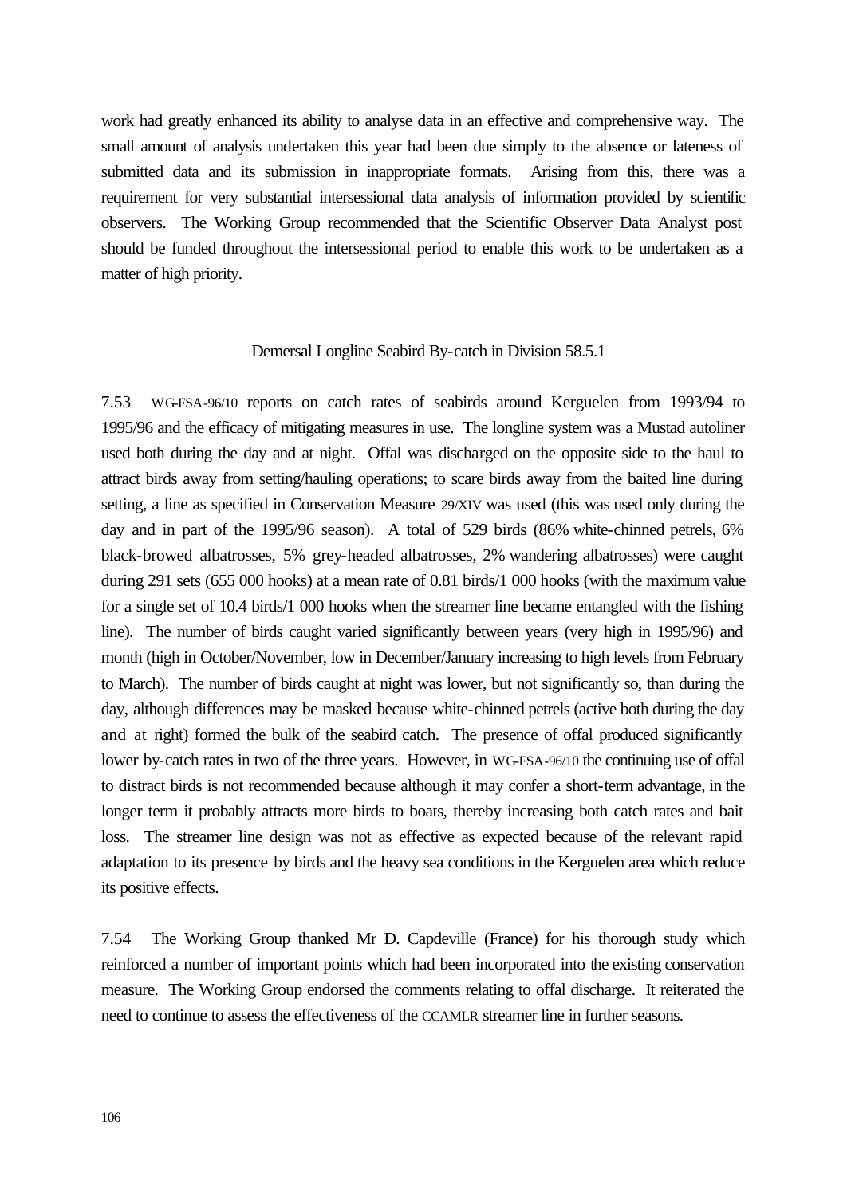work had greatly enhanced its ability to analyse data in an effective and comprehensive way. The small amount of analysis undertaken this year had been due simply to the absence or lateness of submitted data and its submission in inappropriate formats. Arising from this, there was a requirement for very substantial intersessional data analysis of information provided by scientific observers. The Working Group recommended that the Scientific Observer Data Analyst post should be funded throughout the intersessional period to enable this work to be undertaken as a matter of high priority.

### Demersal Longline Seabird By-catch in Division 58.5.1

7.53 WG-FSA-96/10 reports on catch rates of seabirds around Kerguelen from 1993/94 to 1995/96 and the efficacy of mitigating measures in use. The longline system was a Mustad autoliner used both during the day and at night. Offal was discharged on the opposite side to the haul to attract birds away from setting/hauling operations; to scare birds away from the baited line during setting, a line as specified in Conservation Measure 29/XIV was used (this was used only during the day and in part of the 1995/96 season). A total of 529 birds (86% white-chinned petrels, 6% black-browed albatrosses, 5% grey-headed albatrosses, 2% wandering albatrosses) were caught during 291 sets (655 000 hooks) at a mean rate of 0.81 birds/1 000 hooks (with the maximum value for a single set of 10.4 birds/1 000 hooks when the streamer line became entangled with the fishing line). The number of birds caught varied significantly between years (very high in 1995/96) and month (high in October/November, low in December/January increasing to high levels from February to March). The number of birds caught at night was lower, but not significantly so, than during the day, although differences may be masked because white-chinned petrels (active both during the day and at night) formed the bulk of the seabird catch. The presence of offal produced significantly lower by-catch rates in two of the three years. However, in WG-FSA-96/10 the continuing use of offal to distract birds is not recommended because although it may confer a short-term advantage, in the longer term it probably attracts more birds to boats, thereby increasing both catch rates and bait loss. The streamer line design was not as effective as expected because of the relevant rapid adaptation to its presence by birds and the heavy sea conditions in the Kerguelen area which reduce its positive effects.

7.54 The Working Group thanked Mr D. Capdeville (France) for his thorough study which reinforced a number of important points which had been incorporated into the existing conservation measure. The Working Group endorsed the comments relating to offal discharge. It reiterated the need to continue to assess the effectiveness of the CCAMLR streamer line in further seasons.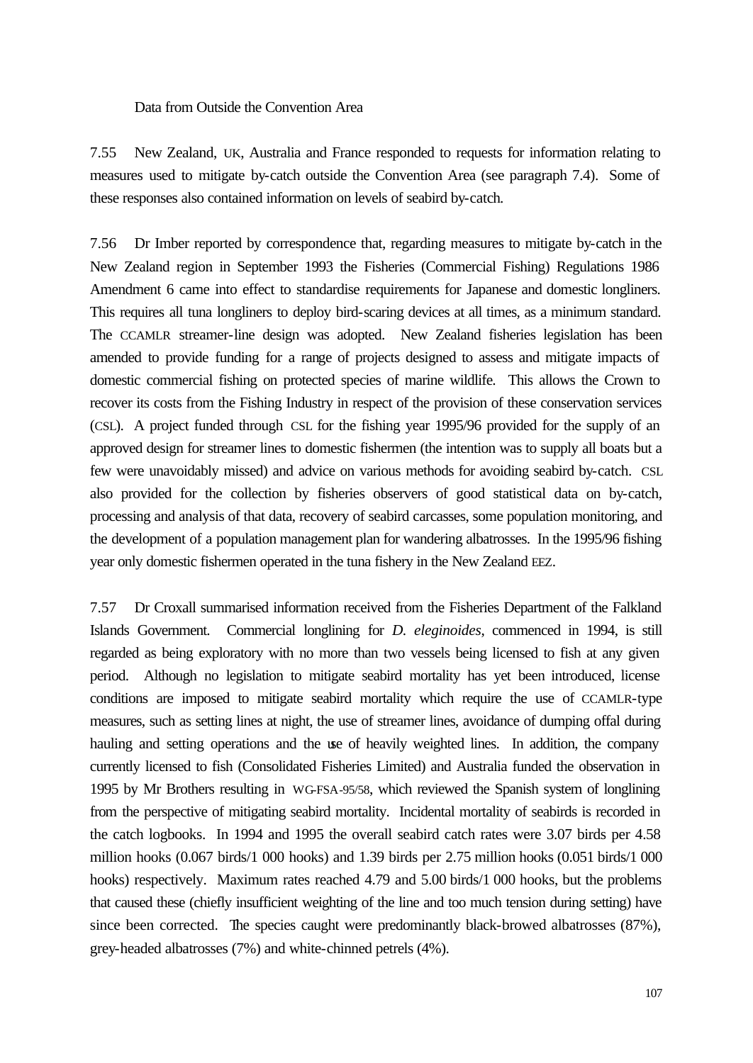Data from Outside the Convention Area

7.55 New Zealand, UK, Australia and France responded to requests for information relating to measures used to mitigate by-catch outside the Convention Area (see paragraph 7.4). Some of these responses also contained information on levels of seabird by-catch.

7.56 Dr Imber reported by correspondence that, regarding measures to mitigate by-catch in the New Zealand region in September 1993 the Fisheries (Commercial Fishing) Regulations 1986 Amendment 6 came into effect to standardise requirements for Japanese and domestic longliners. This requires all tuna longliners to deploy bird-scaring devices at all times, as a minimum standard. The CCAMLR streamer-line design was adopted. New Zealand fisheries legislation has been amended to provide funding for a range of projects designed to assess and mitigate impacts of domestic commercial fishing on protected species of marine wildlife. This allows the Crown to recover its costs from the Fishing Industry in respect of the provision of these conservation services (CSL). A project funded through CSL for the fishing year 1995/96 provided for the supply of an approved design for streamer lines to domestic fishermen (the intention was to supply all boats but a few were unavoidably missed) and advice on various methods for avoiding seabird by-catch. CSL also provided for the collection by fisheries observers of good statistical data on by-catch, processing and analysis of that data, recovery of seabird carcasses, some population monitoring, and the development of a population management plan for wandering albatrosses. In the 1995/96 fishing year only domestic fishermen operated in the tuna fishery in the New Zealand EEZ.

7.57 Dr Croxall summarised information received from the Fisheries Department of the Falkland Islands Government. Commercial longlining for *D. eleginoides*, commenced in 1994, is still regarded as being exploratory with no more than two vessels being licensed to fish at any given period. Although no legislation to mitigate seabird mortality has yet been introduced, license conditions are imposed to mitigate seabird mortality which require the use of CCAMLR-type measures, such as setting lines at night, the use of streamer lines, avoidance of dumping offal during hauling and setting operations and the use of heavily weighted lines. In addition, the company currently licensed to fish (Consolidated Fisheries Limited) and Australia funded the observation in 1995 by Mr Brothers resulting in WG-FSA-95/58, which reviewed the Spanish system of longlining from the perspective of mitigating seabird mortality. Incidental mortality of seabirds is recorded in the catch logbooks. In 1994 and 1995 the overall seabird catch rates were 3.07 birds per 4.58 million hooks (0.067 birds/1 000 hooks) and 1.39 birds per 2.75 million hooks (0.051 birds/1 000 hooks) respectively. Maximum rates reached 4.79 and 5.00 birds/1 000 hooks, but the problems that caused these (chiefly insufficient weighting of the line and too much tension during setting) have since been corrected. The species caught were predominantly black-browed albatrosses (87%), grey-headed albatrosses (7%) and white-chinned petrels (4%).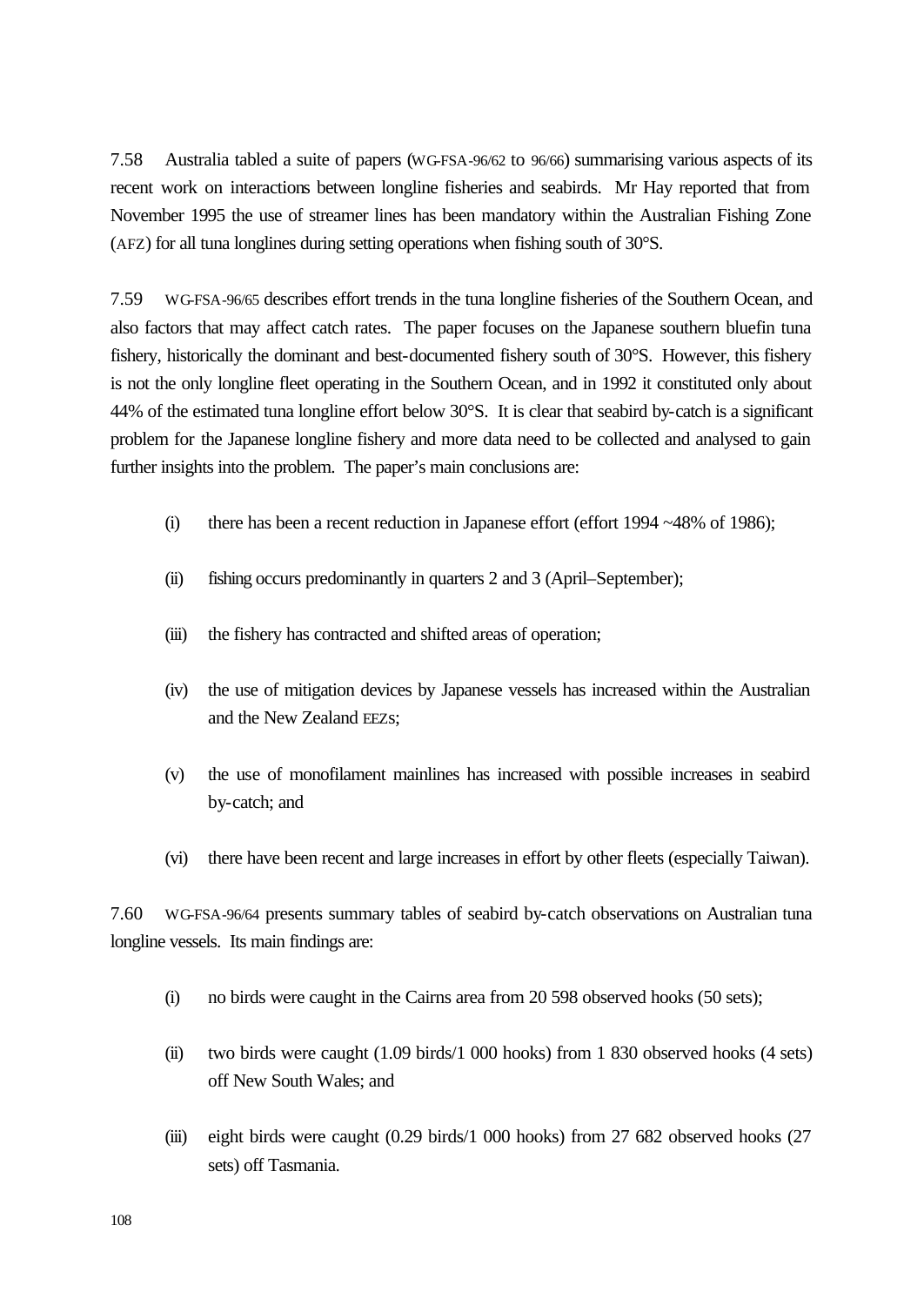7.58 Australia tabled a suite of papers (WG-FSA-96/62 to 96/66) summarising various aspects of its recent work on interactions between longline fisheries and seabirds. Mr Hay reported that from November 1995 the use of streamer lines has been mandatory within the Australian Fishing Zone (AFZ) for all tuna longlines during setting operations when fishing south of 30°S.

7.59 WG-FSA-96/65 describes effort trends in the tuna longline fisheries of the Southern Ocean, and also factors that may affect catch rates. The paper focuses on the Japanese southern bluefin tuna fishery, historically the dominant and best-documented fishery south of 30°S. However, this fishery is not the only longline fleet operating in the Southern Ocean, and in 1992 it constituted only about 44% of the estimated tuna longline effort below 30°S. It is clear that seabird by-catch is a significant problem for the Japanese longline fishery and more data need to be collected and analysed to gain further insights into the problem. The paper's main conclusions are:

(i) there has been a recent reduction in Japanese effort (effort 1994 ~48% of 1986);

(ii) fishing occurs predominantly in quarters 2 and 3 (April–September);

(iii) the fishery has contracted and shifted areas of operation;

(iv) the use of mitigation devices by Japanese vessels has increased within the Australian and the New Zealand EEZs;

(v) the use of monofilament mainlines has increased with possible increases in seabird by-catch; and

(vi) there have been recent and large increases in effort by other fleets (especially Taiwan).

7.60 WG-FSA-96/64 presents summary tables of seabird by-catch observations on Australian tuna longline vessels. Its main findings are:

(i) no birds were caught in the Cairns area from 20 598 observed hooks (50 sets);

(ii) two birds were caught (1.09 birds/1 000 hooks) from 1 830 observed hooks (4 sets) off New South Wales; and

(iii) eight birds were caught (0.29 birds/1 000 hooks) from 27 682 observed hooks (27 sets) off Tasmania.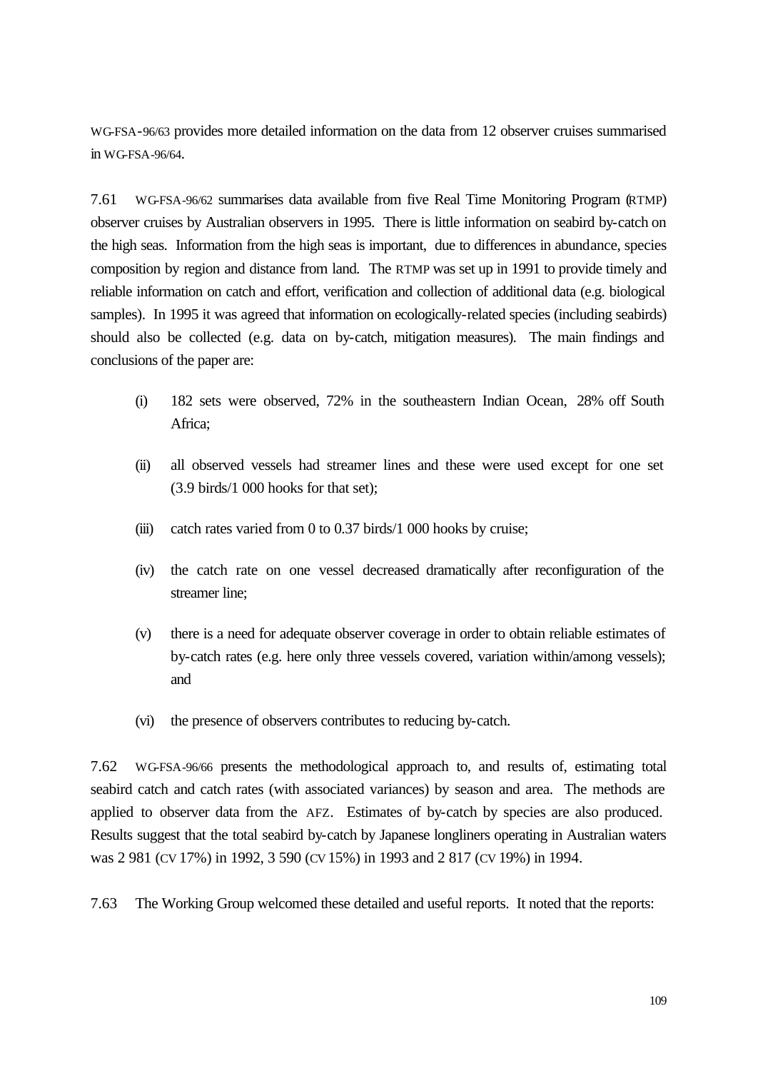WG-FSA-96/63 provides more detailed information on the data from 12 observer cruises summarised in WG-FSA-96/64.

7.61 WG-FSA-96/62 summarises data available from five Real Time Monitoring Program (RTMP) observer cruises by Australian observers in 1995. There is little information on seabird by-catch on the high seas. Information from the high seas is important, due to differences in abundance, species composition by region and distance from land. The RTMP was set up in 1991 to provide timely and reliable information on catch and effort, verification and collection of additional data (e.g. biological samples). In 1995 it was agreed that information on ecologically-related species (including seabirds) should also be collected (e.g. data on by-catch, mitigation measures). The main findings and conclusions of the paper are:

(i) 182 sets were observed, 72% in the southeastern Indian Ocean, 28% off South Africa;

(ii) all observed vessels had streamer lines and these were used except for one set (3.9 birds/1 000 hooks for that set);

(iii) catch rates varied from 0 to 0.37 birds/1 000 hooks by cruise;

(iv) the catch rate on one vessel decreased dramatically after reconfiguration of the streamer line;

(v) there is a need for adequate observer coverage in order to obtain reliable estimates of by-catch rates (e.g. here only three vessels covered, variation within/among vessels); and

(vi) the presence of observers contributes to reducing by-catch.

7.62 WG-FSA-96/66 presents the methodological approach to, and results of, estimating total seabird catch and catch rates (with associated variances) by season and area. The methods are applied to observer data from the AFZ. Estimates of by-catch by species are also produced. Results suggest that the total seabird by-catch by Japanese longliners operating in Australian waters was 2 981 (CV 17%) in 1992, 3 590 (CV 15%) in 1993 and 2 817 (CV 19%) in 1994.

7.63 The Working Group welcomed these detailed and useful reports. It noted that the reports: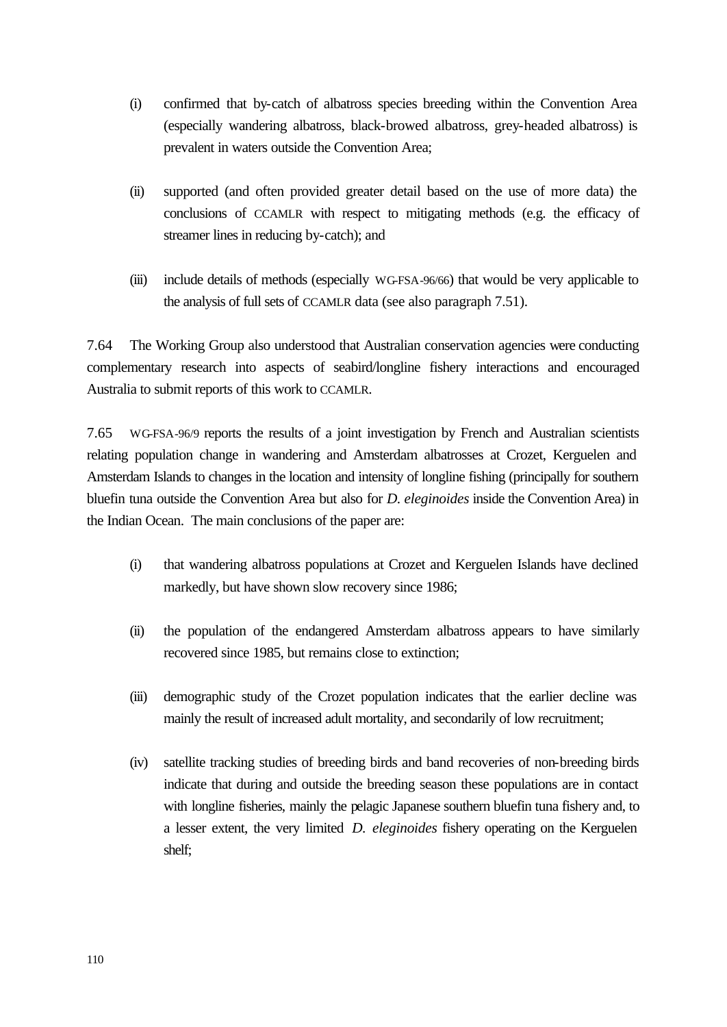(i) confirmed that by-catch of albatross species breeding within the Convention Area (especially wandering albatross, black-browed albatross, grey-headed albatross) is prevalent in waters outside the Convention Area;

(ii) supported (and often provided greater detail based on the use of more data) the conclusions of CCAMLR with respect to mitigating methods (e.g. the efficacy of streamer lines in reducing by-catch); and

(iii) include details of methods (especially WG-FSA-96/66) that would be very applicable to the analysis of full sets of CCAMLR data (see also paragraph 7.51).

7.64 The Working Group also understood that Australian conservation agencies were conducting complementary research into aspects of seabird/longline fishery interactions and encouraged Australia to submit reports of this work to CCAMLR.

7.65 WG-FSA-96/9 reports the results of a joint investigation by French and Australian scientists relating population change in wandering and Amsterdam albatrosses at Crozet, Kerguelen and Amsterdam Islands to changes in the location and intensity of longline fishing (principally for southern bluefin tuna outside the Convention Area but also for *D. eleginoides* inside the Convention Area) in the Indian Ocean. The main conclusions of the paper are:

(i) that wandering albatross populations at Crozet and Kerguelen Islands have declined markedly, but have shown slow recovery since 1986;

(ii) the population of the endangered Amsterdam albatross appears to have similarly recovered since 1985, but remains close to extinction;

(iii) demographic study of the Crozet population indicates that the earlier decline was mainly the result of increased adult mortality, and secondarily of low recruitment;

(iv) satellite tracking studies of breeding birds and band recoveries of non-breeding birds indicate that during and outside the breeding season these populations are in contact with longline fisheries, mainly the pelagic Japanese southern bluefin tuna fishery and, to a lesser extent, the very limited *D. eleginoides* fishery operating on the Kerguelen shelf;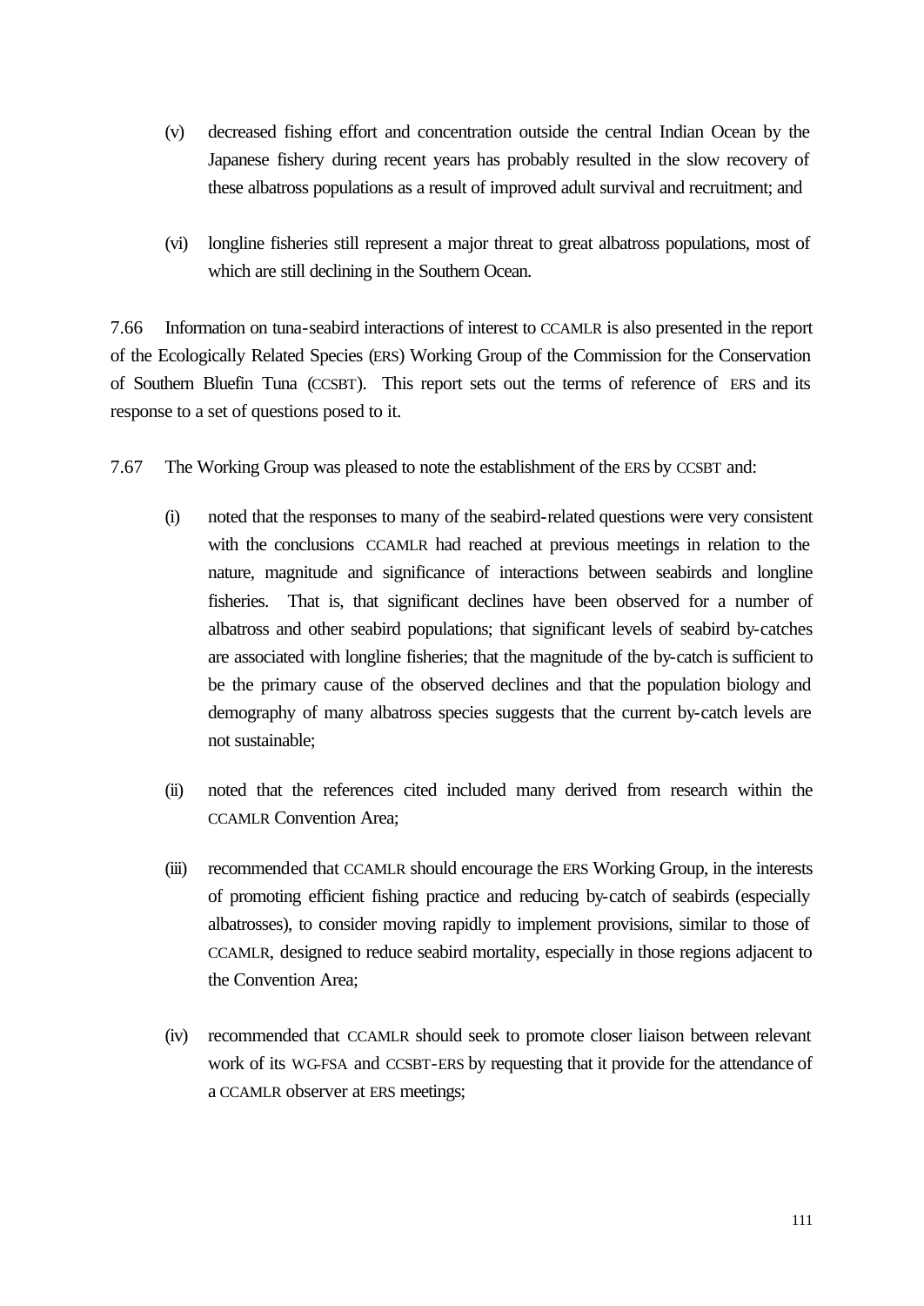(v) decreased fishing effort and concentration outside the central Indian Ocean by the Japanese fishery during recent years has probably resulted in the slow recovery of these albatross populations as a result of improved adult survival and recruitment; and

(vi) longline fisheries still represent a major threat to great albatross populations, most of which are still declining in the Southern Ocean.

7.66 Information on tuna-seabird interactions of interest to CCAMLR is also presented in the report of the Ecologically Related Species (ERS) Working Group of the Commission for the Conservation of Southern Bluefin Tuna (CCSBT). This report sets out the terms of reference of ERS and its response to a set of questions posed to it.

7.67 The Working Group was pleased to note the establishment of the ERS by CCSBT and:

(i) noted that the responses to many of the seabird-related questions were very consistent with the conclusions CCAMLR had reached at previous meetings in relation to the nature, magnitude and significance of interactions between seabirds and longline fisheries. That is, that significant declines have been observed for a number of albatross and other seabird populations; that significant levels of seabird by-catches are associated with longline fisheries; that the magnitude of the by-catch is sufficient to be the primary cause of the observed declines and that the population biology and demography of many albatross species suggests that the current by-catch levels are not sustainable;

(ii) noted that the references cited included many derived from research within the CCAMLR Convention Area;

(iii) recommended that CCAMLR should encourage the ERS Working Group, in the interests of promoting efficient fishing practice and reducing by-catch of seabirds (especially albatrosses), to consider moving rapidly to implement provisions, similar to those of CCAMLR, designed to reduce seabird mortality, especially in those regions adjacent to the Convention Area;

(iv) recommended that CCAMLR should seek to promote closer liaison between relevant work of its WG-FSA and CCSBT-ERS by requesting that it provide for the attendance of a CCAMLR observer at ERS meetings;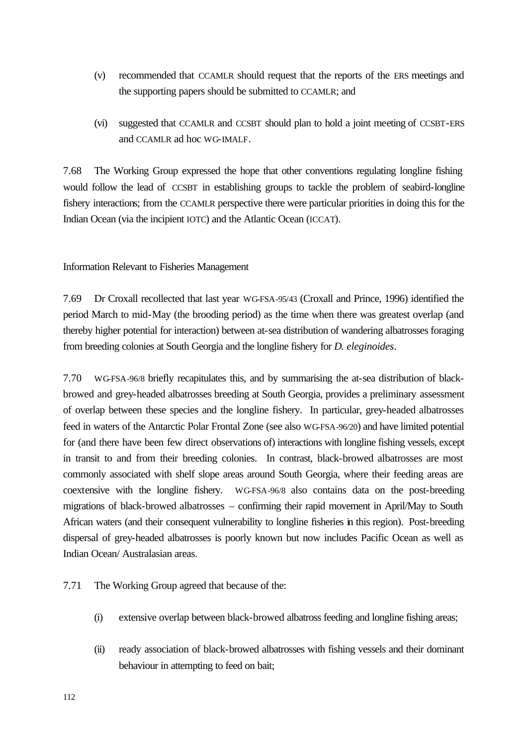(v) recommended that CCAMLR should request that the reports of the ERS meetings and the supporting papers should be submitted to CCAMLR; and

(vi) suggested that CCAMLR and CCSBT should plan to hold a joint meeting of CCSBT-ERS and CCAMLR ad hoc WG-IMALF.

7.68 The Working Group expressed the hope that other conventions regulating longline fishing would follow the lead of CCSBT in establishing groups to tackle the problem of seabird-longline fishery interactions; from the CCAMLR perspective there were particular priorities in doing this for the Indian Ocean (via the incipient IOTC) and the Atlantic Ocean (ICCAT).

## Information Relevant to Fisheries Management

7.69 Dr Croxall recollected that last year WG-FSA-95/43 (Croxall and Prince, 1996) identified the period March to mid-May (the brooding period) as the time when there was greatest overlap (and thereby higher potential for interaction) between at-sea distribution of wandering albatrosses foraging from breeding colonies at South Georgia and the longline fishery for *D. eleginoides*.

7.70 WG-FSA-96/8 briefly recapitulates this, and by summarising the at-sea distribution of black-browed and grey-headed albatrosses breeding at South Georgia, provides a preliminary assessment of overlap between these species and the longline fishery. In particular, grey-headed albatrosses feed in waters of the Antarctic Polar Frontal Zone (see also WG-FSA-96/20) and have limited potential for (and there have been few direct observations of) interactions with longline fishing vessels, except in transit to and from their breeding colonies. In contrast, black-browed albatrosses are most commonly associated with shelf slope areas around South Georgia, where their feeding areas are coextensive with the longline fishery. WG-FSA-96/8 also contains data on the post-breeding migrations of black-browed albatrosses – confirming their rapid movement in April/May to South African waters (and their consequent vulnerability to longline fisheries in this region). Post-breeding dispersal of grey-headed albatrosses is poorly known but now includes Pacific Ocean as well as Indian Ocean/ Australasian areas.

7.71 The Working Group agreed that because of the:

(i) extensive overlap between black-browed albatross feeding and longline fishing areas;

(ii) ready association of black-browed albatrosses with fishing vessels and their dominant behaviour in attempting to feed on bait;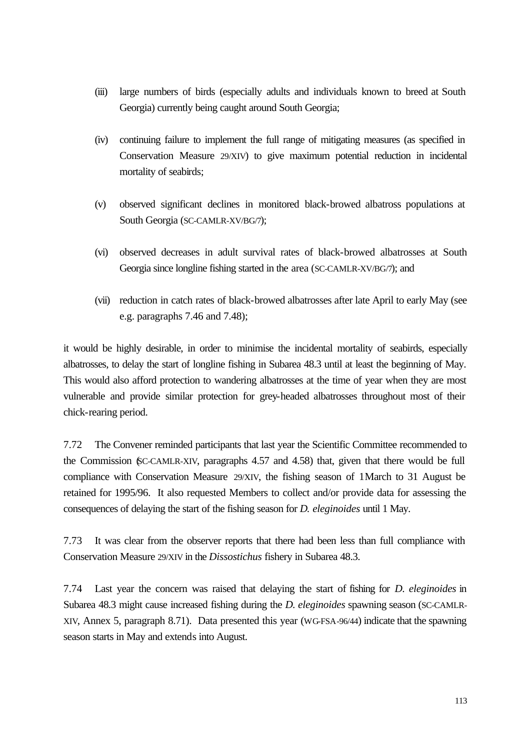(iii) large numbers of birds (especially adults and individuals known to breed at South Georgia) currently being caught around South Georgia;

(iv) continuing failure to implement the full range of mitigating measures (as specified in Conservation Measure 29/XIV) to give maximum potential reduction in incidental mortality of seabirds;

(v) observed significant declines in monitored black-browed albatross populations at South Georgia (SC-CAMLR-XV/BG/7);

(vi) observed decreases in adult survival rates of black-browed albatrosses at South Georgia since longline fishing started in the area (SC-CAMLR-XV/BG/7); and

(vii) reduction in catch rates of black-browed albatrosses after late April to early May (see e.g. paragraphs 7.46 and 7.48);

it would be highly desirable, in order to minimise the incidental mortality of seabirds, especially albatrosses, to delay the start of longline fishing in Subarea 48.3 until at least the beginning of May. This would also afford protection to wandering albatrosses at the time of year when they are most vulnerable and provide similar protection for grey-headed albatrosses throughout most of their chick-rearing period.

7.72 The Convener reminded participants that last year the Scientific Committee recommended to the Commission (SC-CAMLR-XIV, paragraphs 4.57 and 4.58) that, given that there would be full compliance with Conservation Measure 29/XIV, the fishing season of 1 March to 31 August be retained for 1995/96. It also requested Members to collect and/or provide data for assessing the consequences of delaying the start of the fishing season for *D. eleginoides* until 1 May.

7.73 It was clear from the observer reports that there had been less than full compliance with Conservation Measure 29/XIV in the *Dissostichus* fishery in Subarea 48.3.

7.74 Last year the concern was raised that delaying the start of fishing for *D. eleginoides* in Subarea 48.3 might cause increased fishing during the *D. eleginoides* spawning season (SC-CAMLR-XIV, Annex 5, paragraph 8.71). Data presented this year (WG-FSA-96/44) indicate that the spawning season starts in May and extends into August.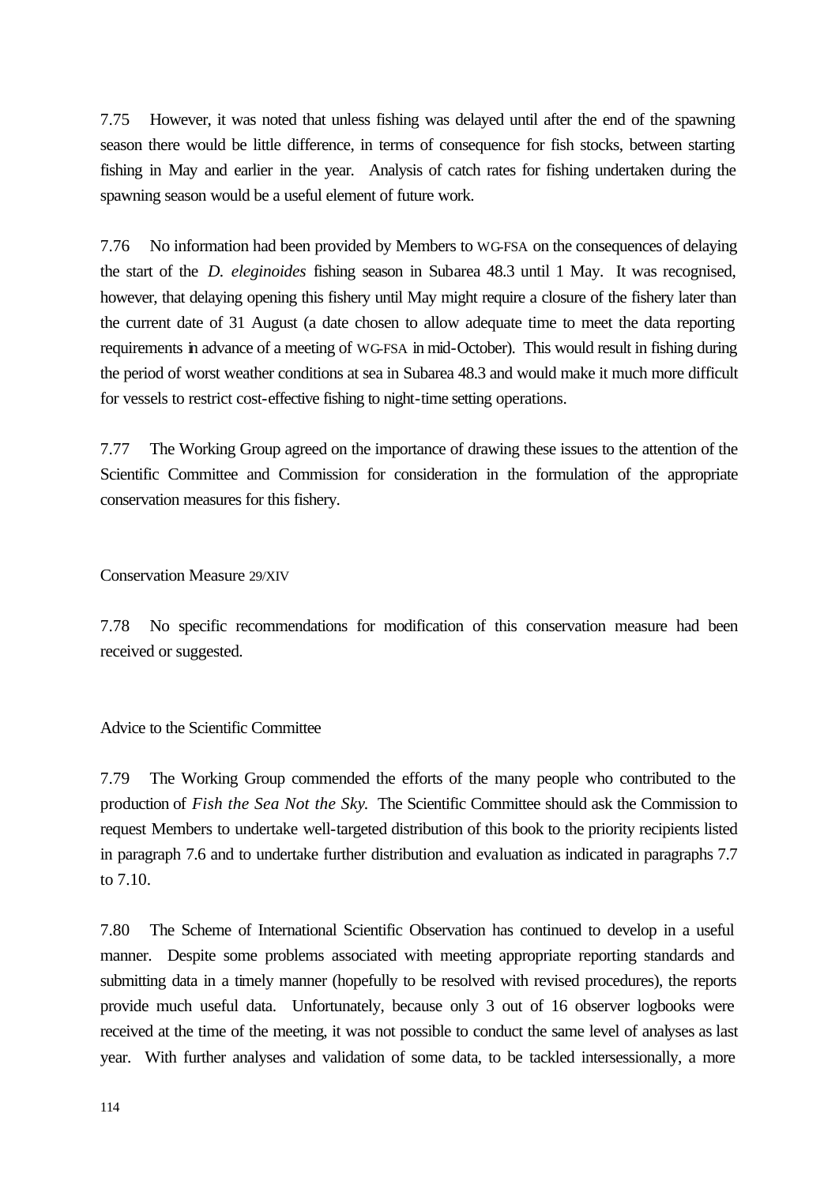7.75 However, it was noted that unless fishing was delayed until after the end of the spawning season there would be little difference, in terms of consequence for fish stocks, between starting fishing in May and earlier in the year. Analysis of catch rates for fishing undertaken during the spawning season would be a useful element of future work.

7.76 No information had been provided by Members to WG-FSA on the consequences of delaying the start of the *D. eleginoides* fishing season in Subarea 48.3 until 1 May. It was recognised, however, that delaying opening this fishery until May might require a closure of the fishery later than the current date of 31 August (a date chosen to allow adequate time to meet the data reporting requirements in advance of a meeting of WG-FSA in mid-October). This would result in fishing during the period of worst weather conditions at sea in Subarea 48.3 and would make it much more difficult for vessels to restrict cost-effective fishing to night-time setting operations.

7.77 The Working Group agreed on the importance of drawing these issues to the attention of the Scientific Committee and Commission for consideration in the formulation of the appropriate conservation measures for this fishery.

### Conservation Measure 29/XIV

7.78 No specific recommendations for modification of this conservation measure had been received or suggested.

### Advice to the Scientific Committee

7.79 The Working Group commended the efforts of the many people who contributed to the production of *Fish the Sea Not the Sky*. The Scientific Committee should ask the Commission to request Members to undertake well-targeted distribution of this book to the priority recipients listed in paragraph 7.6 and to undertake further distribution and evaluation as indicated in paragraphs 7.7 to 7.10.

7.80 The Scheme of International Scientific Observation has continued to develop in a useful manner. Despite some problems associated with meeting appropriate reporting standards and submitting data in a timely manner (hopefully to be resolved with revised procedures), the reports provide much useful data. Unfortunately, because only 3 out of 16 observer logbooks were received at the time of the meeting, it was not possible to conduct the same level of analyses as last year. With further analyses and validation of some data, to be tackled intersessionally, a more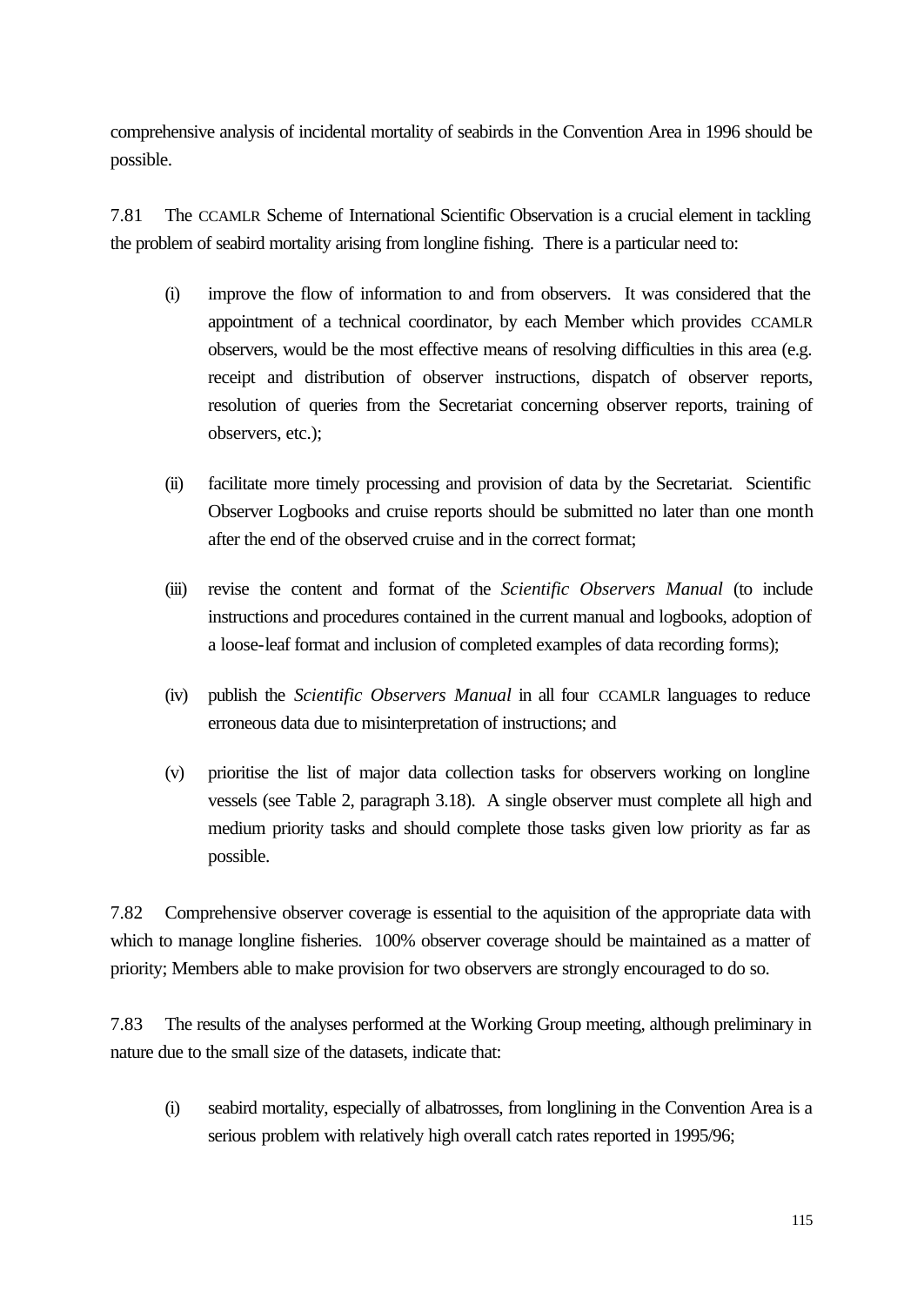comprehensive analysis of incidental mortality of seabirds in the Convention Area in 1996 should be possible.

7.81 The CCAMLR Scheme of International Scientific Observation is a crucial element in tackling the problem of seabird mortality arising from longline fishing. There is a particular need to:

(i) improve the flow of information to and from observers. It was considered that the appointment of a technical coordinator, by each Member which provides CCAMLR observers, would be the most effective means of resolving difficulties in this area (e.g. receipt and distribution of observer instructions, dispatch of observer reports, resolution of queries from the Secretariat concerning observer reports, training of observers, etc.);

(ii) facilitate more timely processing and provision of data by the Secretariat. Scientific Observer Logbooks and cruise reports should be submitted no later than one month after the end of the observed cruise and in the correct format;

(iii) revise the content and format of the *Scientific Observers Manual* (to include instructions and procedures contained in the current manual and logbooks, adoption of a loose-leaf format and inclusion of completed examples of data recording forms);

(iv) publish the *Scientific Observers Manual* in all four CCAMLR languages to reduce erroneous data due to misinterpretation of instructions; and

(v) prioritise the list of major data collection tasks for observers working on longline vessels (see Table 2, paragraph 3.18). A single observer must complete all high and medium priority tasks and should complete those tasks given low priority as far as possible.

7.82 Comprehensive observer coverage is essential to the aquisition of the appropriate data with which to manage longline fisheries. 100% observer coverage should be maintained as a matter of priority; Members able to make provision for two observers are strongly encouraged to do so.

7.83 The results of the analyses performed at the Working Group meeting, although preliminary in nature due to the small size of the datasets, indicate that:

(i) seabird mortality, especially of albatrosses, from longlining in the Convention Area is a serious problem with relatively high overall catch rates reported in 1995/96;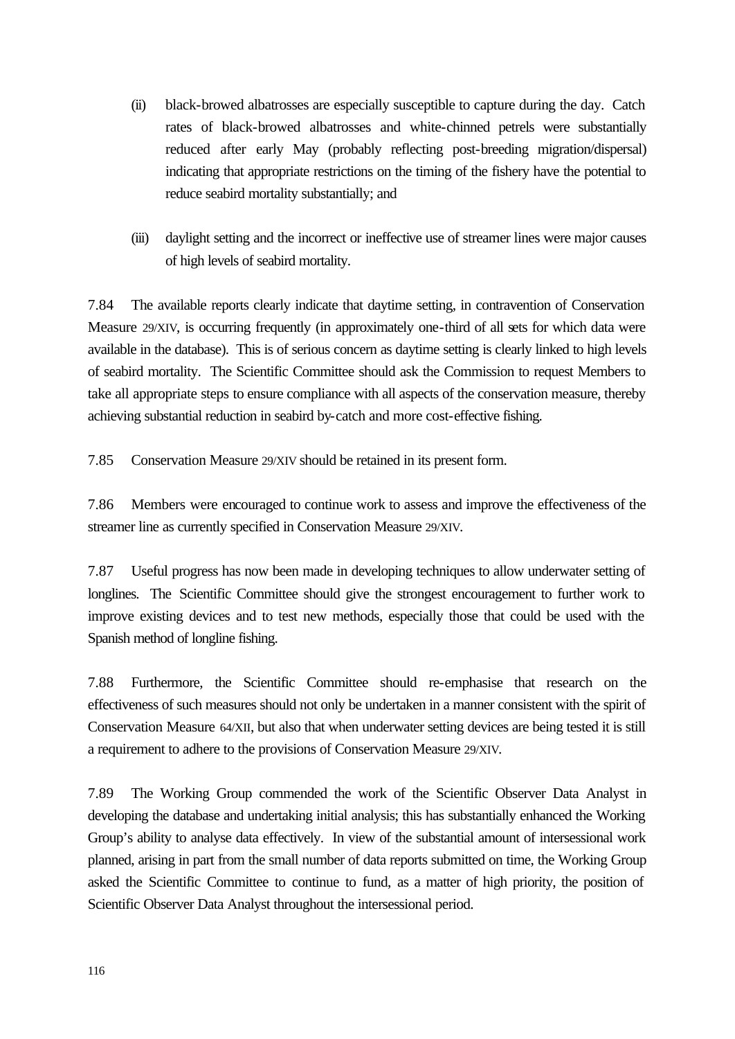(ii) black-browed albatrosses are especially susceptible to capture during the day. Catch rates of black-browed albatrosses and white-chinned petrels were substantially reduced after early May (probably reflecting post-breeding migration/dispersal) indicating that appropriate restrictions on the timing of the fishery have the potential to reduce seabird mortality substantially; and

(iii) daylight setting and the incorrect or ineffective use of streamer lines were major causes of high levels of seabird mortality.

7.84 The available reports clearly indicate that daytime setting, in contravention of Conservation Measure 29/XIV, is occurring frequently (in approximately one-third of all sets for which data were available in the database). This is of serious concern as daytime setting is clearly linked to high levels of seabird mortality. The Scientific Committee should ask the Commission to request Members to take all appropriate steps to ensure compliance with all aspects of the conservation measure, thereby achieving substantial reduction in seabird by-catch and more cost-effective fishing.

7.85 Conservation Measure 29/XIV should be retained in its present form.

7.86 Members were encouraged to continue work to assess and improve the effectiveness of the streamer line as currently specified in Conservation Measure 29/XIV.

7.87 Useful progress has now been made in developing techniques to allow underwater setting of longlines. The Scientific Committee should give the strongest encouragement to further work to improve existing devices and to test new methods, especially those that could be used with the Spanish method of longline fishing.

7.88 Furthermore, the Scientific Committee should re-emphasise that research on the effectiveness of such measures should not only be undertaken in a manner consistent with the spirit of Conservation Measure 64/XII, but also that when underwater setting devices are being tested it is still a requirement to adhere to the provisions of Conservation Measure 29/XIV.

7.89 The Working Group commended the work of the Scientific Observer Data Analyst in developing the database and undertaking initial analysis; this has substantially enhanced the Working Group's ability to analyse data effectively. In view of the substantial amount of intersessional work planned, arising in part from the small number of data reports submitted on time, the Working Group asked the Scientific Committee to continue to fund, as a matter of high priority, the position of Scientific Observer Data Analyst throughout the intersessional period.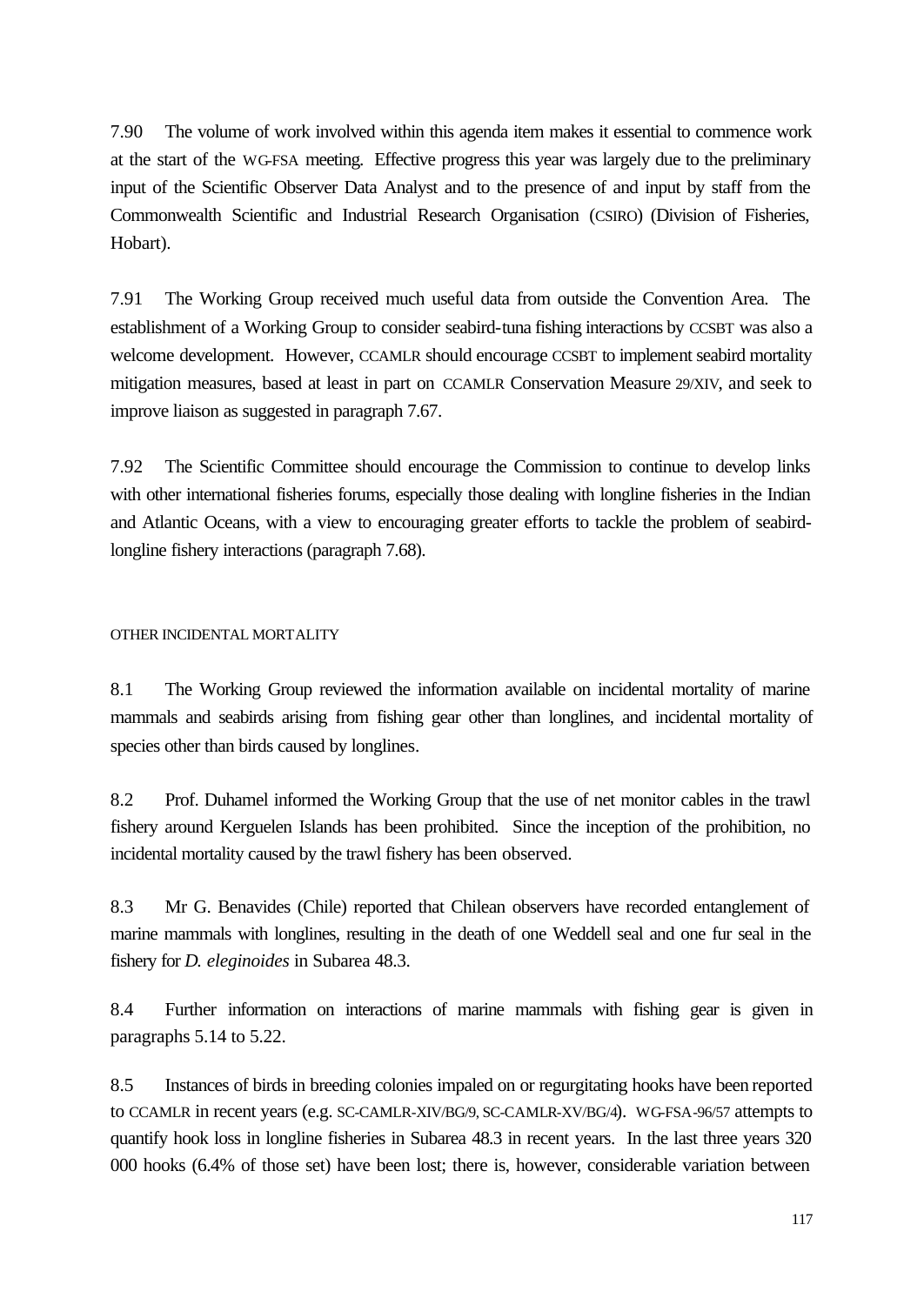7.90 The volume of work involved within this agenda item makes it essential to commence work at the start of the WG-FSA meeting. Effective progress this year was largely due to the preliminary input of the Scientific Observer Data Analyst and to the presence of and input by staff from the Commonwealth Scientific and Industrial Research Organisation (CSIRO) (Division of Fisheries, Hobart).

7.91 The Working Group received much useful data from outside the Convention Area. The establishment of a Working Group to consider seabird-tuna fishing interactions by CCSBT was also a welcome development. However, CCAMLR should encourage CCSBT to implement seabird mortality mitigation measures, based at least in part on CCAMLR Conservation Measure 29/XIV, and seek to improve liaison as suggested in paragraph 7.67.

7.92 The Scientific Committee should encourage the Commission to continue to develop links with other international fisheries forums, especially those dealing with longline fisheries in the Indian and Atlantic Oceans, with a view to encouraging greater efforts to tackle the problem of seabird-longline fishery interactions (paragraph 7.68).

## OTHER INCIDENTAL MORTALITY

8.1 The Working Group reviewed the information available on incidental mortality of marine mammals and seabirds arising from fishing gear other than longlines, and incidental mortality of species other than birds caused by longlines.

8.2 Prof. Duhamel informed the Working Group that the use of net monitor cables in the trawl fishery around Kerguelen Islands has been prohibited. Since the inception of the prohibition, no incidental mortality caused by the trawl fishery has been observed.

8.3 Mr G. Benavides (Chile) reported that Chilean observers have recorded entanglement of marine mammals with longlines, resulting in the death of one Weddell seal and one fur seal in the fishery for *D. eleginoides* in Subarea 48.3.

8.4 Further information on interactions of marine mammals with fishing gear is given in paragraphs 5.14 to 5.22.

8.5 Instances of birds in breeding colonies impaled on or regurgitating hooks have been reported to CCAMLR in recent years (e.g. SC-CAMLR-XIV/BG/9, SC-CAMLR-XV/BG/4). WG-FSA-96/57 attempts to quantify hook loss in longline fisheries in Subarea 48.3 in recent years. In the last three years 320 000 hooks (6.4% of those set) have been lost; there is, however, considerable variation between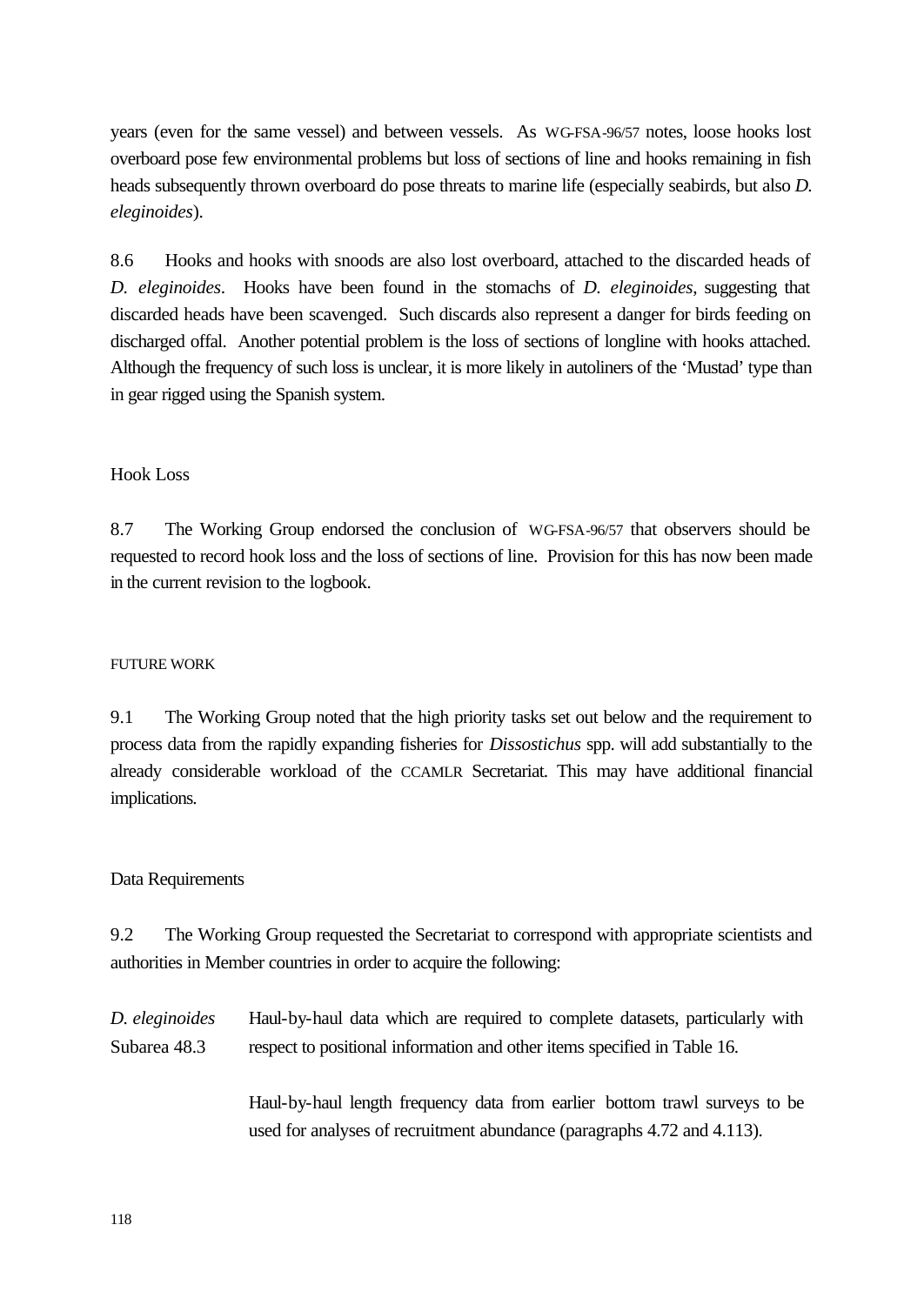years (even for the same vessel) and between vessels. As WG-FSA-96/57 notes, loose hooks lost overboard pose few environmental problems but loss of sections of line and hooks remaining in fish heads subsequently thrown overboard do pose threats to marine life (especially seabirds, but also *D. eleginoides*).

8.6 Hooks and hooks with snoods are also lost overboard, attached to the discarded heads of *D. eleginoides*. Hooks have been found in the stomachs of *D. eleginoides*, suggesting that discarded heads have been scavenged. Such discards also represent a danger for birds feeding on discharged offal. Another potential problem is the loss of sections of longline with hooks attached. Although the frequency of such loss is unclear, it is more likely in autoliners of the 'Mustad' type than in gear rigged using the Spanish system.

### Hook Loss

8.7 The Working Group endorsed the conclusion of WG-FSA-96/57 that observers should be requested to record hook loss and the loss of sections of line. Provision for this has now been made in the current revision to the logbook.

## FUTURE WORK

9.1 The Working Group noted that the high priority tasks set out below and the requirement to process data from the rapidly expanding fisheries for *Dissostichus* spp. will add substantially to the already considerable workload of the CCAMLR Secretariat. This may have additional financial implications.

### Data Requirements

9.2 The Working Group requested the Secretariat to correspond with appropriate scientists and authorities in Member countries in order to acquire the following:

*D. eleginoides* Subarea 48.3 — Haul-by-haul data which are required to complete datasets, particularly with respect to positional information and other items specified in Table 16.

Haul-by-haul length frequency data from earlier bottom trawl surveys to be used for analyses of recruitment abundance (paragraphs 4.72 and 4.113).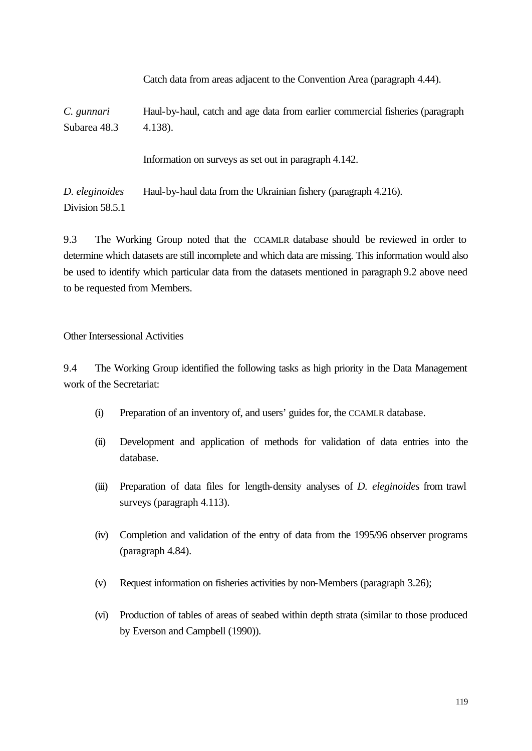| | |
|---|---|
| | Catch data from areas adjacent to the Convention Area (paragraph 4.44). |
| *C. gunnari* Subarea 48.3 | Haul-by-haul, catch and age data from earlier commercial fisheries (paragraph 4.138). |
| | Information on surveys as set out in paragraph 4.142. |
| *D. eleginoides* Division 58.5.1 | Haul-by-haul data from the Ukrainian fishery (paragraph 4.216). |

9.3 The Working Group noted that the CCAMLR database should be reviewed in order to determine which datasets are still incomplete and which data are missing. This information would also be used to identify which particular data from the datasets mentioned in paragraph 9.2 above need to be requested from Members.

Other Intersessional Activities

9.4 The Working Group identified the following tasks as high priority in the Data Management work of the Secretariat:

(i) Preparation of an inventory of, and users' guides for, the CCAMLR database.

(ii) Development and application of methods for validation of data entries into the database.

(iii) Preparation of data files for length-density analyses of *D. eleginoides* from trawl surveys (paragraph 4.113).

(iv) Completion and validation of the entry of data from the 1995/96 observer programs (paragraph 4.84).

(v) Request information on fisheries activities by non-Members (paragraph 3.26);

(vi) Production of tables of areas of seabed within depth strata (similar to those produced by Everson and Campbell (1990)).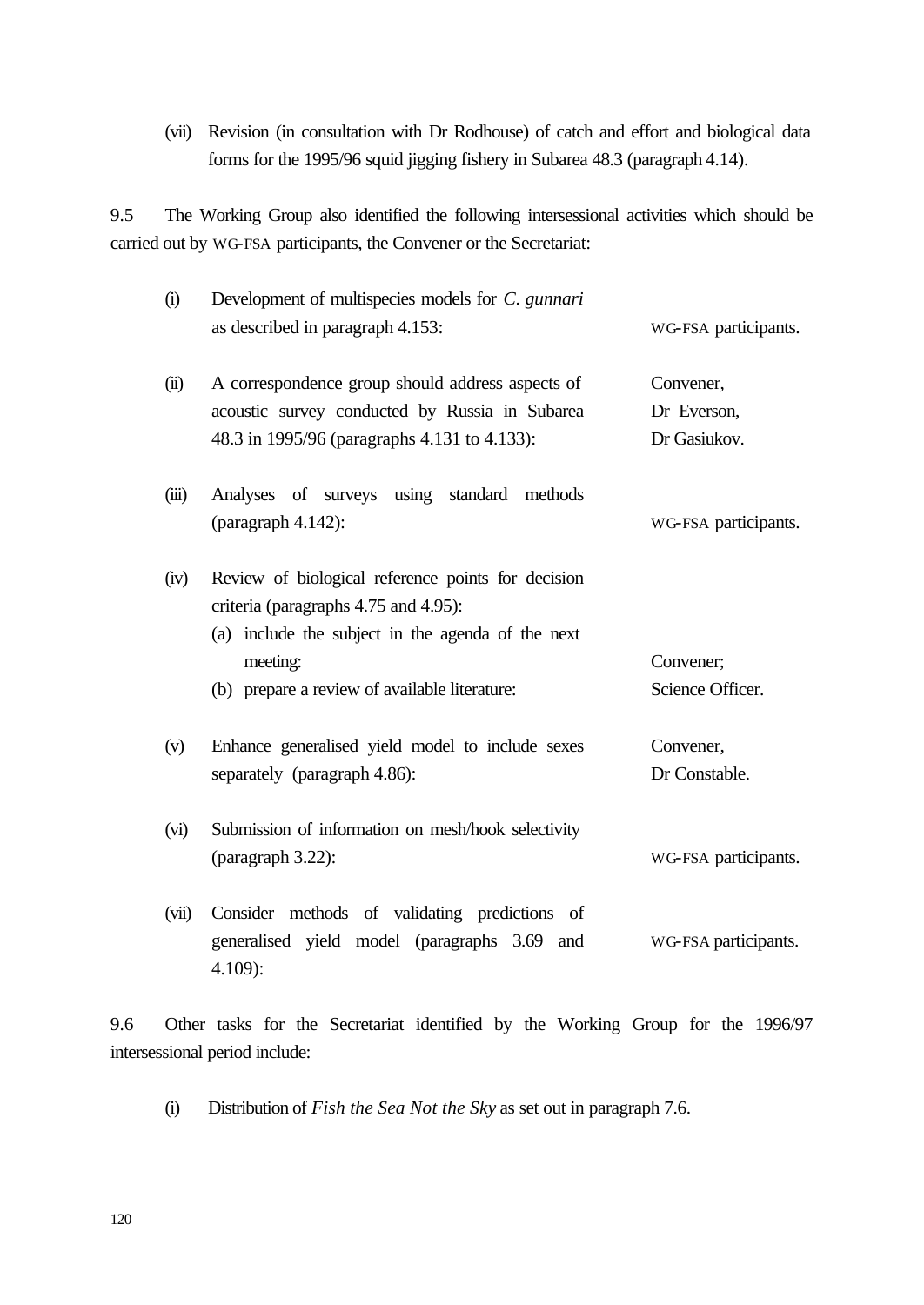(vii) Revision (in consultation with Dr Rodhouse) of catch and effort and biological data forms for the 1995/96 squid jigging fishery in Subarea 48.3 (paragraph 4.14).

9.5 The Working Group also identified the following intersessional activities which should be carried out by WG-FSA participants, the Convener or the Secretariat:

| | | |
|---|---|---|
| (i) | Development of multispecies models for *C. gunnari* as described in paragraph 4.153: | WG-FSA participants. |
| (ii) | A correspondence group should address aspects of acoustic survey conducted by Russia in Subarea 48.3 in 1995/96 (paragraphs 4.131 to 4.133): | Convener, Dr Everson, Dr Gasiukov. |
| (iii) | Analyses of surveys using standard methods (paragraph 4.142): | WG-FSA participants. |
| (iv) | Review of biological reference points for decision criteria (paragraphs 4.75 and 4.95): | |
| | (a) include the subject in the agenda of the next meeting: | Convener; |
| | (b) prepare a review of available literature: | Science Officer. |
| (v) | Enhance generalised yield model to include sexes separately (paragraph 4.86): | Convener, Dr Constable. |
| (vi) | Submission of information on mesh/hook selectivity (paragraph 3.22): | WG-FSA participants. |
| (vii) | Consider methods of validating predictions of generalised yield model (paragraphs 3.69 and 4.109): | WG-FSA participants. |

9.6 Other tasks for the Secretariat identified by the Working Group for the 1996/97 intersessional period include:

(i) Distribution of *Fish the Sea Not the Sky* as set out in paragraph 7.6.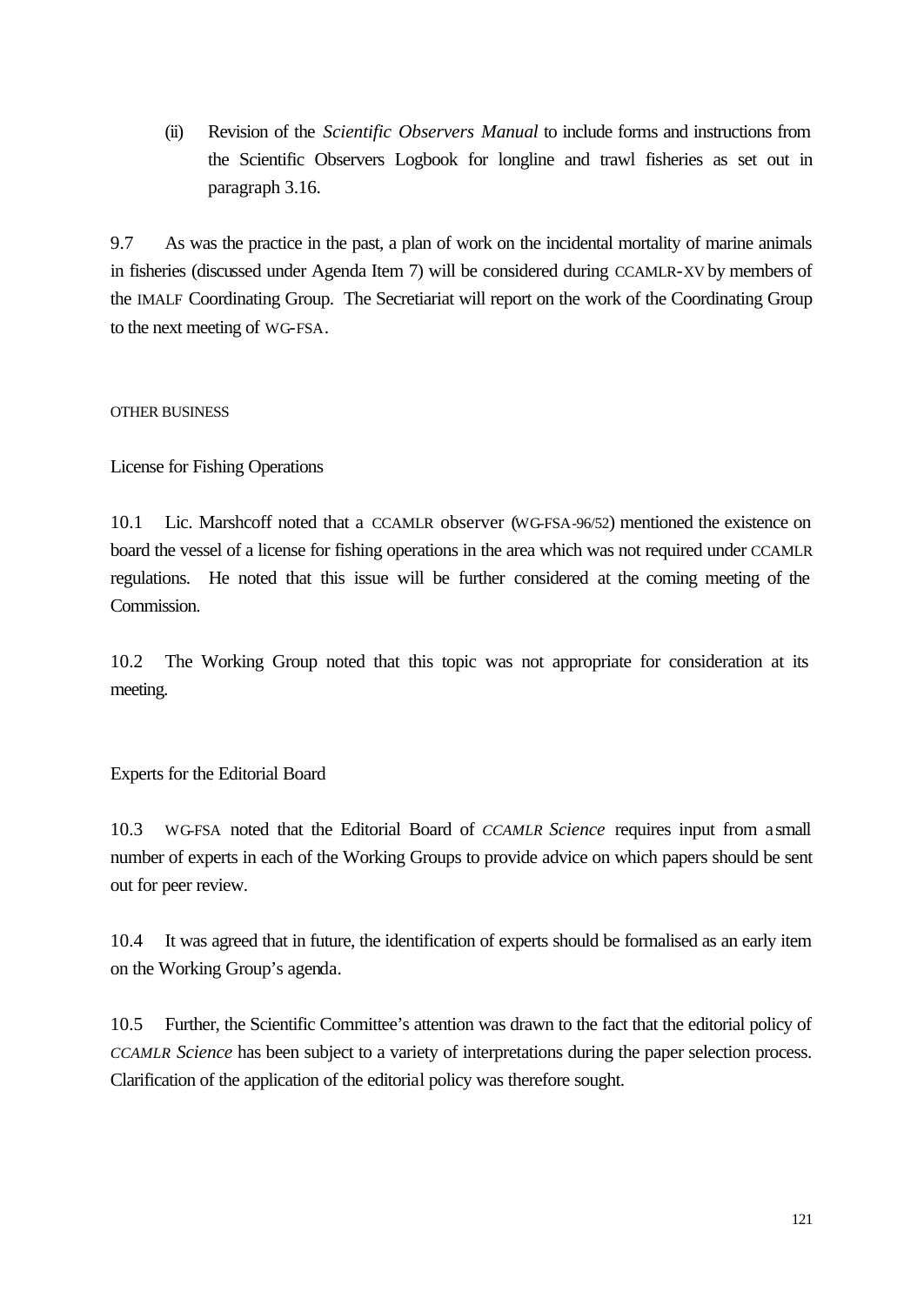(ii) Revision of the *Scientific Observers Manual* to include forms and instructions from the Scientific Observers Logbook for longline and trawl fisheries as set out in paragraph 3.16.

9.7 As was the practice in the past, a plan of work on the incidental mortality of marine animals in fisheries (discussed under Agenda Item 7) will be considered during CCAMLR-XV by members of the IMALF Coordinating Group. The Secretiariat will report on the work of the Coordinating Group to the next meeting of WG-FSA.

## OTHER BUSINESS

### License for Fishing Operations

10.1 Lic. Marshcoff noted that a CCAMLR observer (WG-FSA-96/52) mentioned the existence on board the vessel of a license for fishing operations in the area which was not required under CCAMLR regulations. He noted that this issue will be further considered at the coming meeting of the Commission.

10.2 The Working Group noted that this topic was not appropriate for consideration at its meeting.

### Experts for the Editorial Board

10.3 WG-FSA noted that the Editorial Board of *CCAMLR Science* requires input from a small number of experts in each of the Working Groups to provide advice on which papers should be sent out for peer review.

10.4 It was agreed that in future, the identification of experts should be formalised as an early item on the Working Group's agenda.

10.5 Further, the Scientific Committee's attention was drawn to the fact that the editorial policy of *CCAMLR Science* has been subject to a variety of interpretations during the paper selection process. Clarification of the application of the editorial policy was therefore sought.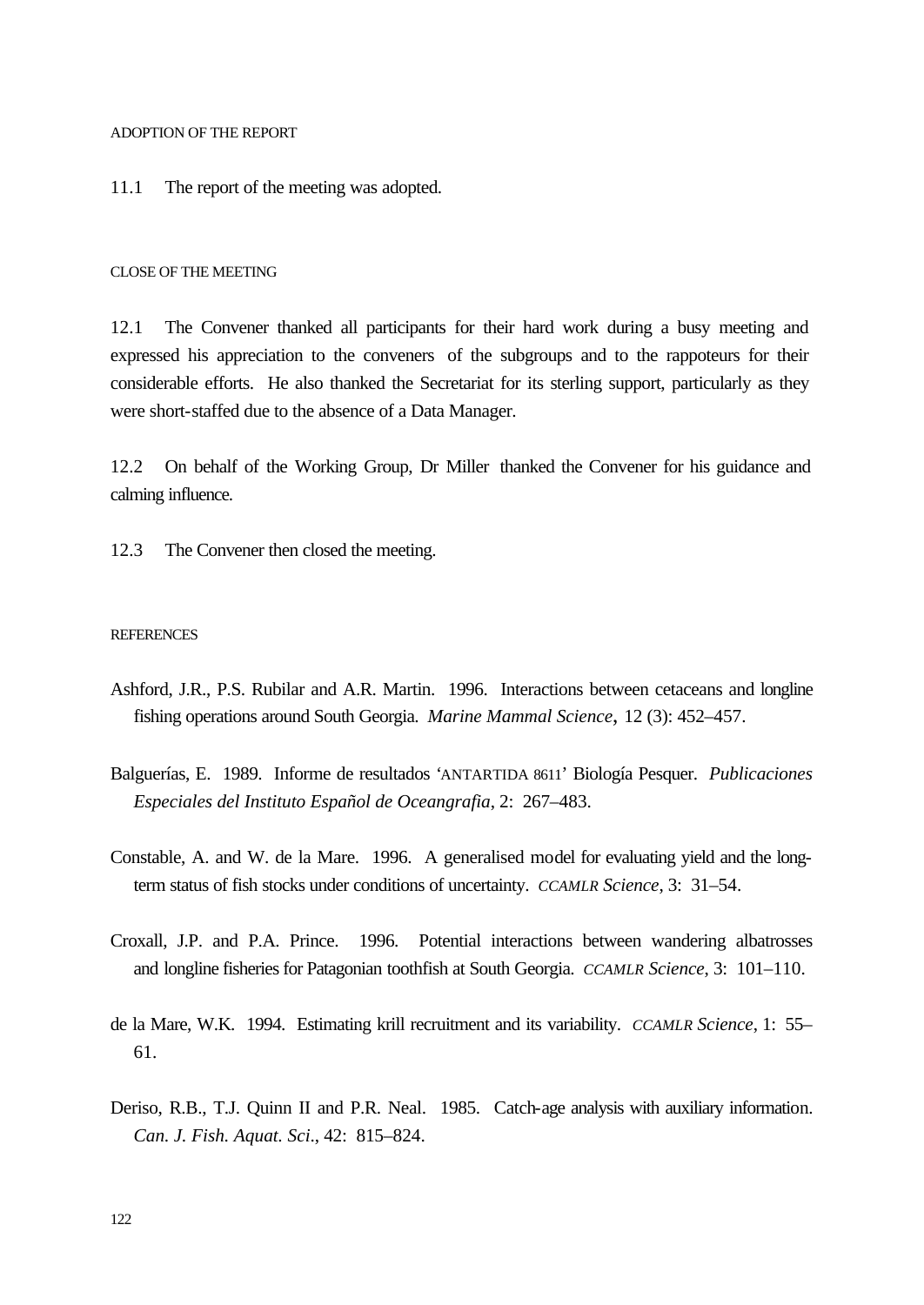## ADOPTION OF THE REPORT

11.1 The report of the meeting was adopted.

## CLOSE OF THE MEETING

12.1 The Convener thanked all participants for their hard work during a busy meeting and expressed his appreciation to the conveners of the subgroups and to the rappoteurs for their considerable efforts. He also thanked the Secretariat for its sterling support, particularly as they were short-staffed due to the absence of a Data Manager.

12.2 On behalf of the Working Group, Dr Miller thanked the Convener for his guidance and calming influence.

12.3 The Convener then closed the meeting.

## REFERENCES

Ashford, J.R., P.S. Rubilar and A.R. Martin. 1996. Interactions between cetaceans and longline fishing operations around South Georgia. *Marine Mammal Science*, 12 (3): 452–457.

Balguerías, E. 1989. Informe de resultados 'ANTARTIDA 8611' Biología Pesquer. *Publicaciones Especiales del Instituto Español de Oceangrafia*, 2: 267–483.

Constable, A. and W. de la Mare. 1996. A generalised model for evaluating yield and the long-term status of fish stocks under conditions of uncertainty. *CCAMLR Science*, 3: 31–54.

Croxall, J.P. and P.A. Prince. 1996. Potential interactions between wandering albatrosses and longline fisheries for Patagonian toothfish at South Georgia. *CCAMLR Science*, 3: 101–110.

de la Mare, W.K. 1994. Estimating krill recruitment and its variability. *CCAMLR Science*, 1: 55–61.

Deriso, R.B., T.J. Quinn II and P.R. Neal. 1985. Catch-age analysis with auxiliary information. *Can. J. Fish. Aquat. Sci.*, 42: 815–824.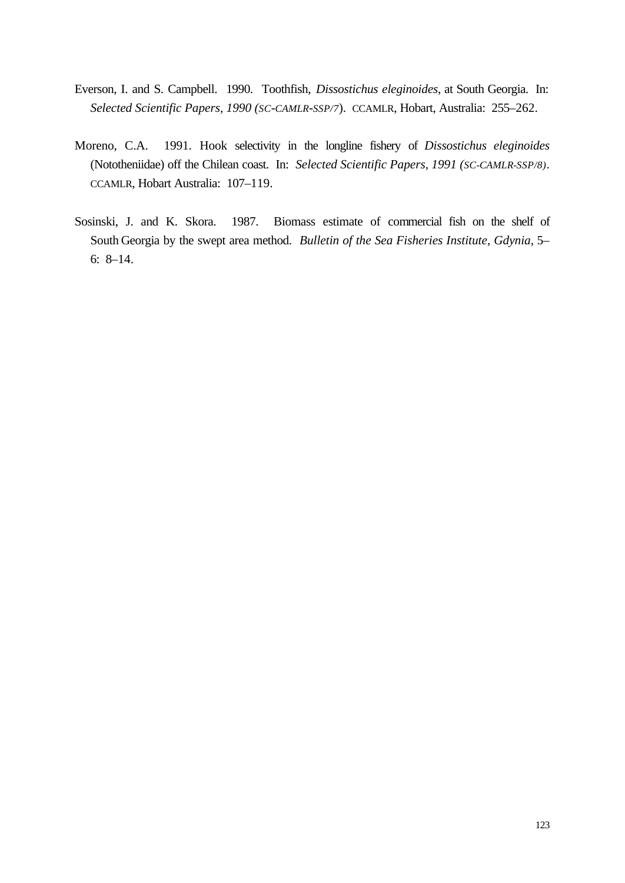Everson, I. and S. Campbell. 1990. Toothfish, *Dissostichus eleginoides*, at South Georgia. In: *Selected Scientific Papers, 1990 (SC-CAMLR-SSP/7)*. CCAMLR, Hobart, Australia: 255–262.

Moreno, C.A. 1991. Hook selectivity in the longline fishery of *Dissostichus eleginoides* (Nototheniidae) off the Chilean coast. In: *Selected Scientific Papers, 1991 (SC-CAMLR-SSP/8)*. CCAMLR, Hobart Australia: 107–119.

Sosinski, J. and K. Skora. 1987. Biomass estimate of commercial fish on the shelf of South Georgia by the swept area method. *Bulletin of the Sea Fisheries Institute, Gdynia*, 5–6: 8–14.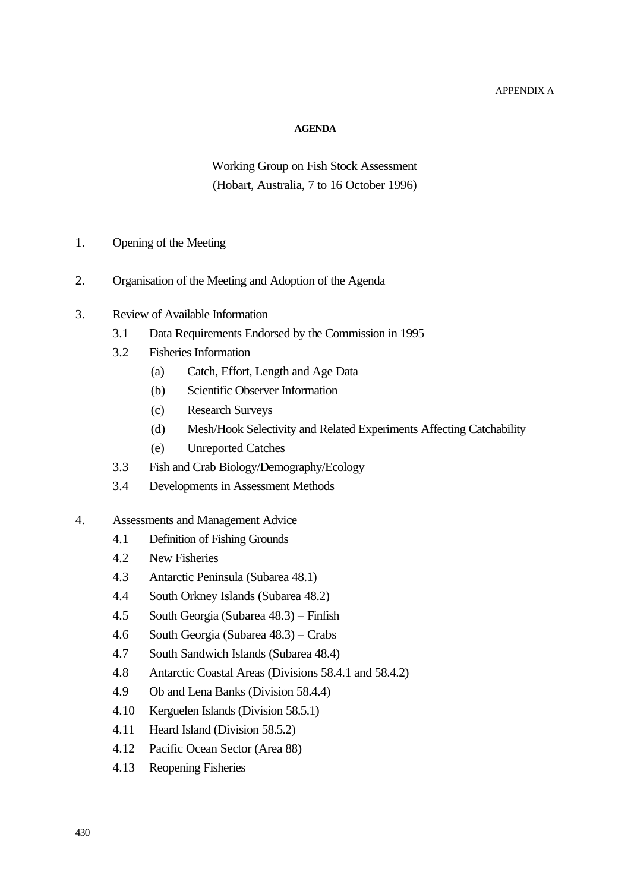APPENDIX A

# AGENDA

Working Group on Fish Stock Assessment
(Hobart, Australia, 7 to 16 October 1996)

1. Opening of the Meeting

2. Organisation of the Meeting and Adoption of the Agenda

3. Review of Available Information
   - 3.1 Data Requirements Endorsed by the Commission in 1995
   - 3.2 Fisheries Information
     - (a) Catch, Effort, Length and Age Data
     - (b) Scientific Observer Information
     - (c) Research Surveys
     - (d) Mesh/Hook Selectivity and Related Experiments Affecting Catchability
     - (e) Unreported Catches
   - 3.3 Fish and Crab Biology/Demography/Ecology
   - 3.4 Developments in Assessment Methods

4. Assessments and Management Advice
   - 4.1 Definition of Fishing Grounds
   - 4.2 New Fisheries
   - 4.3 Antarctic Peninsula (Subarea 48.1)
   - 4.4 South Orkney Islands (Subarea 48.2)
   - 4.5 South Georgia (Subarea 48.3) – Finfish
   - 4.6 South Georgia (Subarea 48.3) – Crabs
   - 4.7 South Sandwich Islands (Subarea 48.4)
   - 4.8 Antarctic Coastal Areas (Divisions 58.4.1 and 58.4.2)
   - 4.9 Ob and Lena Banks (Division 58.4.4)
   - 4.10 Kerguelen Islands (Division 58.5.1)
   - 4.11 Heard Island (Division 58.5.2)
   - 4.12 Pacific Ocean Sector (Area 88)
   - 4.13 Reopening Fisheries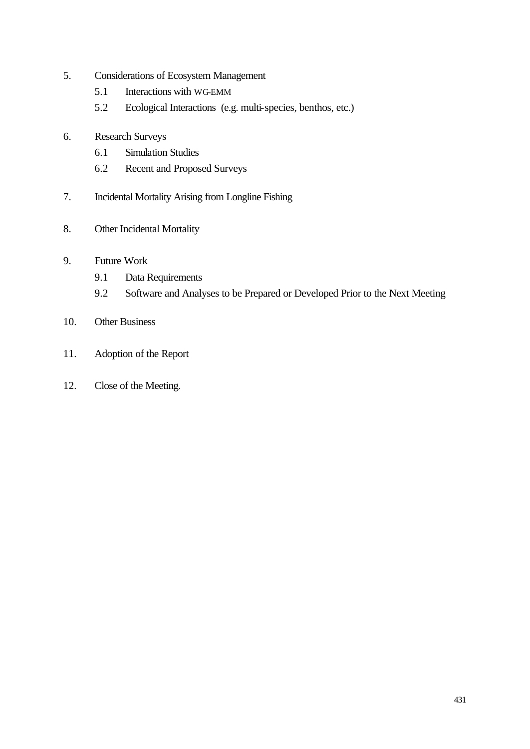5. Considerations of Ecosystem Management
   - 5.1 Interactions with WG-EMM
   - 5.2 Ecological Interactions (e.g. multi-species, benthos, etc.)

6. Research Surveys
   - 6.1 Simulation Studies
   - 6.2 Recent and Proposed Surveys

7. Incidental Mortality Arising from Longline Fishing

8. Other Incidental Mortality

9. Future Work
   - 9.1 Data Requirements
   - 9.2 Software and Analyses to be Prepared or Developed Prior to the Next Meeting

10. Other Business

11. Adoption of the Report

12. Close of the Meeting.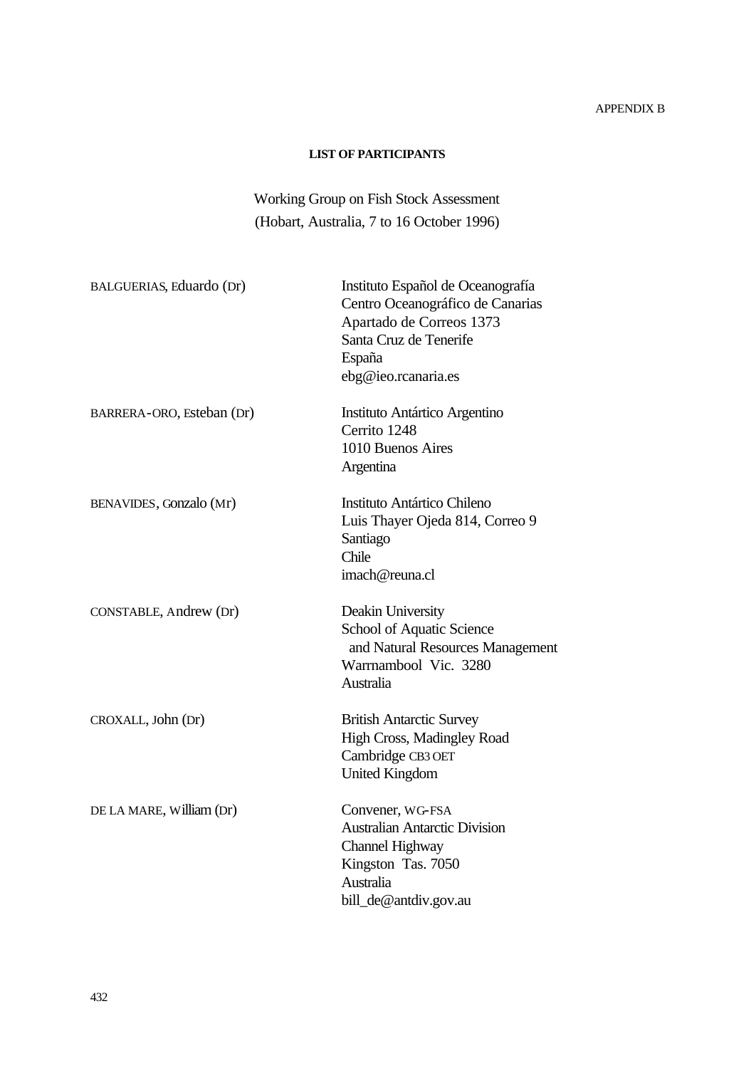APPENDIX B

**LIST OF PARTICIPANTS**

Working Group on Fish Stock Assessment
(Hobart, Australia, 7 to 16 October 1996)

| | |
|---|---|
| BALGUERIAS, Eduardo (Dr) | Instituto Español de Oceanografía<br>Centro Oceanográfico de Canarias<br>Apartado de Correos 1373<br>Santa Cruz de Tenerife<br>España<br>ebg@ieo.rcanaria.es |
| BARRERA-ORO, Esteban (Dr) | Instituto Antártico Argentino<br>Cerrito 1248<br>1010 Buenos Aires<br>Argentina |
| BENAVIDES, Gonzalo (Mr) | Instituto Antártico Chileno<br>Luis Thayer Ojeda 814, Correo 9<br>Santiago<br>Chile<br>imach@reuna.cl |
| CONSTABLE, Andrew (Dr) | Deakin University<br>School of Aquatic Science<br>and Natural Resources Management<br>Warrnambool Vic. 3280<br>Australia |
| CROXALL, John (Dr) | British Antarctic Survey<br>High Cross, Madingley Road<br>Cambridge CB3 OET<br>United Kingdom |
| DE LA MARE, William (Dr) | Convener, WG-FSA<br>Australian Antarctic Division<br>Channel Highway<br>Kingston Tas. 7050<br>Australia<br>bill_de@antdiv.gov.au |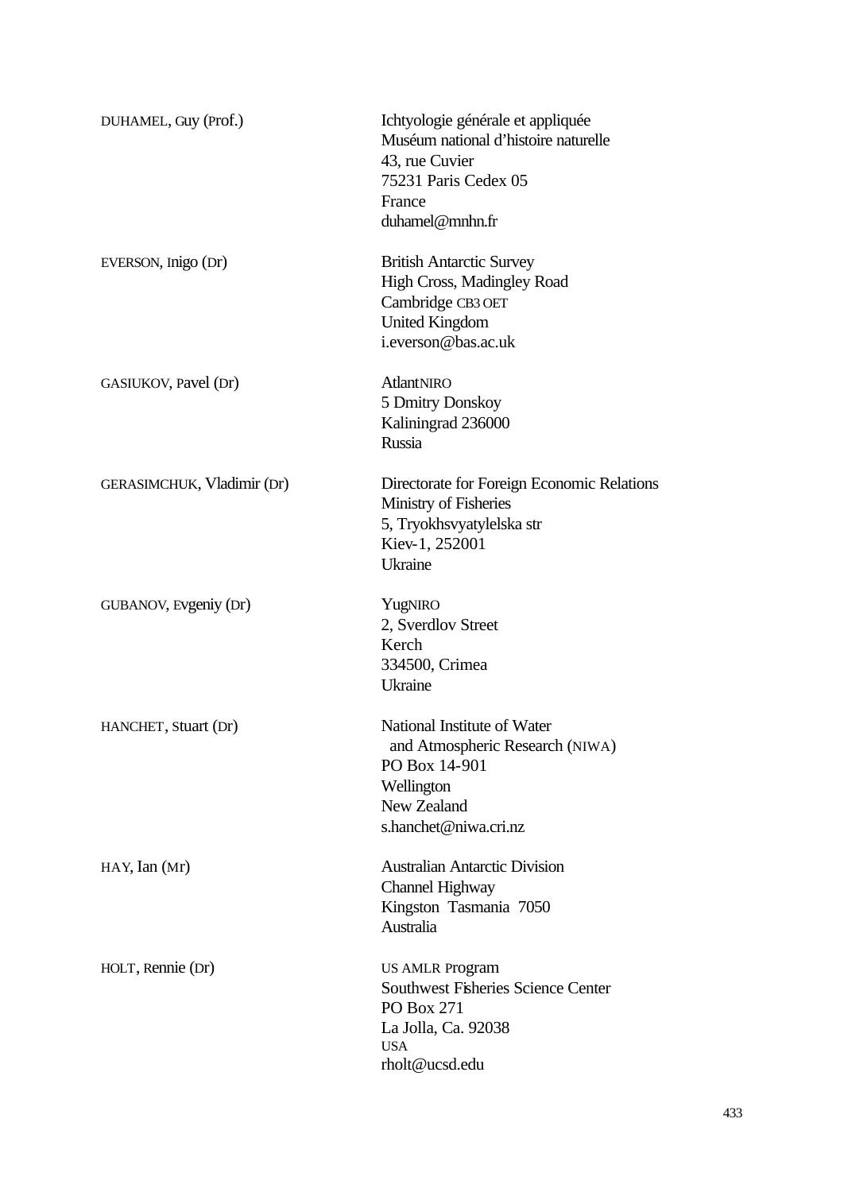| | |
|---|---|
| DUHAMEL, Guy (Prof.) | Ichtyologie générale et appliquée<br>Muséum national d'histoire naturelle<br>43, rue Cuvier<br>75231 Paris Cedex 05<br>France<br>duhamel@mnhn.fr |
| EVERSON, Inigo (Dr) | British Antarctic Survey<br>High Cross, Madingley Road<br>Cambridge CB3 OET<br>United Kingdom<br>i.everson@bas.ac.uk |
| GASIUKOV, Pavel (Dr) | AtlantNIRO<br>5 Dmitry Donskoy<br>Kaliningrad 236000<br>Russia |
| GERASIMCHUK, Vladimir (Dr) | Directorate for Foreign Economic Relations<br>Ministry of Fisheries<br>5, Tryokhsvyatylelska str<br>Kiev-1, 252001<br>Ukraine |
| GUBANOV, Evgeniy (Dr) | YugNIRO<br>2, Sverdlov Street<br>Kerch<br>334500, Crimea<br>Ukraine |
| HANCHET, Stuart (Dr) | National Institute of Water<br>and Atmospheric Research (NIWA)<br>PO Box 14-901<br>Wellington<br>New Zealand<br>s.hanchet@niwa.cri.nz |
| HAY, Ian (Mr) | Australian Antarctic Division<br>Channel Highway<br>Kingston Tasmania 7050<br>Australia |
| HOLT, Rennie (Dr) | US AMLR Program<br>Southwest Fisheries Science Center<br>PO Box 271<br>La Jolla, Ca. 92038<br>USA<br>rholt@ucsd.edu |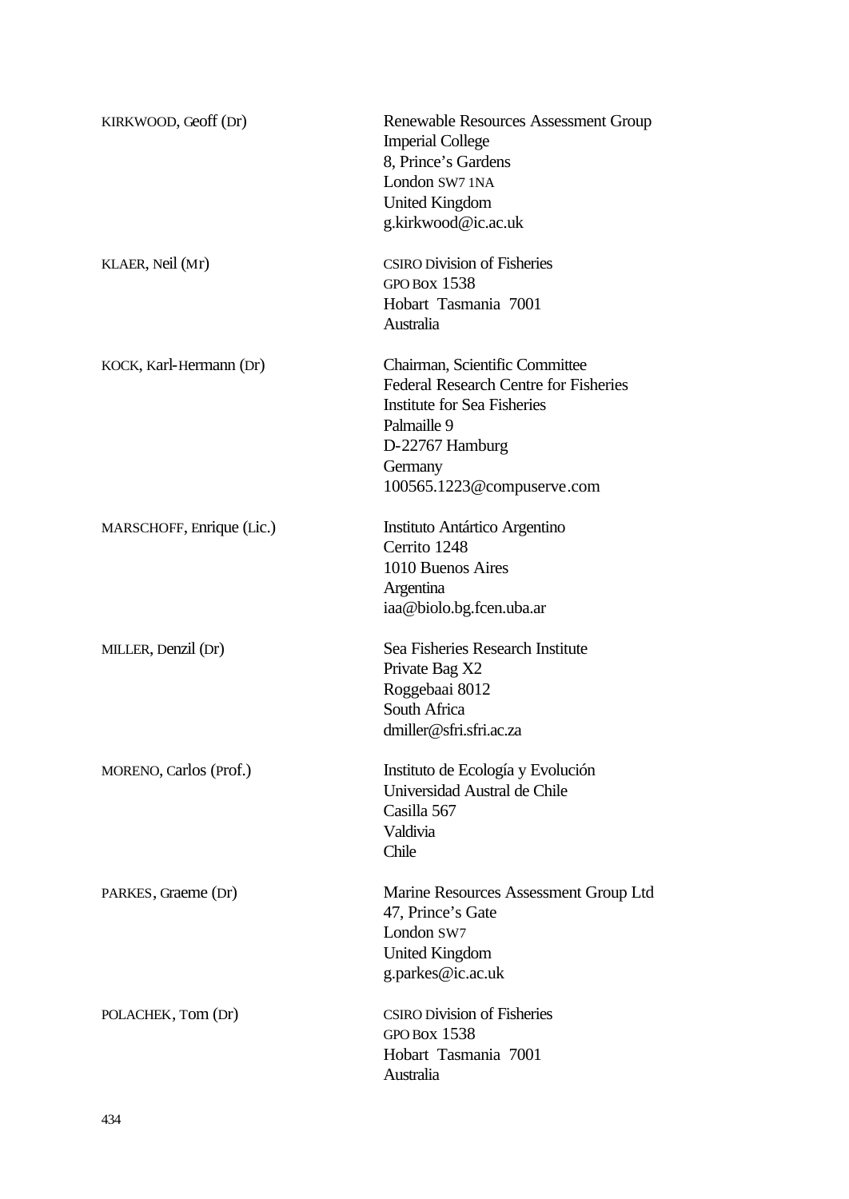| | |
|---|---|
| KIRKWOOD, Geoff (Dr) | Renewable Resources Assessment Group<br>Imperial College<br>8, Prince's Gardens<br>London SW7 1NA<br>United Kingdom<br>g.kirkwood@ic.ac.uk |
| KLAER, Neil (Mr) | CSIRO Division of Fisheries<br>GPO Box 1538<br>Hobart Tasmania 7001<br>Australia |
| KOCK, Karl-Hermann (Dr) | Chairman, Scientific Committee<br>Federal Research Centre for Fisheries<br>Institute for Sea Fisheries<br>Palmaille 9<br>D-22767 Hamburg<br>Germany<br>100565.1223@compuserve.com |
| MARSCHOFF, Enrique (Lic.) | Instituto Antártico Argentino<br>Cerrito 1248<br>1010 Buenos Aires<br>Argentina<br>iaa@biolo.bg.fcen.uba.ar |
| MILLER, Denzil (Dr) | Sea Fisheries Research Institute<br>Private Bag X2<br>Roggebaai 8012<br>South Africa<br>dmiller@sfri.sfri.ac.za |
| MORENO, Carlos (Prof.) | Instituto de Ecología y Evolución<br>Universidad Austral de Chile<br>Casilla 567<br>Valdivia<br>Chile |
| PARKES, Graeme (Dr) | Marine Resources Assessment Group Ltd<br>47, Prince's Gate<br>London SW7<br>United Kingdom<br>g.parkes@ic.ac.uk |
| POLACHEK, Tom (Dr) | CSIRO Division of Fisheries<br>GPO Box 1538<br>Hobart Tasmania 7001<br>Australia |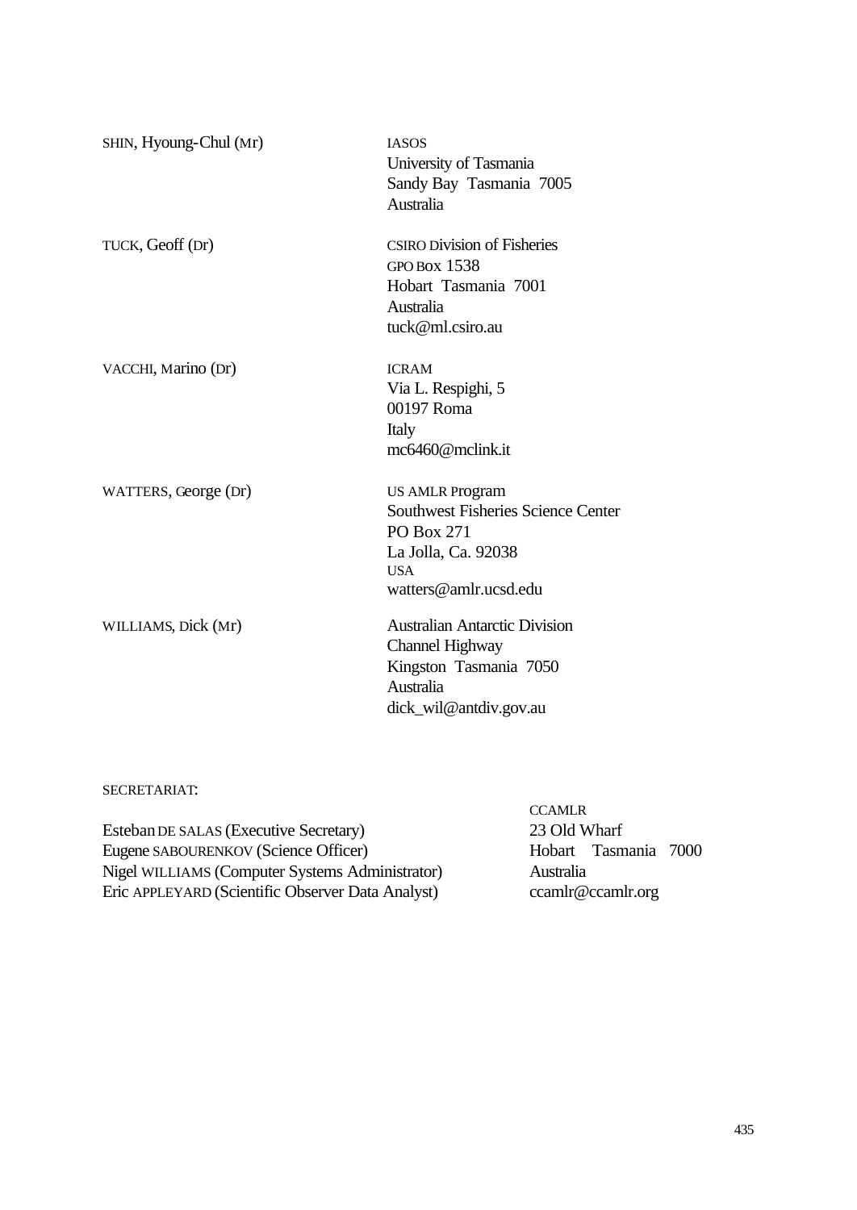| | |
|---|---|
| SHIN, Hyoung-Chul (Mr) | IASOS<br>University of Tasmania<br>Sandy Bay Tasmania 7005<br>Australia |
| TUCK, Geoff (Dr) | CSIRO Division of Fisheries<br>GPO Box 1538<br>Hobart Tasmania 7001<br>Australia<br>tuck@ml.csiro.au |
| VACCHI, Marino (Dr) | ICRAM<br>Via L. Respighi, 5<br>00197 Roma<br>Italy<br>mc6460@mclink.it |
| WATTERS, George (Dr) | US AMLR Program<br>Southwest Fisheries Science Center<br>PO Box 271<br>La Jolla, Ca. 92038<br>USA<br>watters@amlr.ucsd.edu |
| WILLIAMS, Dick (Mr) | Australian Antarctic Division<br>Channel Highway<br>Kingston Tasmania 7050<br>Australia<br>dick_wil@antdiv.gov.au |

SECRETARIAT:

| | |
|---|---|
| | CCAMLR |
| Esteban DE SALAS (Executive Secretary) | 23 Old Wharf |
| Eugene SABOURENKOV (Science Officer) | Hobart Tasmania 7000 |
| Nigel WILLIAMS (Computer Systems Administrator) | Australia |
| Eric APPLEYARD (Scientific Observer Data Analyst) | ccamlr@ccamlr.org |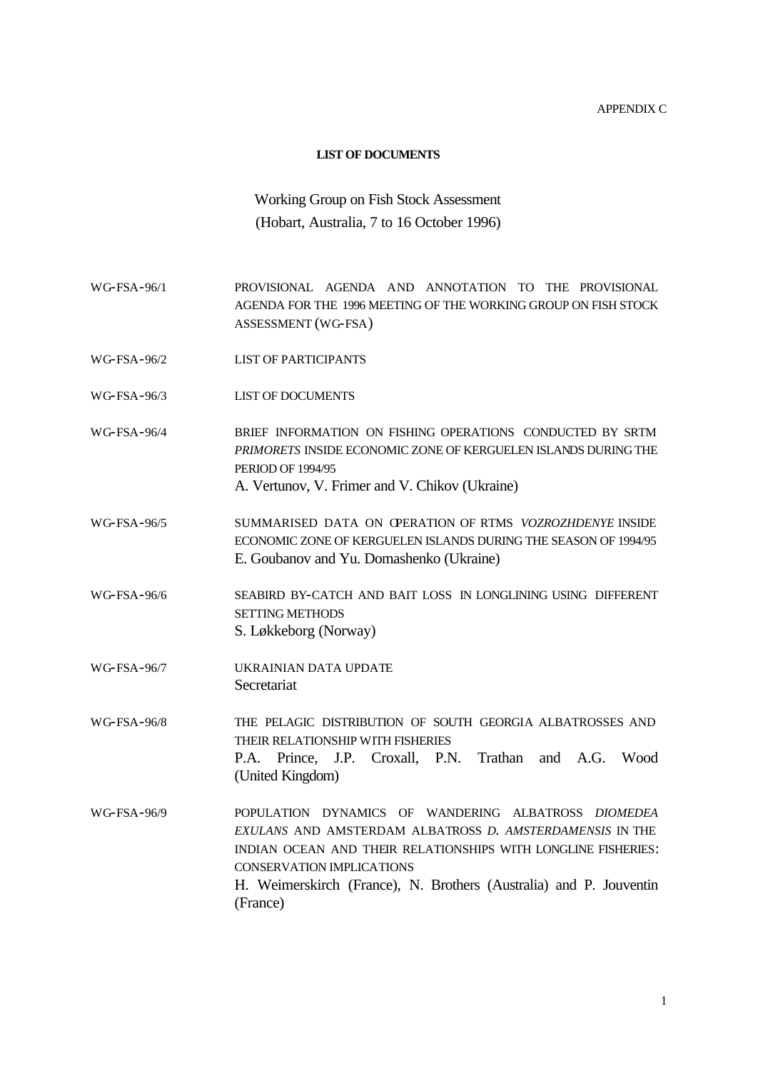APPENDIX C

**LIST OF DOCUMENTS**

Working Group on Fish Stock Assessment
(Hobart, Australia, 7 to 16 October 1996)

| | |
|---|---|
| WG-FSA-96/1 | PROVISIONAL AGENDA AND ANNOTATION TO THE PROVISIONAL AGENDA FOR THE 1996 MEETING OF THE WORKING GROUP ON FISH STOCK ASSESSMENT (WG-FSA) |
| WG-FSA-96/2 | LIST OF PARTICIPANTS |
| WG-FSA-96/3 | LIST OF DOCUMENTS |
| WG-FSA-96/4 | BRIEF INFORMATION ON FISHING OPERATIONS CONDUCTED BY SRTM *PRIMORETS* INSIDE ECONOMIC ZONE OF KERGUELEN ISLANDS DURING THE PERIOD OF 1994/95<br>A. Vertunov, V. Frimer and V. Chikov (Ukraine) |
| WG-FSA-96/5 | SUMMARISED DATA ON OPERATION OF RTMS *VOZROZHDENYE* INSIDE ECONOMIC ZONE OF KERGUELEN ISLANDS DURING THE SEASON OF 1994/95<br>E. Goubanov and Yu. Domashenko (Ukraine) |
| WG-FSA-96/6 | SEABIRD BY-CATCH AND BAIT LOSS IN LONGLINING USING DIFFERENT SETTING METHODS<br>S. Løkkeborg (Norway) |
| WG-FSA-96/7 | UKRAINIAN DATA UPDATE<br>Secretariat |
| WG-FSA-96/8 | THE PELAGIC DISTRIBUTION OF SOUTH GEORGIA ALBATROSSES AND THEIR RELATIONSHIP WITH FISHERIES<br>P.A. Prince, J.P. Croxall, P.N. Trathan and A.G. Wood (United Kingdom) |
| WG-FSA-96/9 | POPULATION DYNAMICS OF WANDERING ALBATROSS *DIOMEDEA EXULANS* AND AMSTERDAM ALBATROSS *D. AMSTERDAMENSIS* IN THE INDIAN OCEAN AND THEIR RELATIONSHIPS WITH LONGLINE FISHERIES: CONSERVATION IMPLICATIONS<br>H. Weimerskirch (France), N. Brothers (Australia) and P. Jouventin (France) |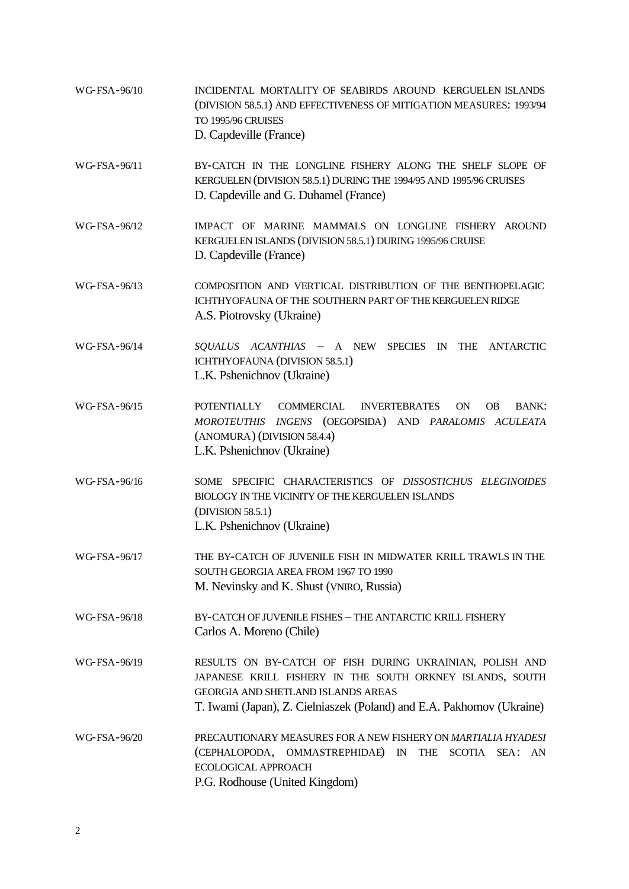| | |
|---|---|
| WG-FSA-96/10 | INCIDENTAL MORTALITY OF SEABIRDS AROUND KERGUELEN ISLANDS (DIVISION 58.5.1) AND EFFECTIVENESS OF MITIGATION MEASURES: 1993/94 TO 1995/96 CRUISES<br>D. Capdeville (France) |
| WG-FSA-96/11 | BY-CATCH IN THE LONGLINE FISHERY ALONG THE SHELF SLOPE OF KERGUELEN (DIVISION 58.5.1) DURING THE 1994/95 AND 1995/96 CRUISES<br>D. Capdeville and G. Duhamel (France) |
| WG-FSA-96/12 | IMPACT OF MARINE MAMMALS ON LONGLINE FISHERY AROUND KERGUELEN ISLANDS (DIVISION 58.5.1) DURING 1995/96 CRUISE<br>D. Capdeville (France) |
| WG-FSA-96/13 | COMPOSITION AND VERTICAL DISTRIBUTION OF THE BENTHOPELAGIC ICHTHYOFAUNA OF THE SOUTHERN PART OF THE KERGUELEN RIDGE<br>A.S. Piotrovsky (Ukraine) |
| WG-FSA-96/14 | *SQUALUS ACANTHIAS* – A NEW SPECIES IN THE ANTARCTIC ICHTHYOFAUNA (DIVISION 58.5.1)<br>L.K. Pshenichnov (Ukraine) |
| WG-FSA-96/15 | POTENTIALLY COMMERCIAL INVERTEBRATES ON OB BANK: *MOROTEUTHIS INGENS* (OEGOPSIDA) AND *PARALOMIS ACULEATA* (ANOMURA) (DIVISION 58.4.4)<br>L.K. Pshenichnov (Ukraine) |
| WG-FSA-96/16 | SOME SPECIFIC CHARACTERISTICS OF *DISSOSTICHUS ELEGINOIDES* BIOLOGY IN THE VICINITY OF THE KERGUELEN ISLANDS (DIVISION 58.5.1)<br>L.K. Pshenichnov (Ukraine) |
| WG-FSA-96/17 | THE BY-CATCH OF JUVENILE FISH IN MIDWATER KRILL TRAWLS IN THE SOUTH GEORGIA AREA FROM 1967 TO 1990<br>M. Nevinsky and K. Shust (VNIRO, Russia) |
| WG-FSA-96/18 | BY-CATCH OF JUVENILE FISHES – THE ANTARCTIC KRILL FISHERY<br>Carlos A. Moreno (Chile) |
| WG-FSA-96/19 | RESULTS ON BY-CATCH OF FISH DURING UKRAINIAN, POLISH AND JAPANESE KRILL FISHERY IN THE SOUTH ORKNEY ISLANDS, SOUTH GEORGIA AND SHETLAND ISLANDS AREAS<br>T. Iwami (Japan), Z. Cielniaszek (Poland) and E.A. Pakhomov (Ukraine) |
| WG-FSA-96/20 | PRECAUTIONARY MEASURES FOR A NEW FISHERY ON *MARTIALIA HYADESI* (CEPHALOPODA, OMMASTREPHIDAE) IN THE SCOTIA SEA: AN ECOLOGICAL APPROACH<br>P.G. Rodhouse (United Kingdom) |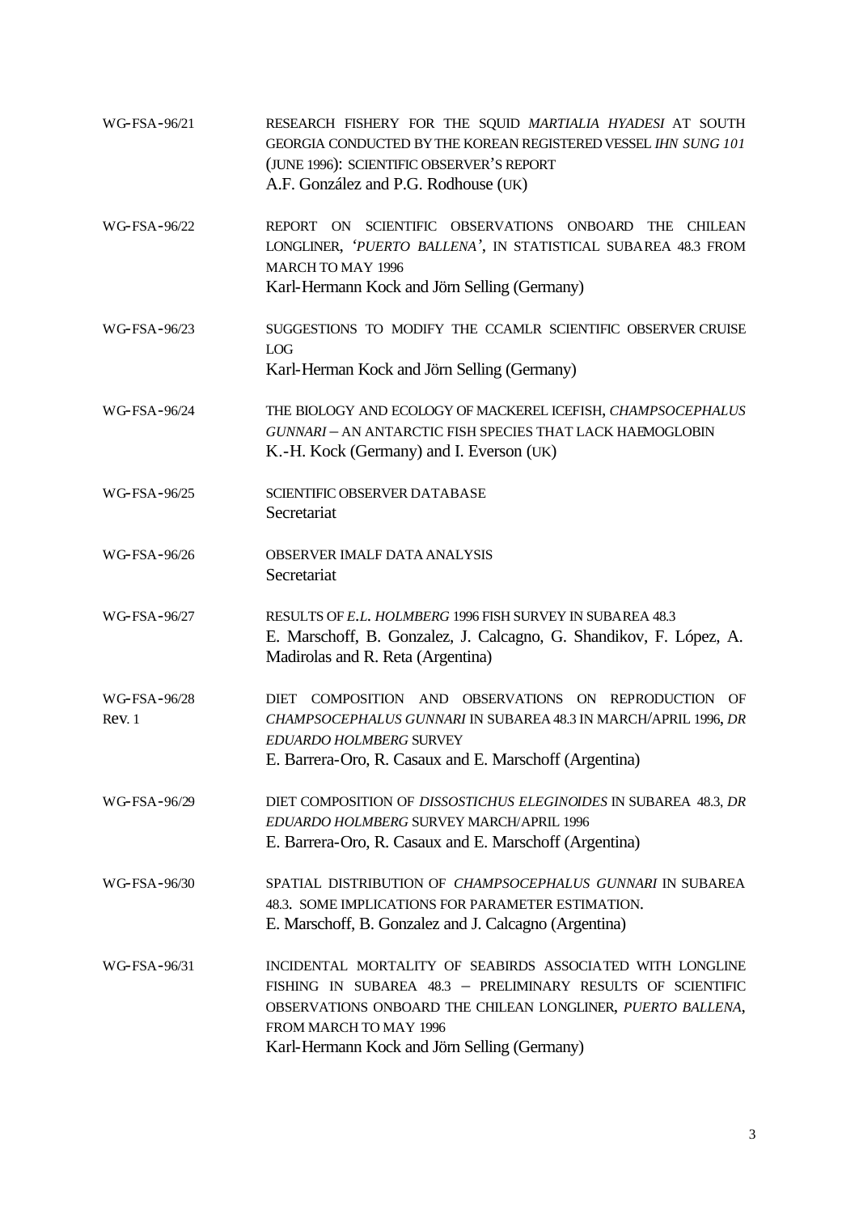| | |
|---|---|
| WG-FSA-96/21 | RESEARCH FISHERY FOR THE SQUID *MARTIALIA HYADESI* AT SOUTH GEORGIA CONDUCTED BY THE KOREAN REGISTERED VESSEL *IHN SUNG 101* (JUNE 1996): SCIENTIFIC OBSERVER'S REPORT<br>A.F. González and P.G. Rodhouse (UK) |
| WG-FSA-96/22 | REPORT ON SCIENTIFIC OBSERVATIONS ONBOARD THE CHILEAN LONGLINER, '*PUERTO BALLENA*', IN STATISTICAL SUBAREA 48.3 FROM MARCH TO MAY 1996<br>Karl-Hermann Kock and Jörn Selling (Germany) |
| WG-FSA-96/23 | SUGGESTIONS TO MODIFY THE CCAMLR SCIENTIFIC OBSERVER CRUISE LOG<br>Karl-Herman Kock and Jörn Selling (Germany) |
| WG-FSA-96/24 | THE BIOLOGY AND ECOLOGY OF MACKEREL ICEFISH, *CHAMPSOCEPHALUS GUNNARI* – AN ANTARCTIC FISH SPECIES THAT LACK HAEMOGLOBIN<br>K.-H. Kock (Germany) and I. Everson (UK) |
| WG-FSA-96/25 | SCIENTIFIC OBSERVER DATABASE<br>Secretariat |
| WG-FSA-96/26 | OBSERVER IMALF DATA ANALYSIS<br>Secretariat |
| WG-FSA-96/27 | RESULTS OF *E.L. HOLMBERG* 1996 FISH SURVEY IN SUBAREA 48.3<br>E. Marschoff, B. Gonzalez, J. Calcagno, G. Shandikov, F. López, A. Madirolas and R. Reta (Argentina) |
| WG-FSA-96/28 Rev. 1 | DIET COMPOSITION AND OBSERVATIONS ON REPRODUCTION OF *CHAMPSOCEPHALUS GUNNARI* IN SUBAREA 48.3 IN MARCH/APRIL 1996, *DR EDUARDO HOLMBERG* SURVEY<br>E. Barrera-Oro, R. Casaux and E. Marschoff (Argentina) |
| WG-FSA-96/29 | DIET COMPOSITION OF *DISSOSTICHUS ELEGINOIDES* IN SUBAREA 48.3, *DR EDUARDO HOLMBERG* SURVEY MARCH/APRIL 1996<br>E. Barrera-Oro, R. Casaux and E. Marschoff (Argentina) |
| WG-FSA-96/30 | SPATIAL DISTRIBUTION OF *CHAMPSOCEPHALUS GUNNARI* IN SUBAREA 48.3. SOME IMPLICATIONS FOR PARAMETER ESTIMATION.<br>E. Marschoff, B. Gonzalez and J. Calcagno (Argentina) |
| WG-FSA-96/31 | INCIDENTAL MORTALITY OF SEABIRDS ASSOCIATED WITH LONGLINE FISHING IN SUBAREA 48.3 – PRELIMINARY RESULTS OF SCIENTIFIC OBSERVATIONS ONBOARD THE CHILEAN LONGLINER, *PUERTO BALLENA*, FROM MARCH TO MAY 1996<br>Karl-Hermann Kock and Jörn Selling (Germany) |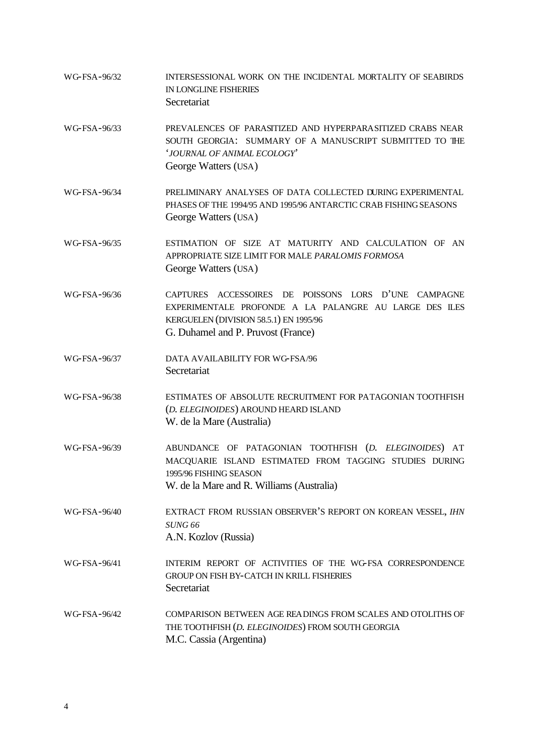WG-FSA-96/32 INTERSESSIONAL WORK ON THE INCIDENTAL MORTALITY OF SEABIRDS IN LONGLINE FISHERIES
Secretariat

WG-FSA-96/33 PREVALENCES OF PARASITIZED AND HYPERPARASITIZED CRABS NEAR SOUTH GEORGIA: SUMMARY OF A MANUSCRIPT SUBMITTED TO THE '*JOURNAL OF ANIMAL ECOLOGY*'
George Watters (USA)

WG-FSA-96/34 PRELIMINARY ANALYSES OF DATA COLLECTED DURING EXPERIMENTAL PHASES OF THE 1994/95 AND 1995/96 ANTARCTIC CRAB FISHING SEASONS
George Watters (USA)

WG-FSA-96/35 ESTIMATION OF SIZE AT MATURITY AND CALCULATION OF AN APPROPRIATE SIZE LIMIT FOR MALE *PARALOMIS FORMOSA*
George Watters (USA)

WG-FSA-96/36 CAPTURES ACCESSOIRES DE POISSONS LORS D'UNE CAMPAGNE EXPERIMENTALE PROFONDE A LA PALANGRE AU LARGE DES ILES KERGUELEN (DIVISION 58.5.1) EN 1995/96
G. Duhamel and P. Pruvost (France)

WG-FSA-96/37 DATA AVAILABILITY FOR WG-FSA/96
Secretariat

WG-FSA-96/38 ESTIMATES OF ABSOLUTE RECRUITMENT FOR PATAGONIAN TOOTHFISH (*D. ELEGINOIDES*) AROUND HEARD ISLAND
W. de la Mare (Australia)

WG-FSA-96/39 ABUNDANCE OF PATAGONIAN TOOTHFISH (*D. ELEGINOIDES*) AT MACQUARIE ISLAND ESTIMATED FROM TAGGING STUDIES DURING 1995/96 FISHING SEASON
W. de la Mare and R. Williams (Australia)

WG-FSA-96/40 EXTRACT FROM RUSSIAN OBSERVER'S REPORT ON KOREAN VESSEL, *IHN SUNG 66*
A.N. Kozlov (Russia)

WG-FSA-96/41 INTERIM REPORT OF ACTIVITIES OF THE WG-FSA CORRESPONDENCE GROUP ON FISH BY-CATCH IN KRILL FISHERIES
Secretariat

WG-FSA-96/42 COMPARISON BETWEEN AGE READINGS FROM SCALES AND OTOLITHS OF THE TOOTHFISH (*D. ELEGINOIDES*) FROM SOUTH GEORGIA
M.C. Cassia (Argentina)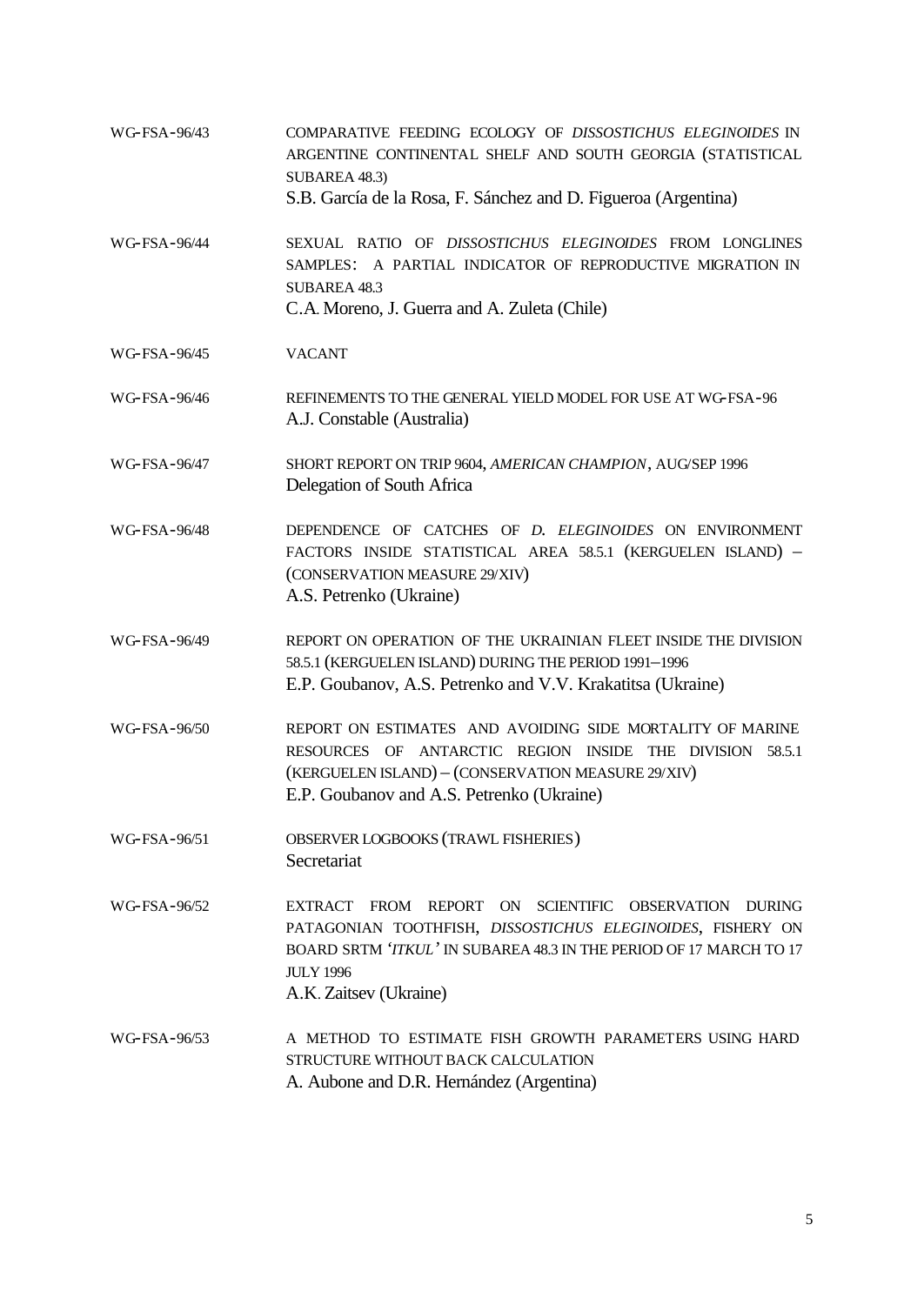| | |
|---|---|
| WG-FSA-96/43 | COMPARATIVE FEEDING ECOLOGY OF *DISSOSTICHUS ELEGINOIDES* IN ARGENTINE CONTINENTAL SHELF AND SOUTH GEORGIA (STATISTICAL SUBAREA 48.3)<br>S.B. García de la Rosa, F. Sánchez and D. Figueroa (Argentina) |
| WG-FSA-96/44 | SEXUAL RATIO OF *DISSOSTICHUS ELEGINOIDES* FROM LONGLINES SAMPLES: A PARTIAL INDICATOR OF REPRODUCTIVE MIGRATION IN SUBAREA 48.3<br>C.A. Moreno, J. Guerra and A. Zuleta (Chile) |
| WG-FSA-96/45 | VACANT |
| WG-FSA-96/46 | REFINEMENTS TO THE GENERAL YIELD MODEL FOR USE AT WG-FSA-96<br>A.J. Constable (Australia) |
| WG-FSA-96/47 | SHORT REPORT ON TRIP 9604, *AMERICAN CHAMPION*, AUG/SEP 1996<br>Delegation of South Africa |
| WG-FSA-96/48 | DEPENDENCE OF CATCHES OF *D. ELEGINOIDES* ON ENVIRONMENT FACTORS INSIDE STATISTICAL AREA 58.5.1 (KERGUELEN ISLAND) – (CONSERVATION MEASURE 29/XIV)<br>A.S. Petrenko (Ukraine) |
| WG-FSA-96/49 | REPORT ON OPERATION OF THE UKRAINIAN FLEET INSIDE THE DIVISION 58.5.1 (KERGUELEN ISLAND) DURING THE PERIOD 1991–1996<br>E.P. Goubanov, A.S. Petrenko and V.V. Krakatitsa (Ukraine) |
| WG-FSA-96/50 | REPORT ON ESTIMATES AND AVOIDING SIDE MORTALITY OF MARINE RESOURCES OF ANTARCTIC REGION INSIDE THE DIVISION 58.5.1 (KERGUELEN ISLAND) – (CONSERVATION MEASURE 29/XIV)<br>E.P. Goubanov and A.S. Petrenko (Ukraine) |
| WG-FSA-96/51 | OBSERVER LOGBOOKS (TRAWL FISHERIES)<br>Secretariat |
| WG-FSA-96/52 | EXTRACT FROM REPORT ON SCIENTIFIC OBSERVATION DURING PATAGONIAN TOOTHFISH, *DISSOSTICHUS ELEGINOIDES*, FISHERY ON BOARD SRTM *'ITKUL'* IN SUBAREA 48.3 IN THE PERIOD OF 17 MARCH TO 17 JULY 1996<br>A.K. Zaitsev (Ukraine) |
| WG-FSA-96/53 | A METHOD TO ESTIMATE FISH GROWTH PARAMETERS USING HARD STRUCTURE WITHOUT BACK CALCULATION<br>A. Aubone and D.R. Hernández (Argentina) |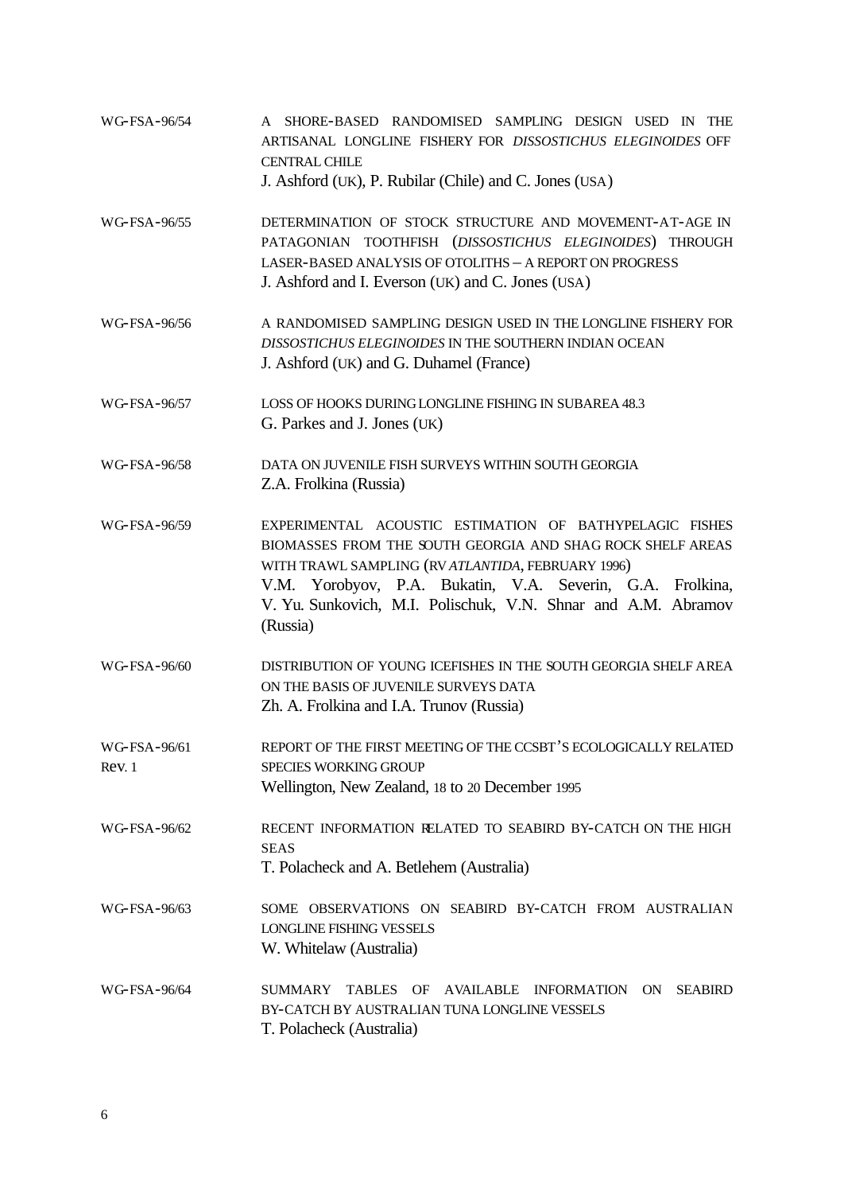| | |
|---|---|
| WG-FSA-96/54 | A SHORE-BASED RANDOMISED SAMPLING DESIGN USED IN THE ARTISANAL LONGLINE FISHERY FOR *DISSOSTICHUS ELEGINOIDES* OFF CENTRAL CHILE<br>J. Ashford (UK), P. Rubilar (Chile) and C. Jones (USA) |
| WG-FSA-96/55 | DETERMINATION OF STOCK STRUCTURE AND MOVEMENT-AT-AGE IN PATAGONIAN TOOTHFISH (*DISSOSTICHUS ELEGINOIDES*) THROUGH LASER-BASED ANALYSIS OF OTOLITHS – A REPORT ON PROGRESS<br>J. Ashford and I. Everson (UK) and C. Jones (USA) |
| WG-FSA-96/56 | A RANDOMISED SAMPLING DESIGN USED IN THE LONGLINE FISHERY FOR *DISSOSTICHUS ELEGINOIDES* IN THE SOUTHERN INDIAN OCEAN<br>J. Ashford (UK) and G. Duhamel (France) |
| WG-FSA-96/57 | LOSS OF HOOKS DURING LONGLINE FISHING IN SUBAREA 48.3<br>G. Parkes and J. Jones (UK) |
| WG-FSA-96/58 | DATA ON JUVENILE FISH SURVEYS WITHIN SOUTH GEORGIA<br>Z.A. Frolkina (Russia) |
| WG-FSA-96/59 | EXPERIMENTAL ACOUSTIC ESTIMATION OF BATHYPELAGIC FISHES BIOMASSES FROM THE SOUTH GEORGIA AND SHAG ROCK SHELF AREAS WITH TRAWL SAMPLING (RV *ATLANTIDA*, FEBRUARY 1996)<br>V.M. Yorobyov, P.A. Bukatin, V.A. Severin, G.A. Frolkina, V. Yu. Sunkovich, M.I. Polischuk, V.N. Shnar and A.M. Abramov (Russia) |
| WG-FSA-96/60 | DISTRIBUTION OF YOUNG ICEFISHES IN THE SOUTH GEORGIA SHELF AREA ON THE BASIS OF JUVENILE SURVEYS DATA<br>Zh. A. Frolkina and I.A. Trunov (Russia) |
| WG-FSA-96/61 Rev. 1 | REPORT OF THE FIRST MEETING OF THE CCSBT'S ECOLOGICALLY RELATED SPECIES WORKING GROUP<br>Wellington, New Zealand, 18 to 20 December 1995 |
| WG-FSA-96/62 | RECENT INFORMATION RELATED TO SEABIRD BY-CATCH ON THE HIGH SEAS<br>T. Polacheck and A. Betlehem (Australia) |
| WG-FSA-96/63 | SOME OBSERVATIONS ON SEABIRD BY-CATCH FROM AUSTRALIAN LONGLINE FISHING VESSELS<br>W. Whitelaw (Australia) |
| WG-FSA-96/64 | SUMMARY TABLES OF AVAILABLE INFORMATION ON SEABIRD BY-CATCH BY AUSTRALIAN TUNA LONGLINE VESSELS<br>T. Polacheck (Australia) |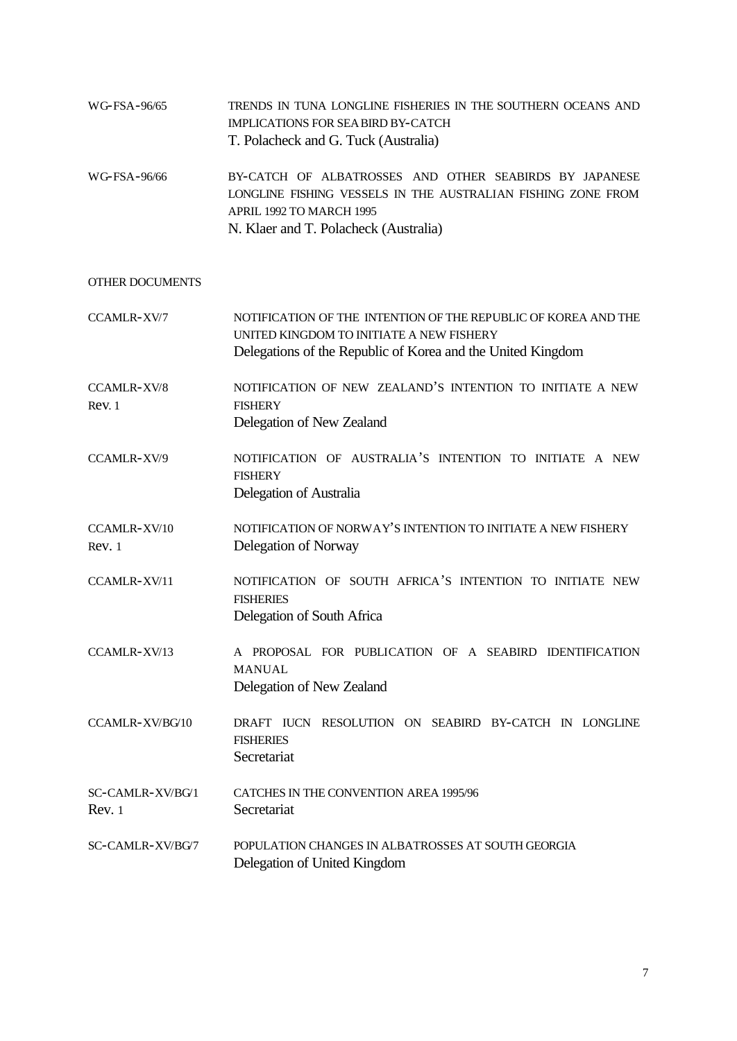| | |
|---|---|
| WG-FSA-96/65 | TRENDS IN TUNA LONGLINE FISHERIES IN THE SOUTHERN OCEANS AND IMPLICATIONS FOR SEA BIRD BY-CATCH<br>T. Polacheck and G. Tuck (Australia) |
| WG-FSA-96/66 | BY-CATCH OF ALBATROSSES AND OTHER SEABIRDS BY JAPANESE LONGLINE FISHING VESSELS IN THE AUSTRALIAN FISHING ZONE FROM APRIL 1992 TO MARCH 1995<br>N. Klaer and T. Polacheck (Australia) |

OTHER DOCUMENTS

| | |
|---|---|
| CCAMLR-XV/7 | NOTIFICATION OF THE INTENTION OF THE REPUBLIC OF KOREA AND THE UNITED KINGDOM TO INITIATE A NEW FISHERY<br>Delegations of the Republic of Korea and the United Kingdom |
| CCAMLR-XV/8 Rev. 1 | NOTIFICATION OF NEW ZEALAND'S INTENTION TO INITIATE A NEW FISHERY<br>Delegation of New Zealand |
| CCAMLR-XV/9 | NOTIFICATION OF AUSTRALIA'S INTENTION TO INITIATE A NEW FISHERY<br>Delegation of Australia |
| CCAMLR-XV/10 Rev. 1 | NOTIFICATION OF NORWAY'S INTENTION TO INITIATE A NEW FISHERY<br>Delegation of Norway |
| CCAMLR-XV/11 | NOTIFICATION OF SOUTH AFRICA'S INTENTION TO INITIATE NEW FISHERIES<br>Delegation of South Africa |
| CCAMLR-XV/13 | A PROPOSAL FOR PUBLICATION OF A SEABIRD IDENTIFICATION MANUAL<br>Delegation of New Zealand |
| CCAMLR-XV/BG/10 | DRAFT IUCN RESOLUTION ON SEABIRD BY-CATCH IN LONGLINE FISHERIES<br>Secretariat |
| SC-CAMLR-XV/BG/1 Rev. 1 | CATCHES IN THE CONVENTION AREA 1995/96<br>Secretariat |
| SC-CAMLR-XV/BG/7 | POPULATION CHANGES IN ALBATROSSES AT SOUTH GEORGIA<br>Delegation of United Kingdom |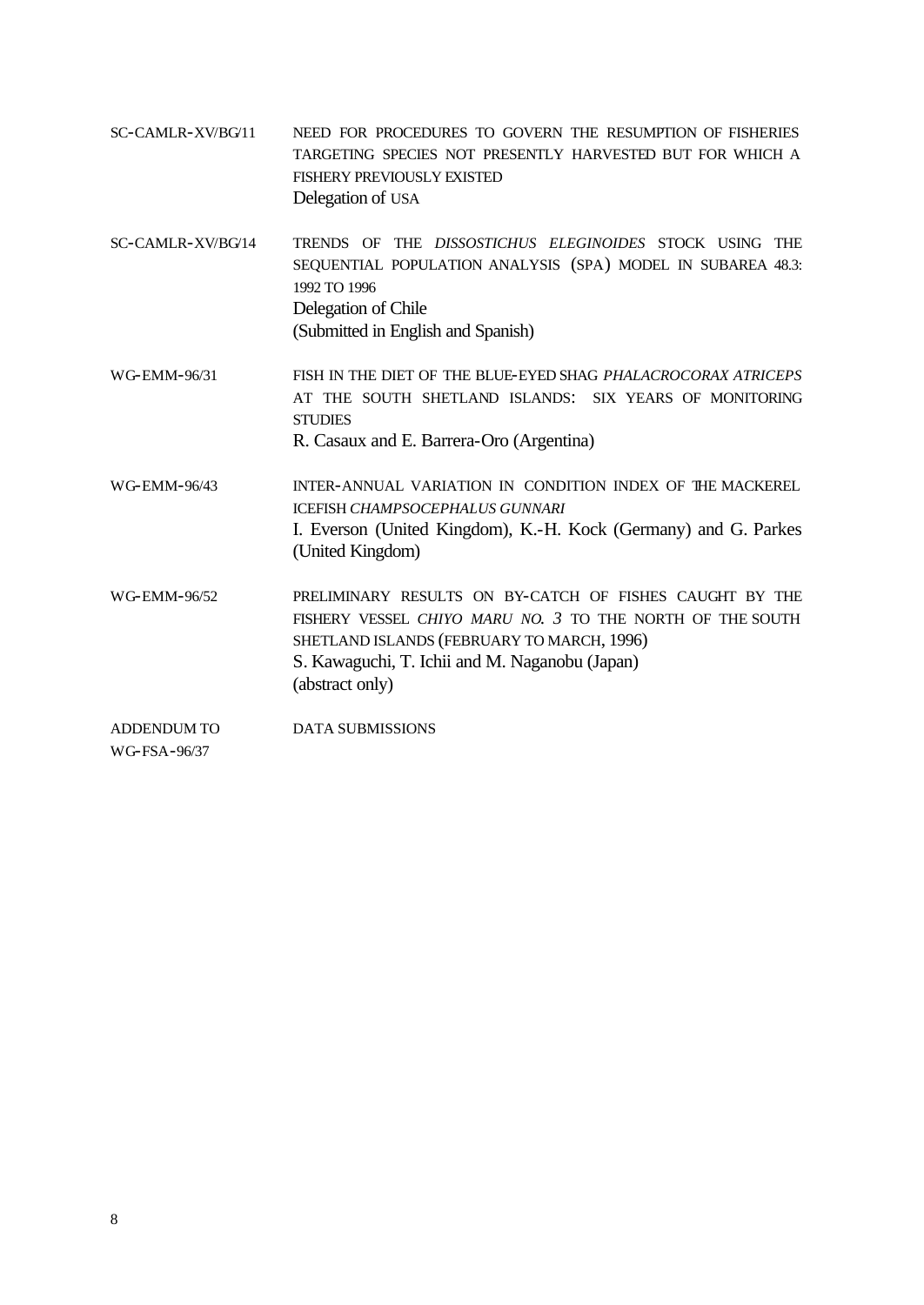| | |
|---|---|
| SC-CAMLR-XV/BG/11 | NEED FOR PROCEDURES TO GOVERN THE RESUMPTION OF FISHERIES TARGETING SPECIES NOT PRESENTLY HARVESTED BUT FOR WHICH A FISHERY PREVIOUSLY EXISTED<br>Delegation of USA |
| SC-CAMLR-XV/BG/14 | TRENDS OF THE *DISSOSTICHUS ELEGINOIDES* STOCK USING THE SEQUENTIAL POPULATION ANALYSIS (SPA) MODEL IN SUBAREA 48.3: 1992 TO 1996<br>Delegation of Chile<br>(Submitted in English and Spanish) |
| WG-EMM-96/31 | FISH IN THE DIET OF THE BLUE-EYED SHAG *PHALACROCORAX ATRICEPS* AT THE SOUTH SHETLAND ISLANDS: SIX YEARS OF MONITORING STUDIES<br>R. Casaux and E. Barrera-Oro (Argentina) |
| WG-EMM-96/43 | INTER-ANNUAL VARIATION IN CONDITION INDEX OF THE MACKEREL ICEFISH *CHAMPSOCEPHALUS GUNNARI*<br>I. Everson (United Kingdom), K.-H. Kock (Germany) and G. Parkes (United Kingdom) |
| WG-EMM-96/52 | PRELIMINARY RESULTS ON BY-CATCH OF FISHES CAUGHT BY THE FISHERY VESSEL *CHIYO MARU NO. 3* TO THE NORTH OF THE SOUTH SHETLAND ISLANDS (FEBRUARY TO MARCH, 1996)<br>S. Kawaguchi, T. Ichii and M. Naganobu (Japan)<br>(abstract only) |
| ADDENDUM TO WG-FSA-96/37 | DATA SUBMISSIONS |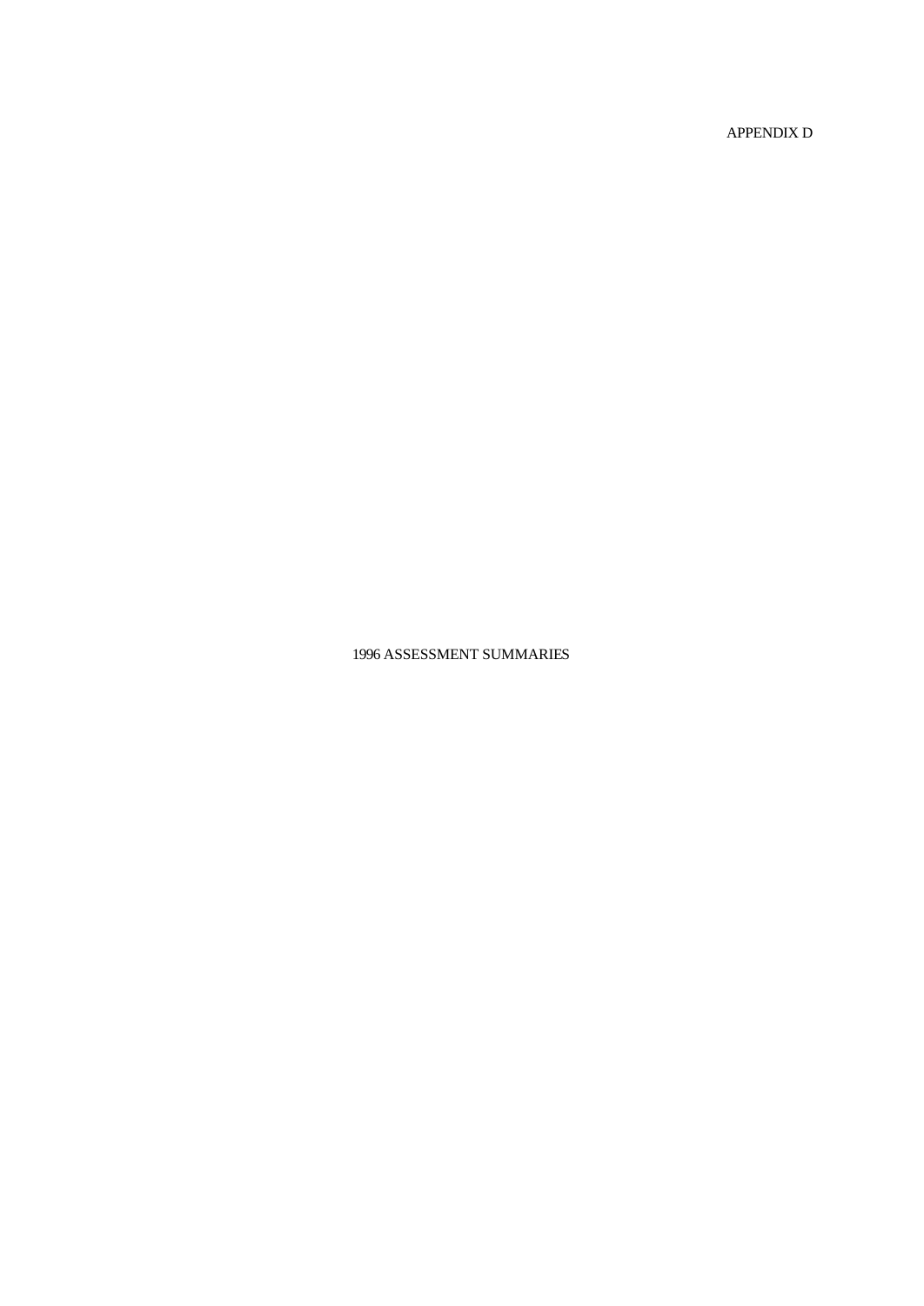APPENDIX D

# 1996 ASSESSMENT SUMMARIES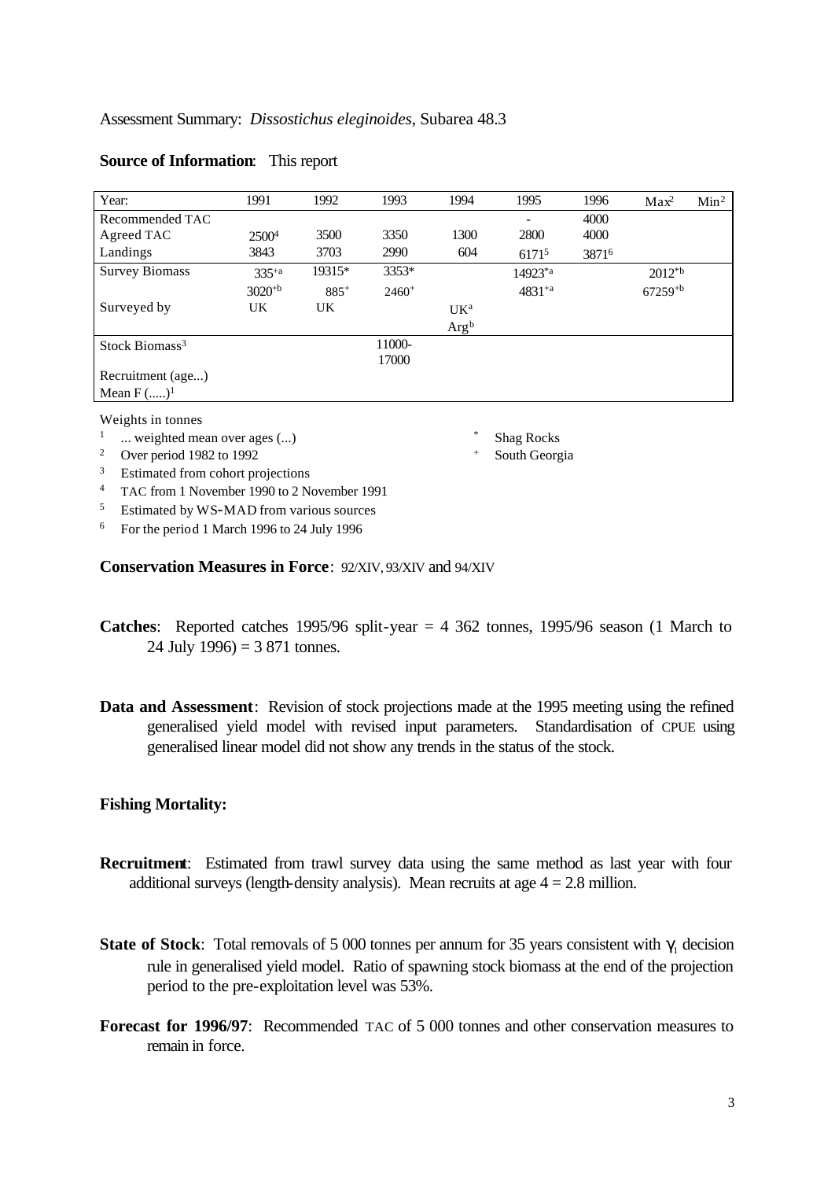Assessment Summary: *Dissostichus eleginoides*, Subarea 48.3

**Source of Information**: This report

| Year: | 1991 | 1992 | 1993 | 1994 | 1995 | 1996 | Max[2] | Min[2] |
|---|---|---|---|---|---|---|---|---|
| Recommended TAC | | | | | - | 4000 | | |
| Agreed TAC | 2500[4] | 3500 | 3350 | 1300 | 2800 | 4000 | | |
| Landings | 3843 | 3703 | 2990 | 604 | 6171[5] | 3871[6] | | |
| Survey Biomass | 335[+a] | 19315* | 3353* | | 14923[*a] | | 2012[*b] | |
| | 3020[+b] | 885[+] | 2460[+] | | 4831[+a] | | 67259[+b] | |
| Surveyed by | UK | UK | | UK[a] | | | | |
| | | | | Arg[b] | | | | |
| Stock Biomass[3] | | | 11000-17000 | | | | | |
| Recruitment (age...) | | | | | | | | |
| Mean F (.....)[1] | | | | | | | | |

Weights in tonnes

[1] ... weighted mean over ages (...)
[2] Over period 1982 to 1992
[3] Estimated from cohort projections
[4] TAC from 1 November 1990 to 2 November 1991
[5] Estimated by WS-MAD from various sources
[6] For the period 1 March 1996 to 24 July 1996

\* Shag Rocks
\+ South Georgia

**Conservation Measures in Force**: 92/XIV, 93/XIV and 94/XIV

**Catches**: Reported catches 1995/96 split-year = 4 362 tonnes, 1995/96 season (1 March to 24 July 1996) = 3 871 tonnes.

**Data and Assessment**: Revision of stock projections made at the 1995 meeting using the refined generalised yield model with revised input parameters. Standardisation of CPUE using generalised linear model did not show any trends in the status of the stock.

**Fishing Mortality:**

**Recruitment**: Estimated from trawl survey data using the same method as last year with four additional surveys (length-density analysis). Mean recruits at age 4 = 2.8 million.

**State of Stock**: Total removals of 5 000 tonnes per annum for 35 years consistent with $\gamma_1$ decision rule in generalised yield model. Ratio of spawning stock biomass at the end of the projection period to the pre-exploitation level was 53%.

**Forecast for 1996/97**: Recommended TAC of 5 000 tonnes and other conservation measures to remain in force.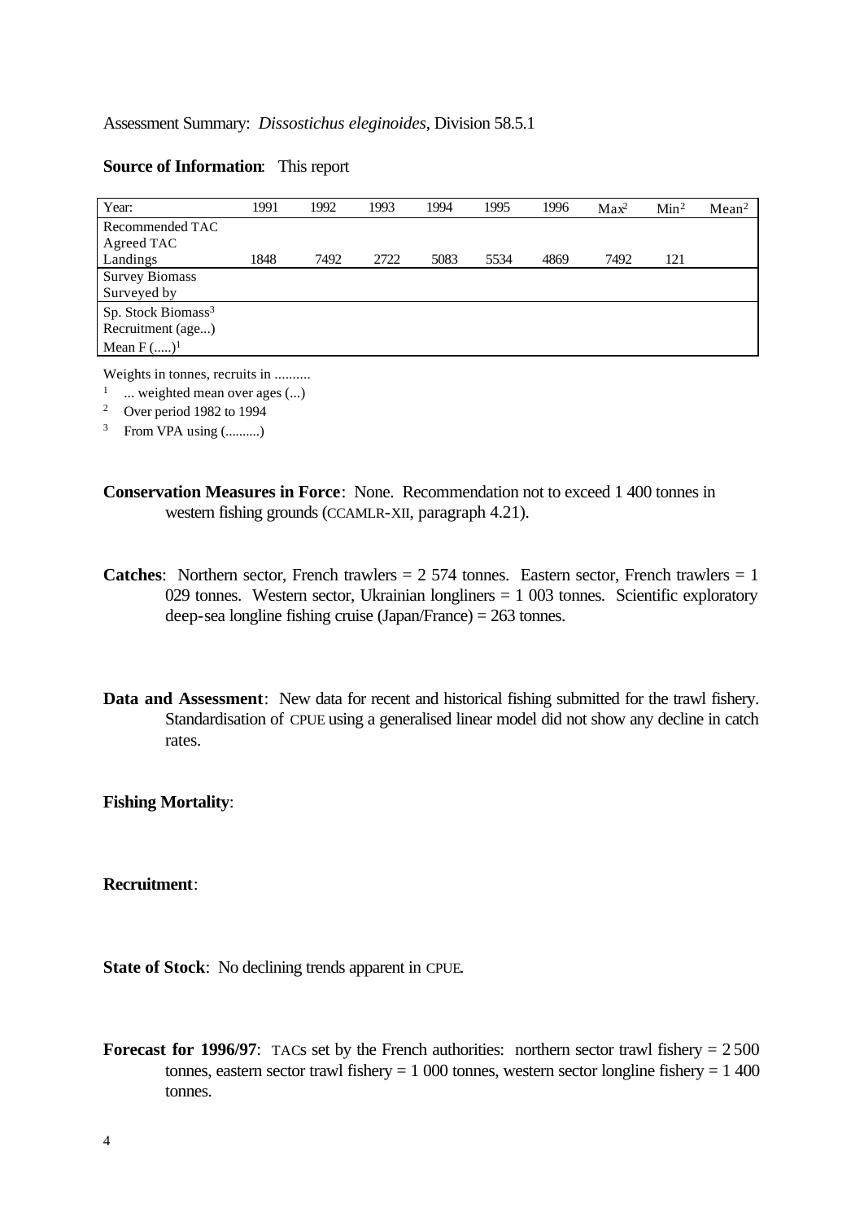Assessment Summary: *Dissostichus eleginoides*, Division 58.5.1

**Source of Information**: This report

| Year: | 1991 | 1992 | 1993 | 1994 | 1995 | 1996 | Max[2] | Min[2] | Mean[2] |
|---|---|---|---|---|---|---|---|---|---|
| Recommended TAC | | | | | | | | | |
| Agreed TAC | | | | | | | | | |
| Landings | 1848 | 7492 | 2722 | 5083 | 5534 | 4869 | 7492 | 121 | |
| Survey Biomass | | | | | | | | | |
| Surveyed by | | | | | | | | | |
| Sp. Stock Biomass[3] | | | | | | | | | |
| Recruitment (age...) | | | | | | | | | |
| Mean F (.....)[1] | | | | | | | | | |

Weights in tonnes, recruits in ..........

[1] ... weighted mean over ages (...)

[2] Over period 1982 to 1994

[3] From VPA using (..........)

**Conservation Measures in Force**: None. Recommendation not to exceed 1 400 tonnes in western fishing grounds (CCAMLR-XII, paragraph 4.21).

**Catches**: Northern sector, French trawlers = 2 574 tonnes. Eastern sector, French trawlers = 1 029 tonnes. Western sector, Ukrainian longliners = 1 003 tonnes. Scientific exploratory deep-sea longline fishing cruise (Japan/France) = 263 tonnes.

**Data and Assessment**: New data for recent and historical fishing submitted for the trawl fishery. Standardisation of CPUE using a generalised linear model did not show any decline in catch rates.

**Fishing Mortality**:

**Recruitment**:

**State of Stock**: No declining trends apparent in CPUE.

**Forecast for 1996/97**: TACs set by the French authorities: northern sector trawl fishery = 2 500 tonnes, eastern sector trawl fishery = 1 000 tonnes, western sector longline fishery = 1 400 tonnes.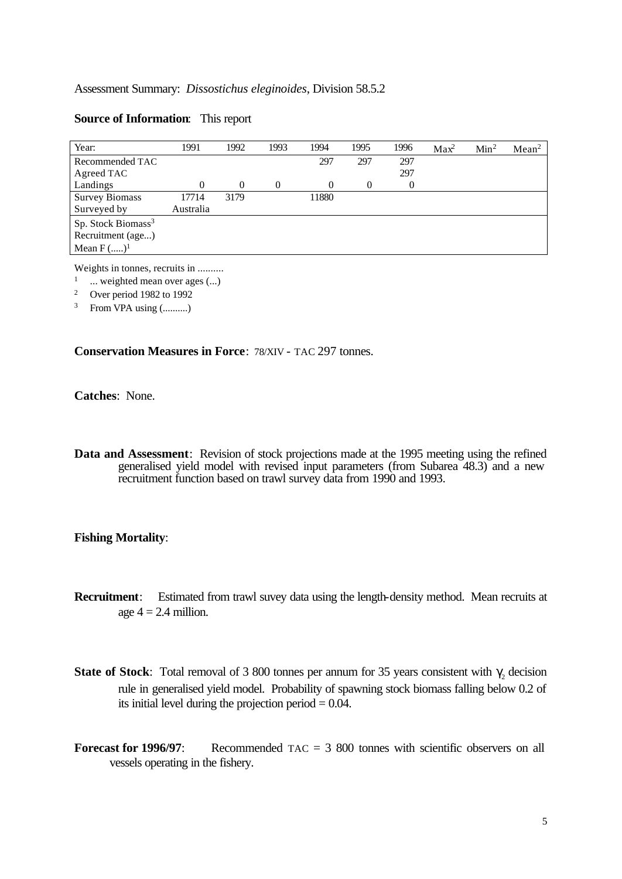Assessment Summary: *Dissostichus eleginoides*, Division 58.5.2

**Source of Information**: This report

| Year: | 1991 | 1992 | 1993 | 1994 | 1995 | 1996 | Max[2] | Min[2] | Mean[2] |
|---|---|---|---|---|---|---|---|---|---|
| Recommended TAC | | | | 297 | 297 | 297 | | | |
| Agreed TAC | | | | | | 297 | | | |
| Landings | 0 | 0 | 0 | 0 | 0 | 0 | | | |
| Survey Biomass | 17714 | 3179 | | 11880 | | | | | |
| Surveyed by | Australia | | | | | | | | |
| Sp. Stock Biomass[3] | | | | | | | | | |
| Recruitment (age...) | | | | | | | | | |
| Mean F (.....)[1] | | | | | | | | | |

Weights in tonnes, recruits in ..........

[1] ... weighted mean over ages (...)

[2] Over period 1982 to 1992

[3] From VPA using (..........)

**Conservation Measures in Force**: 78/XIV - TAC 297 tonnes.

**Catches**: None.

**Data and Assessment**: Revision of stock projections made at the 1995 meeting using the refined generalised yield model with revised input parameters (from Subarea 48.3) and a new recruitment function based on trawl survey data from 1990 and 1993.

**Fishing Mortality**:

**Recruitment**: Estimated from trawl suvey data using the length-density method. Mean recruits at age 4 = 2.4 million.

**State of Stock**: Total removal of 3 800 tonnes per annum for 35 years consistent with $\gamma_2$ decision rule in generalised yield model. Probability of spawning stock biomass falling below 0.2 of its initial level during the projection period = 0.04.

**Forecast for 1996/97**: Recommended TAC = 3 800 tonnes with scientific observers on all vessels operating in the fishery.